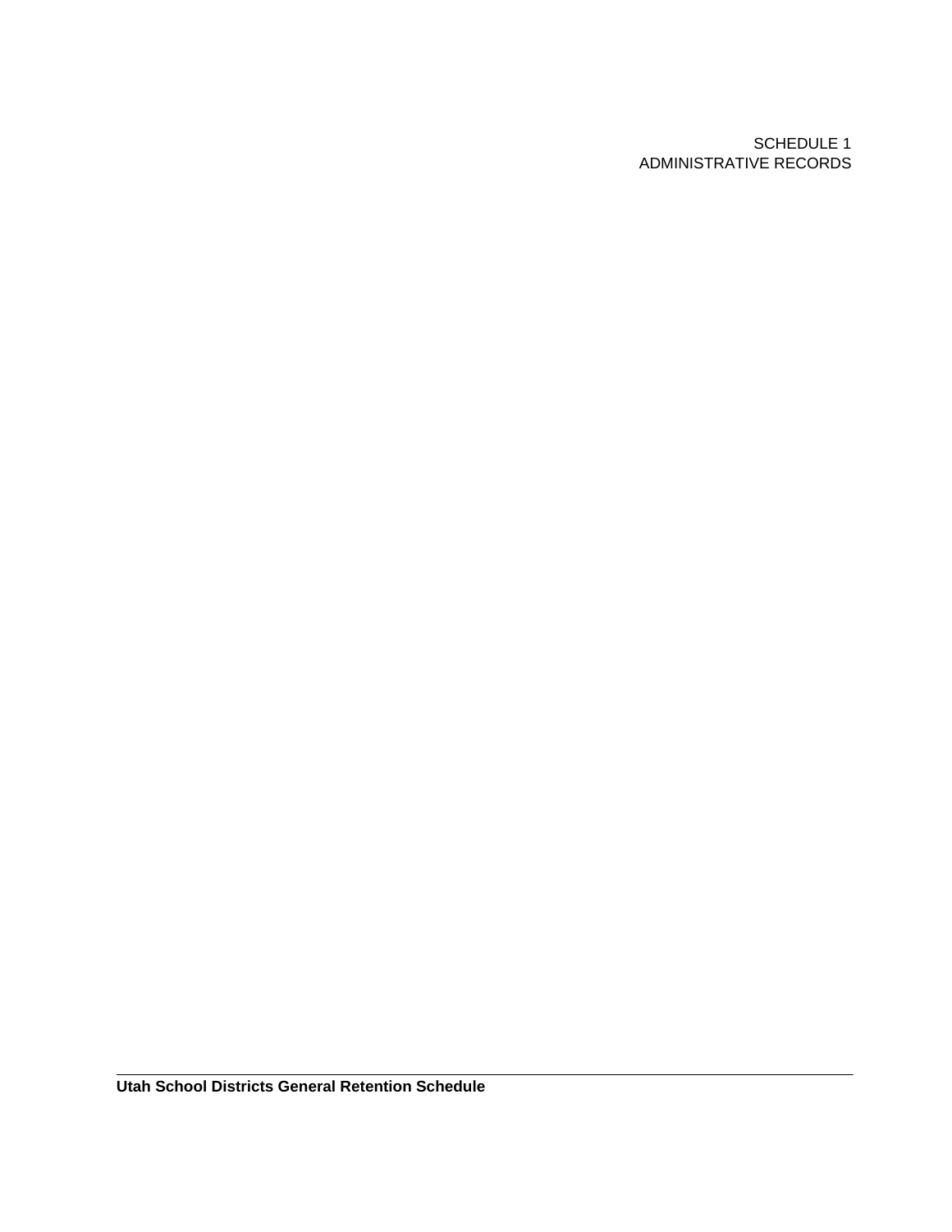SCHEDULE 1
ADMINISTRATIVE RECORDS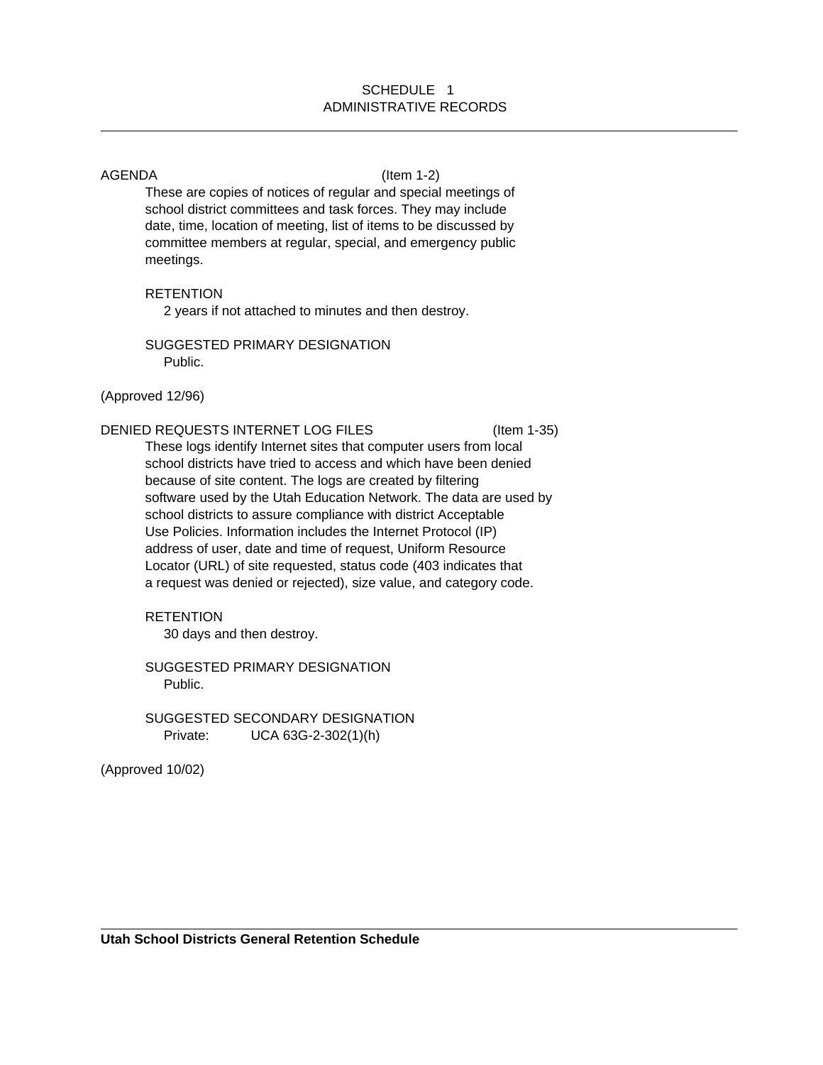# SCHEDULE 1
## ADMINISTRATIVE RECORDS

### AGENDA (Item 1-2)

These are copies of notices of regular and special meetings of school district committees and task forces. They may include date, time, location of meeting, list of items to be discussed by committee members at regular, special, and emergency public meetings.

RETENTION

2 years if not attached to minutes and then destroy.

SUGGESTED PRIMARY DESIGNATION

Public.

(Approved 12/96)

### DENIED REQUESTS INTERNET LOG FILES (Item 1-35)

These logs identify Internet sites that computer users from local school districts have tried to access and which have been denied because of site content. The logs are created by filtering software used by the Utah Education Network. The data are used by school districts to assure compliance with district Acceptable Use Policies. Information includes the Internet Protocol (IP) address of user, date and time of request, Uniform Resource Locator (URL) of site requested, status code (403 indicates that a request was denied or rejected), size value, and category code.

RETENTION

30 days and then destroy.

SUGGESTED PRIMARY DESIGNATION

Public.

SUGGESTED SECONDARY DESIGNATION

Private: UCA 63G-2-302(1)(h)

(Approved 10/02)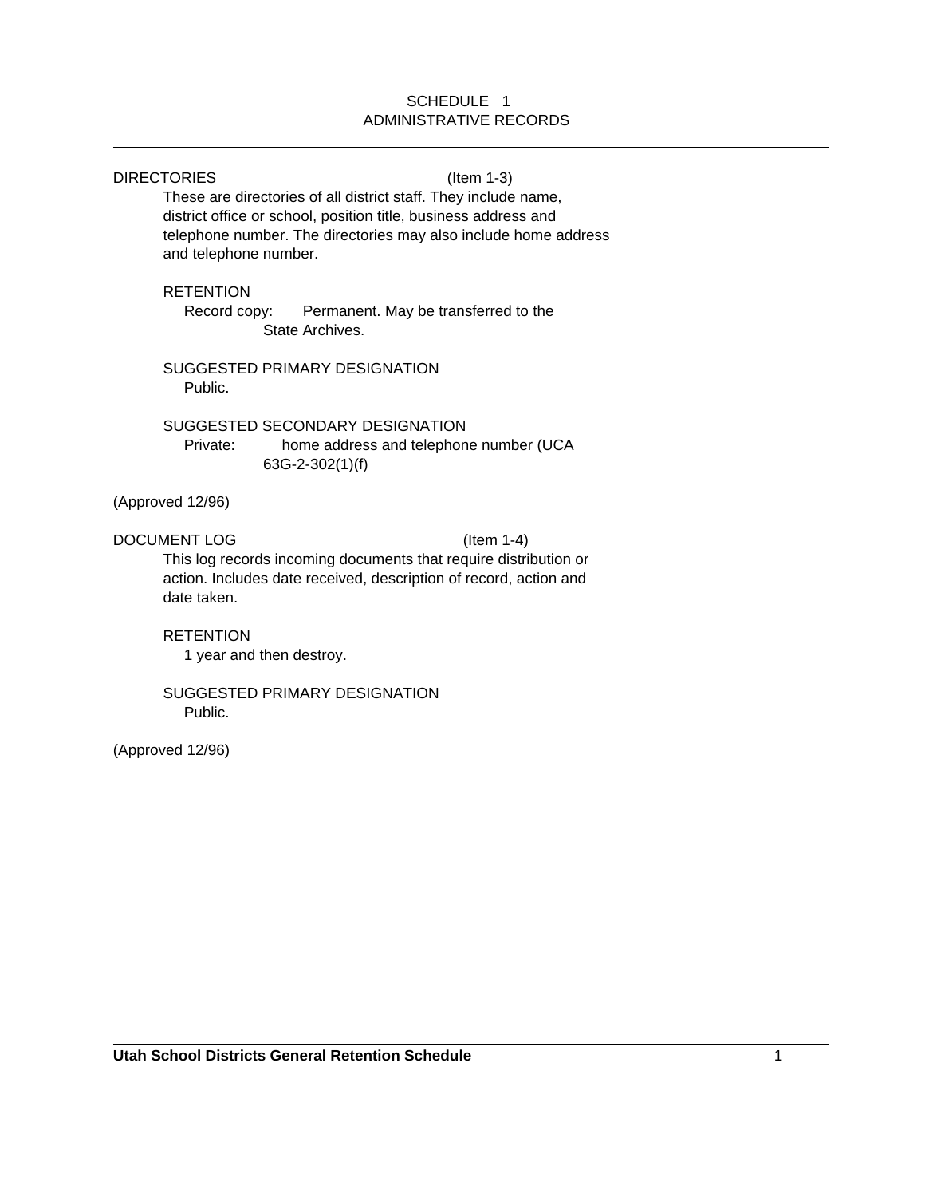# SCHEDULE 1
## ADMINISTRATIVE RECORDS

DIRECTORIES (Item 1-3)

These are directories of all district staff. They include name, district office or school, position title, business address and telephone number. The directories may also include home address and telephone number.

RETENTION

Record copy: Permanent. May be transferred to the State Archives.

SUGGESTED PRIMARY DESIGNATION

Public.

SUGGESTED SECONDARY DESIGNATION

Private: home address and telephone number (UCA 63G-2-302(1)(f)

(Approved 12/96)

DOCUMENT LOG (Item 1-4)

This log records incoming documents that require distribution or action. Includes date received, description of record, action and date taken.

RETENTION

1 year and then destroy.

SUGGESTED PRIMARY DESIGNATION

Public.

(Approved 12/96)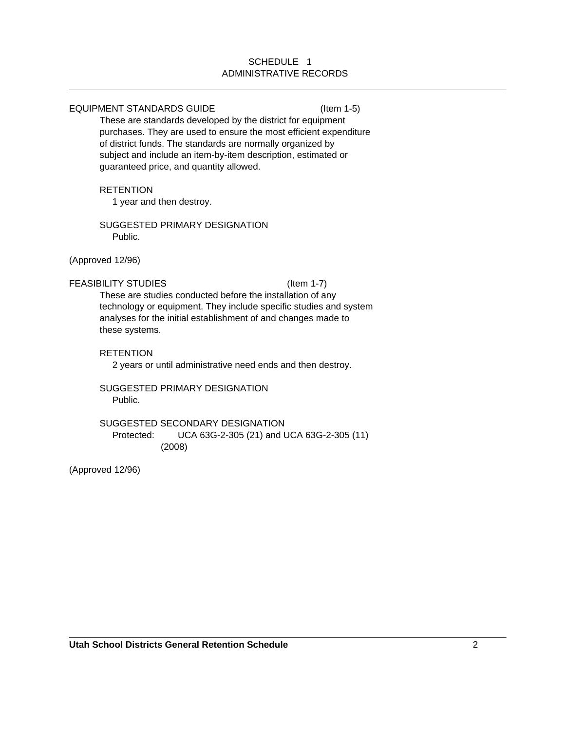## SCHEDULE 1
## ADMINISTRATIVE RECORDS

---

### EQUIPMENT STANDARDS GUIDE (Item 1-5)

These are standards developed by the district for equipment purchases. They are used to ensure the most efficient expenditure of district funds. The standards are normally organized by subject and include an item-by-item description, estimated or guaranteed price, and quantity allowed.

RETENTION

1 year and then destroy.

SUGGESTED PRIMARY DESIGNATION

Public.

(Approved 12/96)

### FEASIBILITY STUDIES (Item 1-7)

These are studies conducted before the installation of any technology or equipment. They include specific studies and system analyses for the initial establishment of and changes made to these systems.

RETENTION

2 years or until administrative need ends and then destroy.

SUGGESTED PRIMARY DESIGNATION

Public.

SUGGESTED SECONDARY DESIGNATION

Protected: UCA 63G-2-305 (21) and UCA 63G-2-305 (11) (2008)

(Approved 12/96)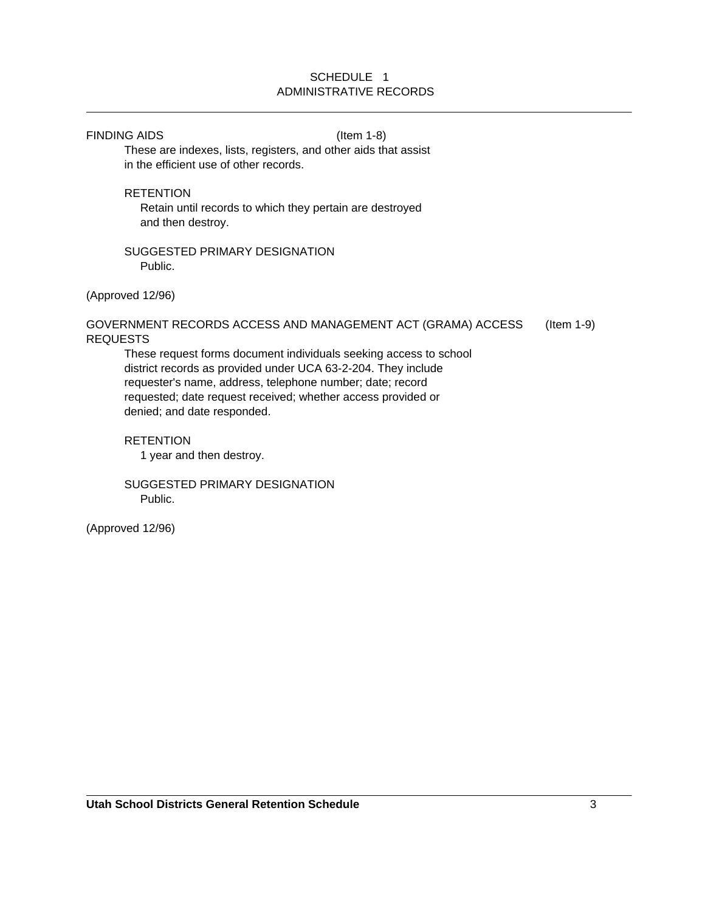## SCHEDULE 1
## ADMINISTRATIVE RECORDS

---

FINDING AIDS (Item 1-8)

These are indexes, lists, registers, and other aids that assist in the efficient use of other records.

RETENTION

Retain until records to which they pertain are destroyed and then destroy.

SUGGESTED PRIMARY DESIGNATION

Public.

(Approved 12/96)

GOVERNMENT RECORDS ACCESS AND MANAGEMENT ACT (GRAMA) ACCESS REQUESTS (Item 1-9)

These request forms document individuals seeking access to school district records as provided under UCA 63-2-204. They include requester's name, address, telephone number; date; record requested; date request received; whether access provided or denied; and date responded.

RETENTION

1 year and then destroy.

SUGGESTED PRIMARY DESIGNATION

Public.

(Approved 12/96)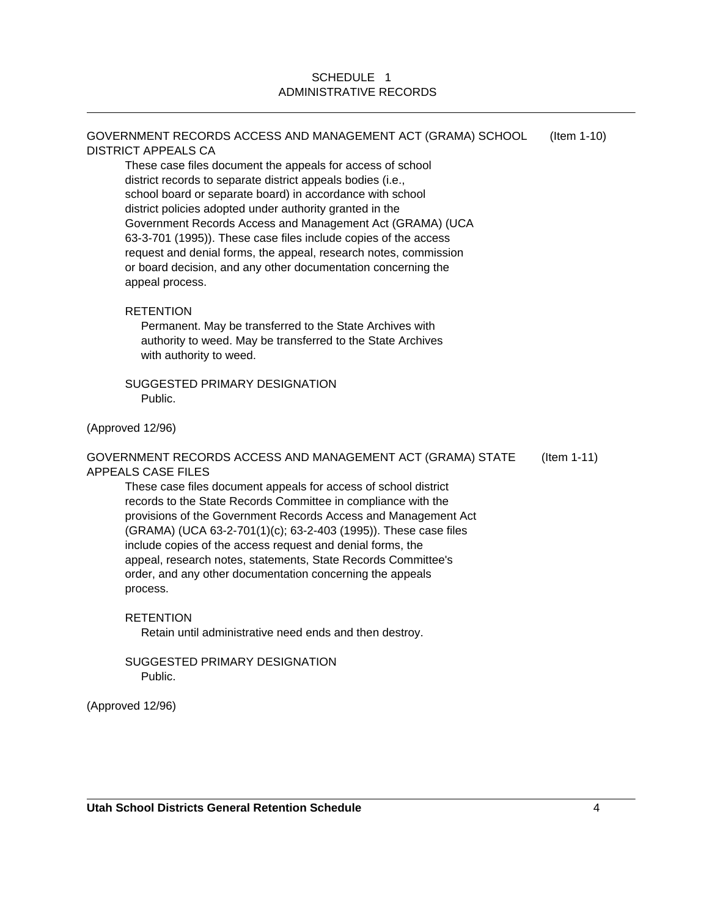## SCHEDULE 1
## ADMINISTRATIVE RECORDS

### GOVERNMENT RECORDS ACCESS AND MANAGEMENT ACT (GRAMA) SCHOOL DISTRICT APPEALS CA (Item 1-10)

These case files document the appeals for access of school district records to separate district appeals bodies (i.e., school board or separate board) in accordance with school district policies adopted under authority granted in the Government Records Access and Management Act (GRAMA) (UCA 63-3-701 (1995)). These case files include copies of the access request and denial forms, the appeal, research notes, commission or board decision, and any other documentation concerning the appeal process.

RETENTION

Permanent. May be transferred to the State Archives with authority to weed. May be transferred to the State Archives with authority to weed.

SUGGESTED PRIMARY DESIGNATION

Public.

(Approved 12/96)

### GOVERNMENT RECORDS ACCESS AND MANAGEMENT ACT (GRAMA) STATE APPEALS CASE FILES (Item 1-11)

These case files document appeals for access of school district records to the State Records Committee in compliance with the provisions of the Government Records Access and Management Act (GRAMA) (UCA 63-2-701(1)(c); 63-2-403 (1995)). These case files include copies of the access request and denial forms, the appeal, research notes, statements, State Records Committee's order, and any other documentation concerning the appeals process.

RETENTION

Retain until administrative need ends and then destroy.

SUGGESTED PRIMARY DESIGNATION

Public.

(Approved 12/96)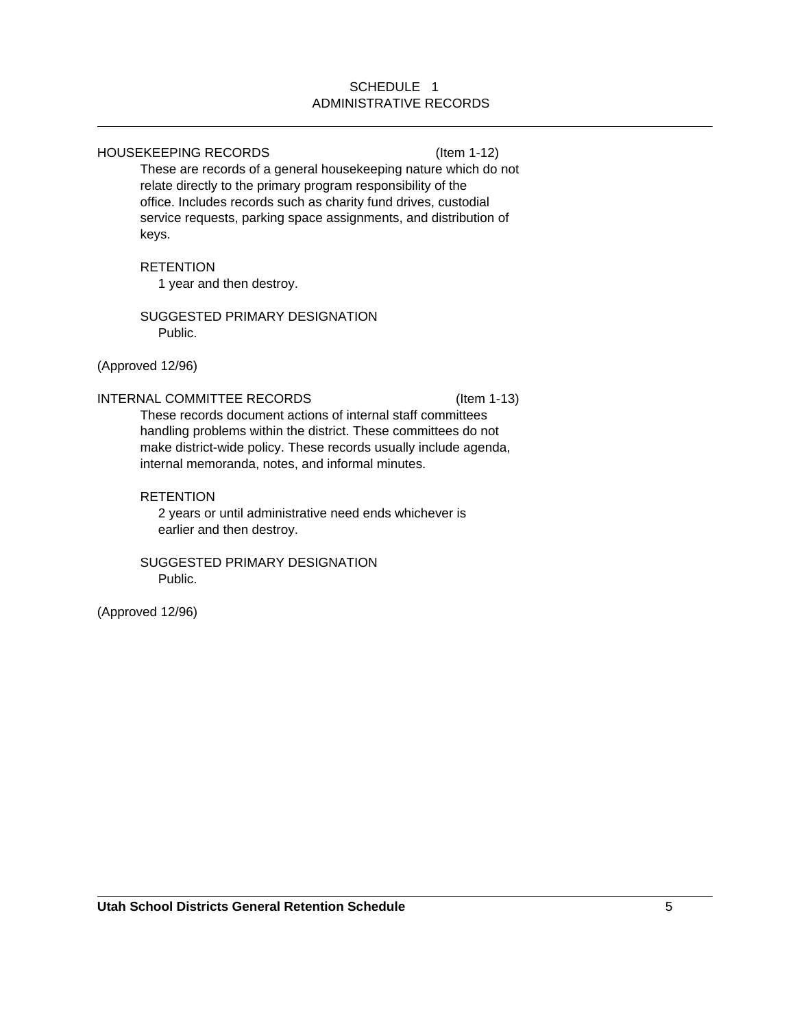# SCHEDULE 1
# ADMINISTRATIVE RECORDS

---

## HOUSEKEEPING RECORDS (Item 1-12)

These are records of a general housekeeping nature which do not relate directly to the primary program responsibility of the office. Includes records such as charity fund drives, custodial service requests, parking space assignments, and distribution of keys.

RETENTION

1 year and then destroy.

SUGGESTED PRIMARY DESIGNATION

Public.

(Approved 12/96)

## INTERNAL COMMITTEE RECORDS (Item 1-13)

These records document actions of internal staff committees handling problems within the district. These committees do not make district-wide policy. These records usually include agenda, internal memoranda, notes, and informal minutes.

RETENTION

2 years or until administrative need ends whichever is earlier and then destroy.

SUGGESTED PRIMARY DESIGNATION

Public.

(Approved 12/96)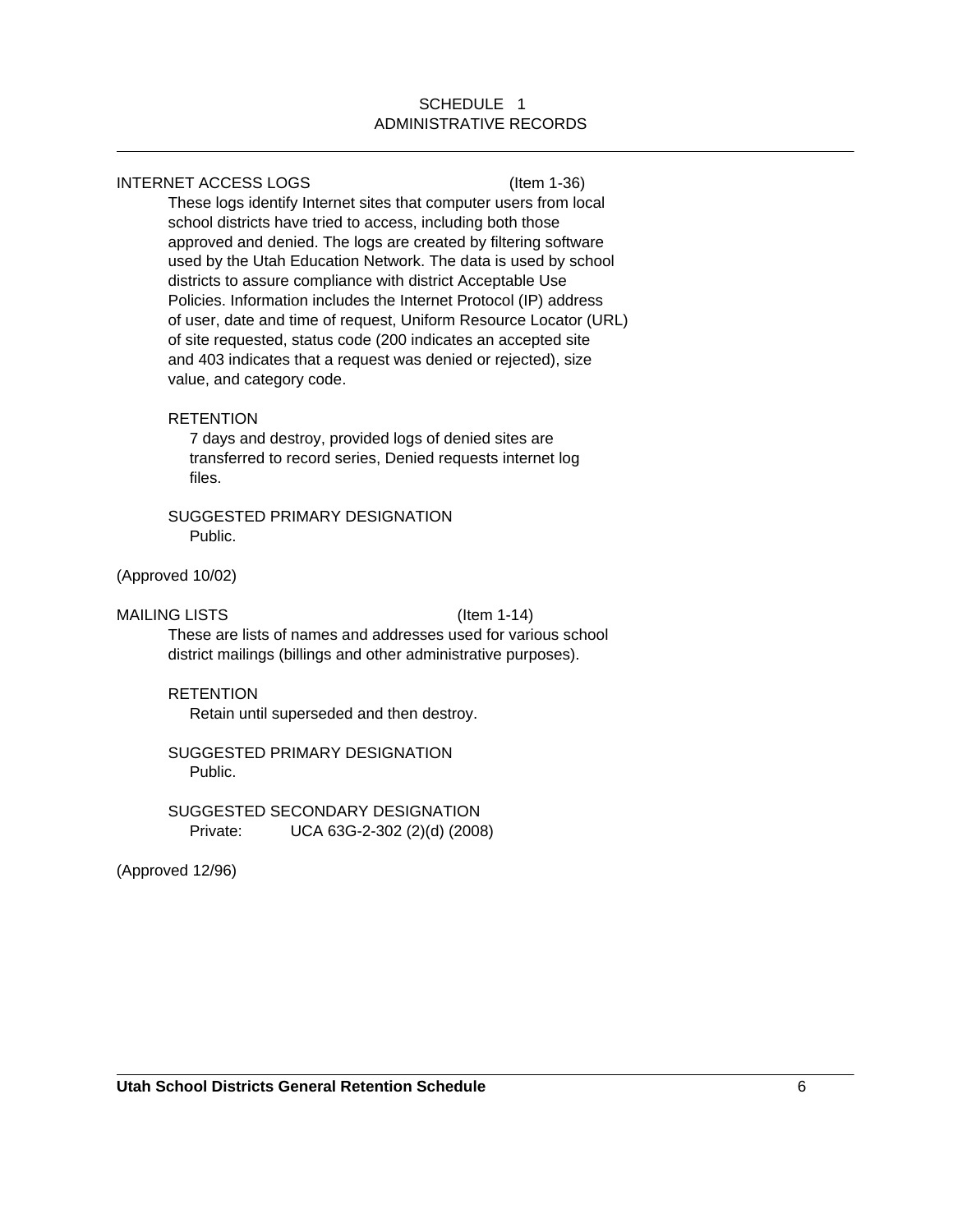SCHEDULE 1
ADMINISTRATIVE RECORDS

INTERNET ACCESS LOGS (Item 1-36)

These logs identify Internet sites that computer users from local school districts have tried to access, including both those approved and denied. The logs are created by filtering software used by the Utah Education Network. The data is used by school districts to assure compliance with district Acceptable Use Policies. Information includes the Internet Protocol (IP) address of user, date and time of request, Uniform Resource Locator (URL) of site requested, status code (200 indicates an accepted site and 403 indicates that a request was denied or rejected), size value, and category code.

RETENTION

7 days and destroy, provided logs of denied sites are transferred to record series, Denied requests internet log files.

SUGGESTED PRIMARY DESIGNATION

Public.

(Approved 10/02)

MAILING LISTS (Item 1-14)

These are lists of names and addresses used for various school district mailings (billings and other administrative purposes).

RETENTION

Retain until superseded and then destroy.

SUGGESTED PRIMARY DESIGNATION

Public.

SUGGESTED SECONDARY DESIGNATION

Private: UCA 63G-2-302 (2)(d) (2008)

(Approved 12/96)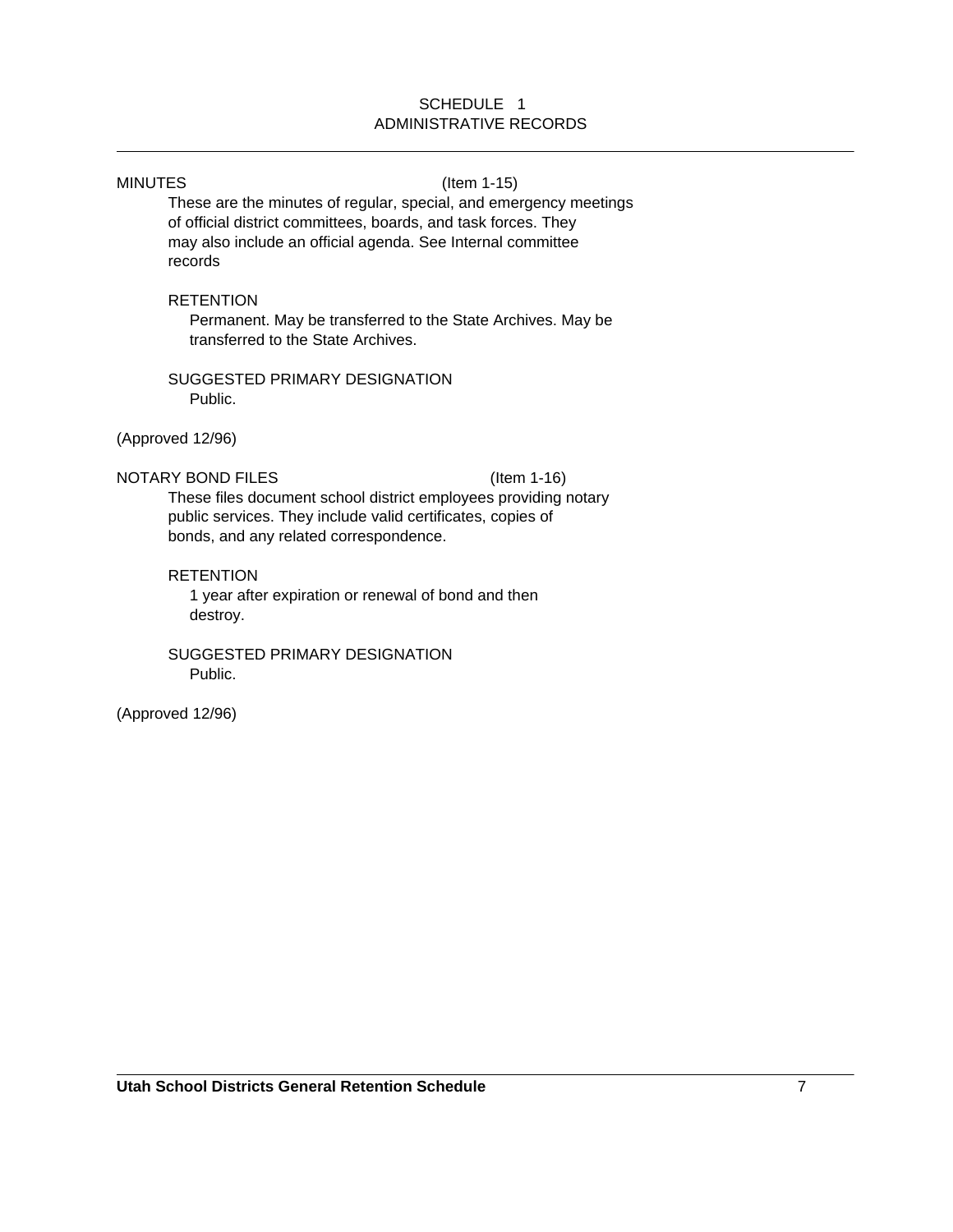SCHEDULE 1
ADMINISTRATIVE RECORDS

MINUTES (Item 1-15)

These are the minutes of regular, special, and emergency meetings of official district committees, boards, and task forces. They may also include an official agenda. See Internal committee records

RETENTION

Permanent. May be transferred to the State Archives. May be transferred to the State Archives.

SUGGESTED PRIMARY DESIGNATION

Public.

(Approved 12/96)

NOTARY BOND FILES (Item 1-16)

These files document school district employees providing notary public services. They include valid certificates, copies of bonds, and any related correspondence.

RETENTION

1 year after expiration or renewal of bond and then destroy.

SUGGESTED PRIMARY DESIGNATION

Public.

(Approved 12/96)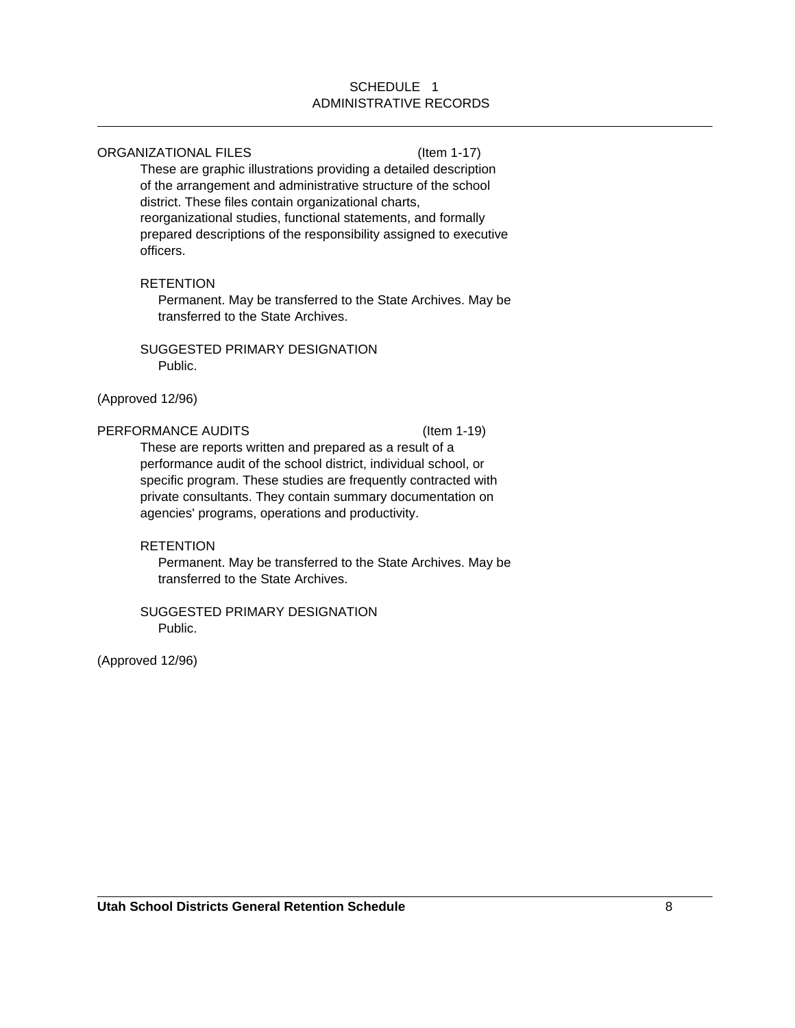## SCHEDULE 1
## ADMINISTRATIVE RECORDS

---

ORGANIZATIONAL FILES (Item 1-17)

These are graphic illustrations providing a detailed description of the arrangement and administrative structure of the school district. These files contain organizational charts, reorganizational studies, functional statements, and formally prepared descriptions of the responsibility assigned to executive officers.

RETENTION

Permanent. May be transferred to the State Archives. May be transferred to the State Archives.

SUGGESTED PRIMARY DESIGNATION

Public.

(Approved 12/96)

PERFORMANCE AUDITS (Item 1-19)

These are reports written and prepared as a result of a performance audit of the school district, individual school, or specific program. These studies are frequently contracted with private consultants. They contain summary documentation on agencies' programs, operations and productivity.

RETENTION

Permanent. May be transferred to the State Archives. May be transferred to the State Archives.

SUGGESTED PRIMARY DESIGNATION

Public.

(Approved 12/96)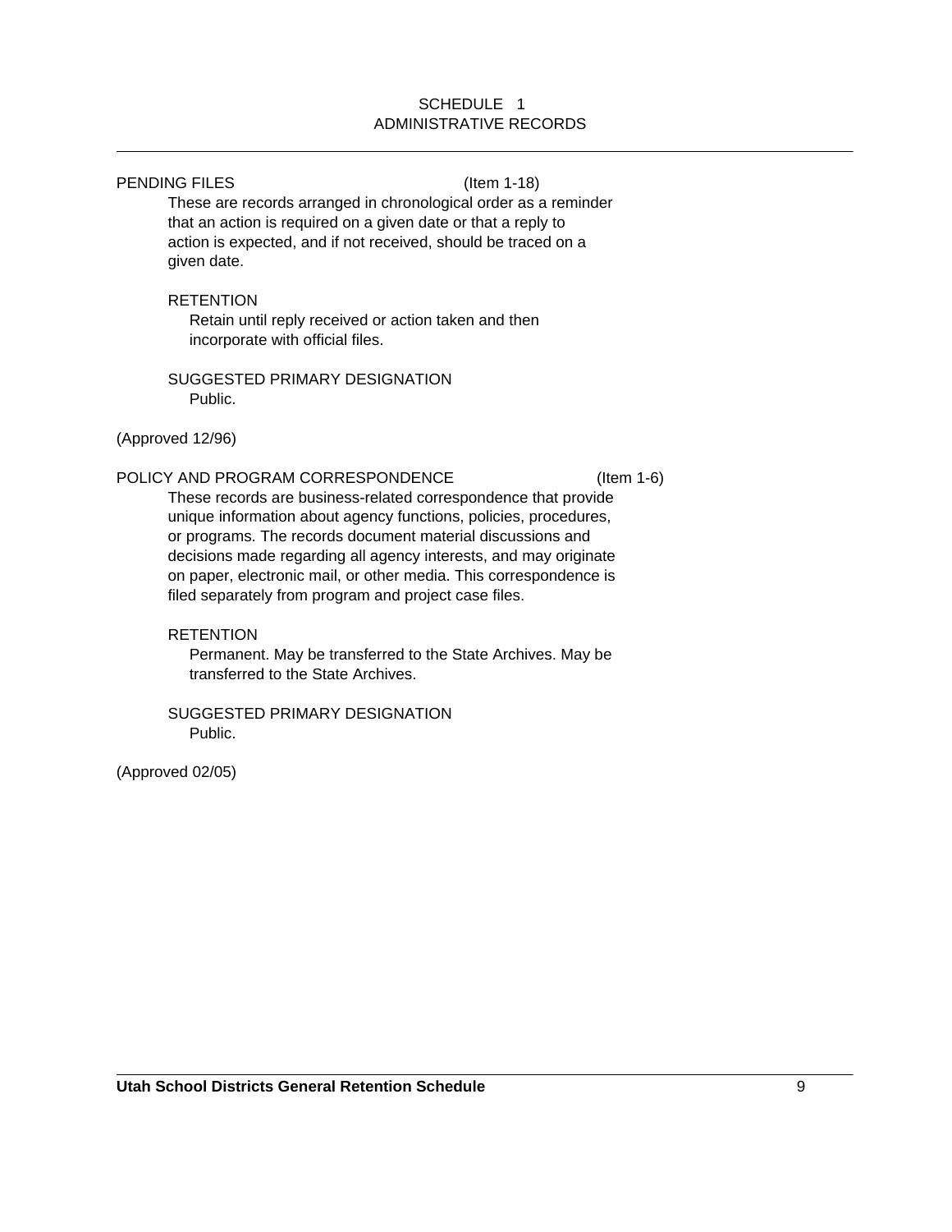## SCHEDULE 1
## ADMINISTRATIVE RECORDS

---

### PENDING FILES (Item 1-18)

These are records arranged in chronological order as a reminder that an action is required on a given date or that a reply to action is expected, and if not received, should be traced on a given date.

RETENTION

Retain until reply received or action taken and then incorporate with official files.

SUGGESTED PRIMARY DESIGNATION

Public.

(Approved 12/96)

### POLICY AND PROGRAM CORRESPONDENCE (Item 1-6)

These records are business-related correspondence that provide unique information about agency functions, policies, procedures, or programs. The records document material discussions and decisions made regarding all agency interests, and may originate on paper, electronic mail, or other media. This correspondence is filed separately from program and project case files.

RETENTION

Permanent. May be transferred to the State Archives. May be transferred to the State Archives.

SUGGESTED PRIMARY DESIGNATION

Public.

(Approved 02/05)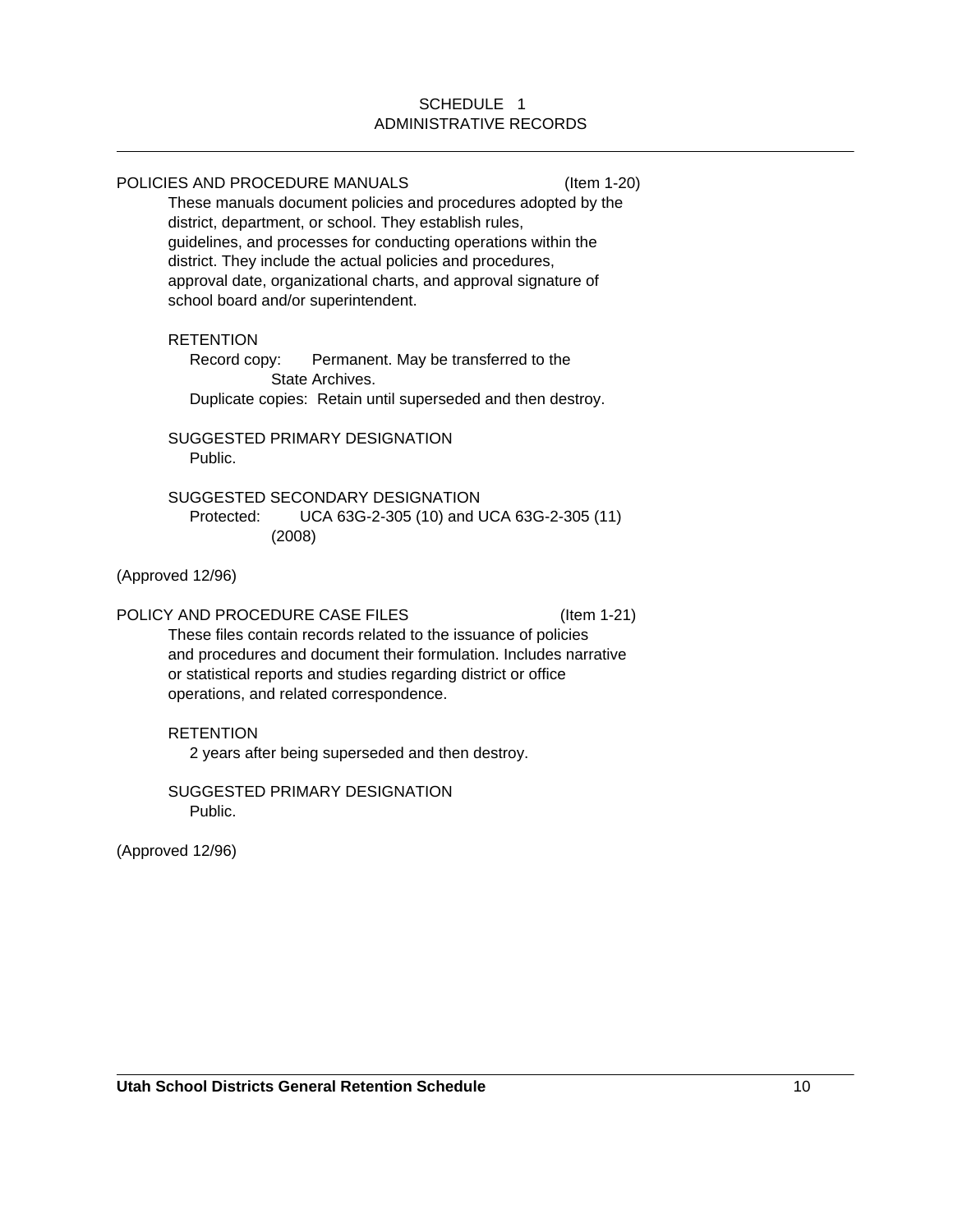## SCHEDULE 1
## ADMINISTRATIVE RECORDS

### POLICIES AND PROCEDURE MANUALS (Item 1-20)

These manuals document policies and procedures adopted by the district, department, or school. They establish rules, guidelines, and processes for conducting operations within the district. They include the actual policies and procedures, approval date, organizational charts, and approval signature of school board and/or superintendent.

RETENTION

Record copy: Permanent. May be transferred to the State Archives.

Duplicate copies: Retain until superseded and then destroy.

SUGGESTED PRIMARY DESIGNATION

Public.

SUGGESTED SECONDARY DESIGNATION

Protected: UCA 63G-2-305 (10) and UCA 63G-2-305 (11) (2008)

(Approved 12/96)

### POLICY AND PROCEDURE CASE FILES (Item 1-21)

These files contain records related to the issuance of policies and procedures and document their formulation. Includes narrative or statistical reports and studies regarding district or office operations, and related correspondence.

RETENTION

2 years after being superseded and then destroy.

SUGGESTED PRIMARY DESIGNATION

Public.

(Approved 12/96)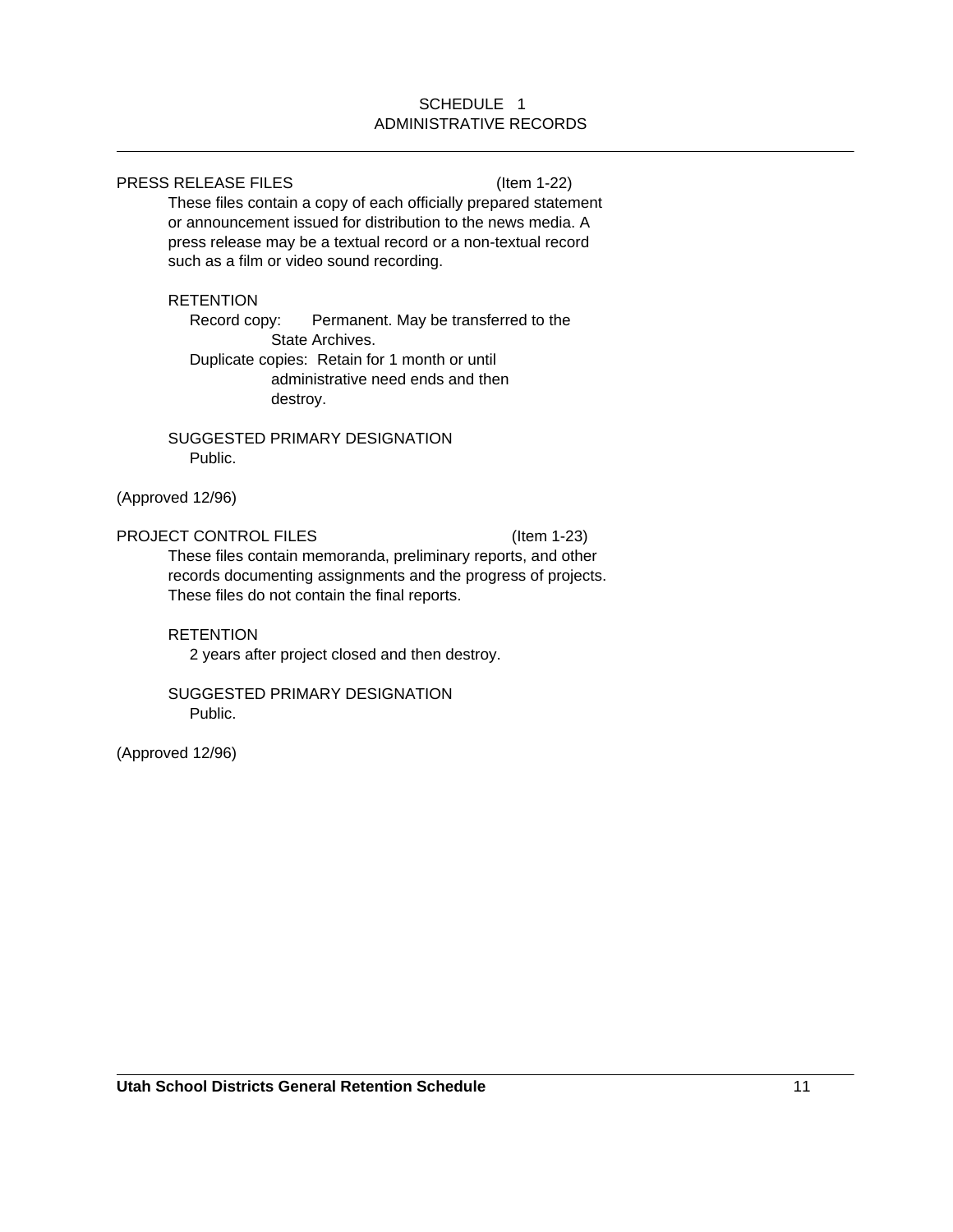## SCHEDULE 1
## ADMINISTRATIVE RECORDS

---

### PRESS RELEASE FILES (Item 1-22)

These files contain a copy of each officially prepared statement or announcement issued for distribution to the news media. A press release may be a textual record or a non-textual record such as a film or video sound recording.

RETENTION

Record copy: Permanent. May be transferred to the State Archives.

Duplicate copies: Retain for 1 month or until administrative need ends and then destroy.

SUGGESTED PRIMARY DESIGNATION

Public.

(Approved 12/96)

### PROJECT CONTROL FILES (Item 1-23)

These files contain memoranda, preliminary reports, and other records documenting assignments and the progress of projects. These files do not contain the final reports.

RETENTION

2 years after project closed and then destroy.

SUGGESTED PRIMARY DESIGNATION

Public.

(Approved 12/96)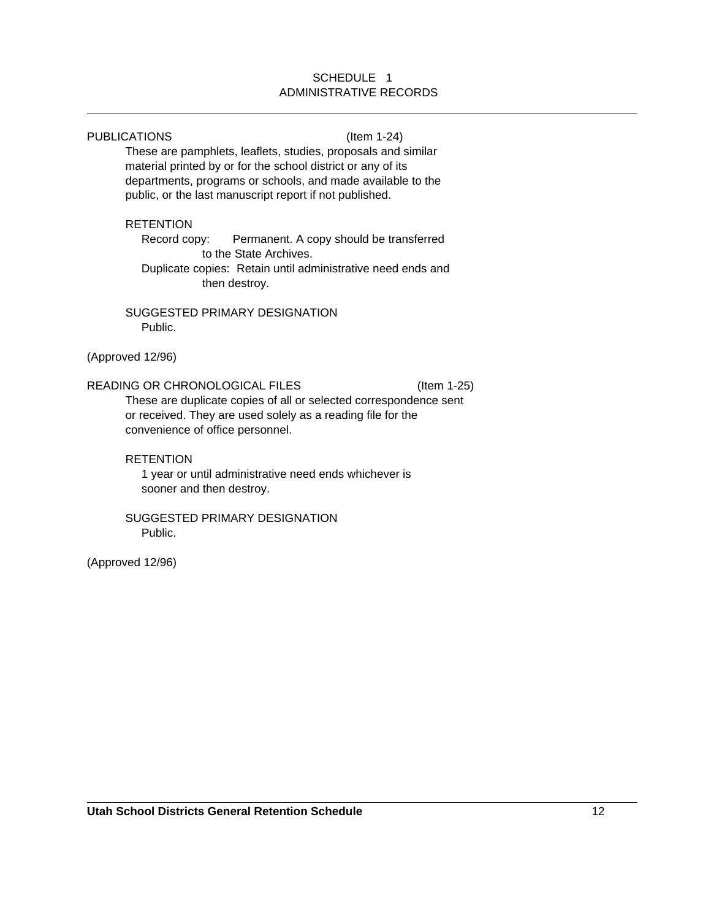SCHEDULE 1
ADMINISTRATIVE RECORDS

PUBLICATIONS (Item 1-24)

These are pamphlets, leaflets, studies, proposals and similar material printed by or for the school district or any of its departments, programs or schools, and made available to the public, or the last manuscript report if not published.

RETENTION

Record copy: Permanent. A copy should be transferred to the State Archives.

Duplicate copies: Retain until administrative need ends and then destroy.

SUGGESTED PRIMARY DESIGNATION

Public.

(Approved 12/96)

READING OR CHRONOLOGICAL FILES (Item 1-25)

These are duplicate copies of all or selected correspondence sent or received. They are used solely as a reading file for the convenience of office personnel.

RETENTION

1 year or until administrative need ends whichever is sooner and then destroy.

SUGGESTED PRIMARY DESIGNATION

Public.

(Approved 12/96)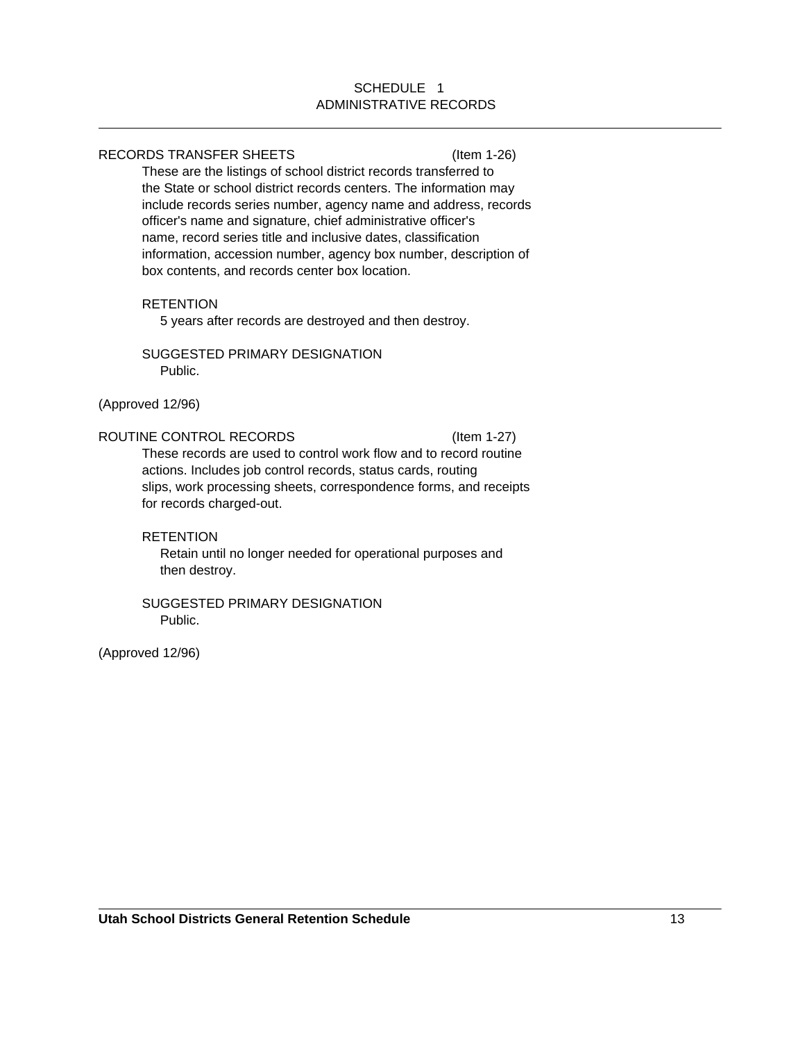SCHEDULE 1
ADMINISTRATIVE RECORDS

RECORDS TRANSFER SHEETS (Item 1-26)

These are the listings of school district records transferred to the State or school district records centers. The information may include records series number, agency name and address, records officer's name and signature, chief administrative officer's name, record series title and inclusive dates, classification information, accession number, agency box number, description of box contents, and records center box location.

RETENTION

5 years after records are destroyed and then destroy.

SUGGESTED PRIMARY DESIGNATION

Public.

(Approved 12/96)

ROUTINE CONTROL RECORDS (Item 1-27)

These records are used to control work flow and to record routine actions. Includes job control records, status cards, routing slips, work processing sheets, correspondence forms, and receipts for records charged-out.

RETENTION

Retain until no longer needed for operational purposes and then destroy.

SUGGESTED PRIMARY DESIGNATION

Public.

(Approved 12/96)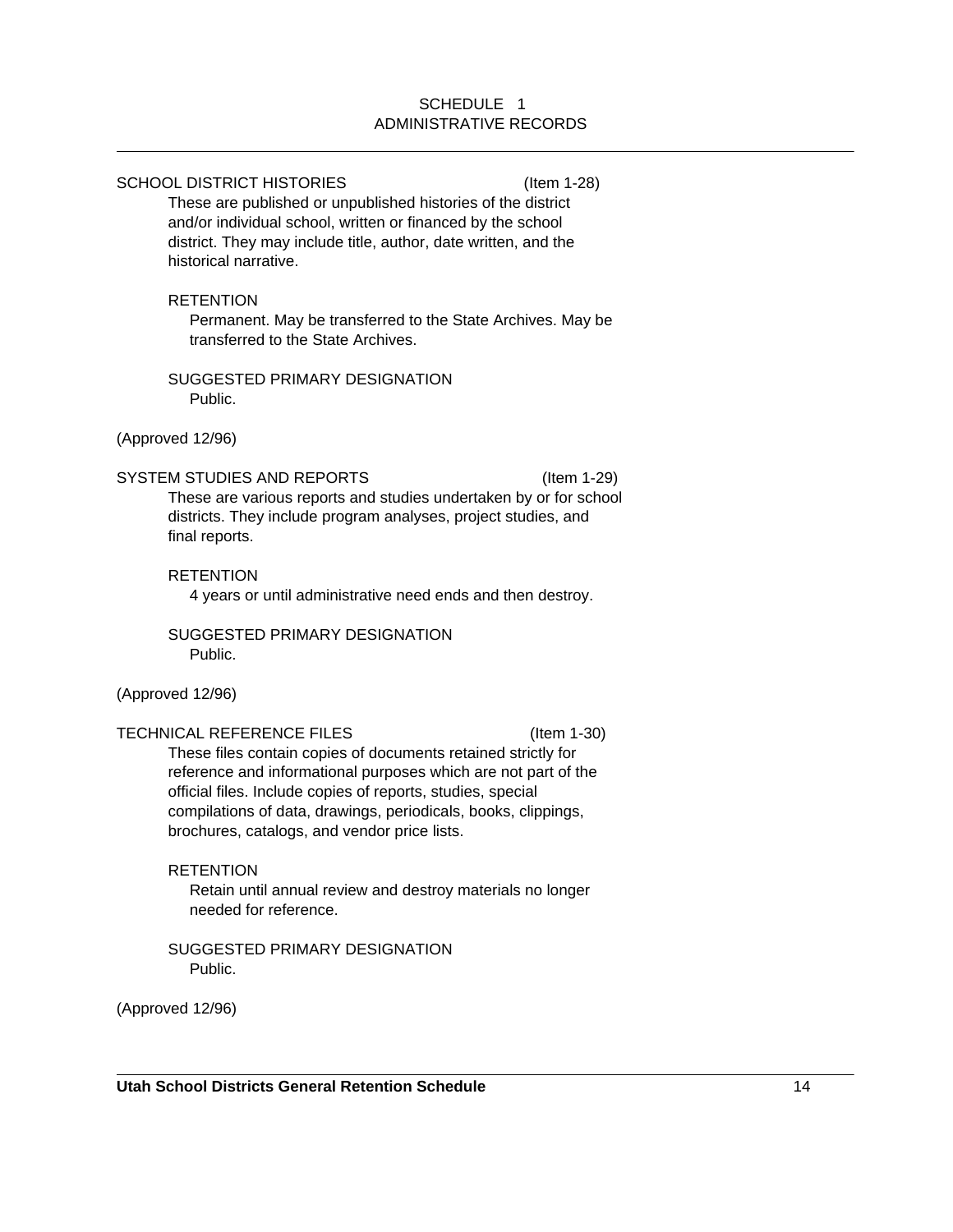## SCHEDULE 1
## ADMINISTRATIVE RECORDS

### SCHOOL DISTRICT HISTORIES (Item 1-28)

These are published or unpublished histories of the district and/or individual school, written or financed by the school district. They may include title, author, date written, and the historical narrative.

RETENTION

Permanent. May be transferred to the State Archives. May be transferred to the State Archives.

SUGGESTED PRIMARY DESIGNATION

Public.

(Approved 12/96)

### SYSTEM STUDIES AND REPORTS (Item 1-29)

These are various reports and studies undertaken by or for school districts. They include program analyses, project studies, and final reports.

RETENTION

4 years or until administrative need ends and then destroy.

SUGGESTED PRIMARY DESIGNATION

Public.

(Approved 12/96)

### TECHNICAL REFERENCE FILES (Item 1-30)

These files contain copies of documents retained strictly for reference and informational purposes which are not part of the official files. Include copies of reports, studies, special compilations of data, drawings, periodicals, books, clippings, brochures, catalogs, and vendor price lists.

RETENTION

Retain until annual review and destroy materials no longer needed for reference.

SUGGESTED PRIMARY DESIGNATION

Public.

(Approved 12/96)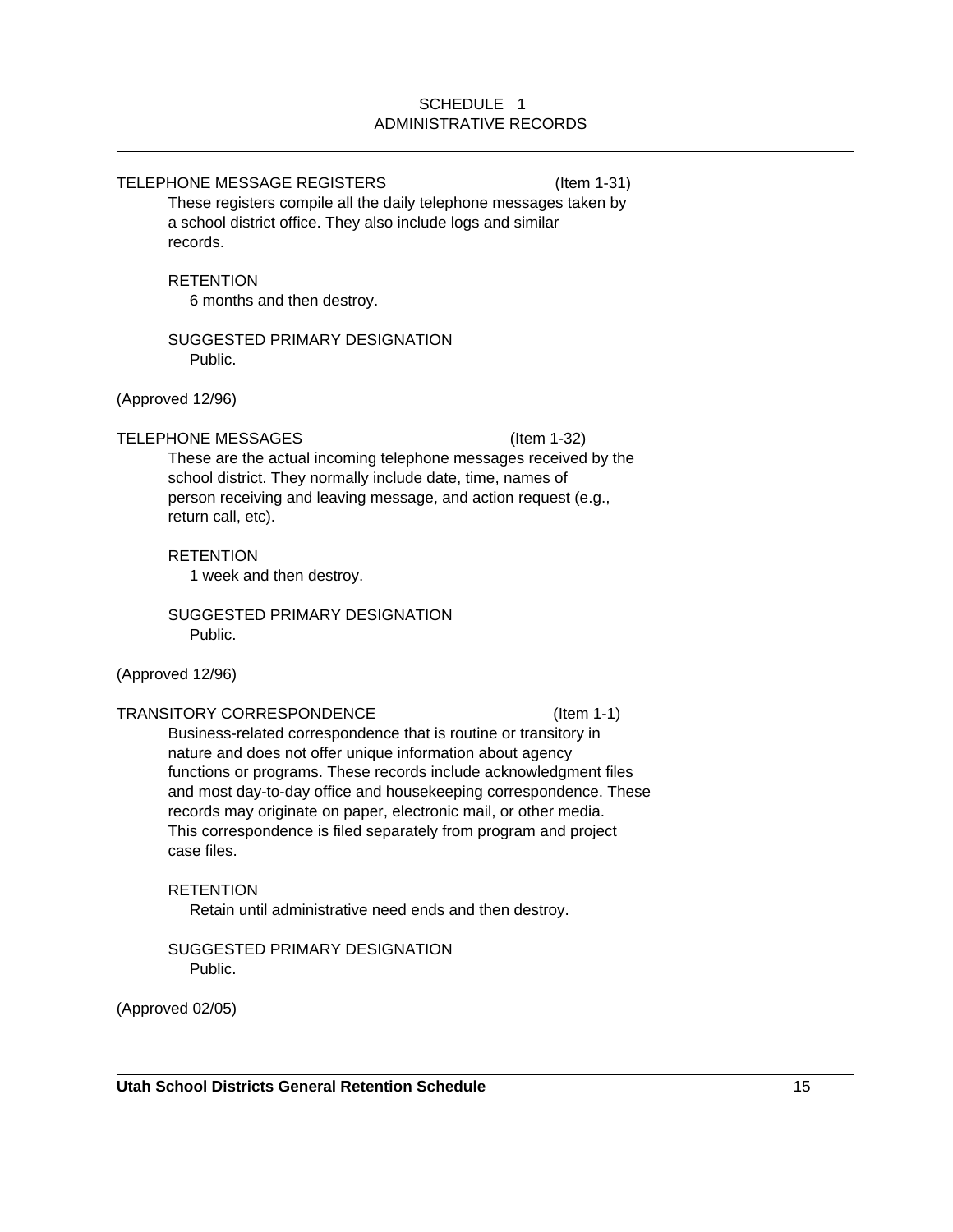SCHEDULE 1
ADMINISTRATIVE RECORDS

TELEPHONE MESSAGE REGISTERS (Item 1-31)

These registers compile all the daily telephone messages taken by a school district office. They also include logs and similar records.

RETENTION

6 months and then destroy.

SUGGESTED PRIMARY DESIGNATION

Public.

(Approved 12/96)

TELEPHONE MESSAGES (Item 1-32)

These are the actual incoming telephone messages received by the school district. They normally include date, time, names of person receiving and leaving message, and action request (e.g., return call, etc).

RETENTION

1 week and then destroy.

SUGGESTED PRIMARY DESIGNATION

Public.

(Approved 12/96)

TRANSITORY CORRESPONDENCE (Item 1-1)

Business-related correspondence that is routine or transitory in nature and does not offer unique information about agency functions or programs. These records include acknowledgment files and most day-to-day office and housekeeping correspondence. These records may originate on paper, electronic mail, or other media. This correspondence is filed separately from program and project case files.

RETENTION

Retain until administrative need ends and then destroy.

SUGGESTED PRIMARY DESIGNATION

Public.

(Approved 02/05)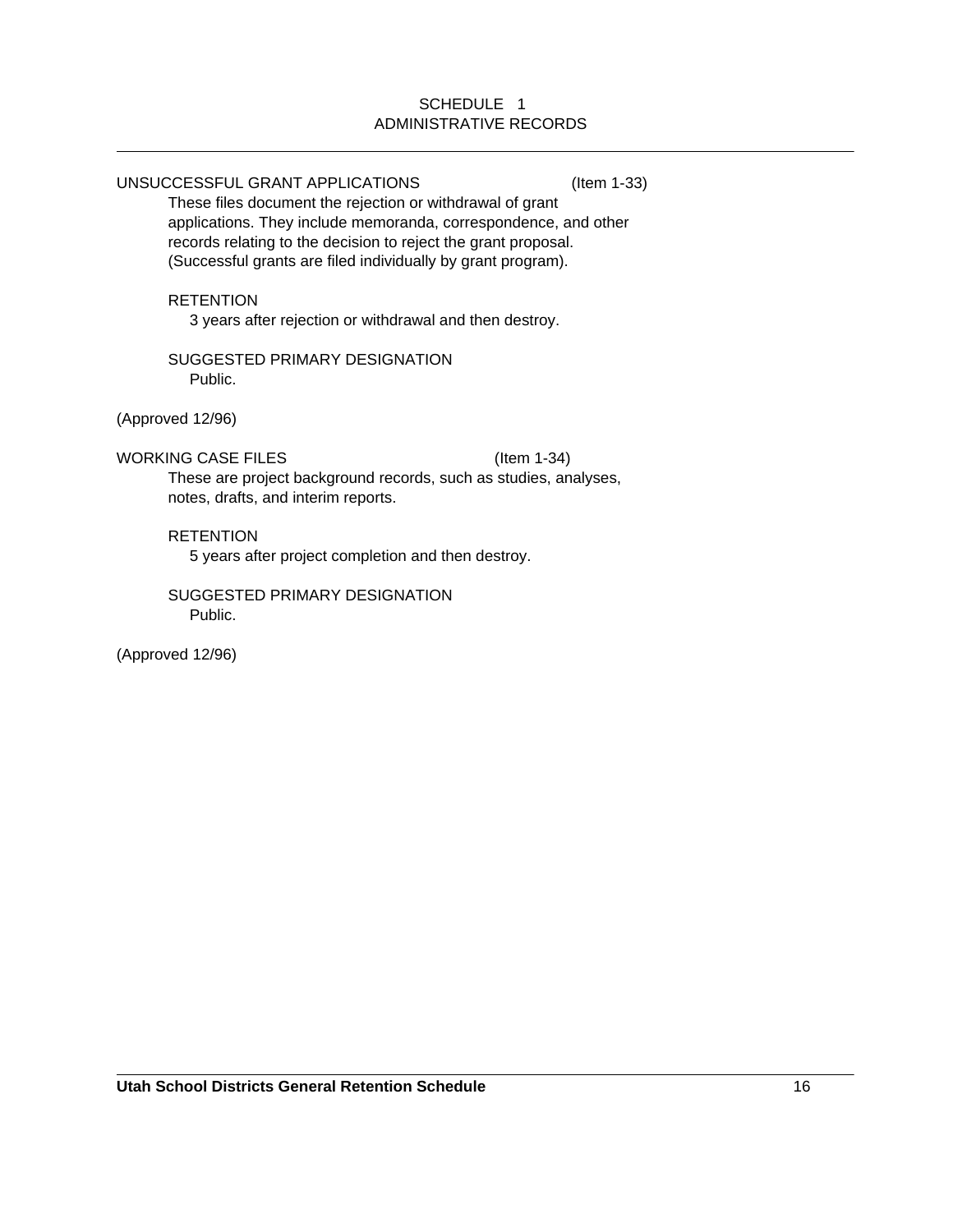SCHEDULE 1
ADMINISTRATIVE RECORDS

UNSUCCESSFUL GRANT APPLICATIONS (Item 1-33)

These files document the rejection or withdrawal of grant applications. They include memoranda, correspondence, and other records relating to the decision to reject the grant proposal. (Successful grants are filed individually by grant program).

RETENTION

3 years after rejection or withdrawal and then destroy.

SUGGESTED PRIMARY DESIGNATION

Public.

(Approved 12/96)

WORKING CASE FILES (Item 1-34)

These are project background records, such as studies, analyses, notes, drafts, and interim reports.

RETENTION

5 years after project completion and then destroy.

SUGGESTED PRIMARY DESIGNATION

Public.

(Approved 12/96)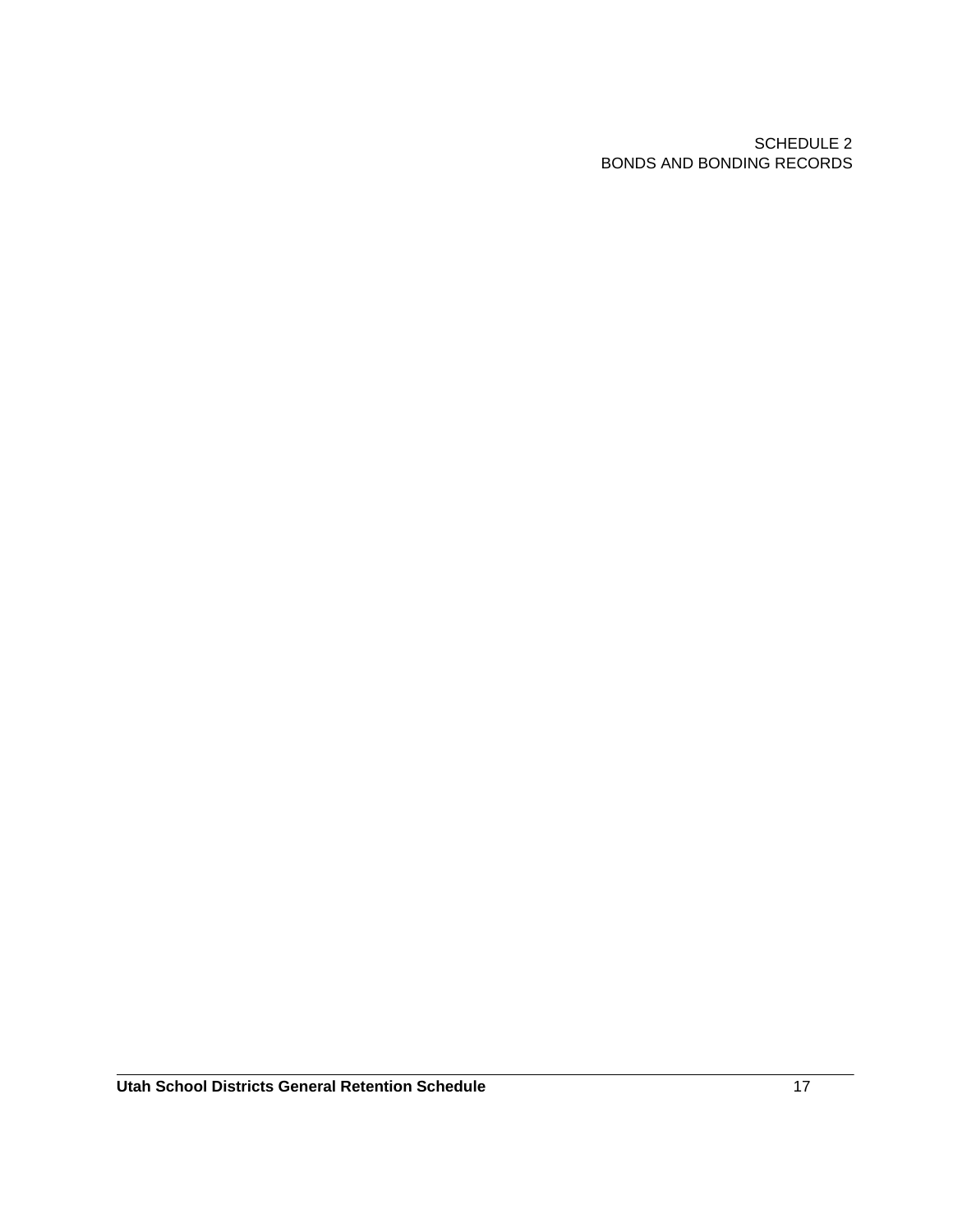SCHEDULE 2
BONDS AND BONDING RECORDS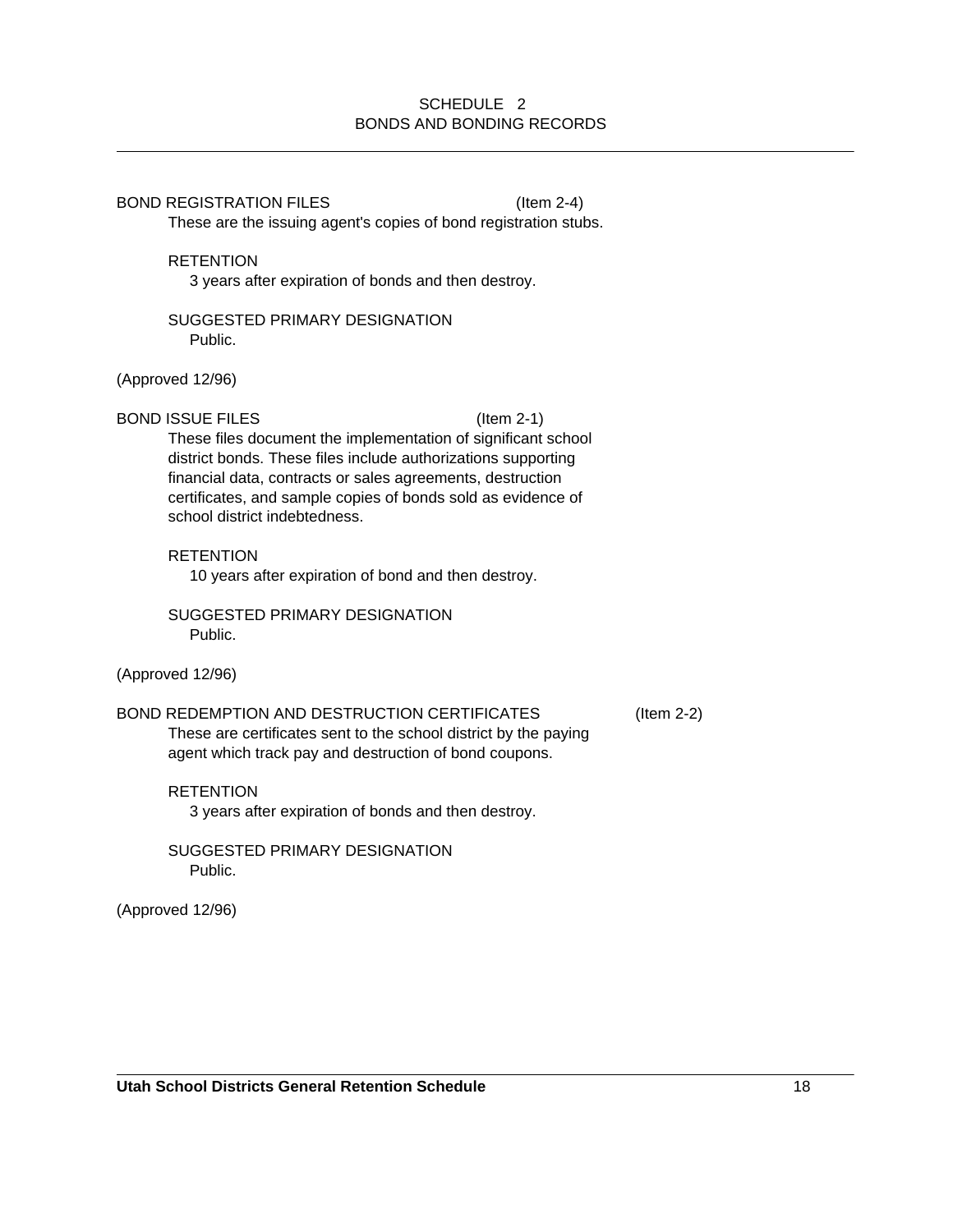# SCHEDULE 2
## BONDS AND BONDING RECORDS

BOND REGISTRATION FILES (Item 2-4)

These are the issuing agent's copies of bond registration stubs.

RETENTION

3 years after expiration of bonds and then destroy.

SUGGESTED PRIMARY DESIGNATION

Public.

(Approved 12/96)

BOND ISSUE FILES (Item 2-1)

These files document the implementation of significant school district bonds. These files include authorizations supporting financial data, contracts or sales agreements, destruction certificates, and sample copies of bonds sold as evidence of school district indebtedness.

RETENTION

10 years after expiration of bond and then destroy.

SUGGESTED PRIMARY DESIGNATION

Public.

(Approved 12/96)

BOND REDEMPTION AND DESTRUCTION CERTIFICATES (Item 2-2)

These are certificates sent to the school district by the paying agent which track pay and destruction of bond coupons.

RETENTION

3 years after expiration of bonds and then destroy.

SUGGESTED PRIMARY DESIGNATION

Public.

(Approved 12/96)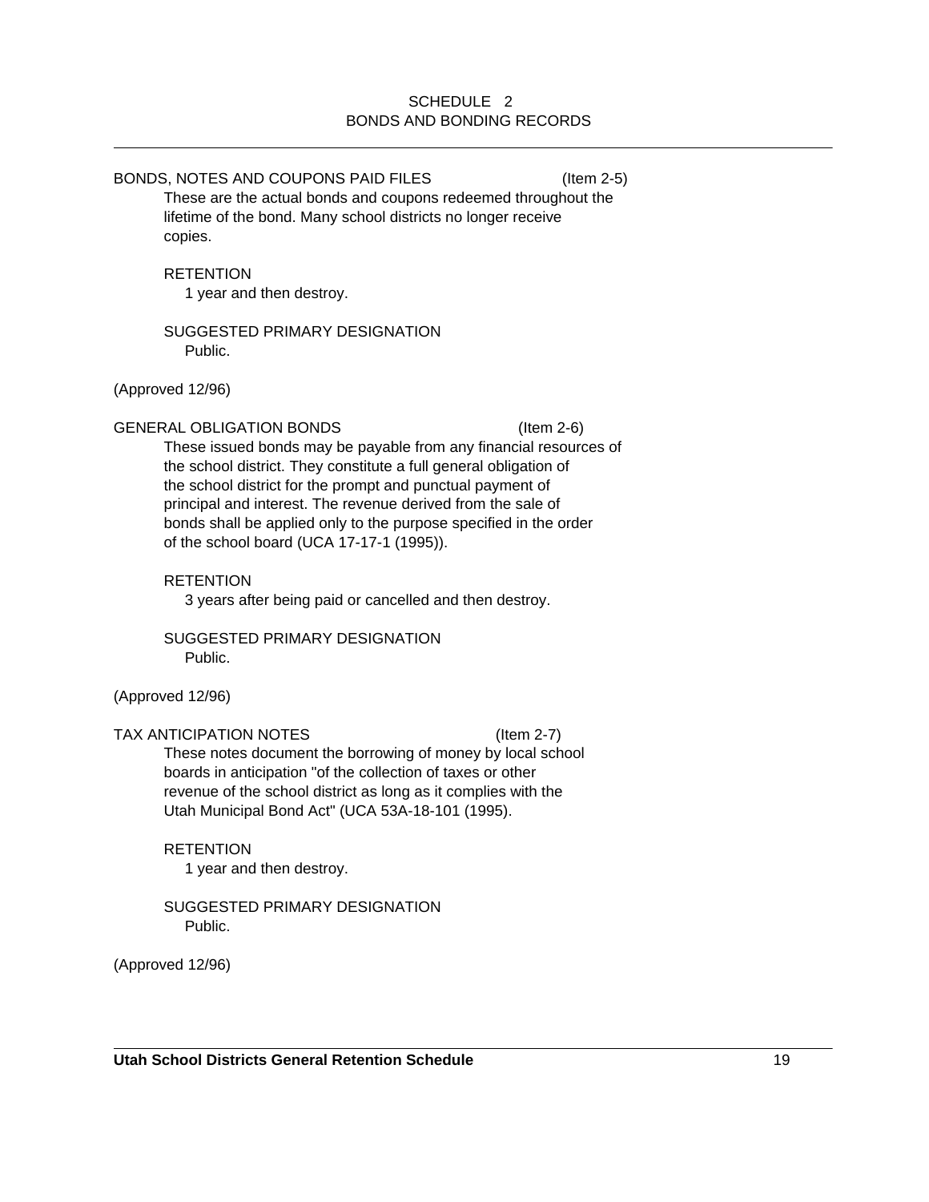## SCHEDULE 2
## BONDS AND BONDING RECORDS

---

### BONDS, NOTES AND COUPONS PAID FILES (Item 2-5)

These are the actual bonds and coupons redeemed throughout the lifetime of the bond. Many school districts no longer receive copies.

RETENTION

1 year and then destroy.

SUGGESTED PRIMARY DESIGNATION

Public.

(Approved 12/96)

### GENERAL OBLIGATION BONDS (Item 2-6)

These issued bonds may be payable from any financial resources of the school district. They constitute a full general obligation of the school district for the prompt and punctual payment of principal and interest. The revenue derived from the sale of bonds shall be applied only to the purpose specified in the order of the school board (UCA 17-17-1 (1995)).

RETENTION

3 years after being paid or cancelled and then destroy.

SUGGESTED PRIMARY DESIGNATION

Public.

(Approved 12/96)

### TAX ANTICIPATION NOTES (Item 2-7)

These notes document the borrowing of money by local school boards in anticipation "of the collection of taxes or other revenue of the school district as long as it complies with the Utah Municipal Bond Act" (UCA 53A-18-101 (1995).

RETENTION

1 year and then destroy.

SUGGESTED PRIMARY DESIGNATION

Public.

(Approved 12/96)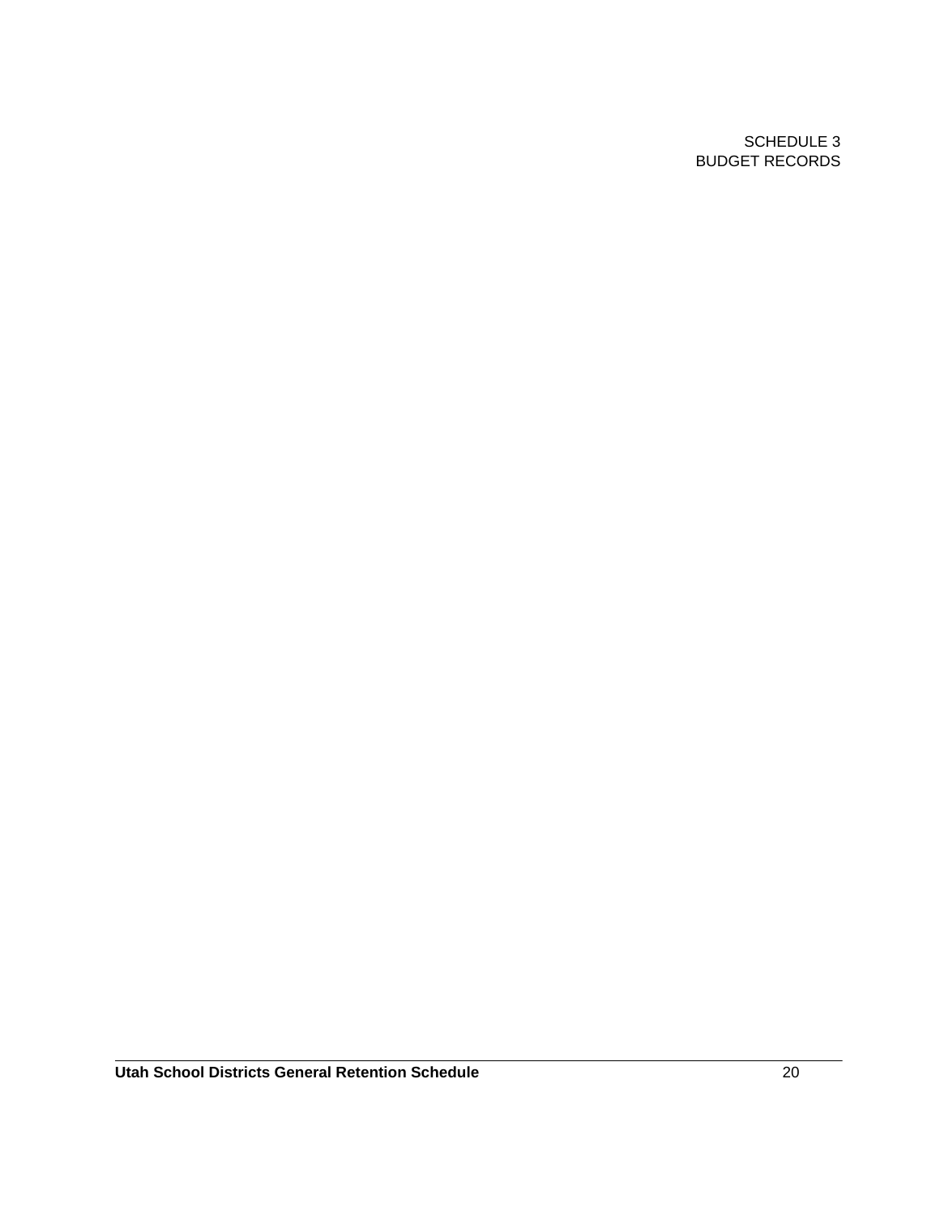SCHEDULE 3
BUDGET RECORDS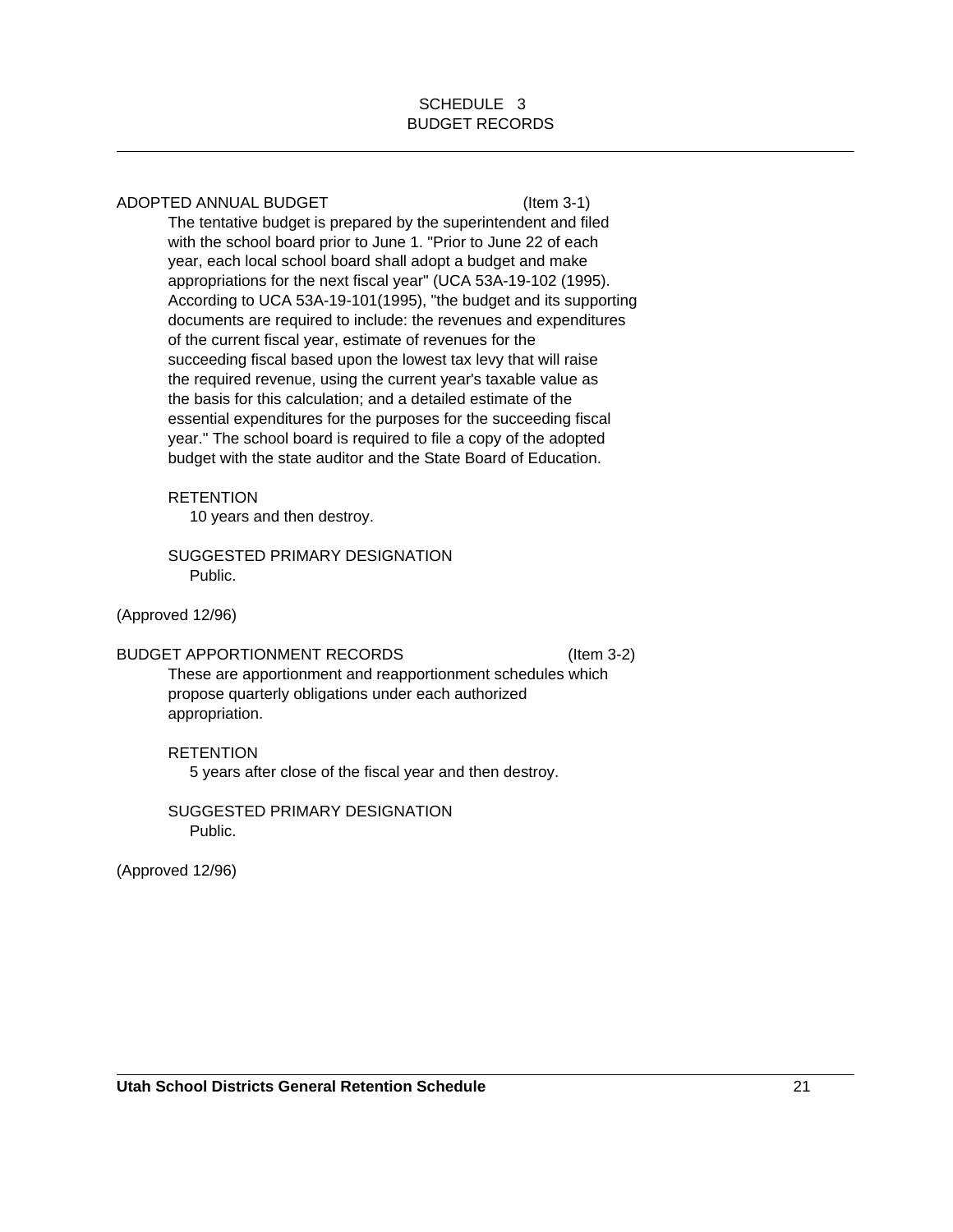# SCHEDULE 3
## BUDGET RECORDS

---

ADOPTED ANNUAL BUDGET (Item 3-1)

The tentative budget is prepared by the superintendent and filed with the school board prior to June 1. "Prior to June 22 of each year, each local school board shall adopt a budget and make appropriations for the next fiscal year" (UCA 53A-19-102 (1995). According to UCA 53A-19-101(1995), "the budget and its supporting documents are required to include: the revenues and expenditures of the current fiscal year, estimate of revenues for the succeeding fiscal based upon the lowest tax levy that will raise the required revenue, using the current year's taxable value as the basis for this calculation; and a detailed estimate of the essential expenditures for the purposes for the succeeding fiscal year." The school board is required to file a copy of the adopted budget with the state auditor and the State Board of Education.

RETENTION
10 years and then destroy.

SUGGESTED PRIMARY DESIGNATION
Public.

(Approved 12/96)

BUDGET APPORTIONMENT RECORDS (Item 3-2)

These are apportionment and reapportionment schedules which propose quarterly obligations under each authorized appropriation.

RETENTION
5 years after close of the fiscal year and then destroy.

SUGGESTED PRIMARY DESIGNATION
Public.

(Approved 12/96)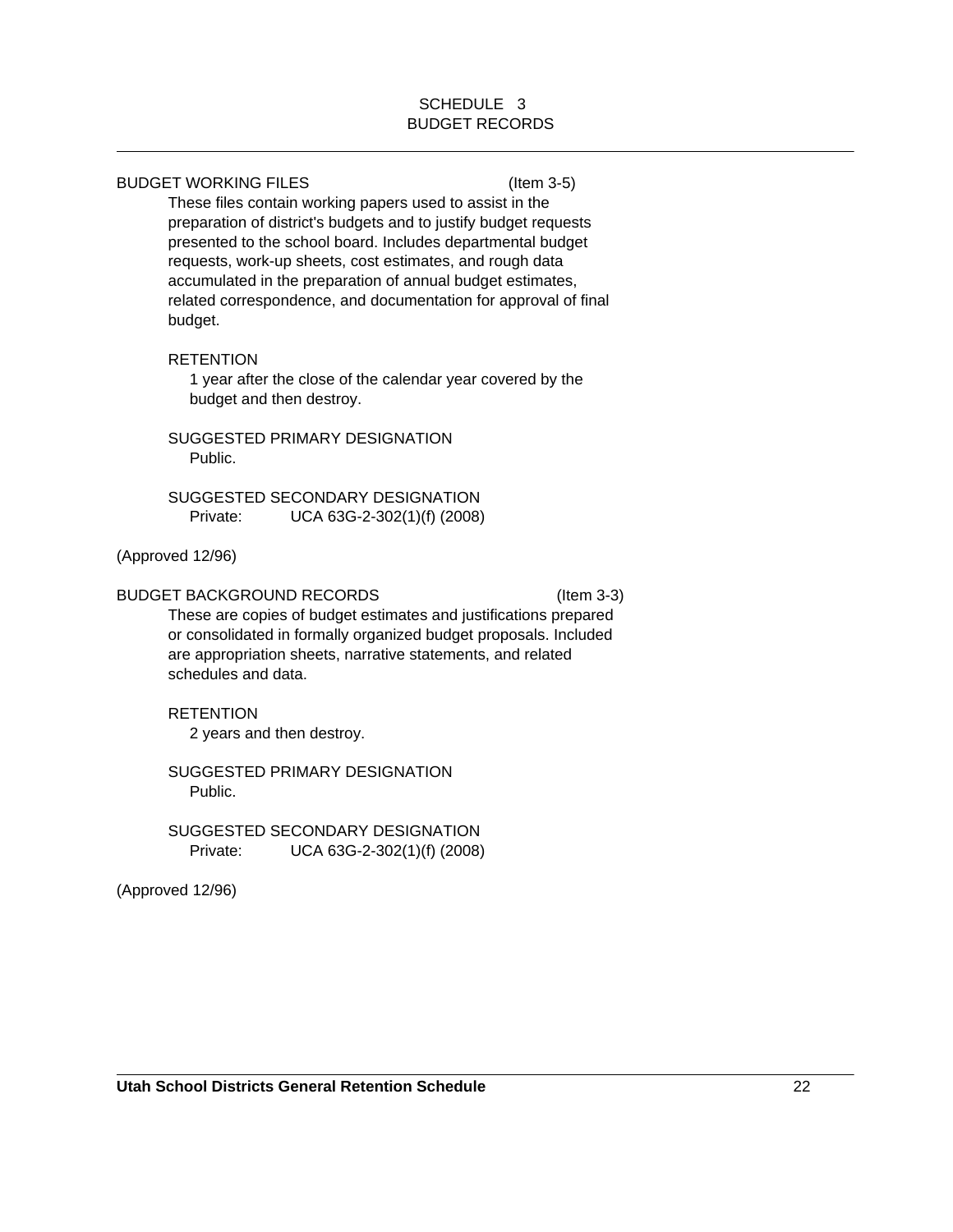# SCHEDULE 3
## BUDGET RECORDS

---

BUDGET WORKING FILES (Item 3-5)

These files contain working papers used to assist in the preparation of district's budgets and to justify budget requests presented to the school board. Includes departmental budget requests, work-up sheets, cost estimates, and rough data accumulated in the preparation of annual budget estimates, related correspondence, and documentation for approval of final budget.

RETENTION

1 year after the close of the calendar year covered by the budget and then destroy.

SUGGESTED PRIMARY DESIGNATION

Public.

SUGGESTED SECONDARY DESIGNATION

Private: UCA 63G-2-302(1)(f) (2008)

(Approved 12/96)

BUDGET BACKGROUND RECORDS (Item 3-3)

These are copies of budget estimates and justifications prepared or consolidated in formally organized budget proposals. Included are appropriation sheets, narrative statements, and related schedules and data.

RETENTION

2 years and then destroy.

SUGGESTED PRIMARY DESIGNATION

Public.

SUGGESTED SECONDARY DESIGNATION

Private: UCA 63G-2-302(1)(f) (2008)

(Approved 12/96)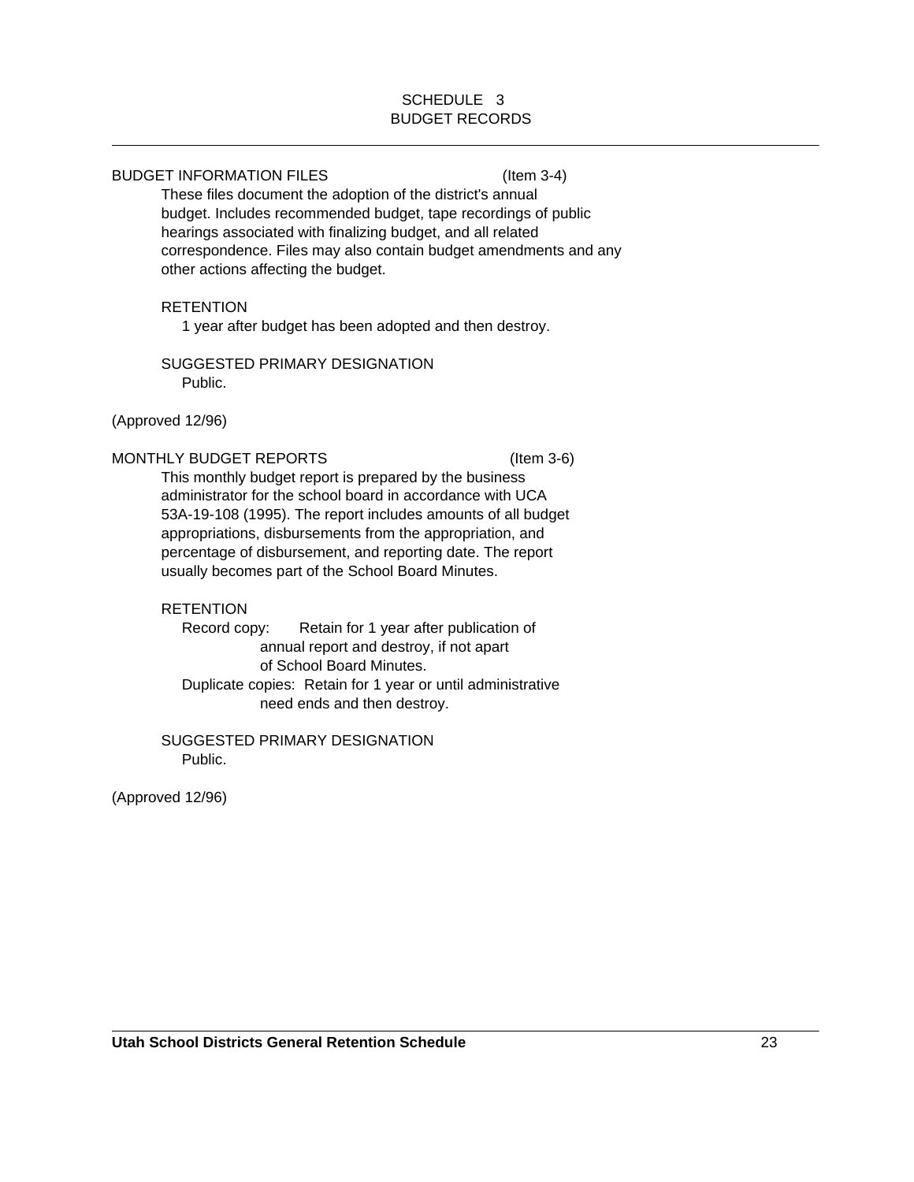# SCHEDULE 3
# BUDGET RECORDS

---

BUDGET INFORMATION FILES (Item 3-4)

These files document the adoption of the district's annual budget. Includes recommended budget, tape recordings of public hearings associated with finalizing budget, and all related correspondence. Files may also contain budget amendments and any other actions affecting the budget.

RETENTION

1 year after budget has been adopted and then destroy.

SUGGESTED PRIMARY DESIGNATION

Public.

(Approved 12/96)

MONTHLY BUDGET REPORTS (Item 3-6)

This monthly budget report is prepared by the business administrator for the school board in accordance with UCA 53A-19-108 (1995). The report includes amounts of all budget appropriations, disbursements from the appropriation, and percentage of disbursement, and reporting date. The report usually becomes part of the School Board Minutes.

RETENTION

Record copy: Retain for 1 year after publication of annual report and destroy, if not apart of School Board Minutes.

Duplicate copies: Retain for 1 year or until administrative need ends and then destroy.

SUGGESTED PRIMARY DESIGNATION

Public.

(Approved 12/96)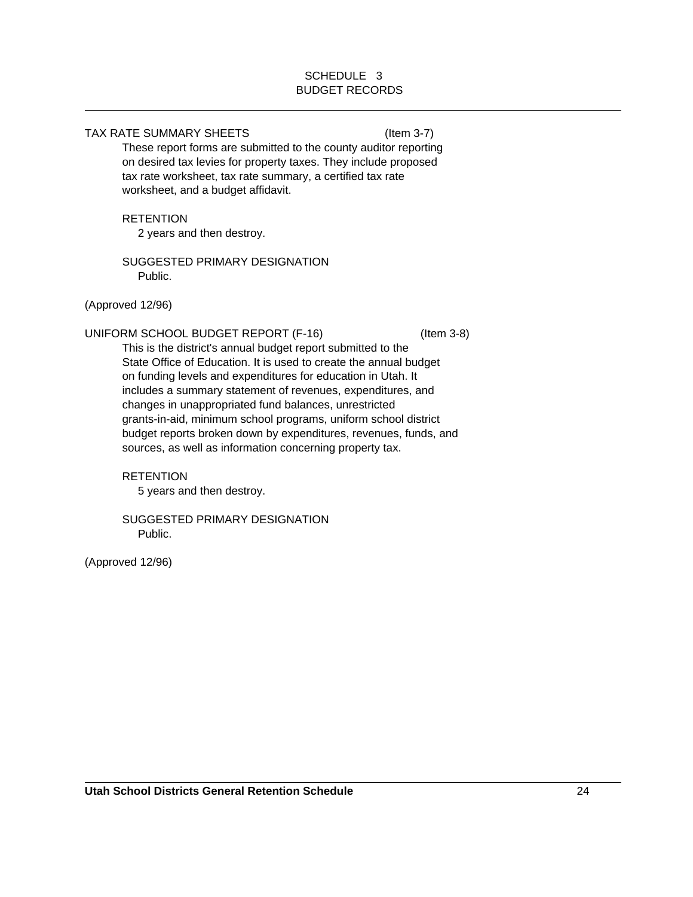# SCHEDULE 3
## BUDGET RECORDS

---

TAX RATE SUMMARY SHEETS (Item 3-7)

These report forms are submitted to the county auditor reporting on desired tax levies for property taxes. They include proposed tax rate worksheet, tax rate summary, a certified tax rate worksheet, and a budget affidavit.

RETENTION

2 years and then destroy.

SUGGESTED PRIMARY DESIGNATION

Public.

(Approved 12/96)

UNIFORM SCHOOL BUDGET REPORT (F-16) (Item 3-8)

This is the district's annual budget report submitted to the State Office of Education. It is used to create the annual budget on funding levels and expenditures for education in Utah. It includes a summary statement of revenues, expenditures, and changes in unappropriated fund balances, unrestricted grants-in-aid, minimum school programs, uniform school district budget reports broken down by expenditures, revenues, funds, and sources, as well as information concerning property tax.

RETENTION

5 years and then destroy.

SUGGESTED PRIMARY DESIGNATION

Public.

(Approved 12/96)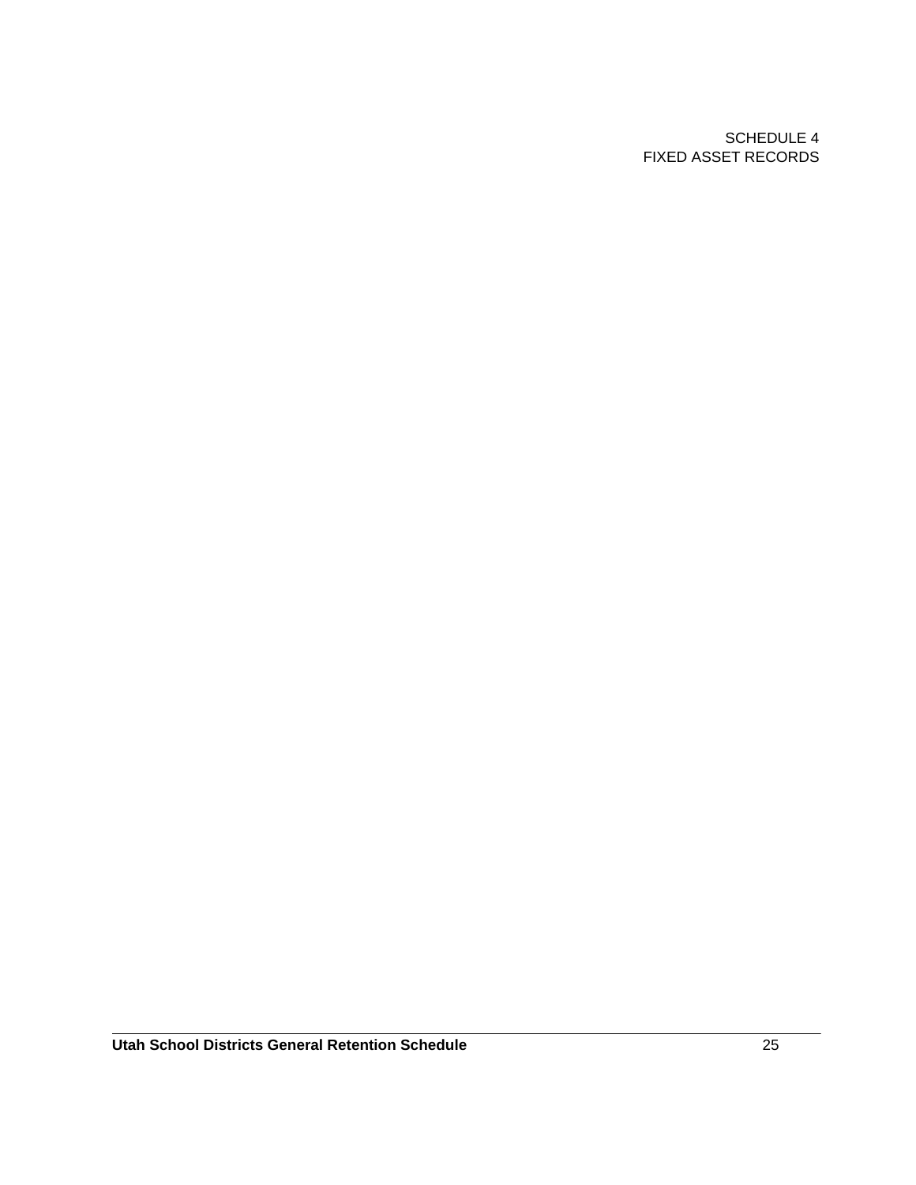SCHEDULE 4
FIXED ASSET RECORDS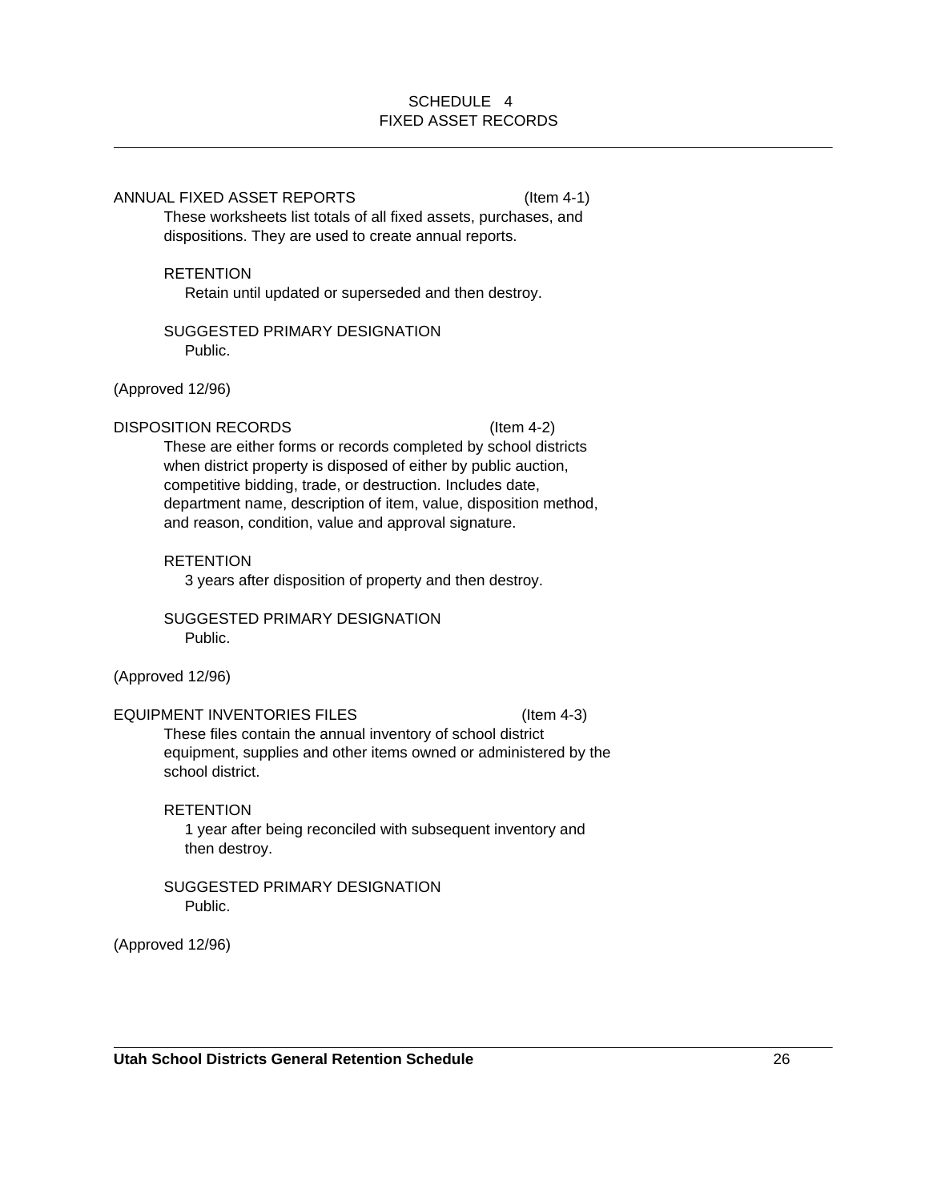## SCHEDULE 4
## FIXED ASSET RECORDS

### ANNUAL FIXED ASSET REPORTS (Item 4-1)

These worksheets list totals of all fixed assets, purchases, and dispositions. They are used to create annual reports.

RETENTION

Retain until updated or superseded and then destroy.

SUGGESTED PRIMARY DESIGNATION

Public.

(Approved 12/96)

### DISPOSITION RECORDS (Item 4-2)

These are either forms or records completed by school districts when district property is disposed of either by public auction, competitive bidding, trade, or destruction. Includes date, department name, description of item, value, disposition method, and reason, condition, value and approval signature.

RETENTION

3 years after disposition of property and then destroy.

SUGGESTED PRIMARY DESIGNATION

Public.

(Approved 12/96)

### EQUIPMENT INVENTORIES FILES (Item 4-3)

These files contain the annual inventory of school district equipment, supplies and other items owned or administered by the school district.

RETENTION

1 year after being reconciled with subsequent inventory and then destroy.

SUGGESTED PRIMARY DESIGNATION

Public.

(Approved 12/96)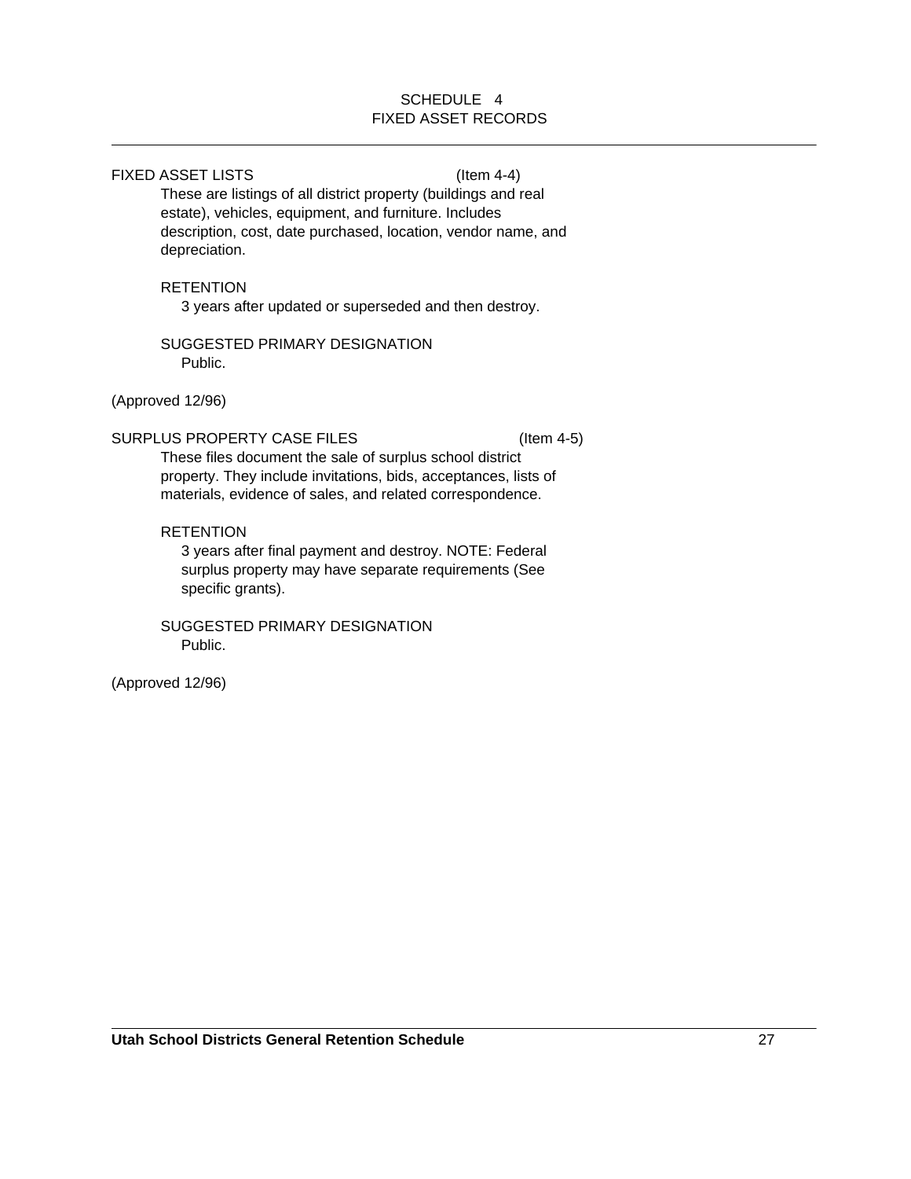# SCHEDULE 4
# FIXED ASSET RECORDS

---

FIXED ASSET LISTS (Item 4-4)

These are listings of all district property (buildings and real estate), vehicles, equipment, and furniture. Includes description, cost, date purchased, location, vendor name, and depreciation.

RETENTION

3 years after updated or superseded and then destroy.

SUGGESTED PRIMARY DESIGNATION

Public.

(Approved 12/96)

SURPLUS PROPERTY CASE FILES (Item 4-5)

These files document the sale of surplus school district property. They include invitations, bids, acceptances, lists of materials, evidence of sales, and related correspondence.

RETENTION

3 years after final payment and destroy. NOTE: Federal surplus property may have separate requirements (See specific grants).

SUGGESTED PRIMARY DESIGNATION

Public.

(Approved 12/96)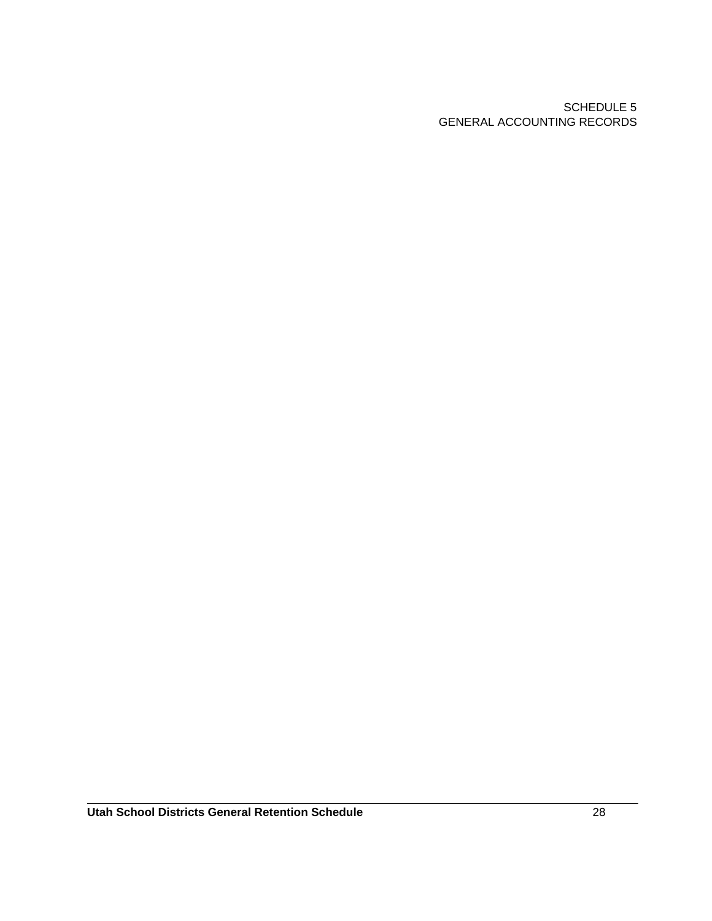SCHEDULE 5
GENERAL ACCOUNTING RECORDS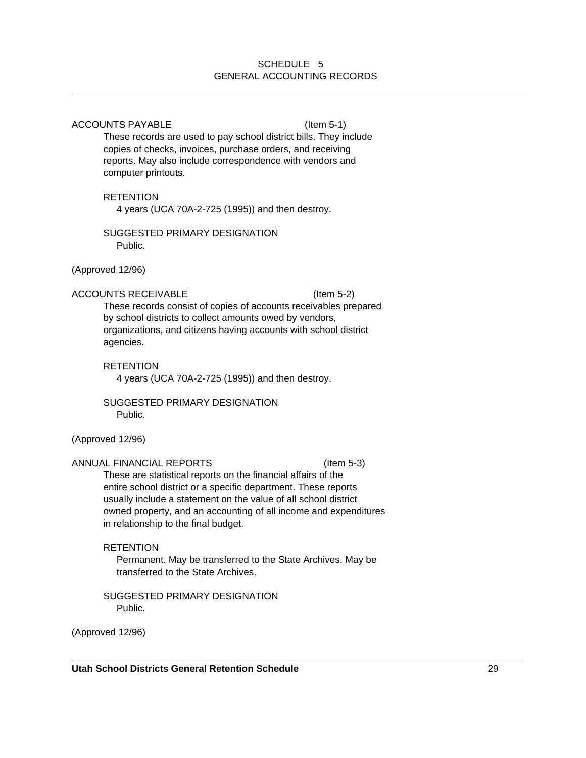# SCHEDULE 5
# GENERAL ACCOUNTING RECORDS

---

ACCOUNTS PAYABLE (Item 5-1)

These records are used to pay school district bills. They include copies of checks, invoices, purchase orders, and receiving reports. May also include correspondence with vendors and computer printouts.

RETENTION

4 years (UCA 70A-2-725 (1995)) and then destroy.

SUGGESTED PRIMARY DESIGNATION

Public.

(Approved 12/96)

ACCOUNTS RECEIVABLE (Item 5-2)

These records consist of copies of accounts receivables prepared by school districts to collect amounts owed by vendors, organizations, and citizens having accounts with school district agencies.

RETENTION

4 years (UCA 70A-2-725 (1995)) and then destroy.

SUGGESTED PRIMARY DESIGNATION

Public.

(Approved 12/96)

ANNUAL FINANCIAL REPORTS (Item 5-3)

These are statistical reports on the financial affairs of the entire school district or a specific department. These reports usually include a statement on the value of all school district owned property, and an accounting of all income and expenditures in relationship to the final budget.

RETENTION

Permanent. May be transferred to the State Archives. May be transferred to the State Archives.

SUGGESTED PRIMARY DESIGNATION

Public.

(Approved 12/96)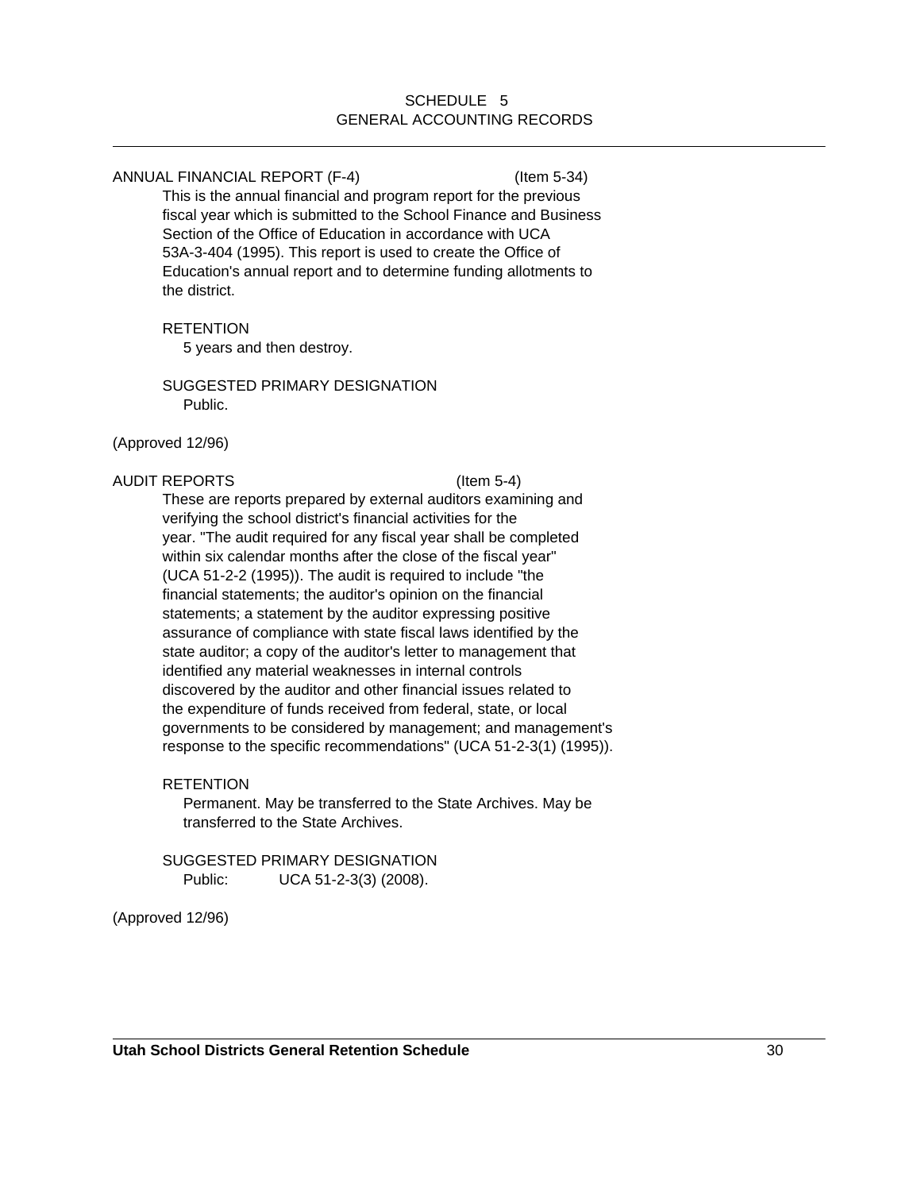## SCHEDULE 5
## GENERAL ACCOUNTING RECORDS

---

ANNUAL FINANCIAL REPORT (F-4) (Item 5-34)

This is the annual financial and program report for the previous fiscal year which is submitted to the School Finance and Business Section of the Office of Education in accordance with UCA 53A-3-404 (1995). This report is used to create the Office of Education's annual report and to determine funding allotments to the district.

RETENTION

5 years and then destroy.

SUGGESTED PRIMARY DESIGNATION

Public.

(Approved 12/96)

AUDIT REPORTS (Item 5-4)

These are reports prepared by external auditors examining and verifying the school district's financial activities for the year. "The audit required for any fiscal year shall be completed within six calendar months after the close of the fiscal year" (UCA 51-2-2 (1995)). The audit is required to include "the financial statements; the auditor's opinion on the financial statements; a statement by the auditor expressing positive assurance of compliance with state fiscal laws identified by the state auditor; a copy of the auditor's letter to management that identified any material weaknesses in internal controls discovered by the auditor and other financial issues related to the expenditure of funds received from federal, state, or local governments to be considered by management; and management's response to the specific recommendations" (UCA 51-2-3(1) (1995)).

RETENTION

Permanent. May be transferred to the State Archives. May be transferred to the State Archives.

SUGGESTED PRIMARY DESIGNATION

Public: UCA 51-2-3(3) (2008).

(Approved 12/96)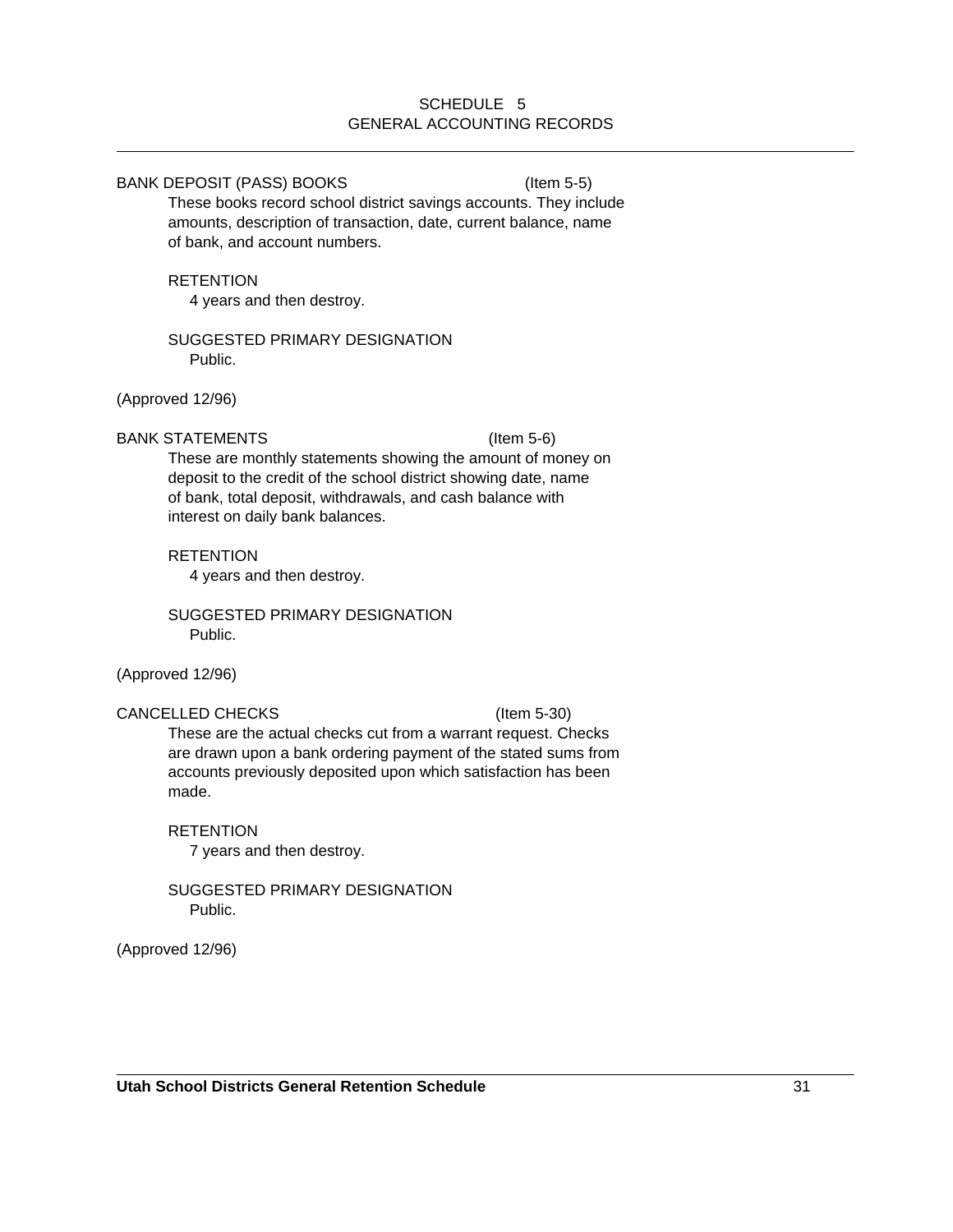## SCHEDULE 5
## GENERAL ACCOUNTING RECORDS

---

BANK DEPOSIT (PASS) BOOKS (Item 5-5)

These books record school district savings accounts. They include amounts, description of transaction, date, current balance, name of bank, and account numbers.

RETENTION

4 years and then destroy.

SUGGESTED PRIMARY DESIGNATION

Public.

(Approved 12/96)

BANK STATEMENTS (Item 5-6)

These are monthly statements showing the amount of money on deposit to the credit of the school district showing date, name of bank, total deposit, withdrawals, and cash balance with interest on daily bank balances.

RETENTION

4 years and then destroy.

SUGGESTED PRIMARY DESIGNATION

Public.

(Approved 12/96)

CANCELLED CHECKS (Item 5-30)

These are the actual checks cut from a warrant request. Checks are drawn upon a bank ordering payment of the stated sums from accounts previously deposited upon which satisfaction has been made.

RETENTION

7 years and then destroy.

SUGGESTED PRIMARY DESIGNATION

Public.

(Approved 12/96)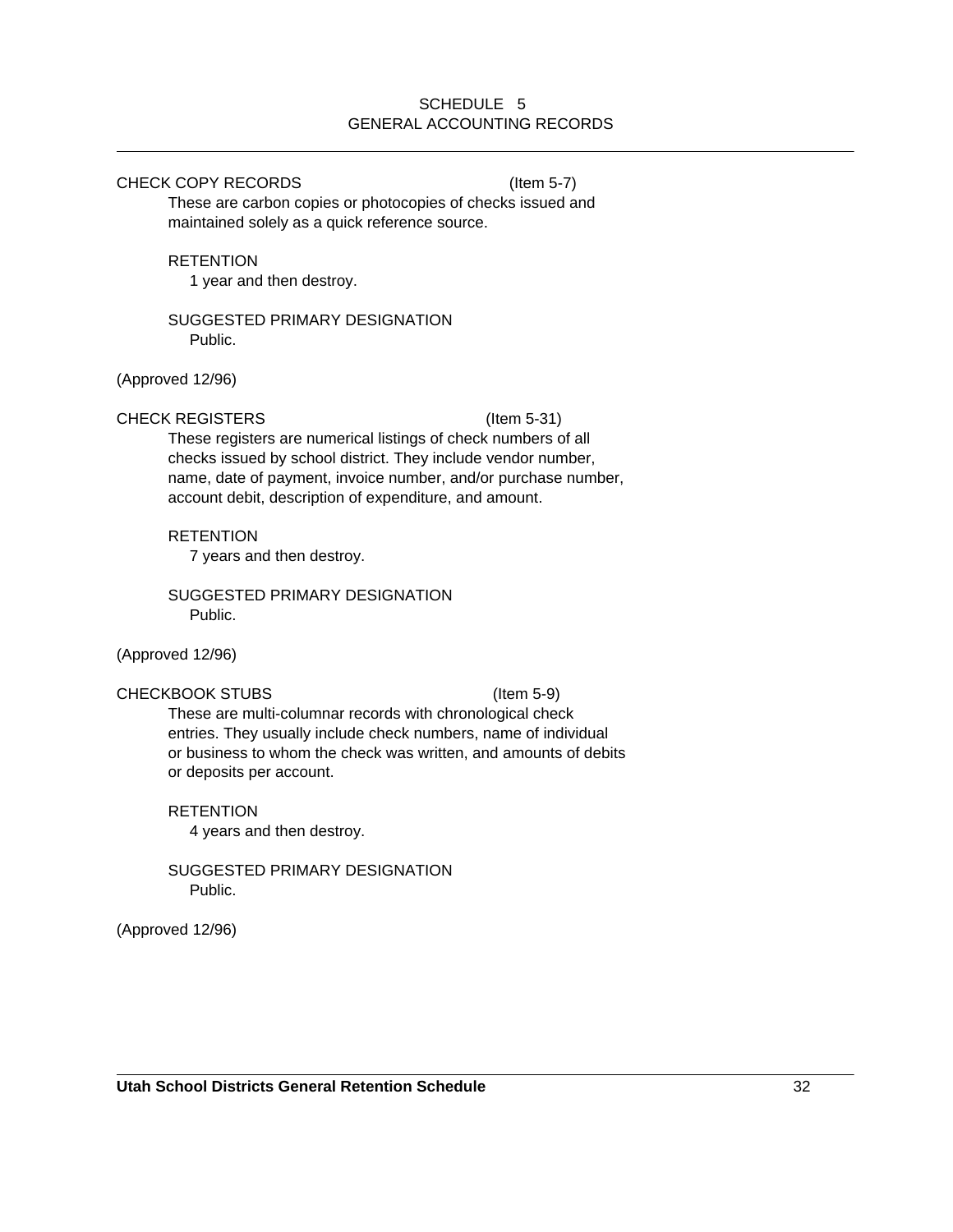## SCHEDULE 5
## GENERAL ACCOUNTING RECORDS

### CHECK COPY RECORDS (Item 5-7)

These are carbon copies or photocopies of checks issued and maintained solely as a quick reference source.

RETENTION

1 year and then destroy.

SUGGESTED PRIMARY DESIGNATION

Public.

(Approved 12/96)

### CHECK REGISTERS (Item 5-31)

These registers are numerical listings of check numbers of all checks issued by school district. They include vendor number, name, date of payment, invoice number, and/or purchase number, account debit, description of expenditure, and amount.

RETENTION

7 years and then destroy.

SUGGESTED PRIMARY DESIGNATION

Public.

(Approved 12/96)

### CHECKBOOK STUBS (Item 5-9)

These are multi-columnar records with chronological check entries. They usually include check numbers, name of individual or business to whom the check was written, and amounts of debits or deposits per account.

RETENTION

4 years and then destroy.

SUGGESTED PRIMARY DESIGNATION

Public.

(Approved 12/96)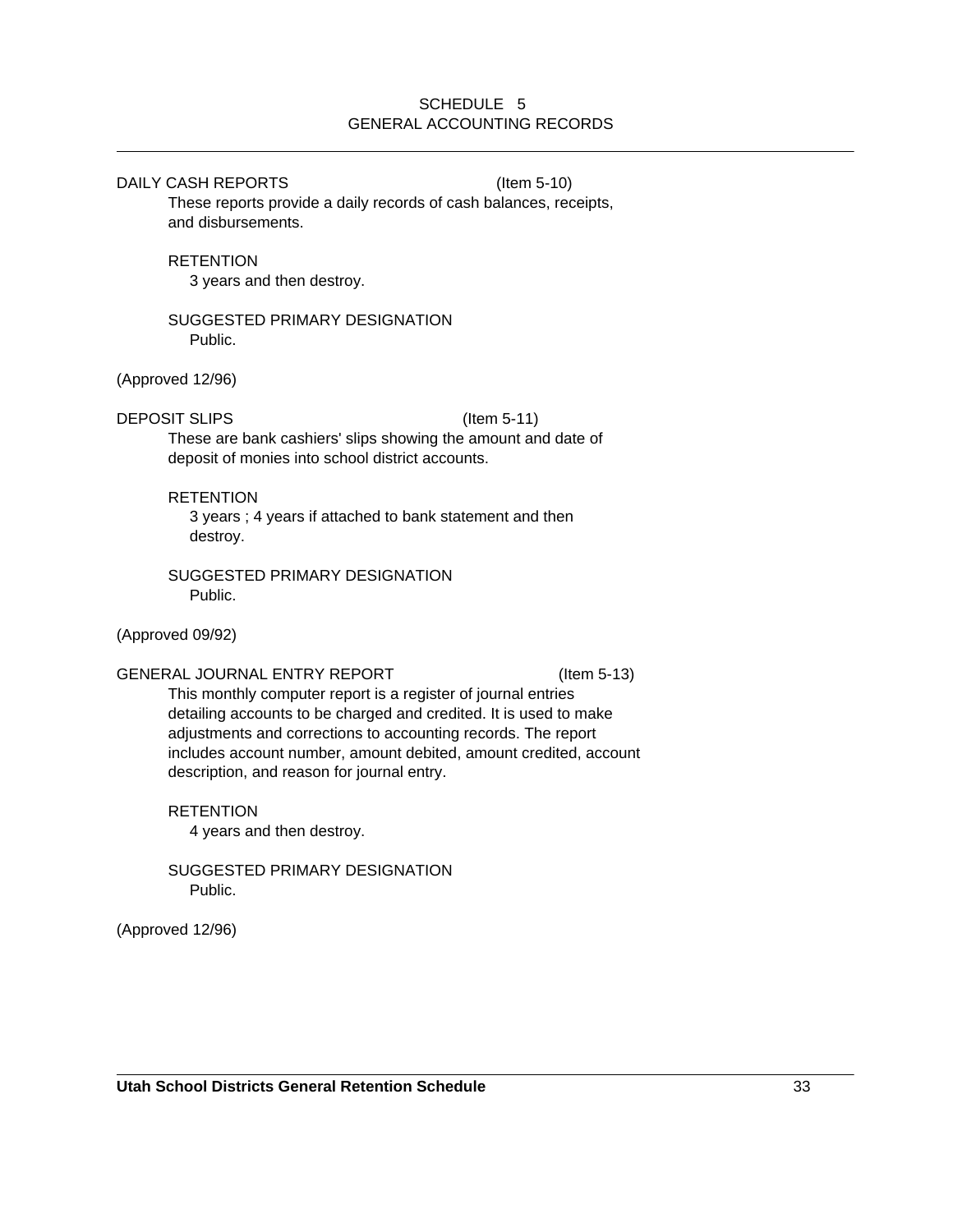# SCHEDULE 5
# GENERAL ACCOUNTING RECORDS

---

DAILY CASH REPORTS (Item 5-10)

These reports provide a daily records of cash balances, receipts, and disbursements.

RETENTION

3 years and then destroy.

SUGGESTED PRIMARY DESIGNATION

Public.

(Approved 12/96)

DEPOSIT SLIPS (Item 5-11)

These are bank cashiers' slips showing the amount and date of deposit of monies into school district accounts.

RETENTION

3 years ; 4 years if attached to bank statement and then destroy.

SUGGESTED PRIMARY DESIGNATION

Public.

(Approved 09/92)

GENERAL JOURNAL ENTRY REPORT (Item 5-13)

This monthly computer report is a register of journal entries detailing accounts to be charged and credited. It is used to make adjustments and corrections to accounting records. The report includes account number, amount debited, amount credited, account description, and reason for journal entry.

RETENTION

4 years and then destroy.

SUGGESTED PRIMARY DESIGNATION

Public.

(Approved 12/96)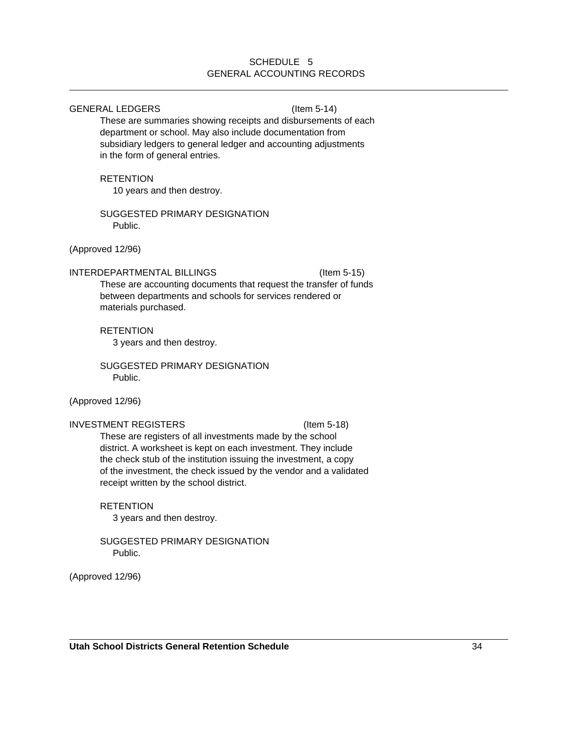SCHEDULE 5
GENERAL ACCOUNTING RECORDS

---

GENERAL LEDGERS (Item 5-14)

These are summaries showing receipts and disbursements of each department or school. May also include documentation from subsidiary ledgers to general ledger and accounting adjustments in the form of general entries.

RETENTION

10 years and then destroy.

SUGGESTED PRIMARY DESIGNATION

Public.

(Approved 12/96)

INTERDEPARTMENTAL BILLINGS (Item 5-15)

These are accounting documents that request the transfer of funds between departments and schools for services rendered or materials purchased.

RETENTION

3 years and then destroy.

SUGGESTED PRIMARY DESIGNATION

Public.

(Approved 12/96)

INVESTMENT REGISTERS (Item 5-18)

These are registers of all investments made by the school district. A worksheet is kept on each investment. They include the check stub of the institution issuing the investment, a copy of the investment, the check issued by the vendor and a validated receipt written by the school district.

RETENTION

3 years and then destroy.

SUGGESTED PRIMARY DESIGNATION

Public.

(Approved 12/96)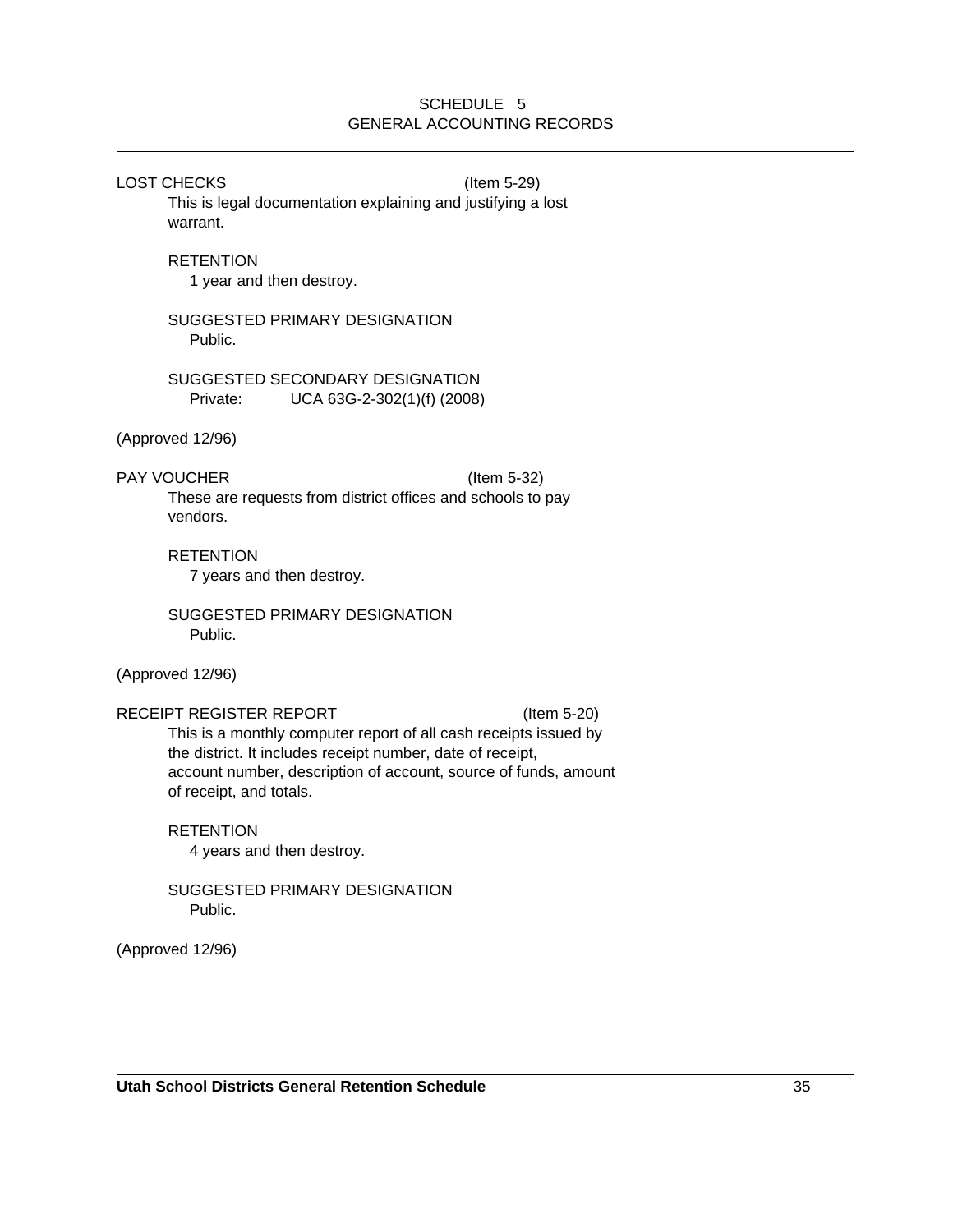SCHEDULE 5
GENERAL ACCOUNTING RECORDS

LOST CHECKS (Item 5-29)

This is legal documentation explaining and justifying a lost warrant.

RETENTION

1 year and then destroy.

SUGGESTED PRIMARY DESIGNATION

Public.

SUGGESTED SECONDARY DESIGNATION

Private: UCA 63G-2-302(1)(f) (2008)

(Approved 12/96)

PAY VOUCHER (Item 5-32)

These are requests from district offices and schools to pay vendors.

RETENTION

7 years and then destroy.

SUGGESTED PRIMARY DESIGNATION

Public.

(Approved 12/96)

RECEIPT REGISTER REPORT (Item 5-20)

This is a monthly computer report of all cash receipts issued by the district. It includes receipt number, date of receipt, account number, description of account, source of funds, amount of receipt, and totals.

RETENTION

4 years and then destroy.

SUGGESTED PRIMARY DESIGNATION

Public.

(Approved 12/96)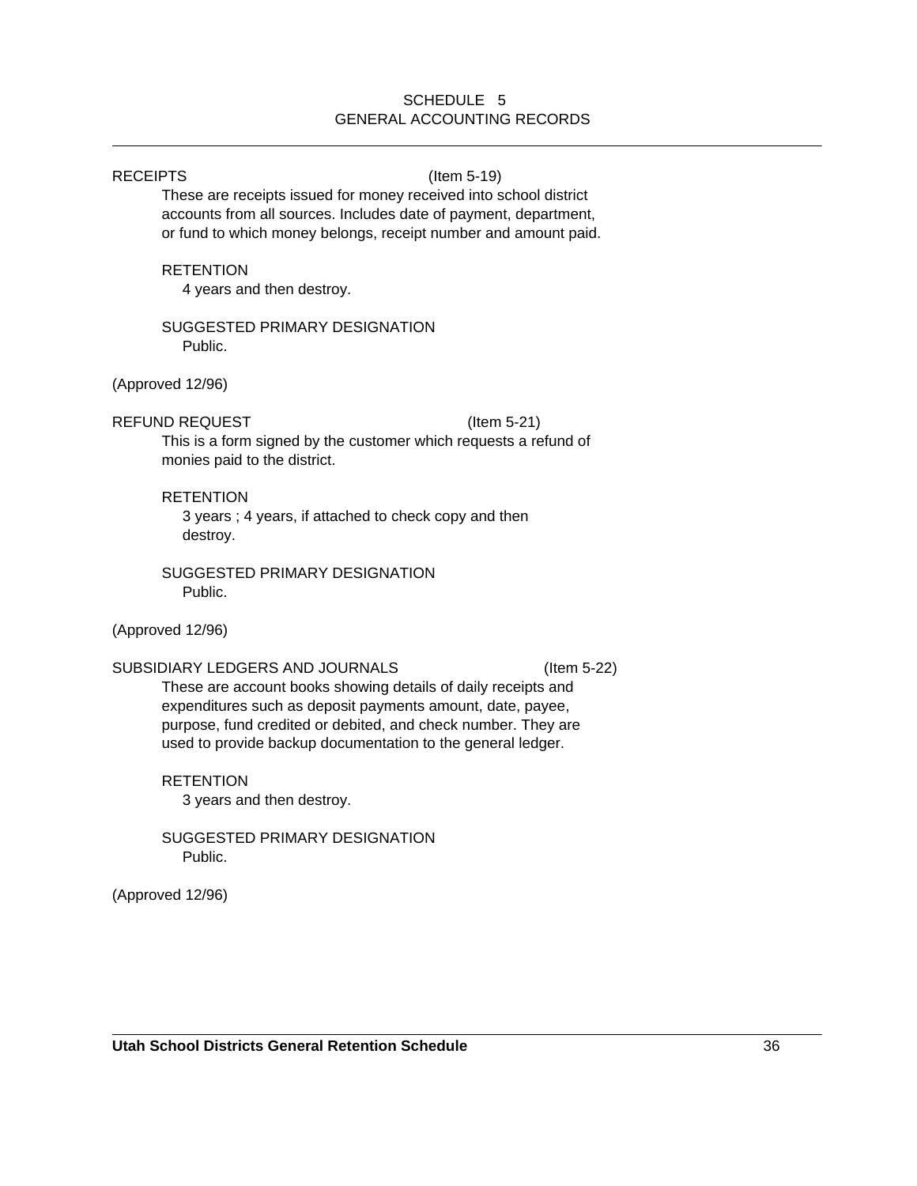SCHEDULE 5
GENERAL ACCOUNTING RECORDS

RECEIPTS (Item 5-19)

These are receipts issued for money received into school district accounts from all sources. Includes date of payment, department, or fund to which money belongs, receipt number and amount paid.

RETENTION

4 years and then destroy.

SUGGESTED PRIMARY DESIGNATION

Public.

(Approved 12/96)

REFUND REQUEST (Item 5-21)

This is a form signed by the customer which requests a refund of monies paid to the district.

RETENTION

3 years ; 4 years, if attached to check copy and then destroy.

SUGGESTED PRIMARY DESIGNATION

Public.

(Approved 12/96)

SUBSIDIARY LEDGERS AND JOURNALS (Item 5-22)

These are account books showing details of daily receipts and expenditures such as deposit payments amount, date, payee, purpose, fund credited or debited, and check number. They are used to provide backup documentation to the general ledger.

RETENTION

3 years and then destroy.

SUGGESTED PRIMARY DESIGNATION

Public.

(Approved 12/96)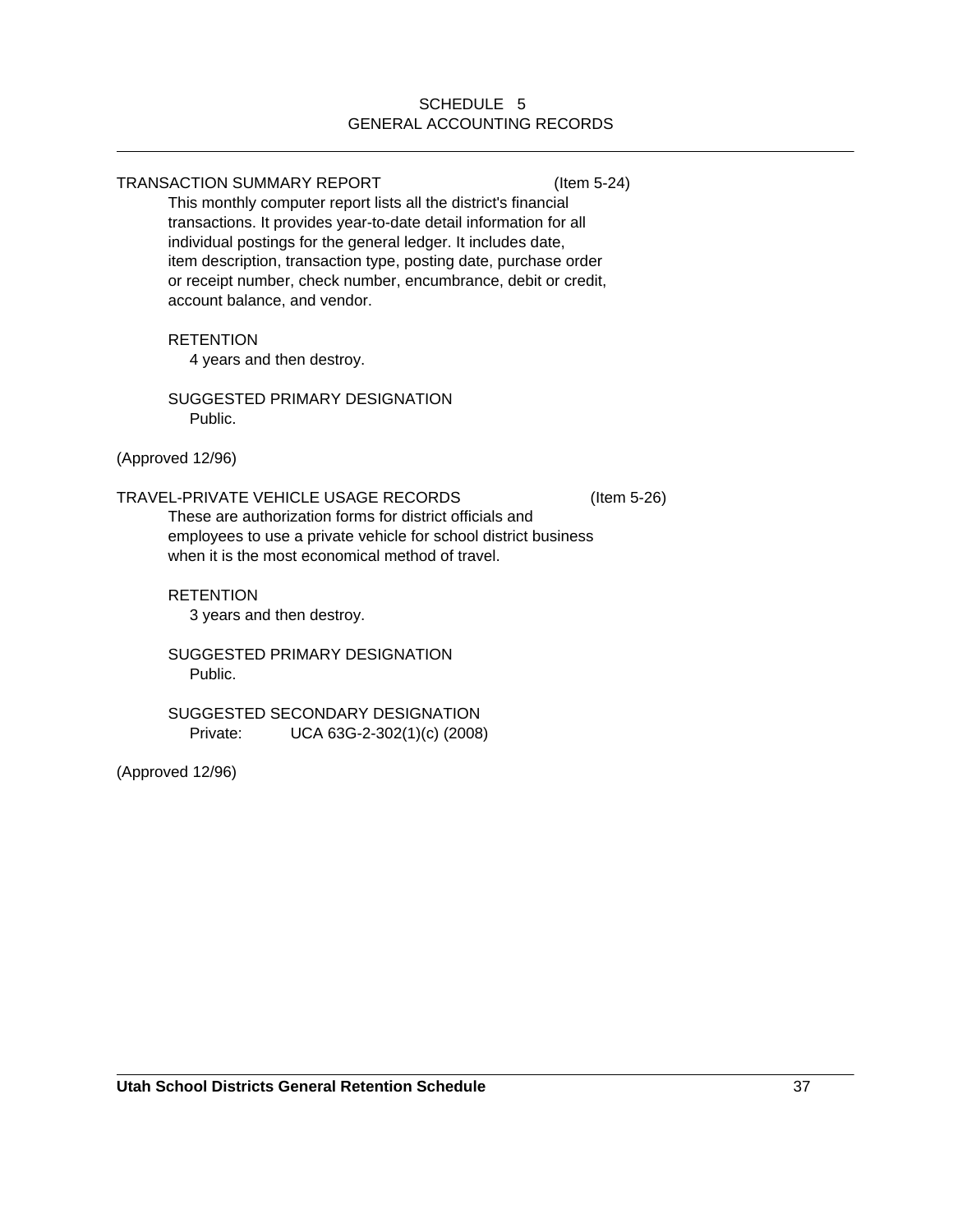SCHEDULE 5
GENERAL ACCOUNTING RECORDS

TRANSACTION SUMMARY REPORT (Item 5-24)

This monthly computer report lists all the district's financial transactions. It provides year-to-date detail information for all individual postings for the general ledger. It includes date, item description, transaction type, posting date, purchase order or receipt number, check number, encumbrance, debit or credit, account balance, and vendor.

RETENTION
4 years and then destroy.

SUGGESTED PRIMARY DESIGNATION
Public.

(Approved 12/96)

TRAVEL-PRIVATE VEHICLE USAGE RECORDS (Item 5-26)

These are authorization forms for district officials and employees to use a private vehicle for school district business when it is the most economical method of travel.

RETENTION
3 years and then destroy.

SUGGESTED PRIMARY DESIGNATION
Public.

SUGGESTED SECONDARY DESIGNATION
Private: UCA 63G-2-302(1)(c) (2008)

(Approved 12/96)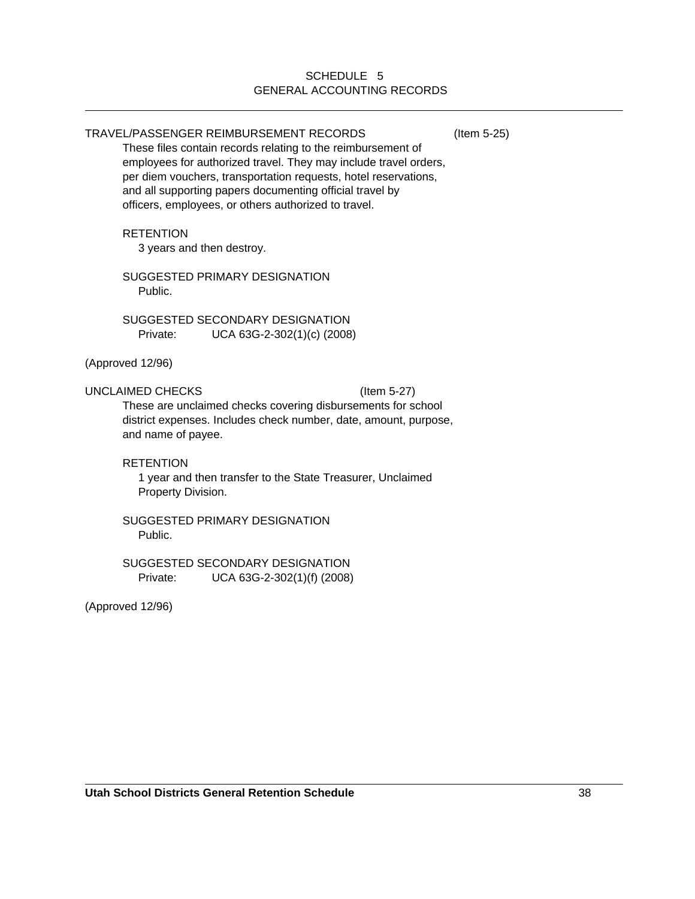## SCHEDULE 5
## GENERAL ACCOUNTING RECORDS

---

### TRAVEL/PASSENGER REIMBURSEMENT RECORDS (Item 5-25)

These files contain records relating to the reimbursement of employees for authorized travel. They may include travel orders, per diem vouchers, transportation requests, hotel reservations, and all supporting papers documenting official travel by officers, employees, or others authorized to travel.

RETENTION
3 years and then destroy.

SUGGESTED PRIMARY DESIGNATION
Public.

SUGGESTED SECONDARY DESIGNATION
Private: UCA 63G-2-302(1)(c) (2008)

(Approved 12/96)

### UNCLAIMED CHECKS (Item 5-27)

These are unclaimed checks covering disbursements for school district expenses. Includes check number, date, amount, purpose, and name of payee.

RETENTION
1 year and then transfer to the State Treasurer, Unclaimed Property Division.

SUGGESTED PRIMARY DESIGNATION
Public.

SUGGESTED SECONDARY DESIGNATION
Private: UCA 63G-2-302(1)(f) (2008)

(Approved 12/96)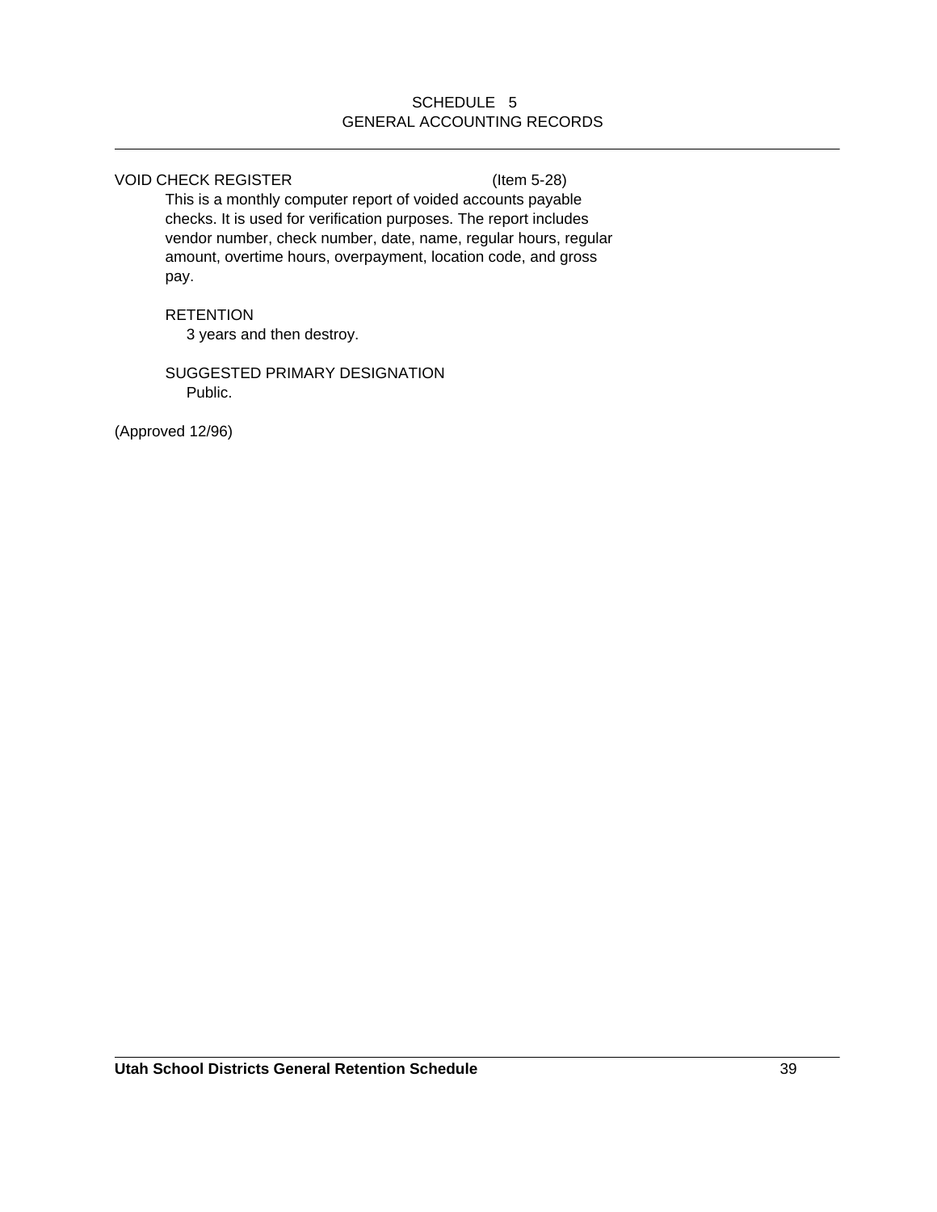SCHEDULE 5
GENERAL ACCOUNTING RECORDS

VOID CHECK REGISTER (Item 5-28)

This is a monthly computer report of voided accounts payable checks. It is used for verification purposes. The report includes vendor number, check number, date, name, regular hours, regular amount, overtime hours, overpayment, location code, and gross pay.

RETENTION

3 years and then destroy.

SUGGESTED PRIMARY DESIGNATION

Public.

(Approved 12/96)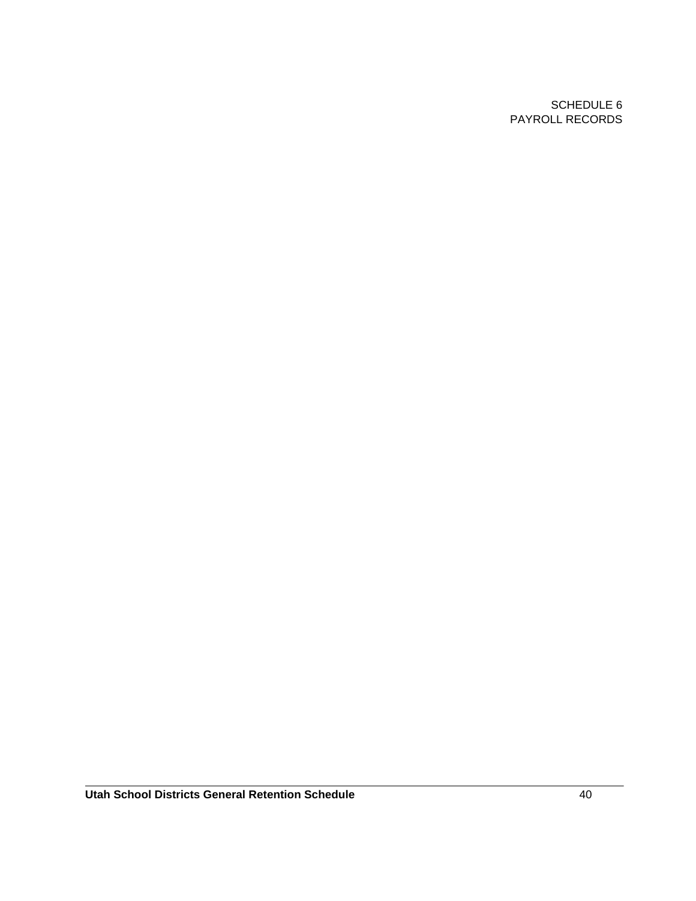SCHEDULE 6
PAYROLL RECORDS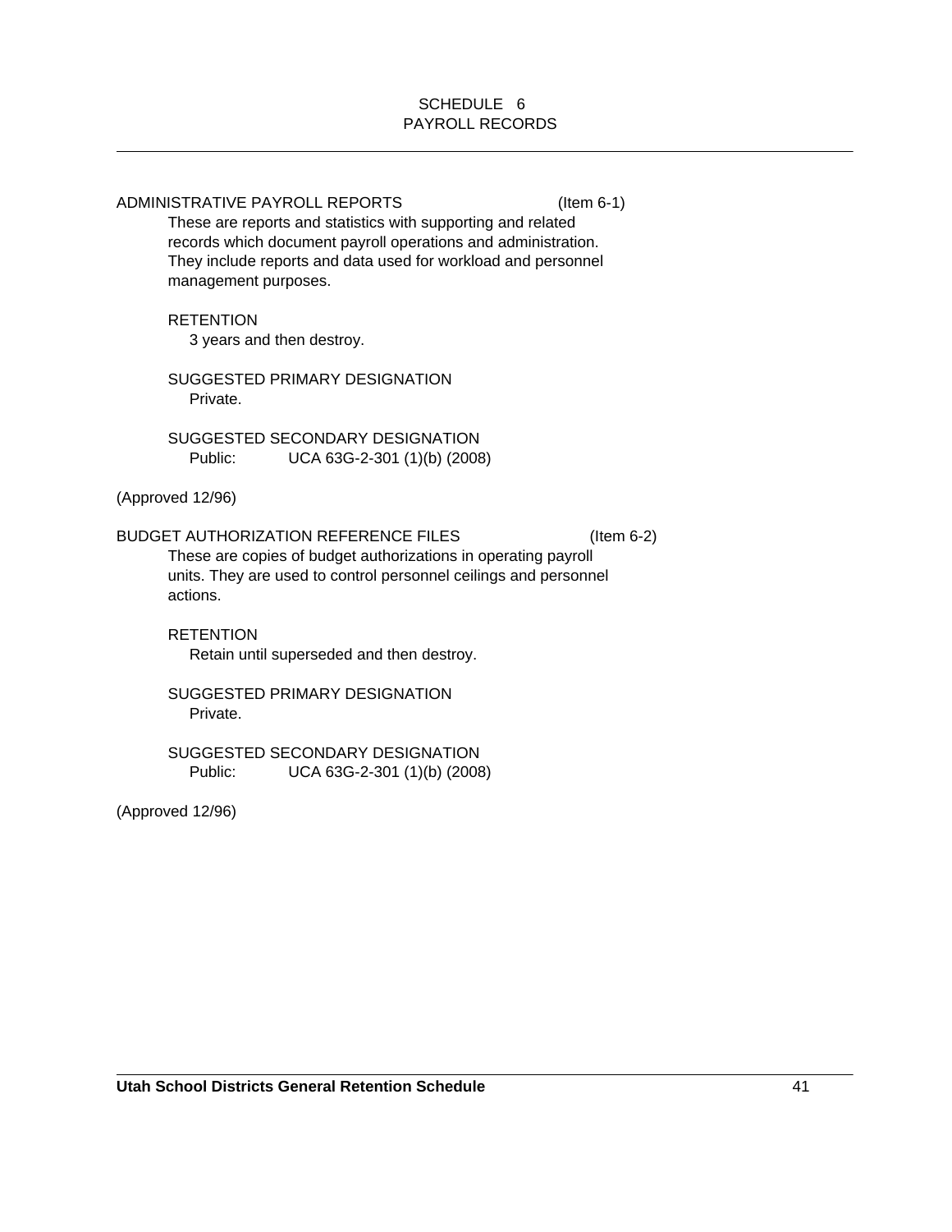# SCHEDULE 6
# PAYROLL RECORDS

## ADMINISTRATIVE PAYROLL REPORTS (Item 6-1)

These are reports and statistics with supporting and related records which document payroll operations and administration. They include reports and data used for workload and personnel management purposes.

RETENTION

3 years and then destroy.

SUGGESTED PRIMARY DESIGNATION

Private.

SUGGESTED SECONDARY DESIGNATION

Public: UCA 63G-2-301 (1)(b) (2008)

(Approved 12/96)

## BUDGET AUTHORIZATION REFERENCE FILES (Item 6-2)

These are copies of budget authorizations in operating payroll units. They are used to control personnel ceilings and personnel actions.

RETENTION

Retain until superseded and then destroy.

SUGGESTED PRIMARY DESIGNATION

Private.

SUGGESTED SECONDARY DESIGNATION

Public: UCA 63G-2-301 (1)(b) (2008)

(Approved 12/96)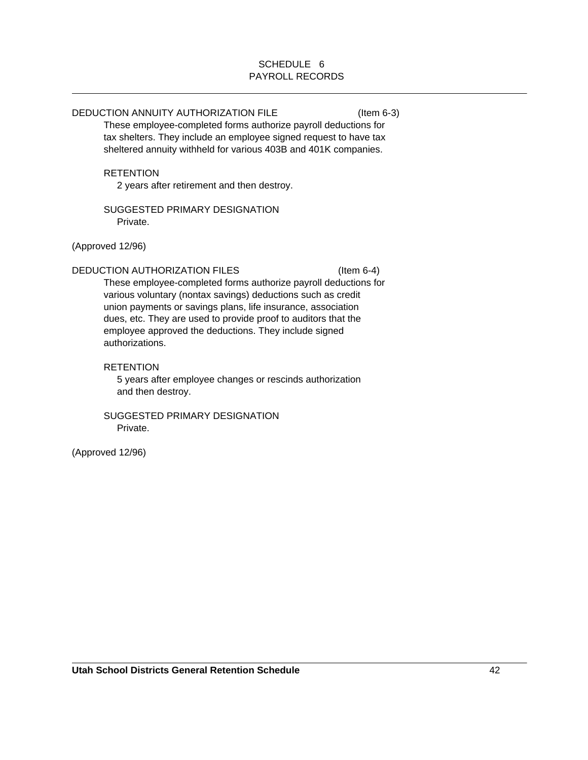# SCHEDULE 6
## PAYROLL RECORDS

DEDUCTION ANNUITY AUTHORIZATION FILE (Item 6-3)

These employee-completed forms authorize payroll deductions for tax shelters. They include an employee signed request to have tax sheltered annuity withheld for various 403B and 401K companies.

RETENTION

2 years after retirement and then destroy.

SUGGESTED PRIMARY DESIGNATION

Private.

(Approved 12/96)

DEDUCTION AUTHORIZATION FILES (Item 6-4)

These employee-completed forms authorize payroll deductions for various voluntary (nontax savings) deductions such as credit union payments or savings plans, life insurance, association dues, etc. They are used to provide proof to auditors that the employee approved the deductions. They include signed authorizations.

RETENTION

5 years after employee changes or rescinds authorization and then destroy.

SUGGESTED PRIMARY DESIGNATION

Private.

(Approved 12/96)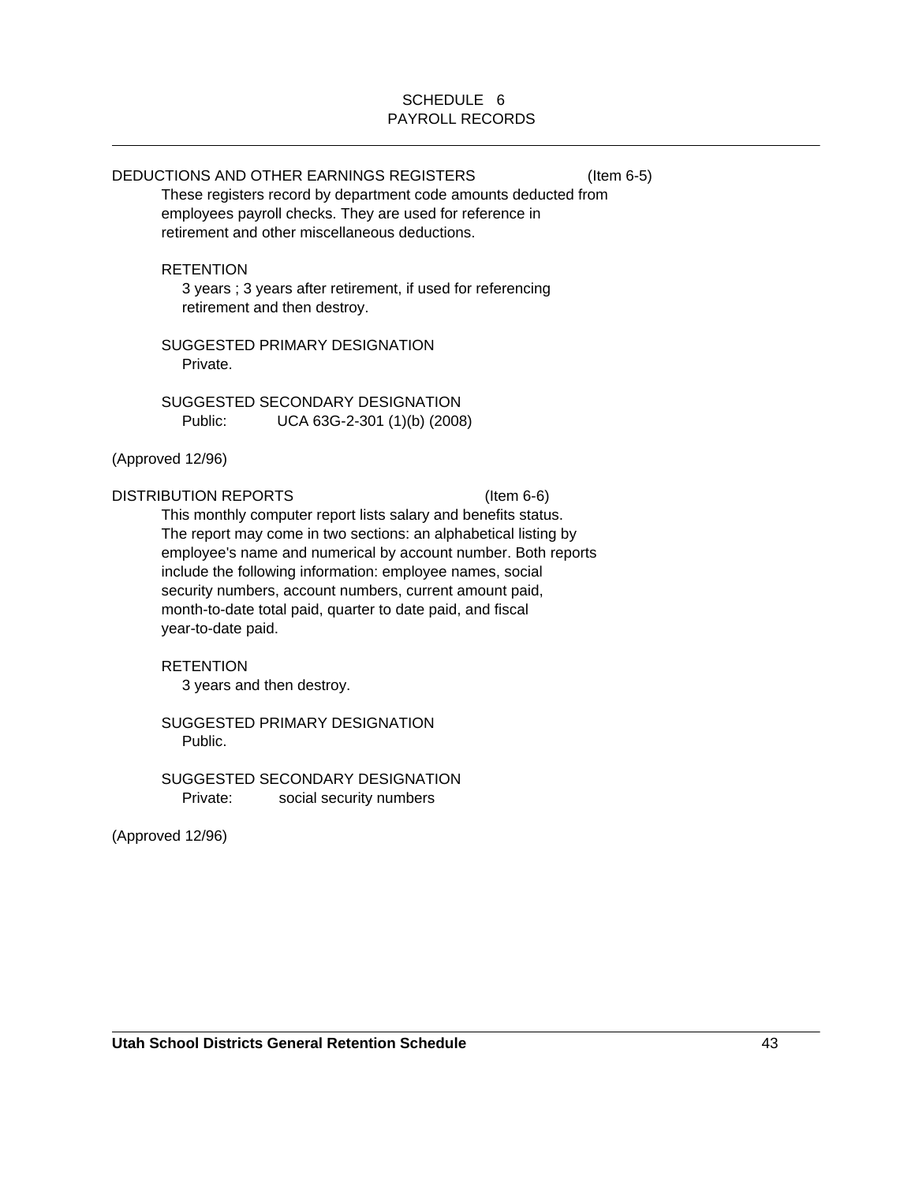## SCHEDULE 6
## PAYROLL RECORDS

### DEDUCTIONS AND OTHER EARNINGS REGISTERS (Item 6-5)

These registers record by department code amounts deducted from employees payroll checks. They are used for reference in retirement and other miscellaneous deductions.

RETENTION

3 years ; 3 years after retirement, if used for referencing retirement and then destroy.

SUGGESTED PRIMARY DESIGNATION

Private.

SUGGESTED SECONDARY DESIGNATION

Public: UCA 63G-2-301 (1)(b) (2008)

(Approved 12/96)

### DISTRIBUTION REPORTS (Item 6-6)

This monthly computer report lists salary and benefits status. The report may come in two sections: an alphabetical listing by employee's name and numerical by account number. Both reports include the following information: employee names, social security numbers, account numbers, current amount paid, month-to-date total paid, quarter to date paid, and fiscal year-to-date paid.

RETENTION

3 years and then destroy.

SUGGESTED PRIMARY DESIGNATION

Public.

SUGGESTED SECONDARY DESIGNATION

Private: social security numbers

(Approved 12/96)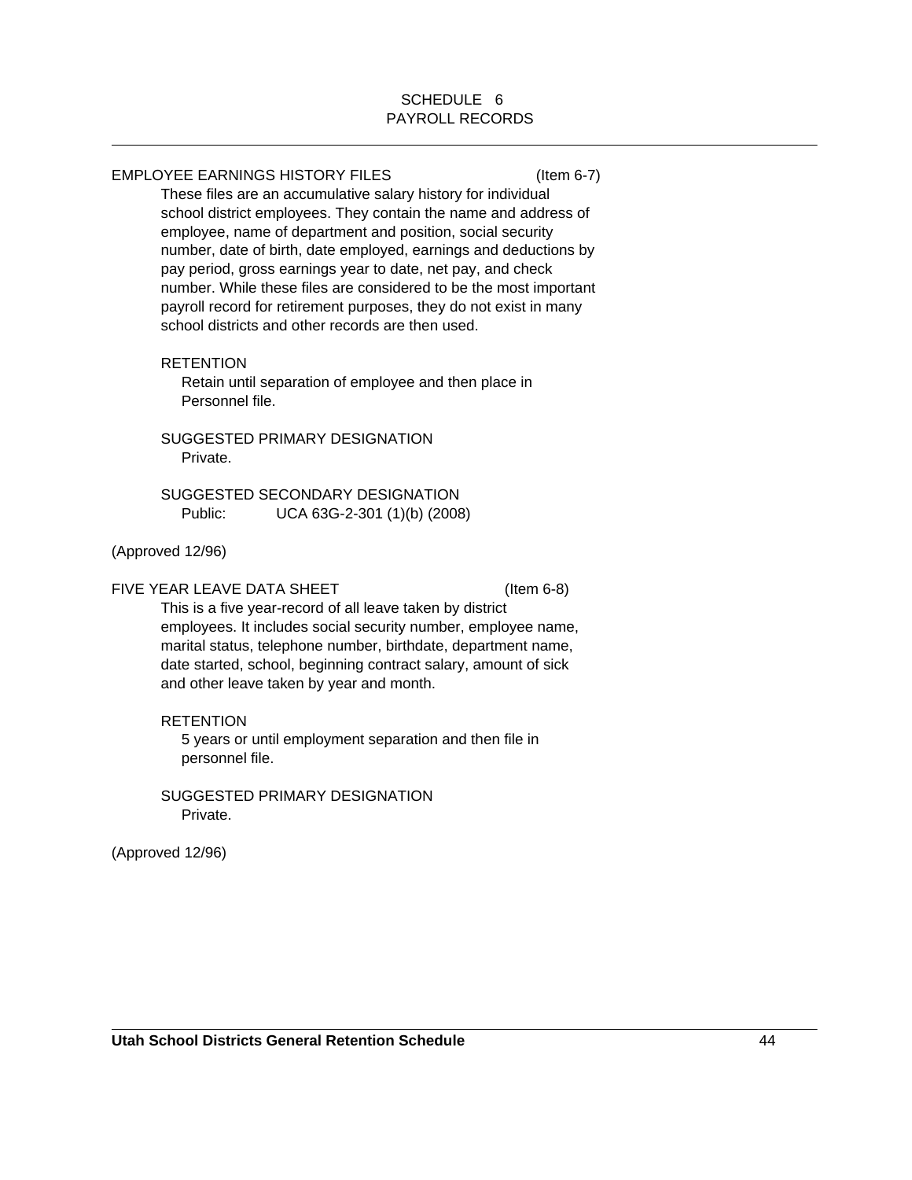# SCHEDULE 6
## PAYROLL RECORDS

---

### EMPLOYEE EARNINGS HISTORY FILES (Item 6-7)

These files are an accumulative salary history for individual school district employees. They contain the name and address of employee, name of department and position, social security number, date of birth, date employed, earnings and deductions by pay period, gross earnings year to date, net pay, and check number. While these files are considered to be the most important payroll record for retirement purposes, they do not exist in many school districts and other records are then used.

RETENTION

Retain until separation of employee and then place in Personnel file.

SUGGESTED PRIMARY DESIGNATION

Private.

SUGGESTED SECONDARY DESIGNATION

Public: UCA 63G-2-301 (1)(b) (2008)

(Approved 12/96)

### FIVE YEAR LEAVE DATA SHEET (Item 6-8)

This is a five year-record of all leave taken by district employees. It includes social security number, employee name, marital status, telephone number, birthdate, department name, date started, school, beginning contract salary, amount of sick and other leave taken by year and month.

RETENTION

5 years or until employment separation and then file in personnel file.

SUGGESTED PRIMARY DESIGNATION

Private.

(Approved 12/96)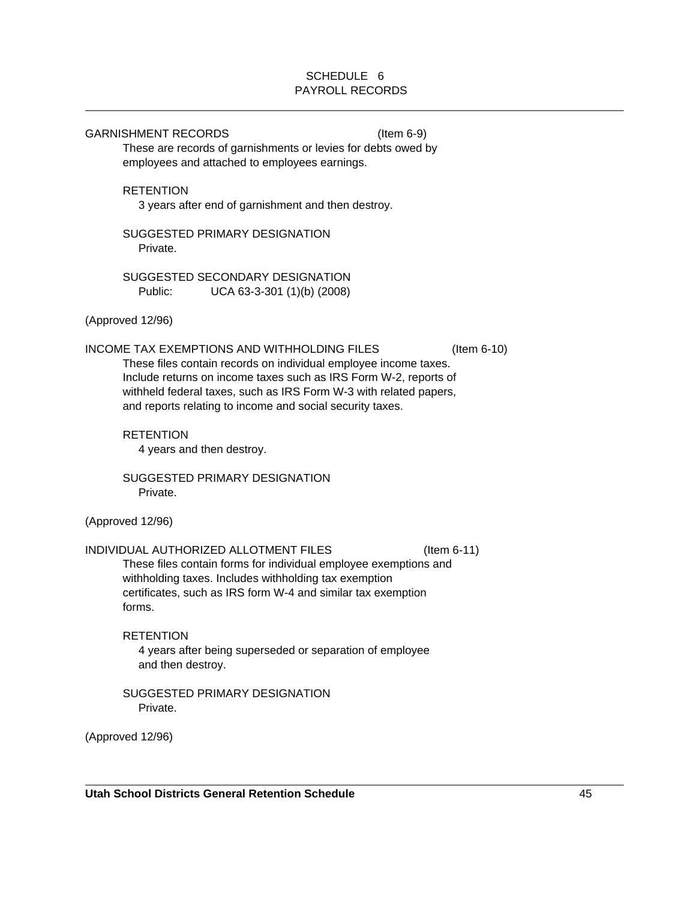## SCHEDULE 6
## PAYROLL RECORDS

### GARNISHMENT RECORDS (Item 6-9)

These are records of garnishments or levies for debts owed by employees and attached to employees earnings.

RETENTION

3 years after end of garnishment and then destroy.

SUGGESTED PRIMARY DESIGNATION

Private.

SUGGESTED SECONDARY DESIGNATION

Public: UCA 63-3-301 (1)(b) (2008)

(Approved 12/96)

### INCOME TAX EXEMPTIONS AND WITHHOLDING FILES (Item 6-10)

These files contain records on individual employee income taxes. Include returns on income taxes such as IRS Form W-2, reports of withheld federal taxes, such as IRS Form W-3 with related papers, and reports relating to income and social security taxes.

RETENTION

4 years and then destroy.

SUGGESTED PRIMARY DESIGNATION

Private.

(Approved 12/96)

### INDIVIDUAL AUTHORIZED ALLOTMENT FILES (Item 6-11)

These files contain forms for individual employee exemptions and withholding taxes. Includes withholding tax exemption certificates, such as IRS form W-4 and similar tax exemption forms.

RETENTION

4 years after being superseded or separation of employee and then destroy.

SUGGESTED PRIMARY DESIGNATION

Private.

(Approved 12/96)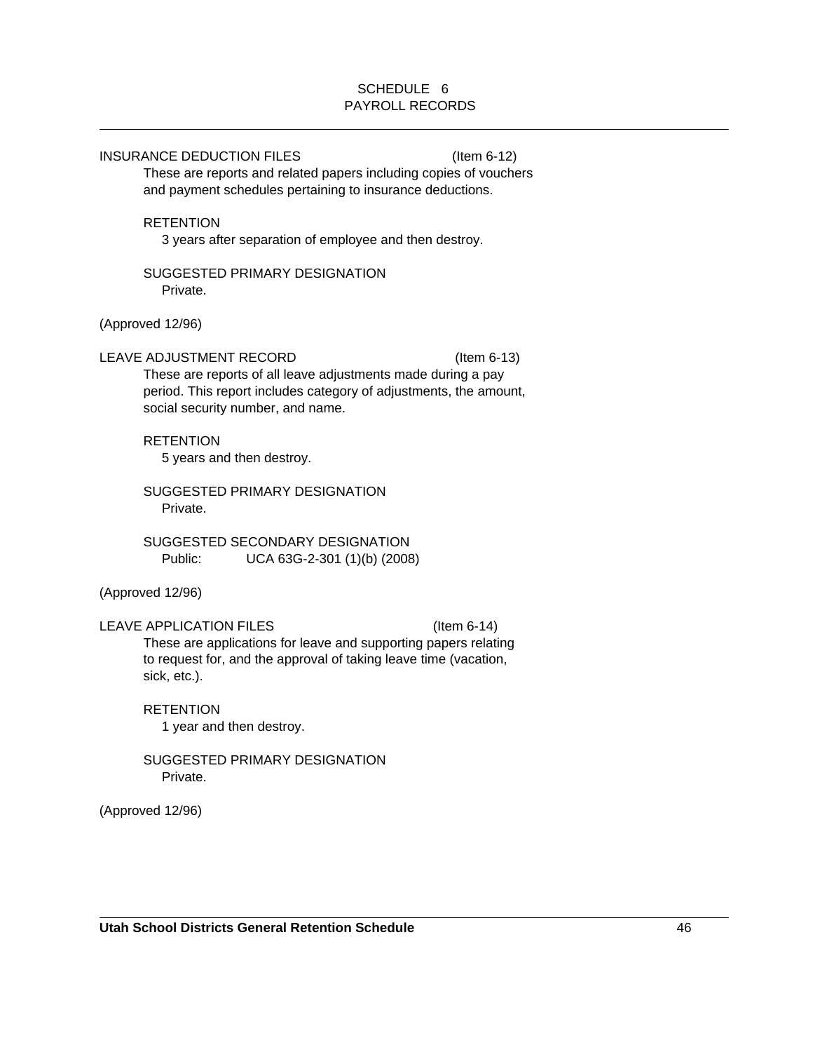SCHEDULE 6
PAYROLL RECORDS

INSURANCE DEDUCTION FILES (Item 6-12)

These are reports and related papers including copies of vouchers and payment schedules pertaining to insurance deductions.

RETENTION

3 years after separation of employee and then destroy.

SUGGESTED PRIMARY DESIGNATION

Private.

(Approved 12/96)

LEAVE ADJUSTMENT RECORD (Item 6-13)

These are reports of all leave adjustments made during a pay period. This report includes category of adjustments, the amount, social security number, and name.

RETENTION

5 years and then destroy.

SUGGESTED PRIMARY DESIGNATION

Private.

SUGGESTED SECONDARY DESIGNATION

Public: UCA 63G-2-301 (1)(b) (2008)

(Approved 12/96)

LEAVE APPLICATION FILES (Item 6-14)

These are applications for leave and supporting papers relating to request for, and the approval of taking leave time (vacation, sick, etc.).

RETENTION

1 year and then destroy.

SUGGESTED PRIMARY DESIGNATION

Private.

(Approved 12/96)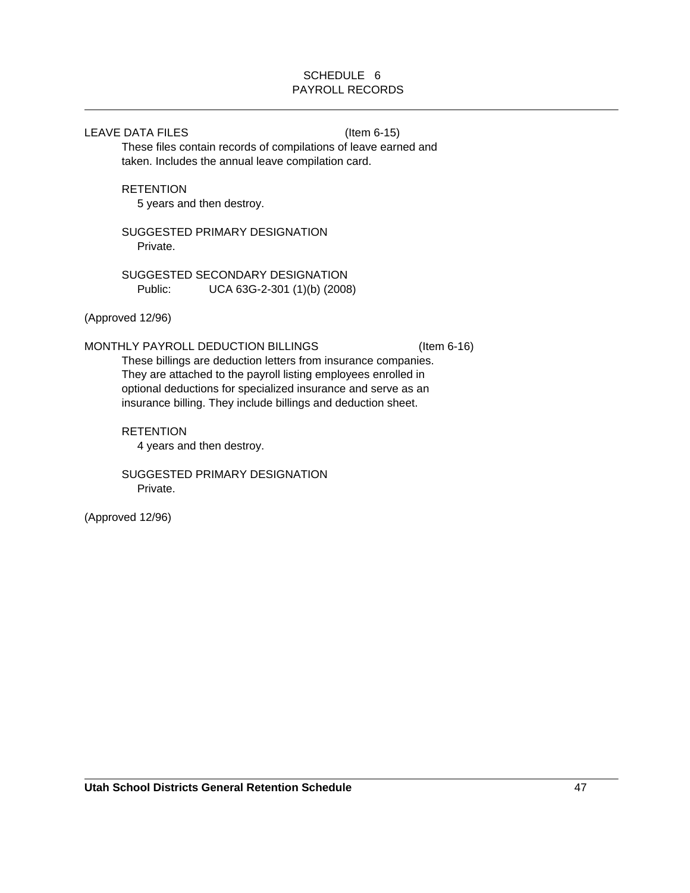## SCHEDULE 6
## PAYROLL RECORDS

---

LEAVE DATA FILES (Item 6-15)

These files contain records of compilations of leave earned and taken. Includes the annual leave compilation card.

RETENTION

5 years and then destroy.

SUGGESTED PRIMARY DESIGNATION

Private.

SUGGESTED SECONDARY DESIGNATION

Public: UCA 63G-2-301 (1)(b) (2008)

(Approved 12/96)

MONTHLY PAYROLL DEDUCTION BILLINGS (Item 6-16)

These billings are deduction letters from insurance companies. They are attached to the payroll listing employees enrolled in optional deductions for specialized insurance and serve as an insurance billing. They include billings and deduction sheet.

RETENTION

4 years and then destroy.

SUGGESTED PRIMARY DESIGNATION

Private.

(Approved 12/96)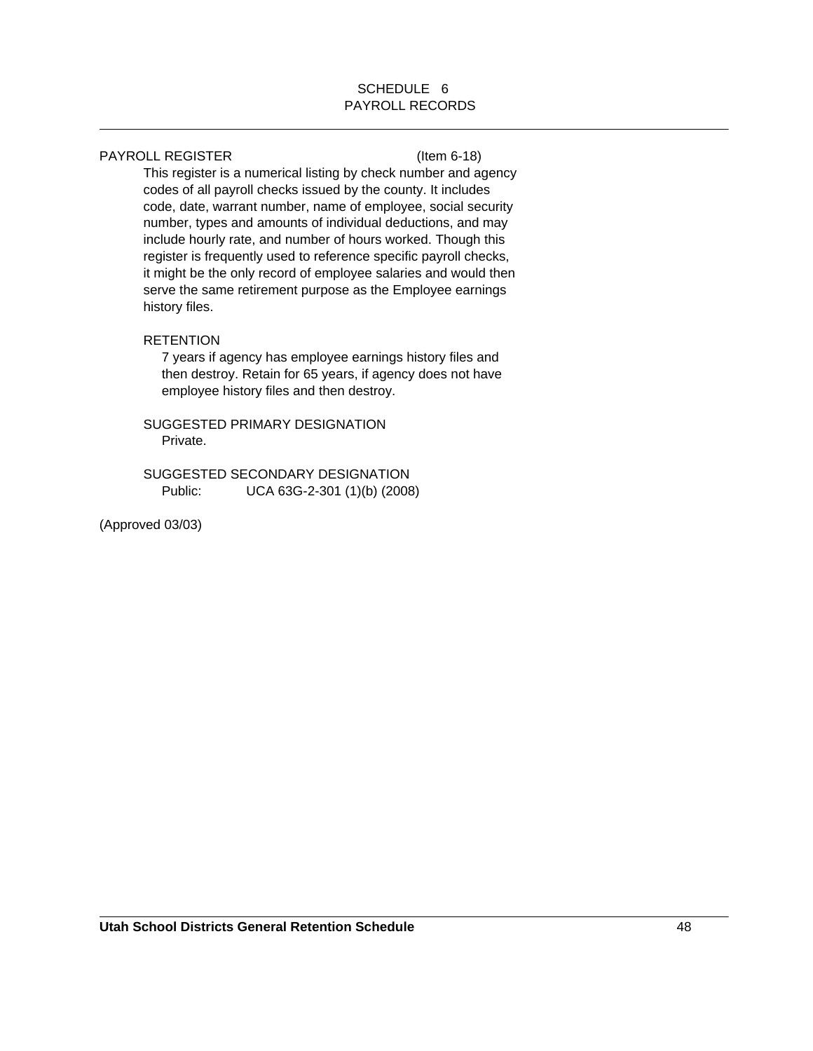## SCHEDULE 6
## PAYROLL RECORDS

PAYROLL REGISTER (Item 6-18)

This register is a numerical listing by check number and agency codes of all payroll checks issued by the county. It includes code, date, warrant number, name of employee, social security number, types and amounts of individual deductions, and may include hourly rate, and number of hours worked. Though this register is frequently used to reference specific payroll checks, it might be the only record of employee salaries and would then serve the same retirement purpose as the Employee earnings history files.

RETENTION

7 years if agency has employee earnings history files and then destroy. Retain for 65 years, if agency does not have employee history files and then destroy.

SUGGESTED PRIMARY DESIGNATION

Private.

SUGGESTED SECONDARY DESIGNATION

Public: UCA 63G-2-301 (1)(b) (2008)

(Approved 03/03)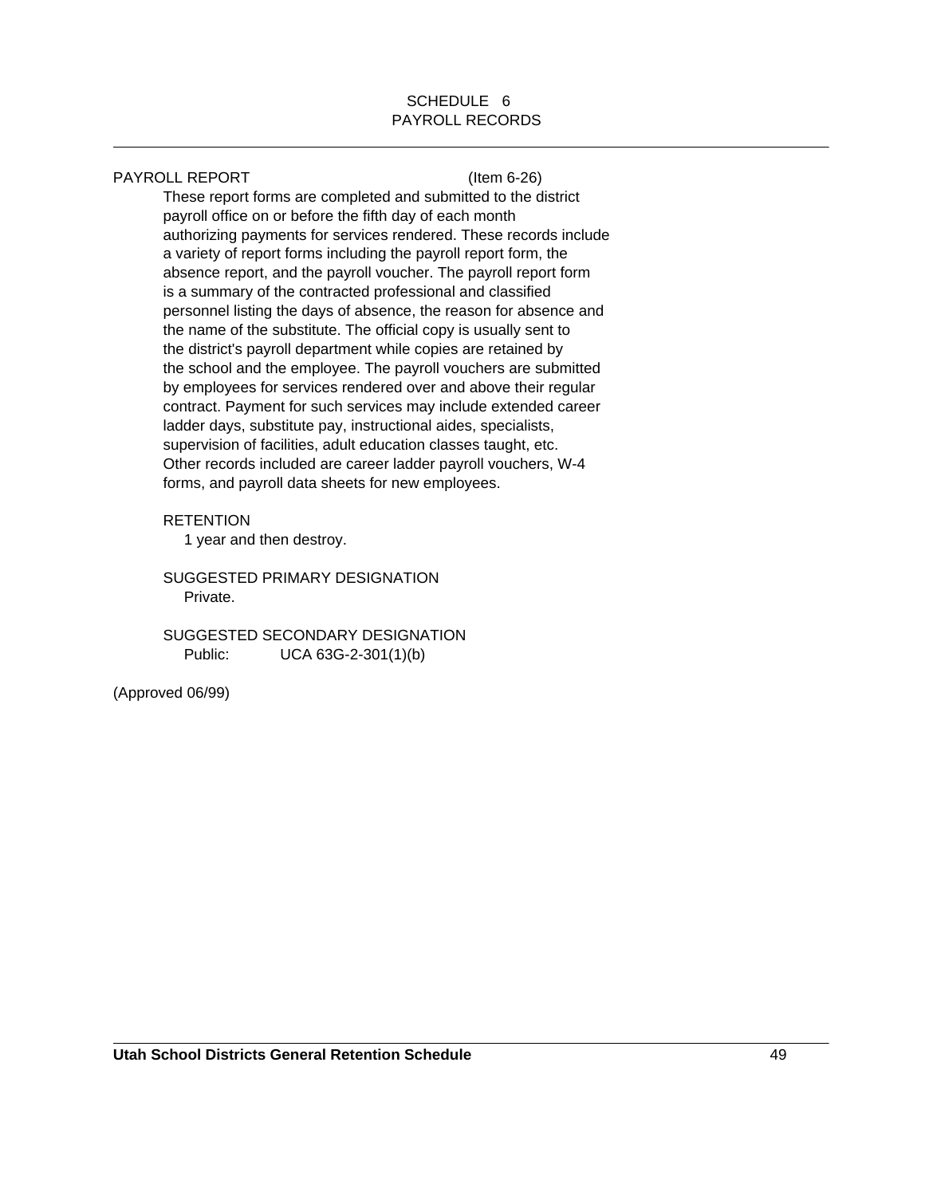# SCHEDULE 6
## PAYROLL RECORDS

PAYROLL REPORT (Item 6-26)

These report forms are completed and submitted to the district payroll office on or before the fifth day of each month authorizing payments for services rendered. These records include a variety of report forms including the payroll report form, the absence report, and the payroll voucher. The payroll report form is a summary of the contracted professional and classified personnel listing the days of absence, the reason for absence and the name of the substitute. The official copy is usually sent to the district's payroll department while copies are retained by the school and the employee. The payroll vouchers are submitted by employees for services rendered over and above their regular contract. Payment for such services may include extended career ladder days, substitute pay, instructional aides, specialists, supervision of facilities, adult education classes taught, etc. Other records included are career ladder payroll vouchers, W-4 forms, and payroll data sheets for new employees.

RETENTION

1 year and then destroy.

SUGGESTED PRIMARY DESIGNATION

Private.

SUGGESTED SECONDARY DESIGNATION

Public: UCA 63G-2-301(1)(b)

(Approved 06/99)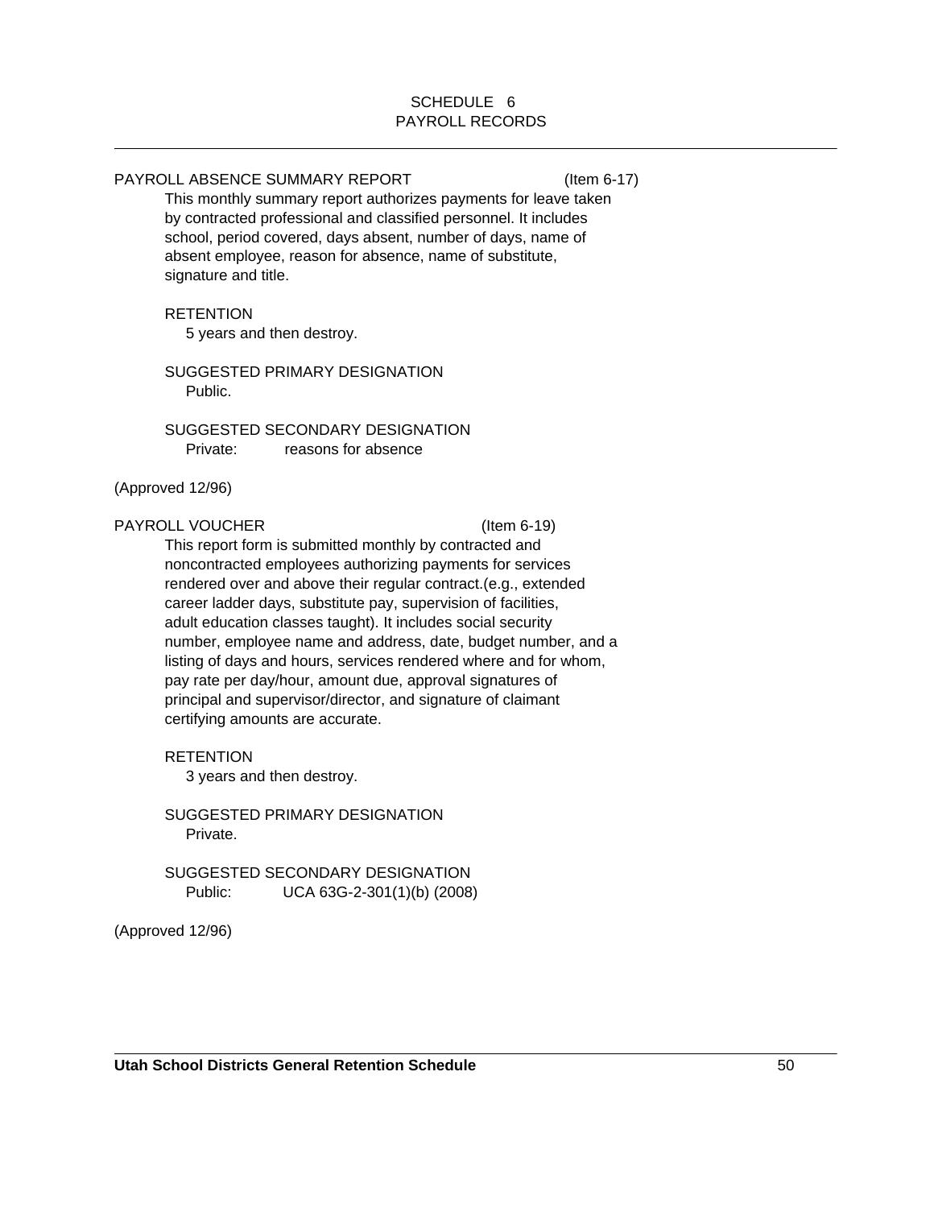# SCHEDULE 6
# PAYROLL RECORDS

---

### PAYROLL ABSENCE SUMMARY REPORT (Item 6-17)

This monthly summary report authorizes payments for leave taken by contracted professional and classified personnel. It includes school, period covered, days absent, number of days, name of absent employee, reason for absence, name of substitute, signature and title.

RETENTION
5 years and then destroy.

SUGGESTED PRIMARY DESIGNATION
Public.

SUGGESTED SECONDARY DESIGNATION
Private: reasons for absence

(Approved 12/96)

### PAYROLL VOUCHER (Item 6-19)

This report form is submitted monthly by contracted and noncontracted employees authorizing payments for services rendered over and above their regular contract.(e.g., extended career ladder days, substitute pay, supervision of facilities, adult education classes taught). It includes social security number, employee name and address, date, budget number, and a listing of days and hours, services rendered where and for whom, pay rate per day/hour, amount due, approval signatures of principal and supervisor/director, and signature of claimant certifying amounts are accurate.

RETENTION
3 years and then destroy.

SUGGESTED PRIMARY DESIGNATION
Private.

SUGGESTED SECONDARY DESIGNATION
Public: UCA 63G-2-301(1)(b) (2008)

(Approved 12/96)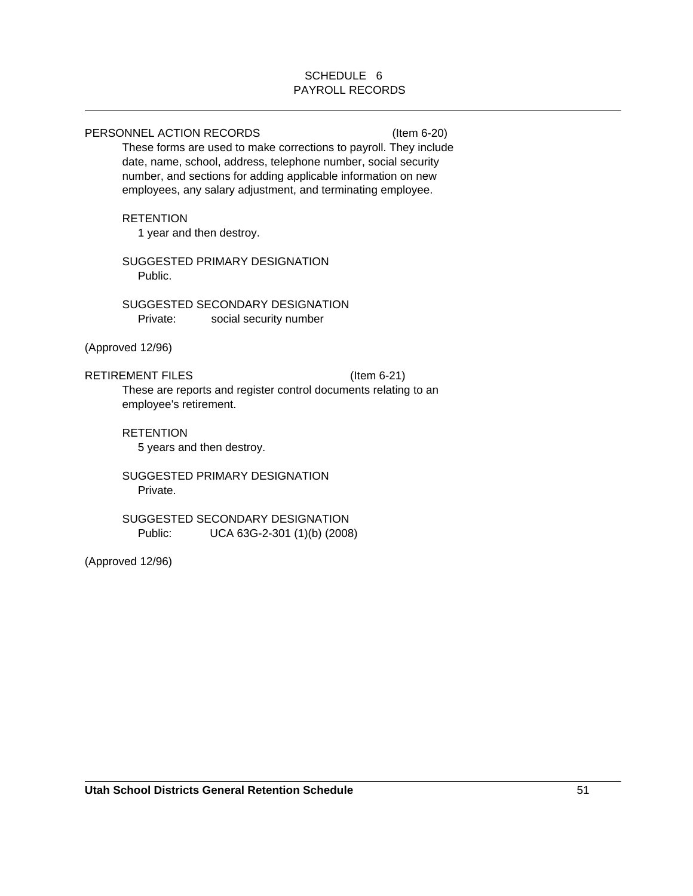# SCHEDULE 6
## PAYROLL RECORDS

---

PERSONNEL ACTION RECORDS (Item 6-20)

These forms are used to make corrections to payroll. They include date, name, school, address, telephone number, social security number, and sections for adding applicable information on new employees, any salary adjustment, and terminating employee.

RETENTION

1 year and then destroy.

SUGGESTED PRIMARY DESIGNATION

Public.

SUGGESTED SECONDARY DESIGNATION

Private: social security number

(Approved 12/96)

RETIREMENT FILES (Item 6-21)

These are reports and register control documents relating to an employee's retirement.

RETENTION

5 years and then destroy.

SUGGESTED PRIMARY DESIGNATION

Private.

SUGGESTED SECONDARY DESIGNATION

Public: UCA 63G-2-301 (1)(b) (2008)

(Approved 12/96)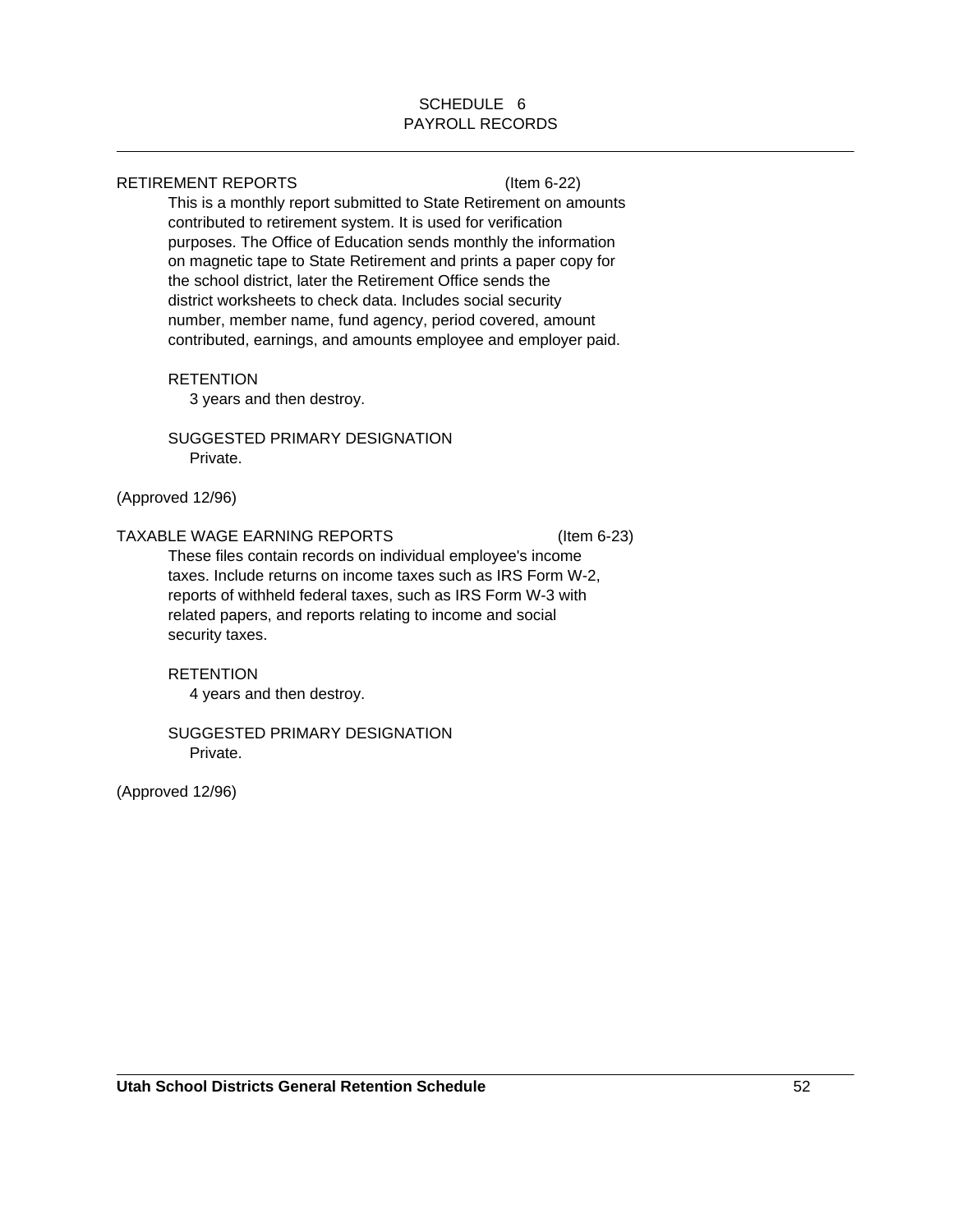SCHEDULE 6
PAYROLL RECORDS

---

RETIREMENT REPORTS (Item 6-22)

This is a monthly report submitted to State Retirement on amounts contributed to retirement system. It is used for verification purposes. The Office of Education sends monthly the information on magnetic tape to State Retirement and prints a paper copy for the school district, later the Retirement Office sends the district worksheets to check data. Includes social security number, member name, fund agency, period covered, amount contributed, earnings, and amounts employee and employer paid.

RETENTION
3 years and then destroy.

SUGGESTED PRIMARY DESIGNATION
Private.

(Approved 12/96)

TAXABLE WAGE EARNING REPORTS (Item 6-23)

These files contain records on individual employee's income taxes. Include returns on income taxes such as IRS Form W-2, reports of withheld federal taxes, such as IRS Form W-3 with related papers, and reports relating to income and social security taxes.

RETENTION
4 years and then destroy.

SUGGESTED PRIMARY DESIGNATION
Private.

(Approved 12/96)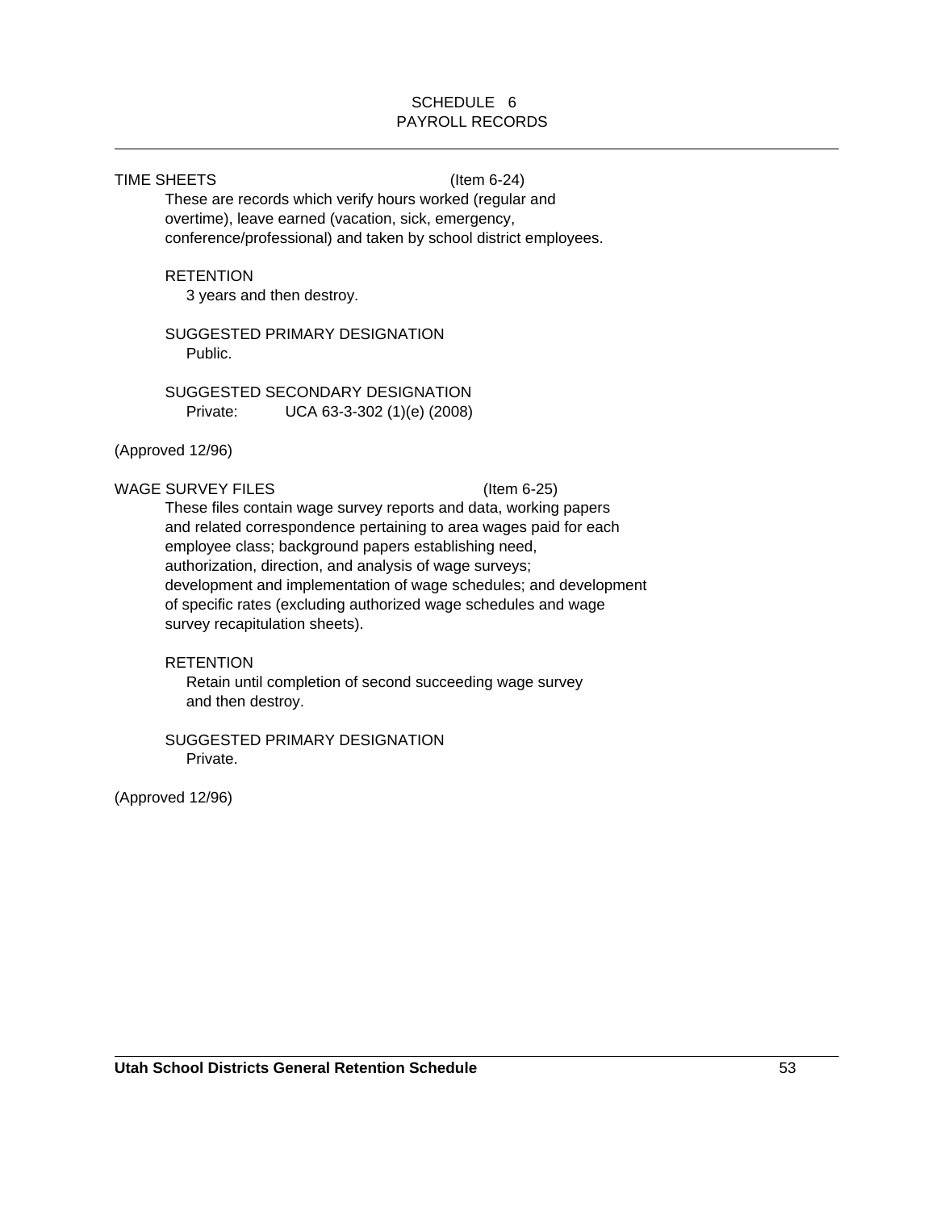# SCHEDULE 6
# PAYROLL RECORDS

---

TIME SHEETS (Item 6-24)

These are records which verify hours worked (regular and overtime), leave earned (vacation, sick, emergency, conference/professional) and taken by school district employees.

RETENTION

3 years and then destroy.

SUGGESTED PRIMARY DESIGNATION

Public.

SUGGESTED SECONDARY DESIGNATION

Private: UCA 63-3-302 (1)(e) (2008)

(Approved 12/96)

WAGE SURVEY FILES (Item 6-25)

These files contain wage survey reports and data, working papers and related correspondence pertaining to area wages paid for each employee class; background papers establishing need, authorization, direction, and analysis of wage surveys; development and implementation of wage schedules; and development of specific rates (excluding authorized wage schedules and wage survey recapitulation sheets).

RETENTION

Retain until completion of second succeeding wage survey and then destroy.

SUGGESTED PRIMARY DESIGNATION

Private.

(Approved 12/96)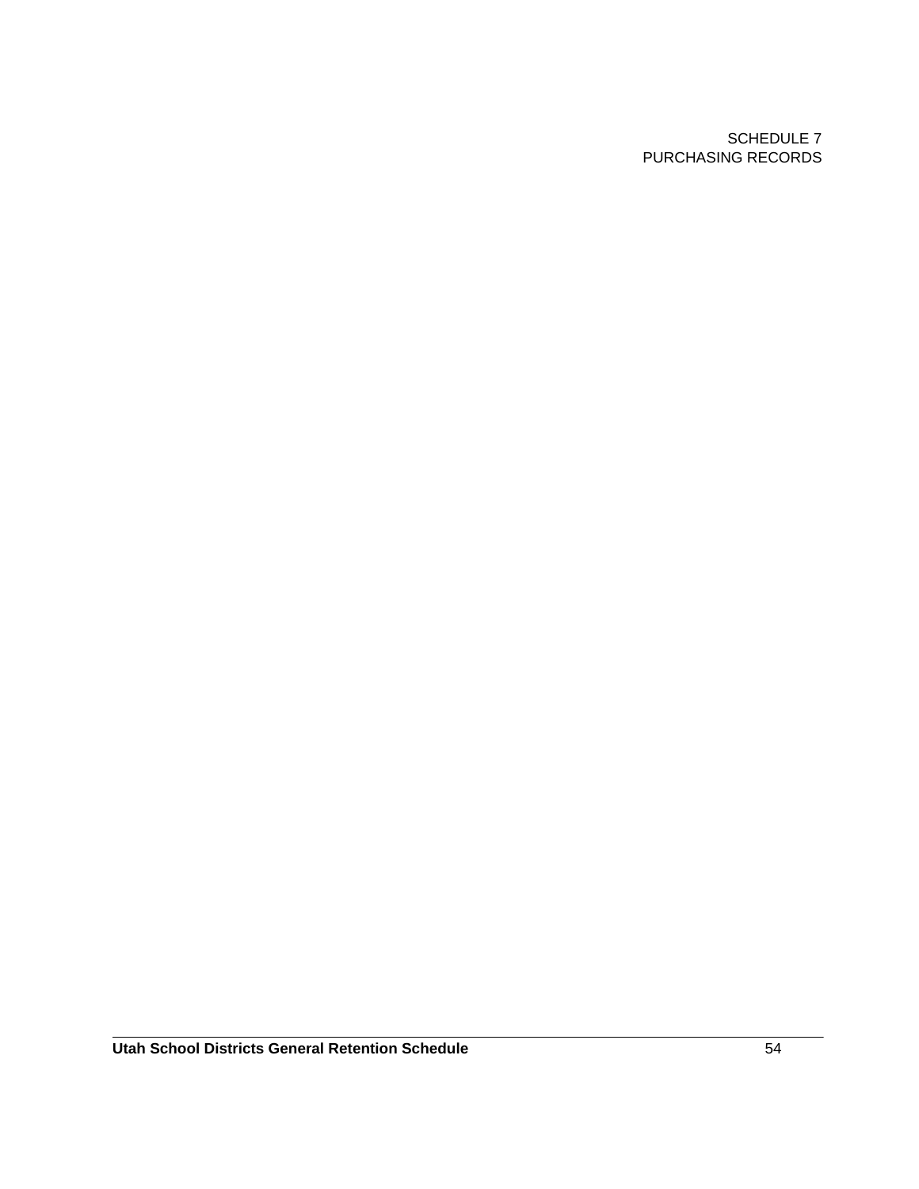SCHEDULE 7
PURCHASING RECORDS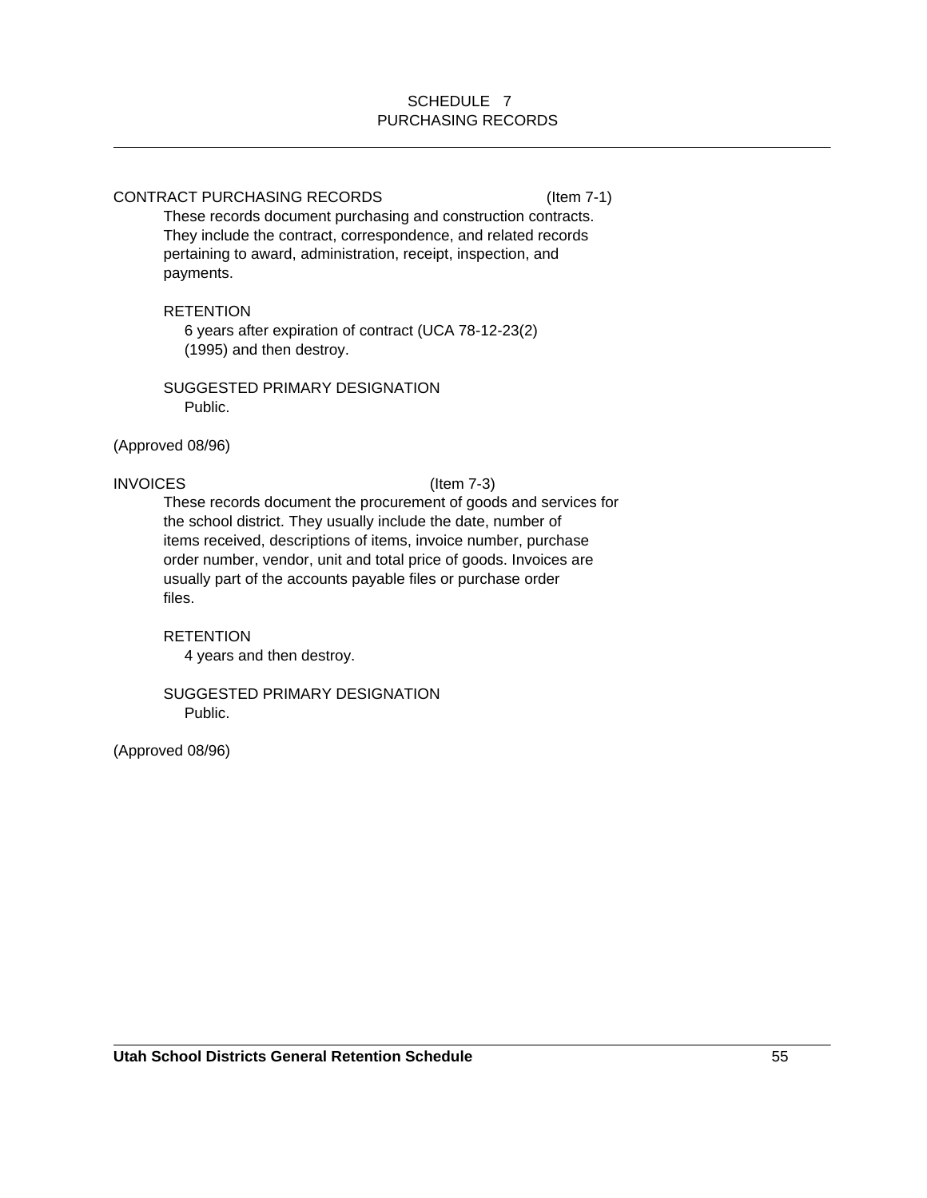# SCHEDULE 7
# PURCHASING RECORDS

## CONTRACT PURCHASING RECORDS (Item 7-1)

These records document purchasing and construction contracts. They include the contract, correspondence, and related records pertaining to award, administration, receipt, inspection, and payments.

RETENTION

6 years after expiration of contract (UCA 78-12-23(2) (1995) and then destroy.

SUGGESTED PRIMARY DESIGNATION

Public.

(Approved 08/96)

## INVOICES (Item 7-3)

These records document the procurement of goods and services for the school district. They usually include the date, number of items received, descriptions of items, invoice number, purchase order number, vendor, unit and total price of goods. Invoices are usually part of the accounts payable files or purchase order files.

RETENTION

4 years and then destroy.

SUGGESTED PRIMARY DESIGNATION

Public.

(Approved 08/96)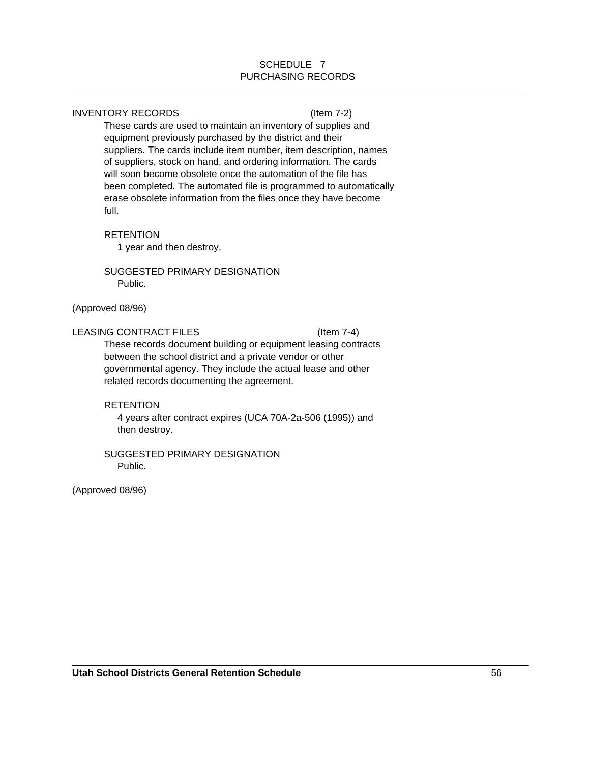# SCHEDULE 7
# PURCHASING RECORDS

## INVENTORY RECORDS (Item 7-2)

These cards are used to maintain an inventory of supplies and equipment previously purchased by the district and their suppliers. The cards include item number, item description, names of suppliers, stock on hand, and ordering information. The cards will soon become obsolete once the automation of the file has been completed. The automated file is programmed to automatically erase obsolete information from the files once they have become full.

RETENTION

1 year and then destroy.

SUGGESTED PRIMARY DESIGNATION

Public.

(Approved 08/96)

## LEASING CONTRACT FILES (Item 7-4)

These records document building or equipment leasing contracts between the school district and a private vendor or other governmental agency. They include the actual lease and other related records documenting the agreement.

RETENTION

4 years after contract expires (UCA 70A-2a-506 (1995)) and then destroy.

SUGGESTED PRIMARY DESIGNATION

Public.

(Approved 08/96)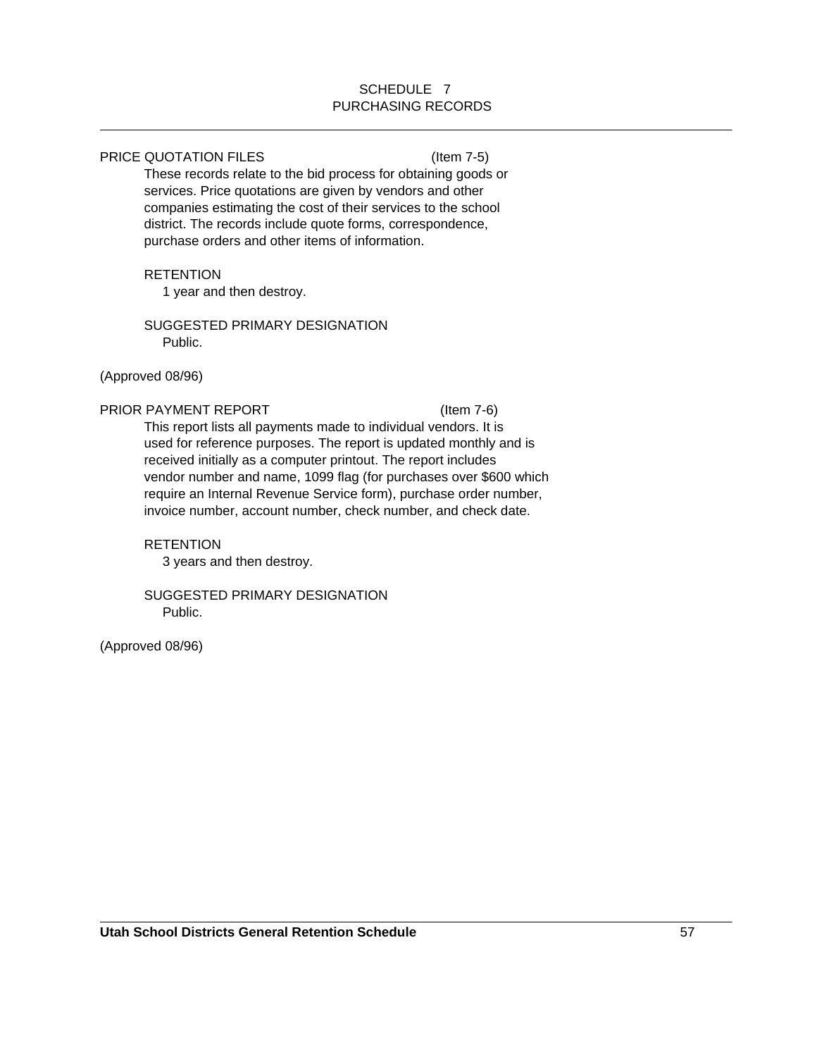SCHEDULE 7
PURCHASING RECORDS

PRICE QUOTATION FILES (Item 7-5)

These records relate to the bid process for obtaining goods or services. Price quotations are given by vendors and other companies estimating the cost of their services to the school district. The records include quote forms, correspondence, purchase orders and other items of information.

RETENTION

1 year and then destroy.

SUGGESTED PRIMARY DESIGNATION

Public.

(Approved 08/96)

PRIOR PAYMENT REPORT (Item 7-6)

This report lists all payments made to individual vendors. It is used for reference purposes. The report is updated monthly and is received initially as a computer printout. The report includes vendor number and name, 1099 flag (for purchases over $600 which require an Internal Revenue Service form), purchase order number, invoice number, account number, check number, and check date.

RETENTION

3 years and then destroy.

SUGGESTED PRIMARY DESIGNATION

Public.

(Approved 08/96)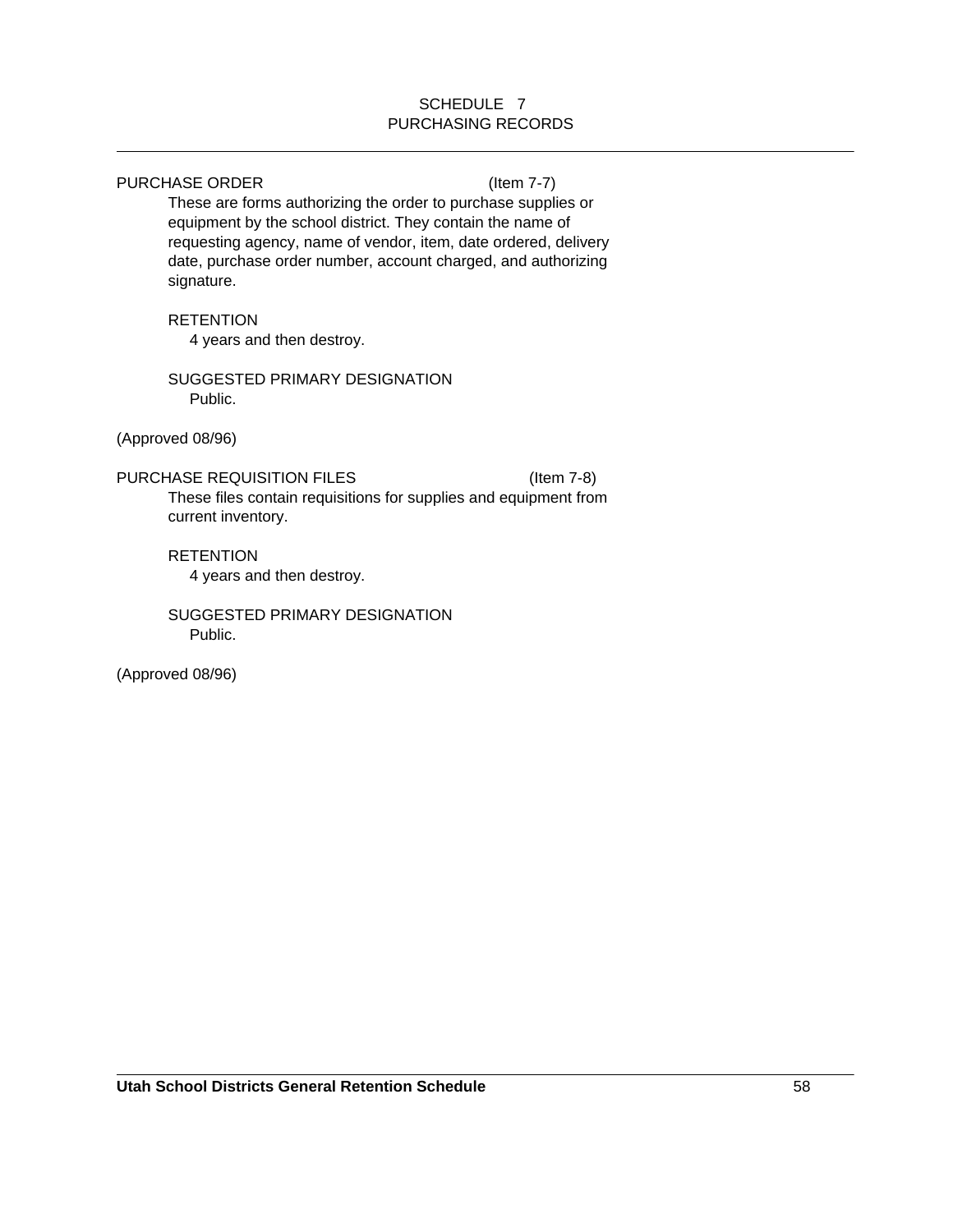# SCHEDULE 7
## PURCHASING RECORDS

---

PURCHASE ORDER (Item 7-7)

These are forms authorizing the order to purchase supplies or equipment by the school district. They contain the name of requesting agency, name of vendor, item, date ordered, delivery date, purchase order number, account charged, and authorizing signature.

RETENTION

4 years and then destroy.

SUGGESTED PRIMARY DESIGNATION

Public.

(Approved 08/96)

PURCHASE REQUISITION FILES (Item 7-8)

These files contain requisitions for supplies and equipment from current inventory.

RETENTION

4 years and then destroy.

SUGGESTED PRIMARY DESIGNATION

Public.

(Approved 08/96)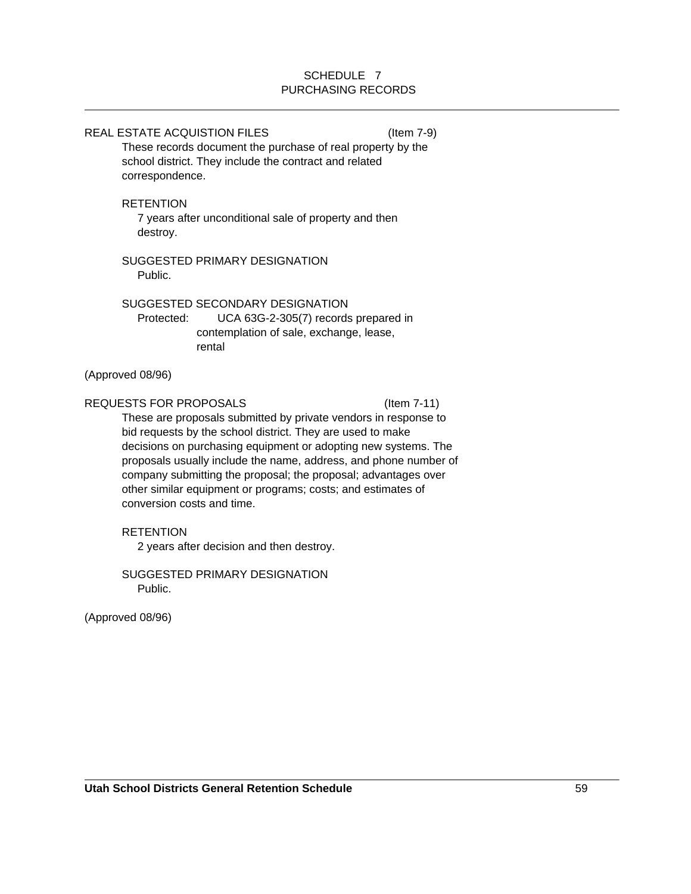# SCHEDULE 7
# PURCHASING RECORDS

REAL ESTATE ACQUISTION FILES (Item 7-9)

These records document the purchase of real property by the school district. They include the contract and related correspondence.

RETENTION

7 years after unconditional sale of property and then destroy.

SUGGESTED PRIMARY DESIGNATION

Public.

SUGGESTED SECONDARY DESIGNATION

Protected: UCA 63G-2-305(7) records prepared in contemplation of sale, exchange, lease, rental

(Approved 08/96)

REQUESTS FOR PROPOSALS (Item 7-11)

These are proposals submitted by private vendors in response to bid requests by the school district. They are used to make decisions on purchasing equipment or adopting new systems. The proposals usually include the name, address, and phone number of company submitting the proposal; the proposal; advantages over other similar equipment or programs; costs; and estimates of conversion costs and time.

RETENTION

2 years after decision and then destroy.

SUGGESTED PRIMARY DESIGNATION

Public.

(Approved 08/96)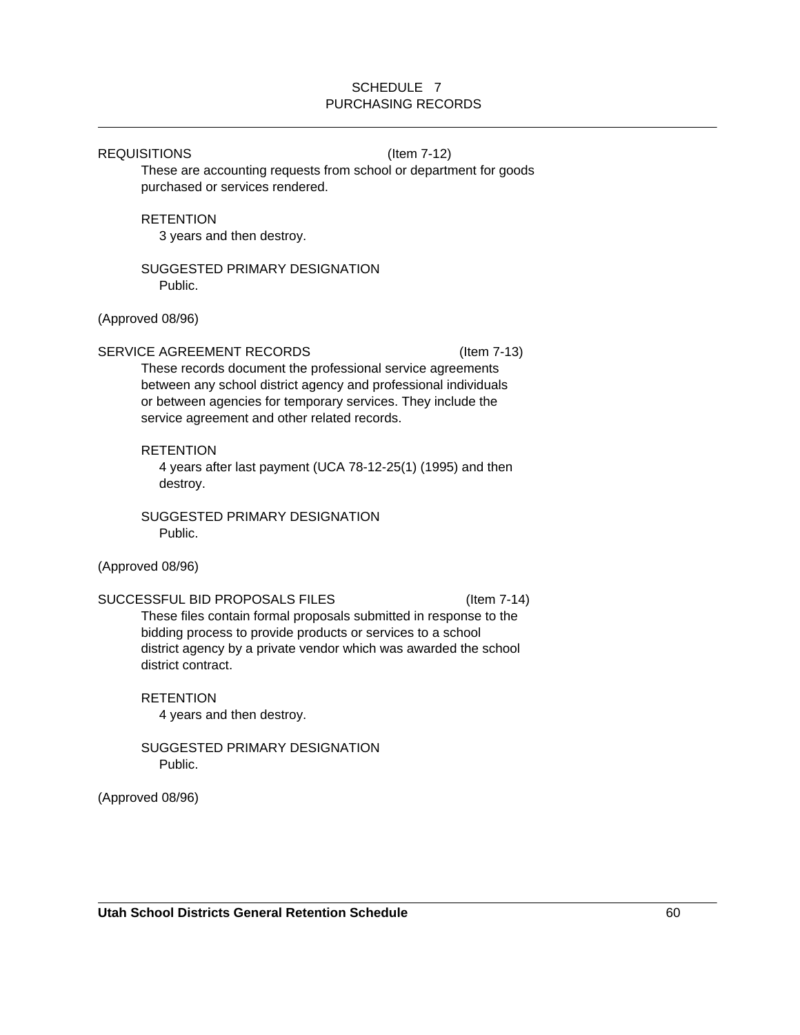# SCHEDULE 7
## PURCHASING RECORDS

---

REQUISITIONS (Item 7-12)

These are accounting requests from school or department for goods purchased or services rendered.

RETENTION

3 years and then destroy.

SUGGESTED PRIMARY DESIGNATION

Public.

(Approved 08/96)

SERVICE AGREEMENT RECORDS (Item 7-13)

These records document the professional service agreements between any school district agency and professional individuals or between agencies for temporary services. They include the service agreement and other related records.

RETENTION

4 years after last payment (UCA 78-12-25(1) (1995) and then destroy.

SUGGESTED PRIMARY DESIGNATION

Public.

(Approved 08/96)

SUCCESSFUL BID PROPOSALS FILES (Item 7-14)

These files contain formal proposals submitted in response to the bidding process to provide products or services to a school district agency by a private vendor which was awarded the school district contract.

RETENTION

4 years and then destroy.

SUGGESTED PRIMARY DESIGNATION

Public.

(Approved 08/96)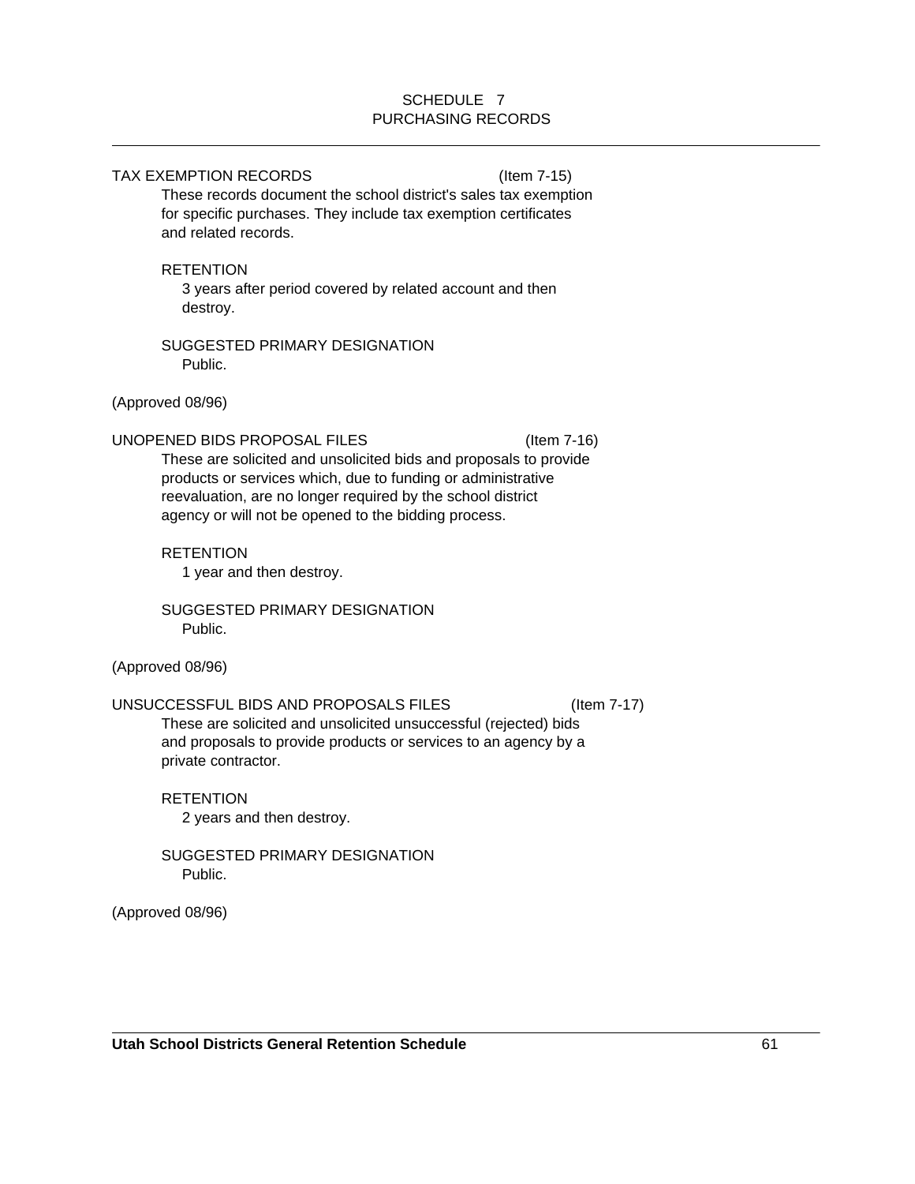## SCHEDULE 7
## PURCHASING RECORDS

---

### TAX EXEMPTION RECORDS (Item 7-15)

These records document the school district's sales tax exemption for specific purchases. They include tax exemption certificates and related records.

RETENTION

3 years after period covered by related account and then destroy.

SUGGESTED PRIMARY DESIGNATION

Public.

(Approved 08/96)

### UNOPENED BIDS PROPOSAL FILES (Item 7-16)

These are solicited and unsolicited bids and proposals to provide products or services which, due to funding or administrative reevaluation, are no longer required by the school district agency or will not be opened to the bidding process.

RETENTION

1 year and then destroy.

SUGGESTED PRIMARY DESIGNATION

Public.

(Approved 08/96)

### UNSUCCESSFUL BIDS AND PROPOSALS FILES (Item 7-17)

These are solicited and unsolicited unsuccessful (rejected) bids and proposals to provide products or services to an agency by a private contractor.

RETENTION

2 years and then destroy.

SUGGESTED PRIMARY DESIGNATION

Public.

(Approved 08/96)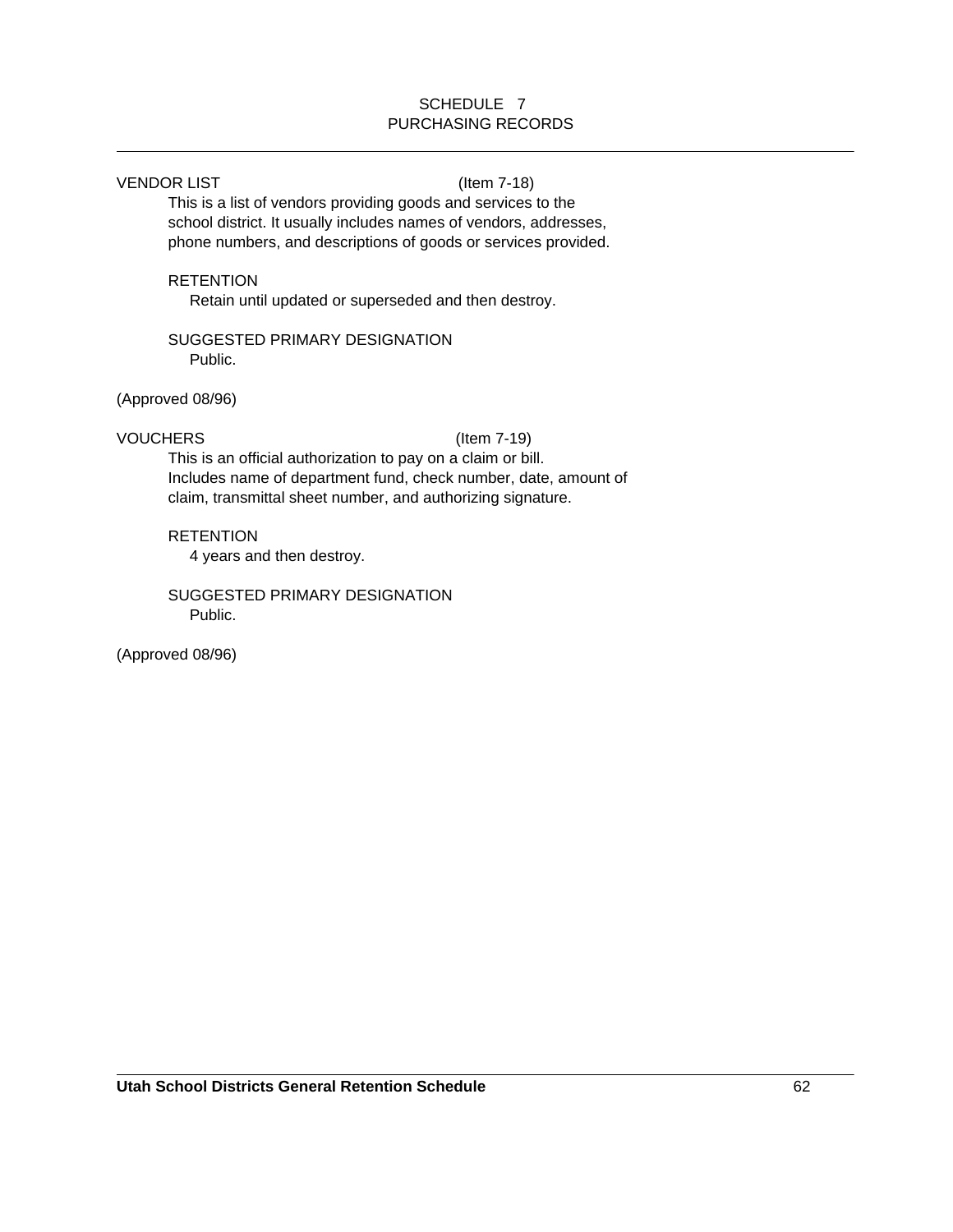SCHEDULE 7
PURCHASING RECORDS

VENDOR LIST (Item 7-18)

This is a list of vendors providing goods and services to the school district. It usually includes names of vendors, addresses, phone numbers, and descriptions of goods or services provided.

RETENTION

Retain until updated or superseded and then destroy.

SUGGESTED PRIMARY DESIGNATION

Public.

(Approved 08/96)

VOUCHERS (Item 7-19)

This is an official authorization to pay on a claim or bill. Includes name of department fund, check number, date, amount of claim, transmittal sheet number, and authorizing signature.

RETENTION

4 years and then destroy.

SUGGESTED PRIMARY DESIGNATION

Public.

(Approved 08/96)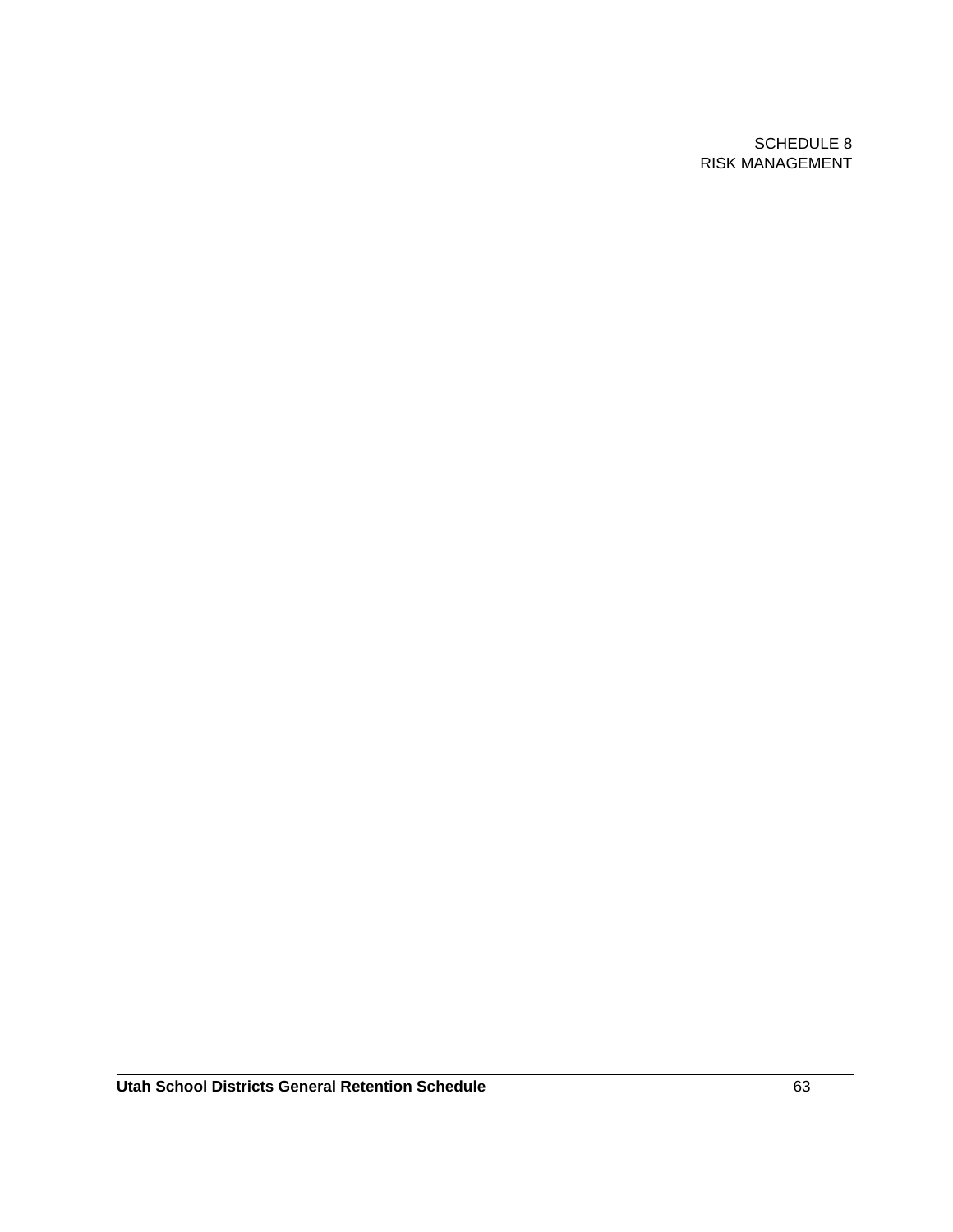SCHEDULE 8
RISK MANAGEMENT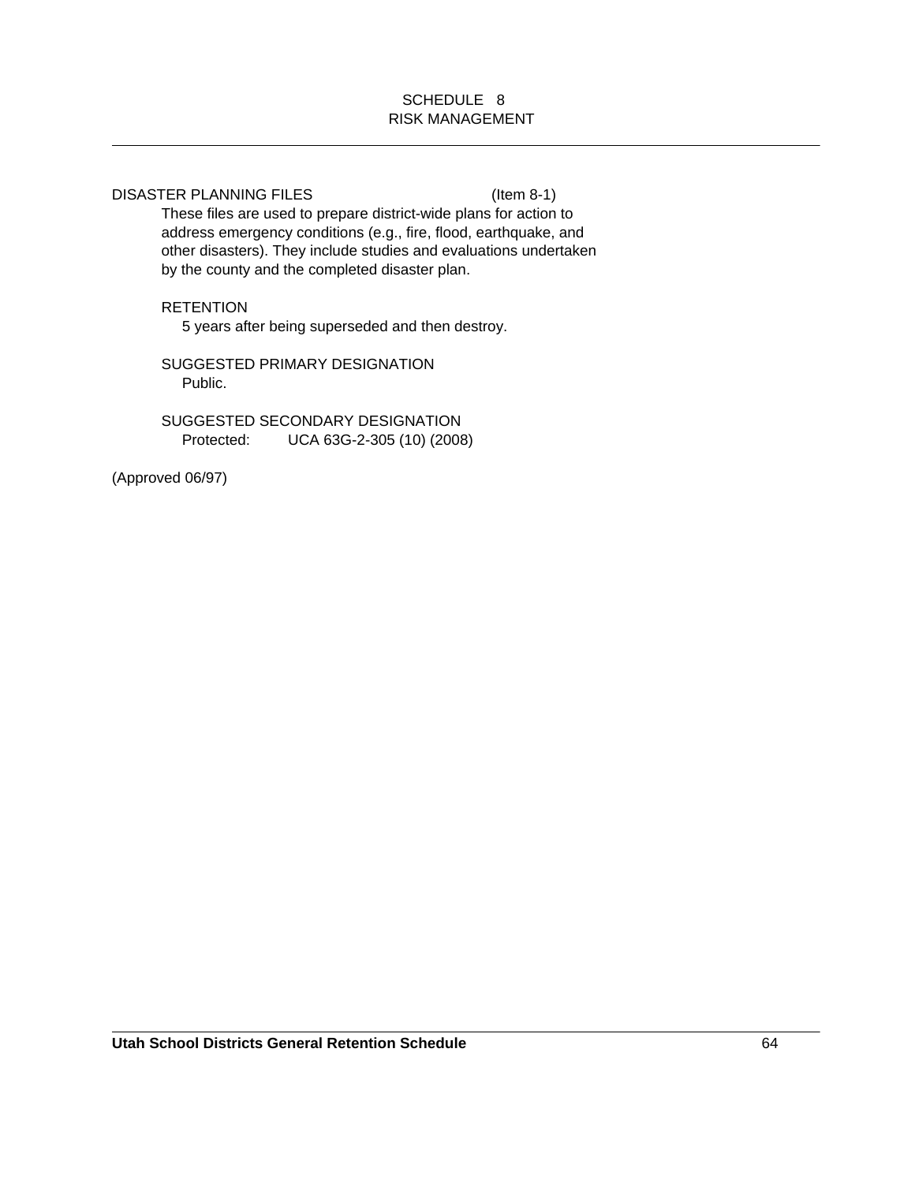# SCHEDULE 8
## RISK MANAGEMENT

---

DISASTER PLANNING FILES (Item 8-1)

These files are used to prepare district-wide plans for action to address emergency conditions (e.g., fire, flood, earthquake, and other disasters). They include studies and evaluations undertaken by the county and the completed disaster plan.

RETENTION

5 years after being superseded and then destroy.

SUGGESTED PRIMARY DESIGNATION

Public.

SUGGESTED SECONDARY DESIGNATION

Protected: UCA 63G-2-305 (10) (2008)

(Approved 06/97)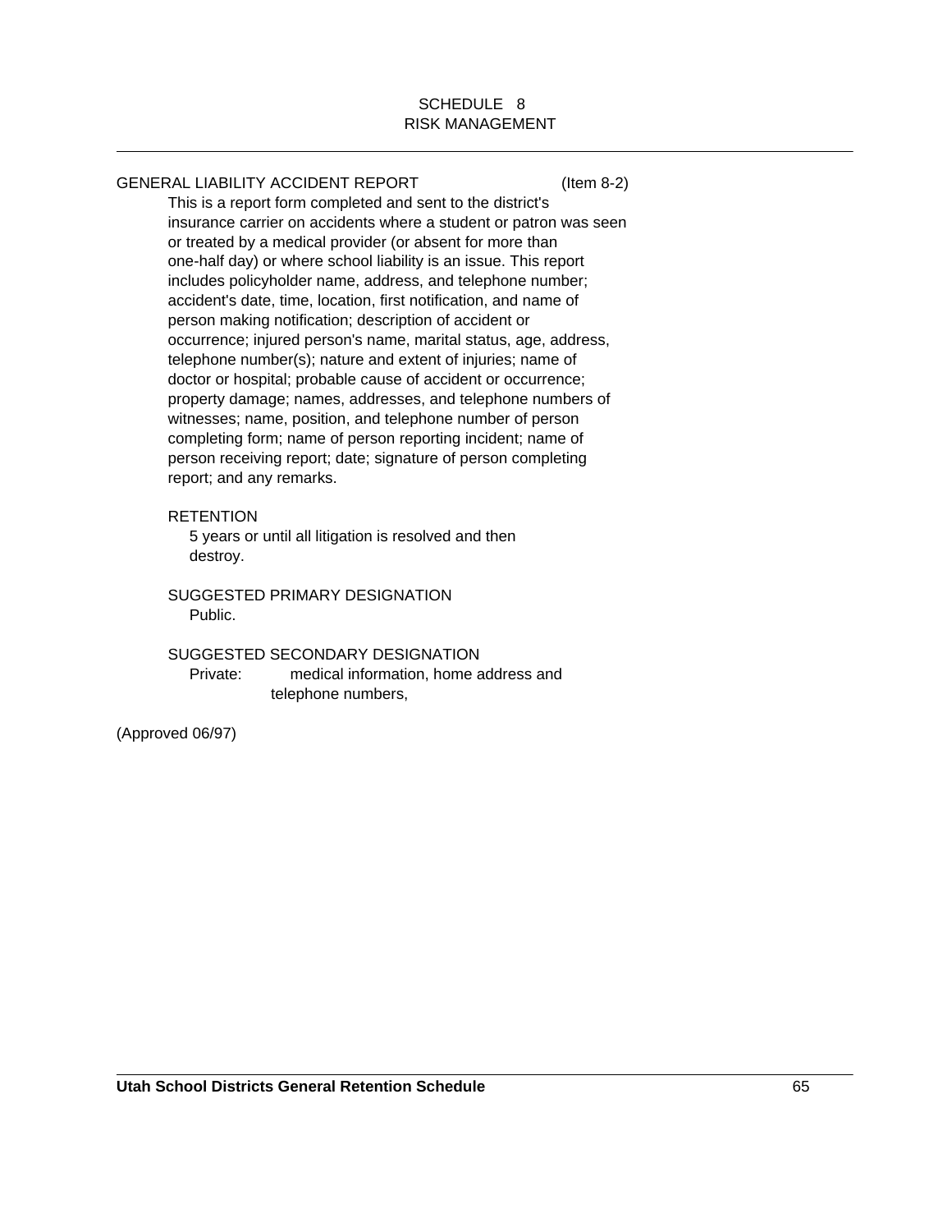SCHEDULE 8
RISK MANAGEMENT

GENERAL LIABILITY ACCIDENT REPORT (Item 8-2)

This is a report form completed and sent to the district's insurance carrier on accidents where a student or patron was seen or treated by a medical provider (or absent for more than one-half day) or where school liability is an issue. This report includes policyholder name, address, and telephone number; accident's date, time, location, first notification, and name of person making notification; description of accident or occurrence; injured person's name, marital status, age, address, telephone number(s); nature and extent of injuries; name of doctor or hospital; probable cause of accident or occurrence; property damage; names, addresses, and telephone numbers of witnesses; name, position, and telephone number of person completing form; name of person reporting incident; name of person receiving report; date; signature of person completing report; and any remarks.

RETENTION

5 years or until all litigation is resolved and then destroy.

SUGGESTED PRIMARY DESIGNATION

Public.

SUGGESTED SECONDARY DESIGNATION

Private: medical information, home address and telephone numbers,

(Approved 06/97)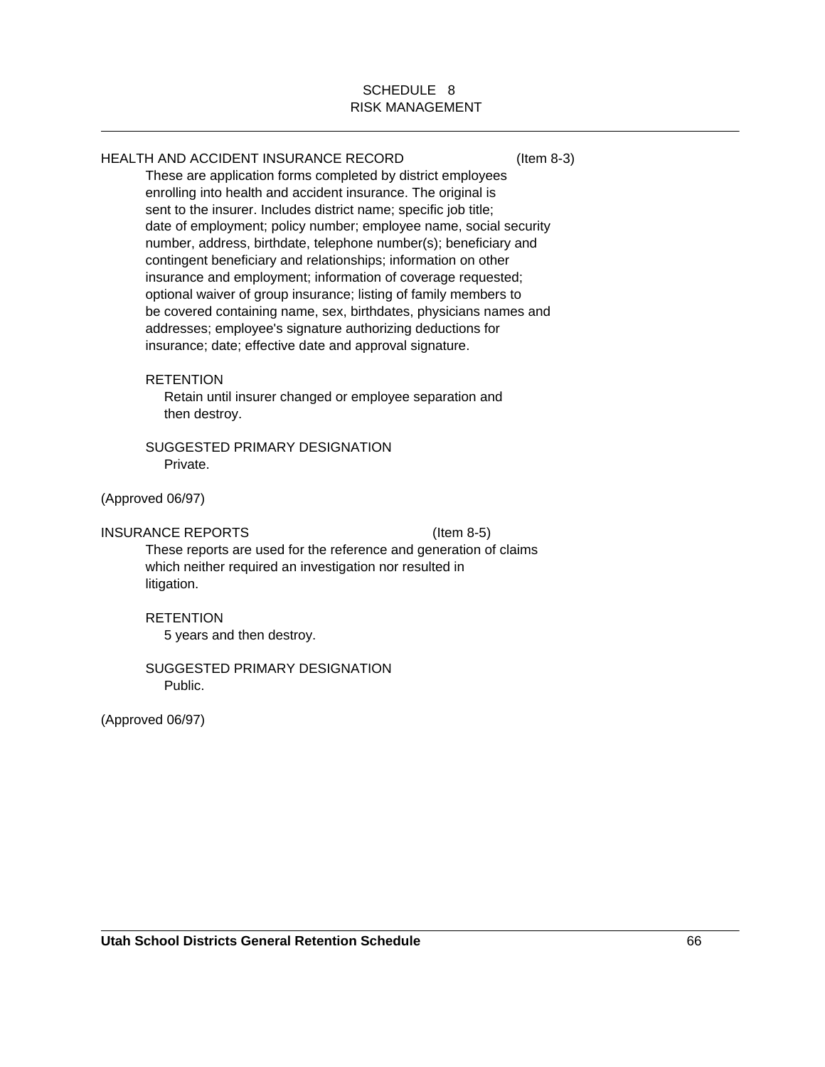# SCHEDULE 8
## RISK MANAGEMENT

---

HEALTH AND ACCIDENT INSURANCE RECORD (Item 8-3)

These are application forms completed by district employees enrolling into health and accident insurance. The original is sent to the insurer. Includes district name; specific job title; date of employment; policy number; employee name, social security number, address, birthdate, telephone number(s); beneficiary and contingent beneficiary and relationships; information on other insurance and employment; information of coverage requested; optional waiver of group insurance; listing of family members to be covered containing name, sex, birthdates, physicians names and addresses; employee's signature authorizing deductions for insurance; date; effective date and approval signature.

RETENTION

Retain until insurer changed or employee separation and then destroy.

SUGGESTED PRIMARY DESIGNATION

Private.

(Approved 06/97)

INSURANCE REPORTS (Item 8-5)

These reports are used for the reference and generation of claims which neither required an investigation nor resulted in litigation.

RETENTION

5 years and then destroy.

SUGGESTED PRIMARY DESIGNATION

Public.

(Approved 06/97)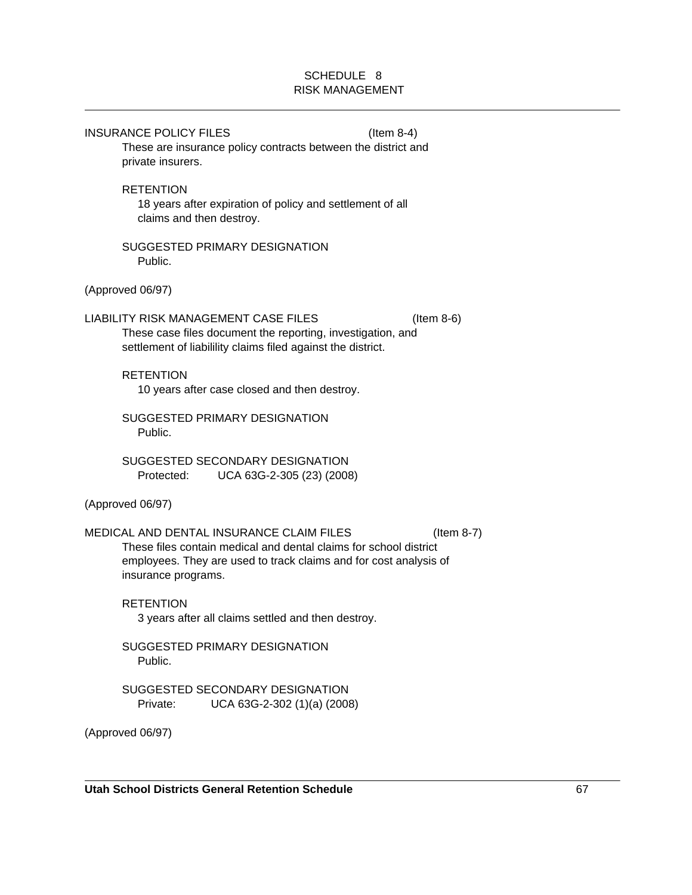## SCHEDULE 8
## RISK MANAGEMENT

---

INSURANCE POLICY FILES (Item 8-4)

These are insurance policy contracts between the district and private insurers.

RETENTION

18 years after expiration of policy and settlement of all claims and then destroy.

SUGGESTED PRIMARY DESIGNATION

Public.

(Approved 06/97)

LIABILITY RISK MANAGEMENT CASE FILES (Item 8-6)

These case files document the reporting, investigation, and settlement of liabilility claims filed against the district.

RETENTION

10 years after case closed and then destroy.

SUGGESTED PRIMARY DESIGNATION

Public.

SUGGESTED SECONDARY DESIGNATION

Protected: UCA 63G-2-305 (23) (2008)

(Approved 06/97)

MEDICAL AND DENTAL INSURANCE CLAIM FILES (Item 8-7)

These files contain medical and dental claims for school district employees. They are used to track claims and for cost analysis of insurance programs.

RETENTION

3 years after all claims settled and then destroy.

SUGGESTED PRIMARY DESIGNATION

Public.

SUGGESTED SECONDARY DESIGNATION

Private: UCA 63G-2-302 (1)(a) (2008)

(Approved 06/97)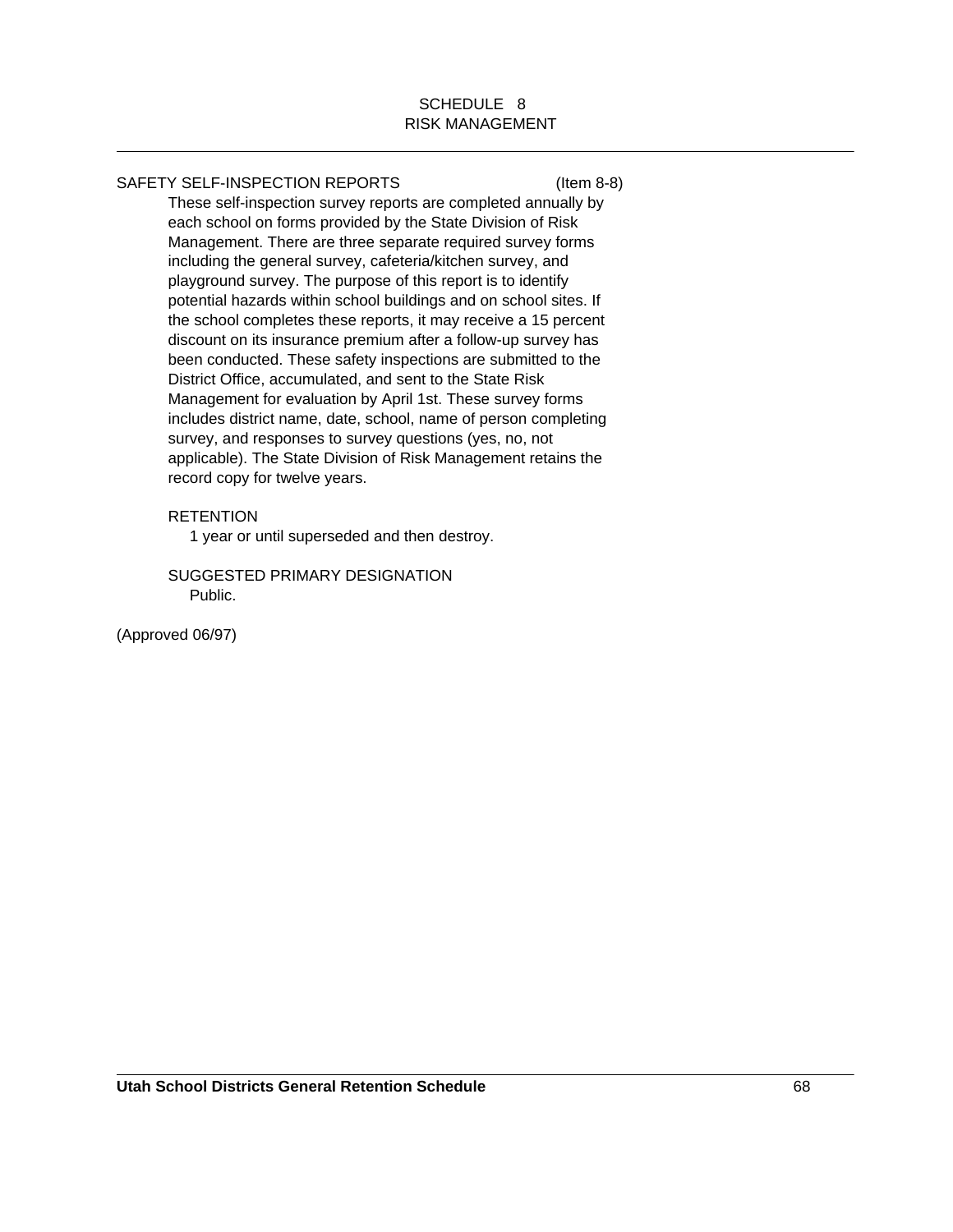## SCHEDULE 8
## RISK MANAGEMENT

SAFETY SELF-INSPECTION REPORTS (Item 8-8)

These self-inspection survey reports are completed annually by each school on forms provided by the State Division of Risk Management. There are three separate required survey forms including the general survey, cafeteria/kitchen survey, and playground survey. The purpose of this report is to identify potential hazards within school buildings and on school sites. If the school completes these reports, it may receive a 15 percent discount on its insurance premium after a follow-up survey has been conducted. These safety inspections are submitted to the District Office, accumulated, and sent to the State Risk Management for evaluation by April 1st. These survey forms includes district name, date, school, name of person completing survey, and responses to survey questions (yes, no, not applicable). The State Division of Risk Management retains the record copy for twelve years.

RETENTION

1 year or until superseded and then destroy.

SUGGESTED PRIMARY DESIGNATION

Public.

(Approved 06/97)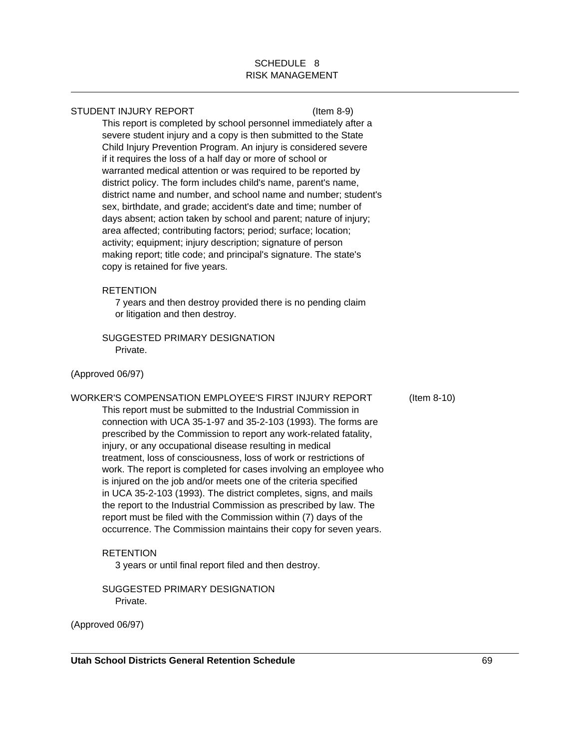## SCHEDULE 8
## RISK MANAGEMENT

### STUDENT INJURY REPORT (Item 8-9)

This report is completed by school personnel immediately after a severe student injury and a copy is then submitted to the State Child Injury Prevention Program. An injury is considered severe if it requires the loss of a half day or more of school or warranted medical attention or was required to be reported by district policy. The form includes child's name, parent's name, district name and number, and school name and number; student's sex, birthdate, and grade; accident's date and time; number of days absent; action taken by school and parent; nature of injury; area affected; contributing factors; period; surface; location; activity; equipment; injury description; signature of person making report; title code; and principal's signature. The state's copy is retained for five years.

RETENTION

7 years and then destroy provided there is no pending claim or litigation and then destroy.

SUGGESTED PRIMARY DESIGNATION

Private.

(Approved 06/97)

### WORKER'S COMPENSATION EMPLOYEE'S FIRST INJURY REPORT (Item 8-10)

This report must be submitted to the Industrial Commission in connection with UCA 35-1-97 and 35-2-103 (1993). The forms are prescribed by the Commission to report any work-related fatality, injury, or any occupational disease resulting in medical treatment, loss of consciousness, loss of work or restrictions of work. The report is completed for cases involving an employee who is injured on the job and/or meets one of the criteria specified in UCA 35-2-103 (1993). The district completes, signs, and mails the report to the Industrial Commission as prescribed by law. The report must be filed with the Commission within (7) days of the occurrence. The Commission maintains their copy for seven years.

RETENTION

3 years or until final report filed and then destroy.

SUGGESTED PRIMARY DESIGNATION

Private.

(Approved 06/97)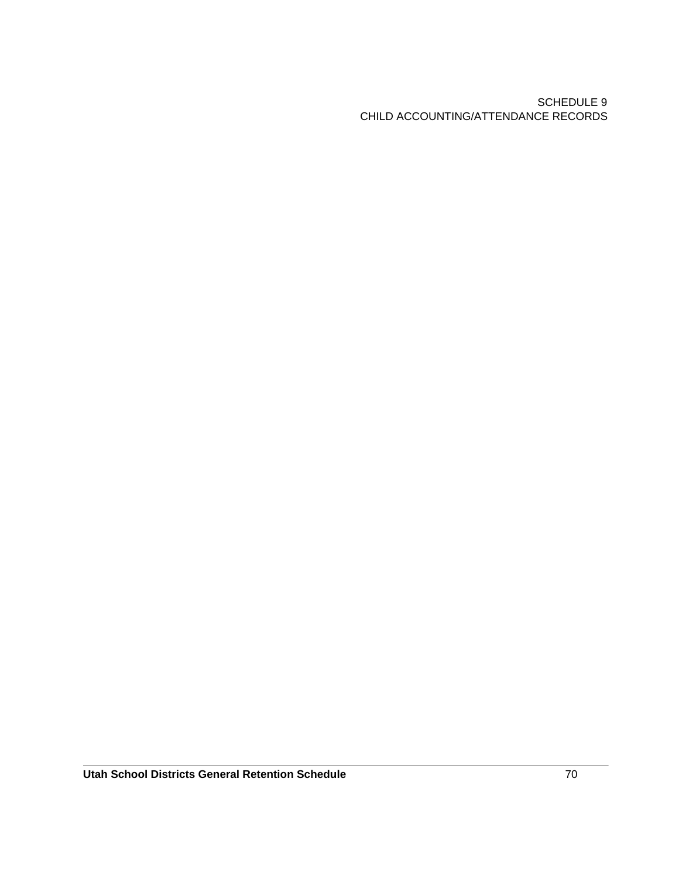SCHEDULE 9
CHILD ACCOUNTING/ATTENDANCE RECORDS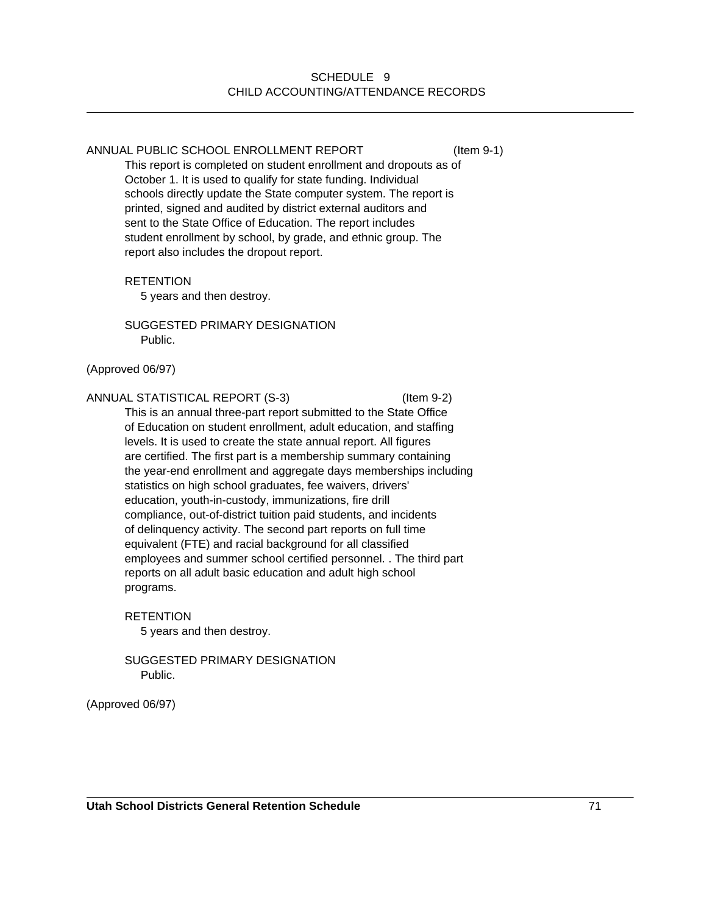# SCHEDULE 9
# CHILD ACCOUNTING/ATTENDANCE RECORDS

ANNUAL PUBLIC SCHOOL ENROLLMENT REPORT (Item 9-1)

This report is completed on student enrollment and dropouts as of October 1. It is used to qualify for state funding. Individual schools directly update the State computer system. The report is printed, signed and audited by district external auditors and sent to the State Office of Education. The report includes student enrollment by school, by grade, and ethnic group. The report also includes the dropout report.

RETENTION

5 years and then destroy.

SUGGESTED PRIMARY DESIGNATION

Public.

(Approved 06/97)

ANNUAL STATISTICAL REPORT (S-3) (Item 9-2)

This is an annual three-part report submitted to the State Office of Education on student enrollment, adult education, and staffing levels. It is used to create the state annual report. All figures are certified. The first part is a membership summary containing the year-end enrollment and aggregate days memberships including statistics on high school graduates, fee waivers, drivers' education, youth-in-custody, immunizations, fire drill compliance, out-of-district tuition paid students, and incidents of delinquency activity. The second part reports on full time equivalent (FTE) and racial background for all classified employees and summer school certified personnel. . The third part reports on all adult basic education and adult high school programs.

RETENTION

5 years and then destroy.

SUGGESTED PRIMARY DESIGNATION

Public.

(Approved 06/97)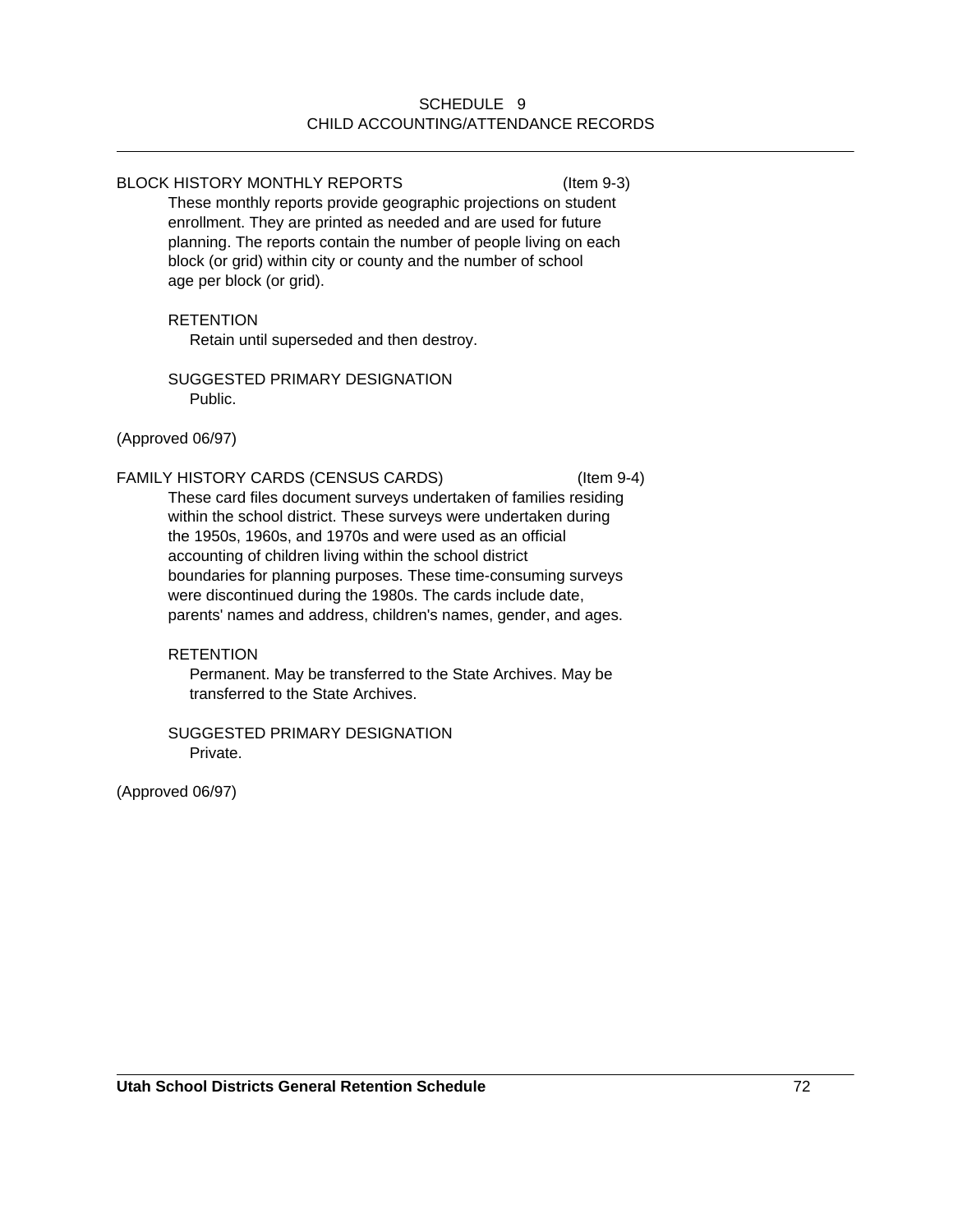SCHEDULE 9
CHILD ACCOUNTING/ATTENDANCE RECORDS

BLOCK HISTORY MONTHLY REPORTS (Item 9-3)

These monthly reports provide geographic projections on student enrollment. They are printed as needed and are used for future planning. The reports contain the number of people living on each block (or grid) within city or county and the number of school age per block (or grid).

RETENTION

Retain until superseded and then destroy.

SUGGESTED PRIMARY DESIGNATION

Public.

(Approved 06/97)

FAMILY HISTORY CARDS (CENSUS CARDS) (Item 9-4)

These card files document surveys undertaken of families residing within the school district. These surveys were undertaken during the 1950s, 1960s, and 1970s and were used as an official accounting of children living within the school district boundaries for planning purposes. These time-consuming surveys were discontinued during the 1980s. The cards include date, parents' names and address, children's names, gender, and ages.

RETENTION

Permanent. May be transferred to the State Archives. May be transferred to the State Archives.

SUGGESTED PRIMARY DESIGNATION

Private.

(Approved 06/97)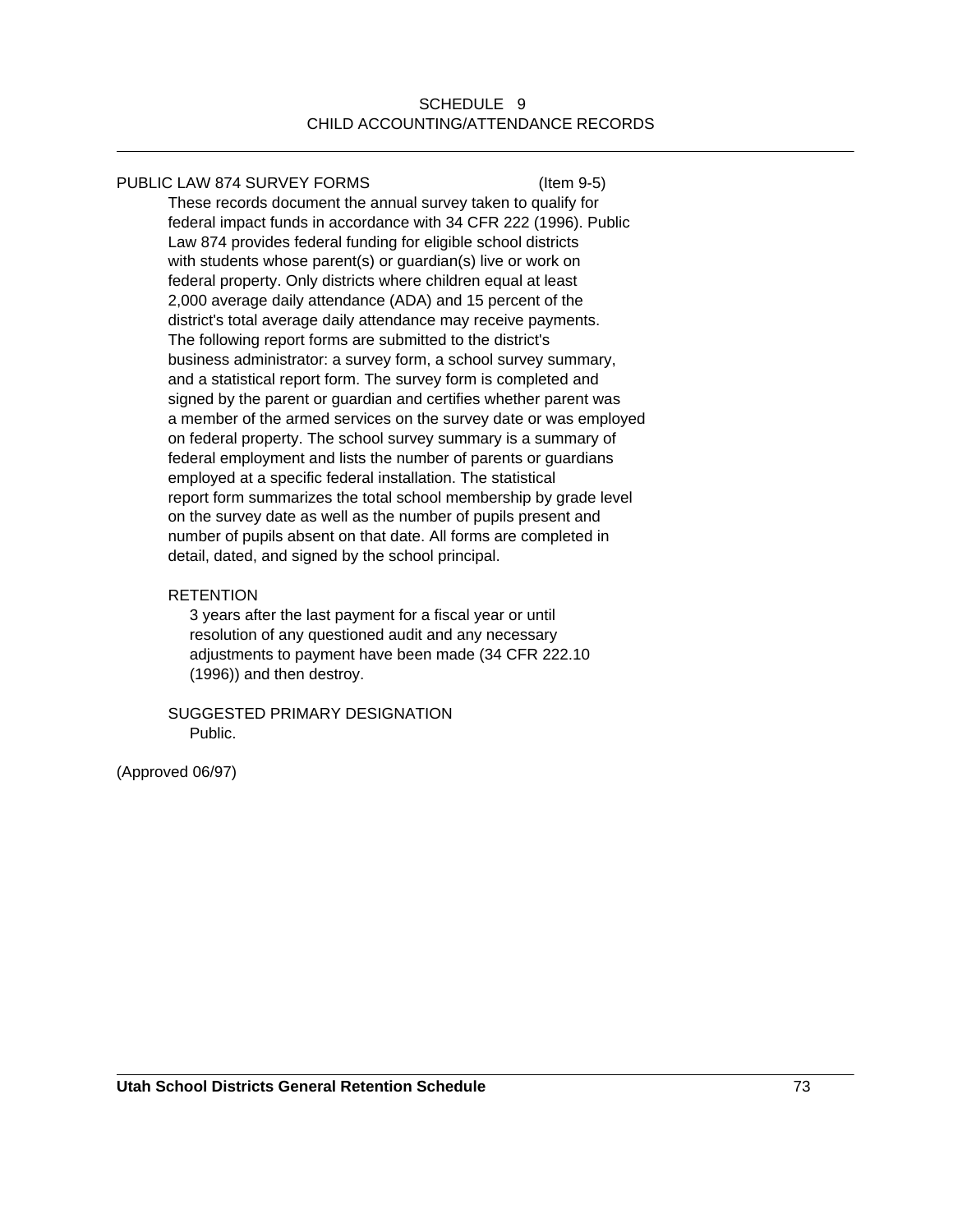SCHEDULE 9
CHILD ACCOUNTING/ATTENDANCE RECORDS

PUBLIC LAW 874 SURVEY FORMS (Item 9-5)

These records document the annual survey taken to qualify for federal impact funds in accordance with 34 CFR 222 (1996). Public Law 874 provides federal funding for eligible school districts with students whose parent(s) or guardian(s) live or work on federal property. Only districts where children equal at least 2,000 average daily attendance (ADA) and 15 percent of the district's total average daily attendance may receive payments. The following report forms are submitted to the district's business administrator: a survey form, a school survey summary, and a statistical report form. The survey form is completed and signed by the parent or guardian and certifies whether parent was a member of the armed services on the survey date or was employed on federal property. The school survey summary is a summary of federal employment and lists the number of parents or guardians employed at a specific federal installation. The statistical report form summarizes the total school membership by grade level on the survey date as well as the number of pupils present and number of pupils absent on that date. All forms are completed in detail, dated, and signed by the school principal.

RETENTION

3 years after the last payment for a fiscal year or until resolution of any questioned audit and any necessary adjustments to payment have been made (34 CFR 222.10 (1996)) and then destroy.

SUGGESTED PRIMARY DESIGNATION

Public.

(Approved 06/97)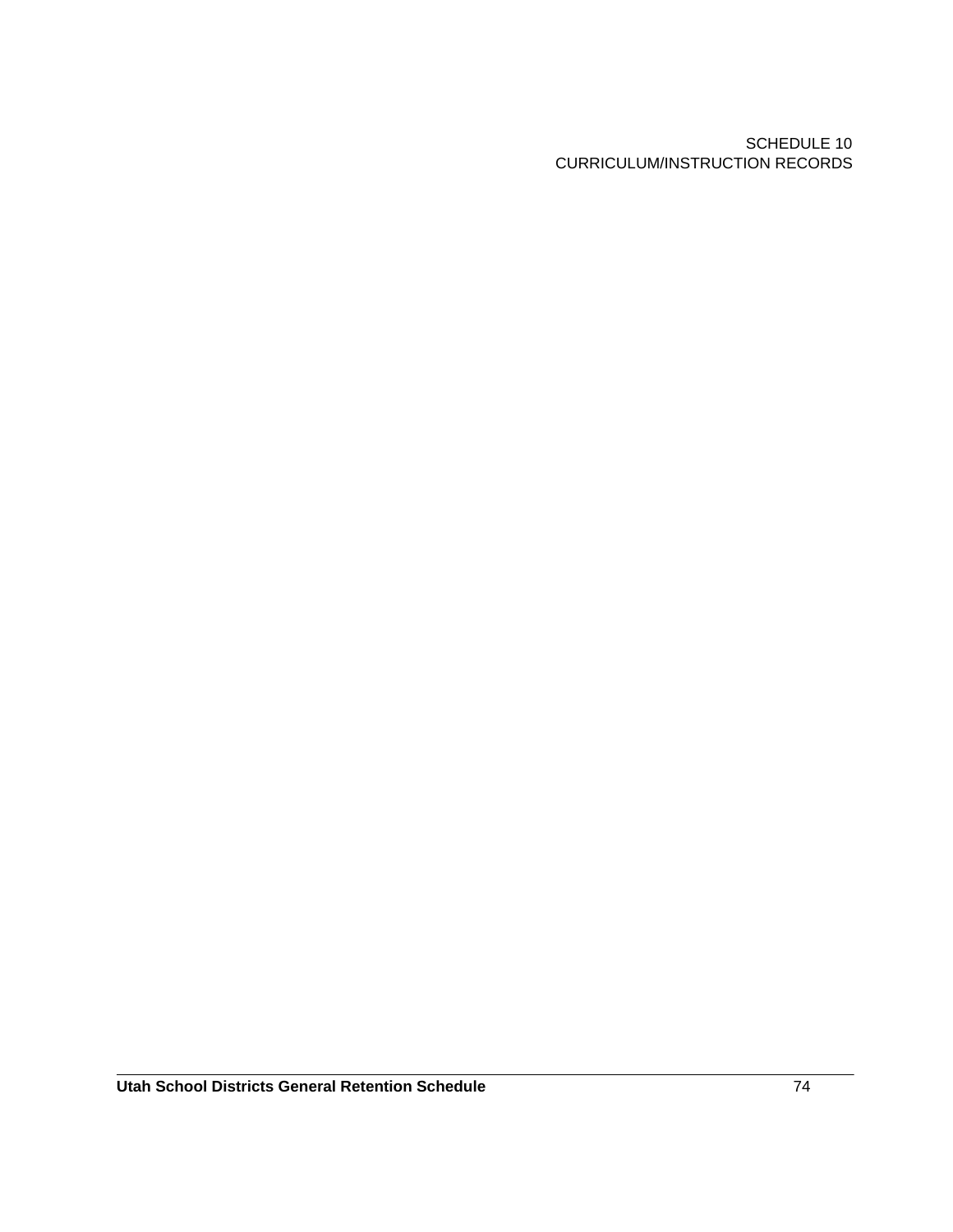SCHEDULE 10

CURRICULUM/INSTRUCTION RECORDS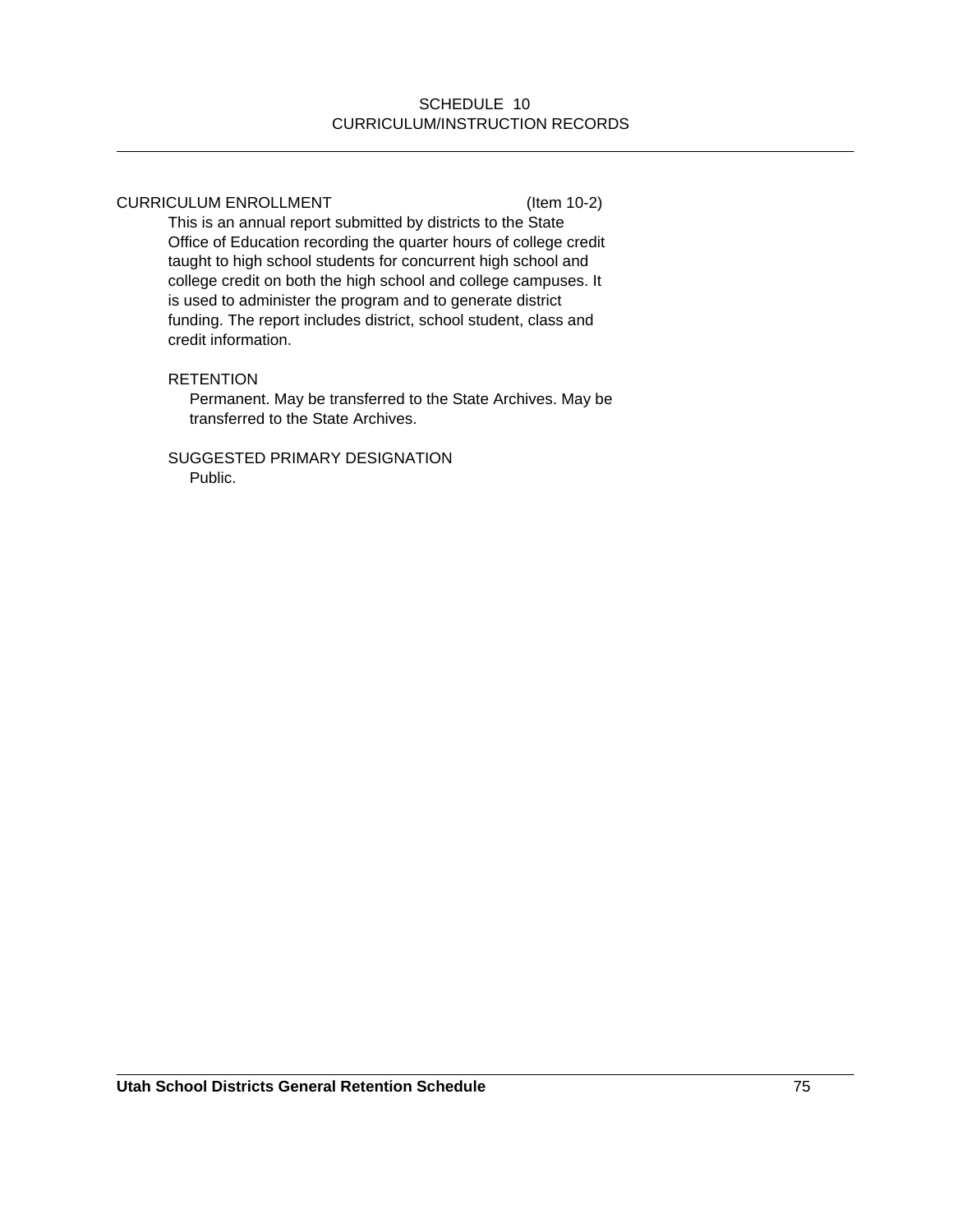## SCHEDULE 10
## CURRICULUM/INSTRUCTION RECORDS

---

### CURRICULUM ENROLLMENT (Item 10-2)

This is an annual report submitted by districts to the State Office of Education recording the quarter hours of college credit taught to high school students for concurrent high school and college credit on both the high school and college campuses. It is used to administer the program and to generate district funding. The report includes district, school student, class and credit information.

RETENTION

Permanent. May be transferred to the State Archives. May be transferred to the State Archives.

SUGGESTED PRIMARY DESIGNATION

Public.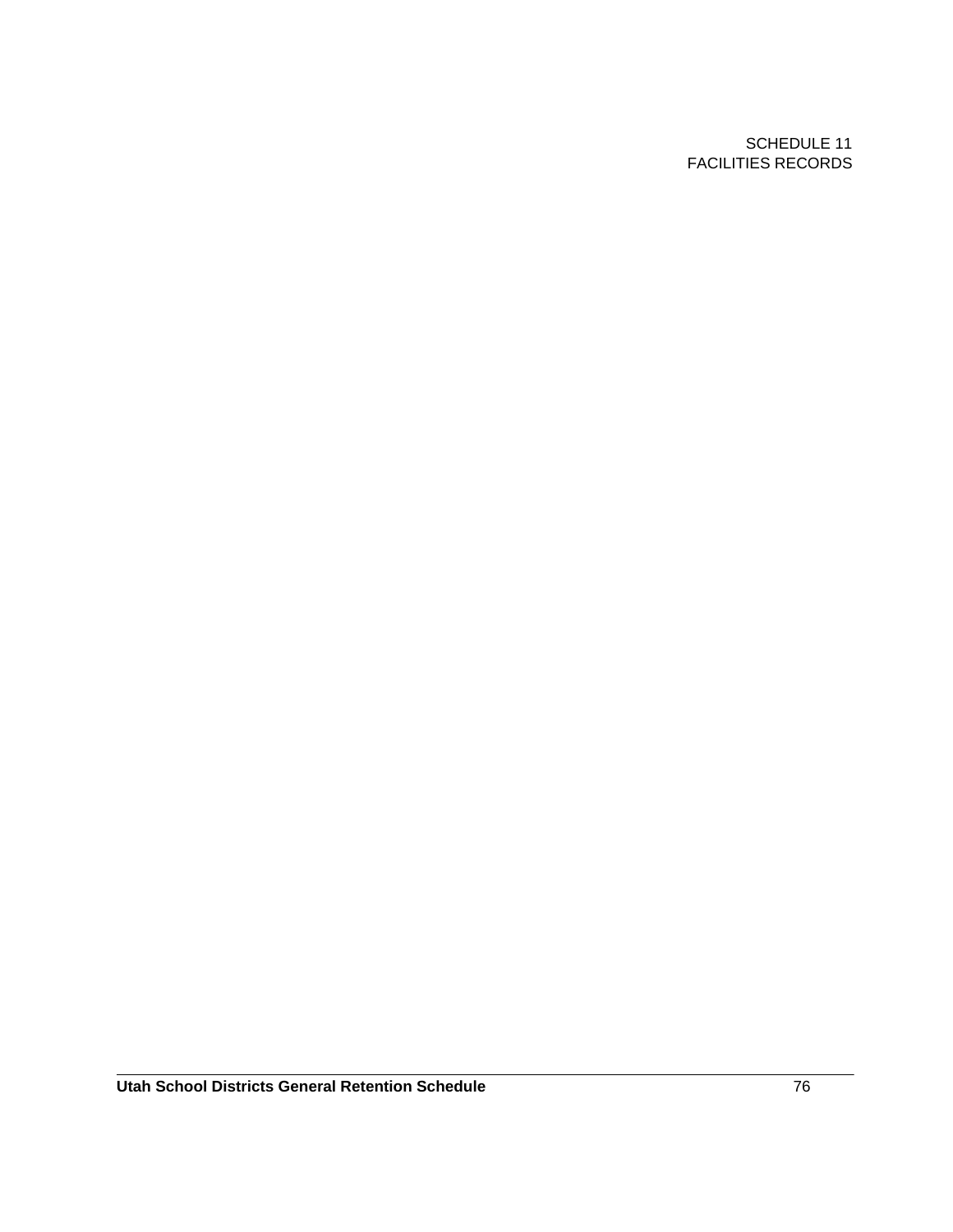SCHEDULE 11
FACILITIES RECORDS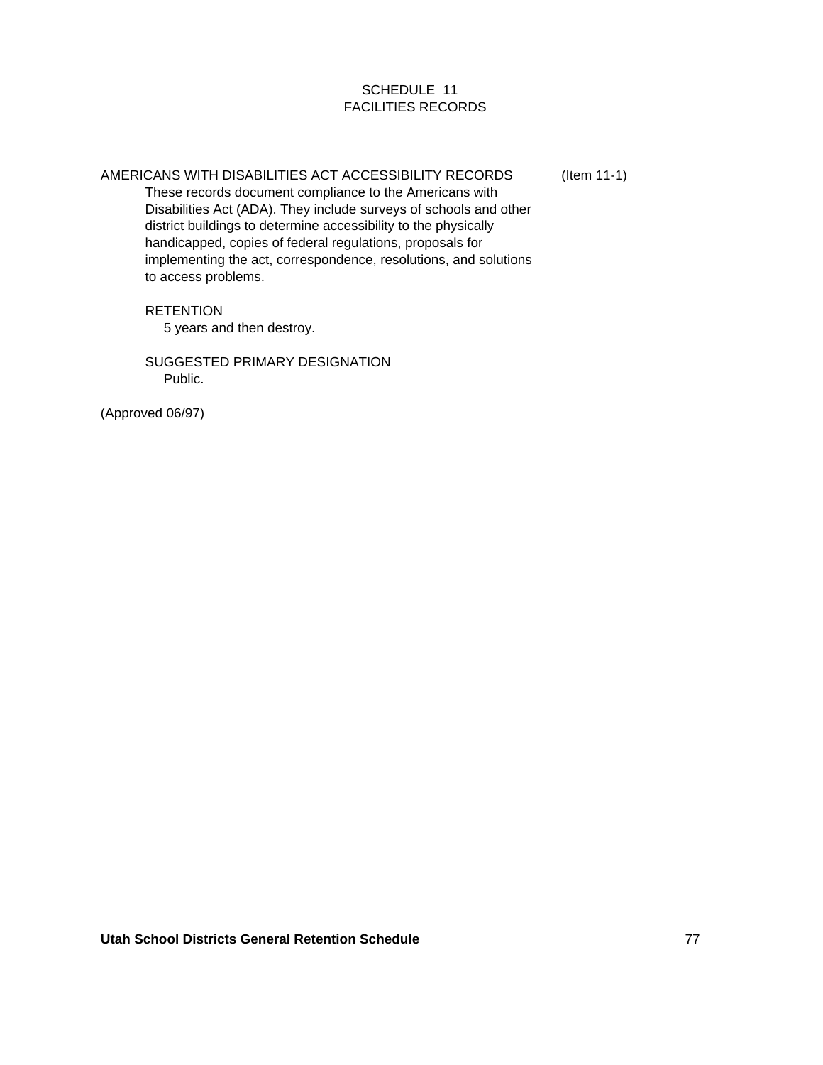# SCHEDULE 11
# FACILITIES RECORDS

---

AMERICANS WITH DISABILITIES ACT ACCESSIBILITY RECORDS (Item 11-1)

These records document compliance to the Americans with Disabilities Act (ADA). They include surveys of schools and other district buildings to determine accessibility to the physically handicapped, copies of federal regulations, proposals for implementing the act, correspondence, resolutions, and solutions to access problems.

RETENTION

5 years and then destroy.

SUGGESTED PRIMARY DESIGNATION

Public.

(Approved 06/97)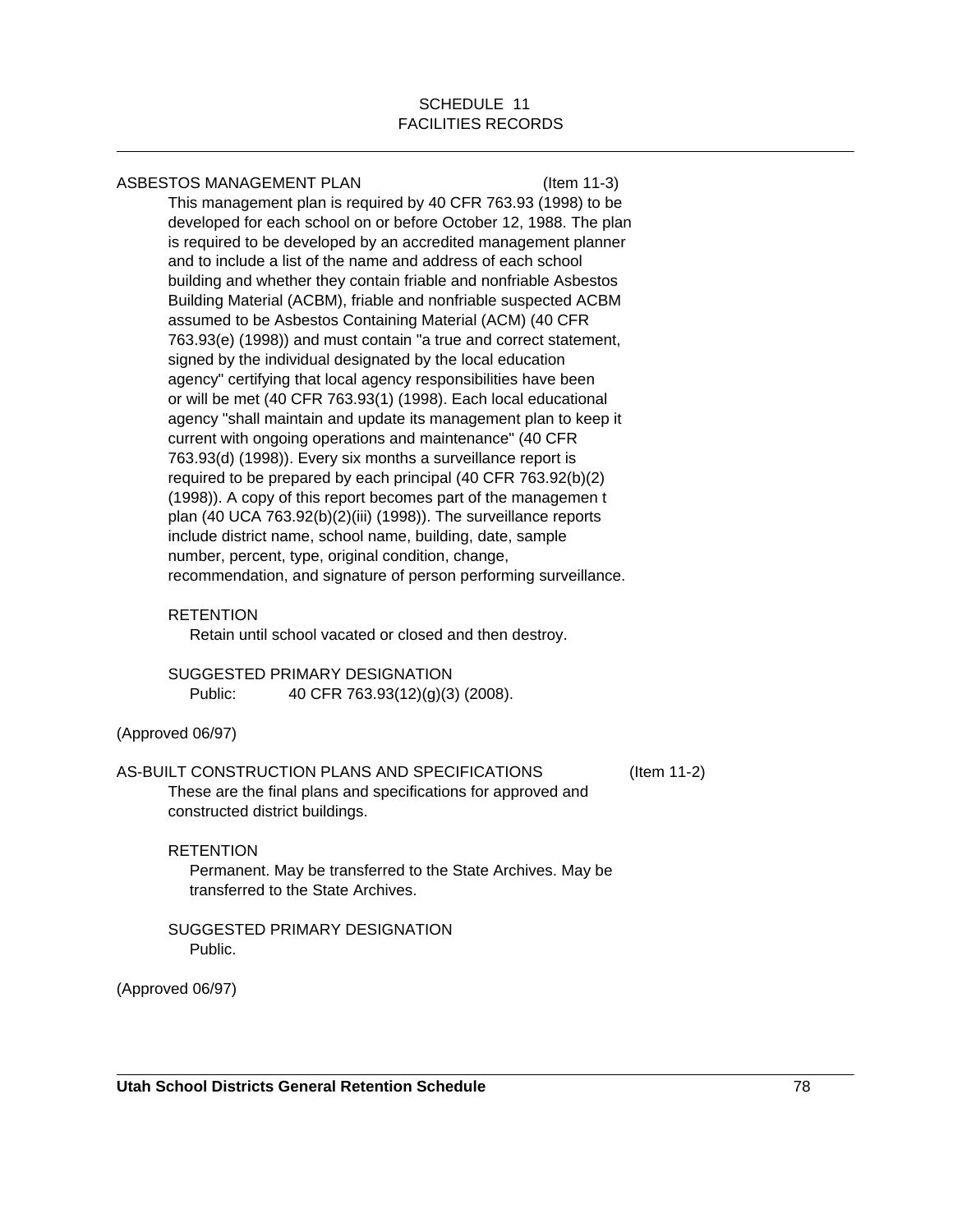# SCHEDULE 11
# FACILITIES RECORDS

ASBESTOS MANAGEMENT PLAN (Item 11-3)

This management plan is required by 40 CFR 763.93 (1998) to be developed for each school on or before October 12, 1988. The plan is required to be developed by an accredited management planner and to include a list of the name and address of each school building and whether they contain friable and nonfriable Asbestos Building Material (ACBM), friable and nonfriable suspected ACBM assumed to be Asbestos Containing Material (ACM) (40 CFR 763.93(e) (1998)) and must contain "a true and correct statement, signed by the individual designated by the local education agency" certifying that local agency responsibilities have been or will be met (40 CFR 763.93(1) (1998). Each local educational agency "shall maintain and update its management plan to keep it current with ongoing operations and maintenance" (40 CFR 763.93(d) (1998)). Every six months a surveillance report is required to be prepared by each principal (40 CFR 763.92(b)(2) (1998)). A copy of this report becomes part of the managemen t plan (40 UCA 763.92(b)(2)(iii) (1998)). The surveillance reports include district name, school name, building, date, sample number, percent, type, original condition, change, recommendation, and signature of person performing surveillance.

RETENTION

Retain until school vacated or closed and then destroy.

SUGGESTED PRIMARY DESIGNATION

Public: 40 CFR 763.93(12)(g)(3) (2008).

(Approved 06/97)

AS-BUILT CONSTRUCTION PLANS AND SPECIFICATIONS (Item 11-2)

These are the final plans and specifications for approved and constructed district buildings.

RETENTION

Permanent. May be transferred to the State Archives. May be transferred to the State Archives.

SUGGESTED PRIMARY DESIGNATION

Public.

(Approved 06/97)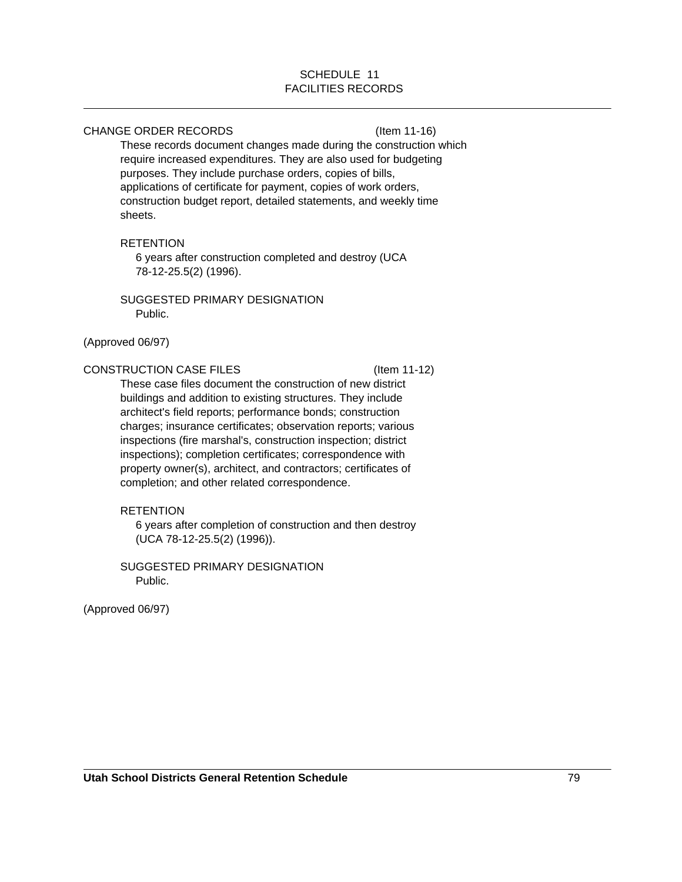SCHEDULE 11
FACILITIES RECORDS

---

CHANGE ORDER RECORDS (Item 11-16)

These records document changes made during the construction which require increased expenditures. They are also used for budgeting purposes. They include purchase orders, copies of bills, applications of certificate for payment, copies of work orders, construction budget report, detailed statements, and weekly time sheets.

RETENTION

6 years after construction completed and destroy (UCA 78-12-25.5(2) (1996).

SUGGESTED PRIMARY DESIGNATION

Public.

(Approved 06/97)

CONSTRUCTION CASE FILES (Item 11-12)

These case files document the construction of new district buildings and addition to existing structures. They include architect's field reports; performance bonds; construction charges; insurance certificates; observation reports; various inspections (fire marshal's, construction inspection; district inspections); completion certificates; correspondence with property owner(s), architect, and contractors; certificates of completion; and other related correspondence.

RETENTION

6 years after completion of construction and then destroy (UCA 78-12-25.5(2) (1996)).

SUGGESTED PRIMARY DESIGNATION

Public.

(Approved 06/97)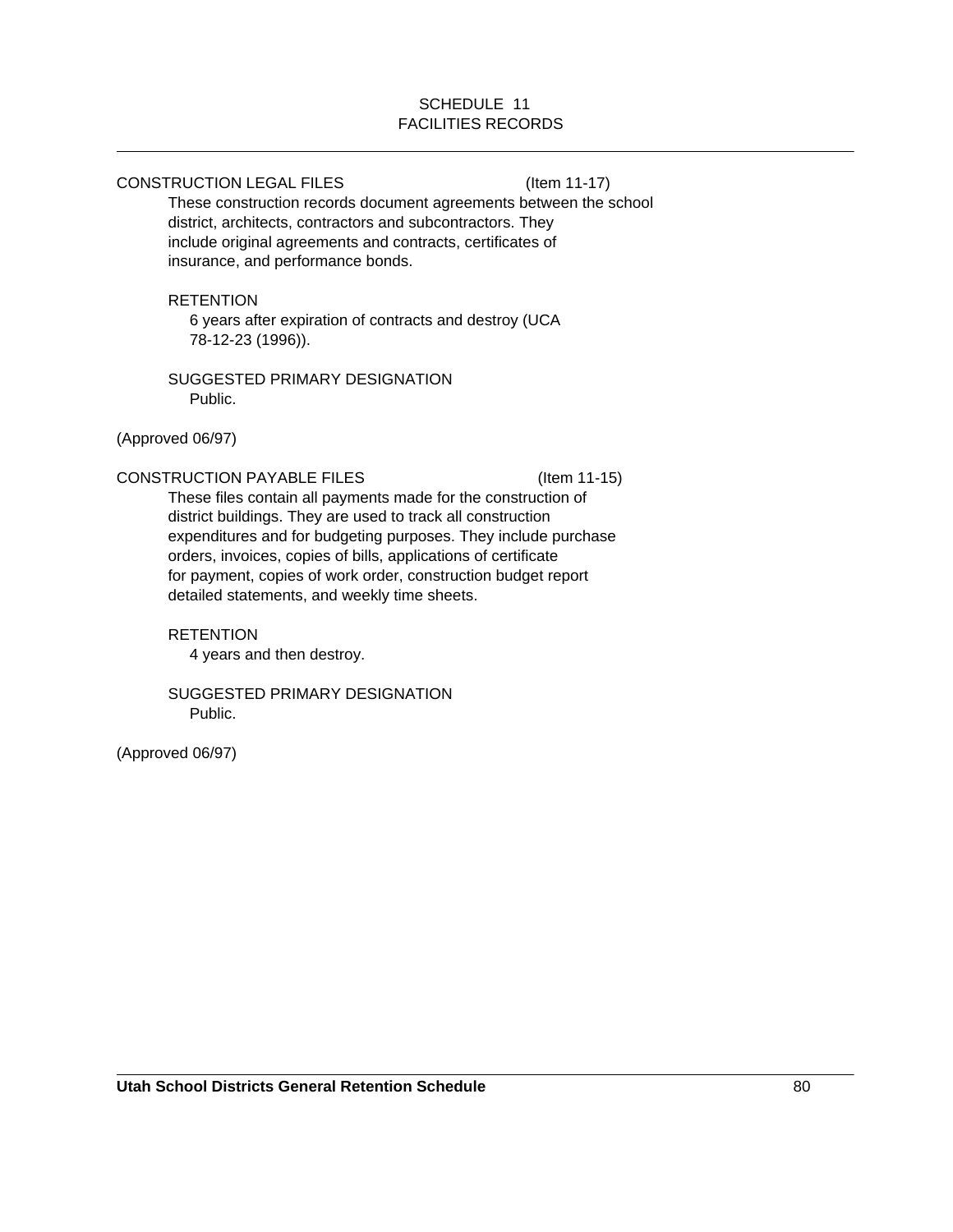# SCHEDULE 11
## FACILITIES RECORDS

CONSTRUCTION LEGAL FILES (Item 11-17)

These construction records document agreements between the school district, architects, contractors and subcontractors. They include original agreements and contracts, certificates of insurance, and performance bonds.

RETENTION

6 years after expiration of contracts and destroy (UCA 78-12-23 (1996)).

SUGGESTED PRIMARY DESIGNATION

Public.

(Approved 06/97)

CONSTRUCTION PAYABLE FILES (Item 11-15)

These files contain all payments made for the construction of district buildings. They are used to track all construction expenditures and for budgeting purposes. They include purchase orders, invoices, copies of bills, applications of certificate for payment, copies of work order, construction budget report detailed statements, and weekly time sheets.

RETENTION

4 years and then destroy.

SUGGESTED PRIMARY DESIGNATION

Public.

(Approved 06/97)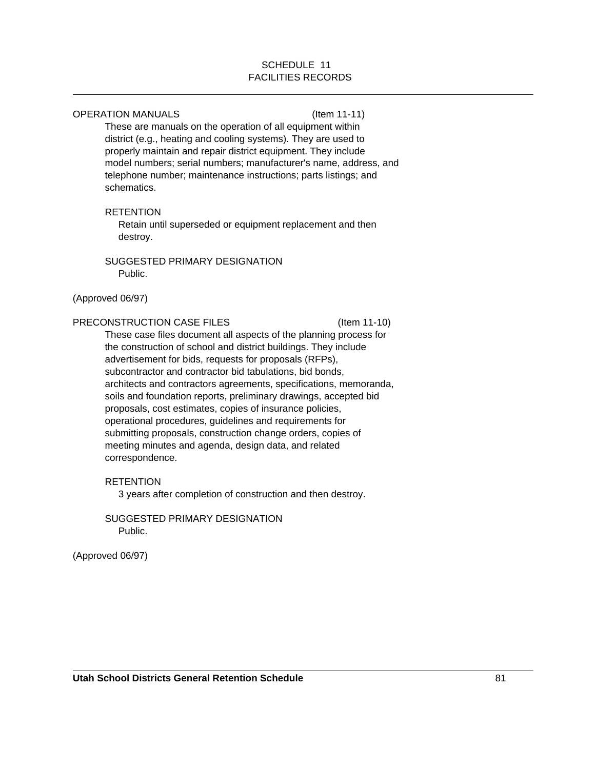SCHEDULE 11
FACILITIES RECORDS

---

OPERATION MANUALS (Item 11-11)

These are manuals on the operation of all equipment within district (e.g., heating and cooling systems). They are used to properly maintain and repair district equipment. They include model numbers; serial numbers; manufacturer's name, address, and telephone number; maintenance instructions; parts listings; and schematics.

RETENTION

Retain until superseded or equipment replacement and then destroy.

SUGGESTED PRIMARY DESIGNATION

Public.

(Approved 06/97)

PRECONSTRUCTION CASE FILES (Item 11-10)

These case files document all aspects of the planning process for the construction of school and district buildings. They include advertisement for bids, requests for proposals (RFPs), subcontractor and contractor bid tabulations, bid bonds, architects and contractors agreements, specifications, memoranda, soils and foundation reports, preliminary drawings, accepted bid proposals, cost estimates, copies of insurance policies, operational procedures, guidelines and requirements for submitting proposals, construction change orders, copies of meeting minutes and agenda, design data, and related correspondence.

RETENTION

3 years after completion of construction and then destroy.

SUGGESTED PRIMARY DESIGNATION

Public.

(Approved 06/97)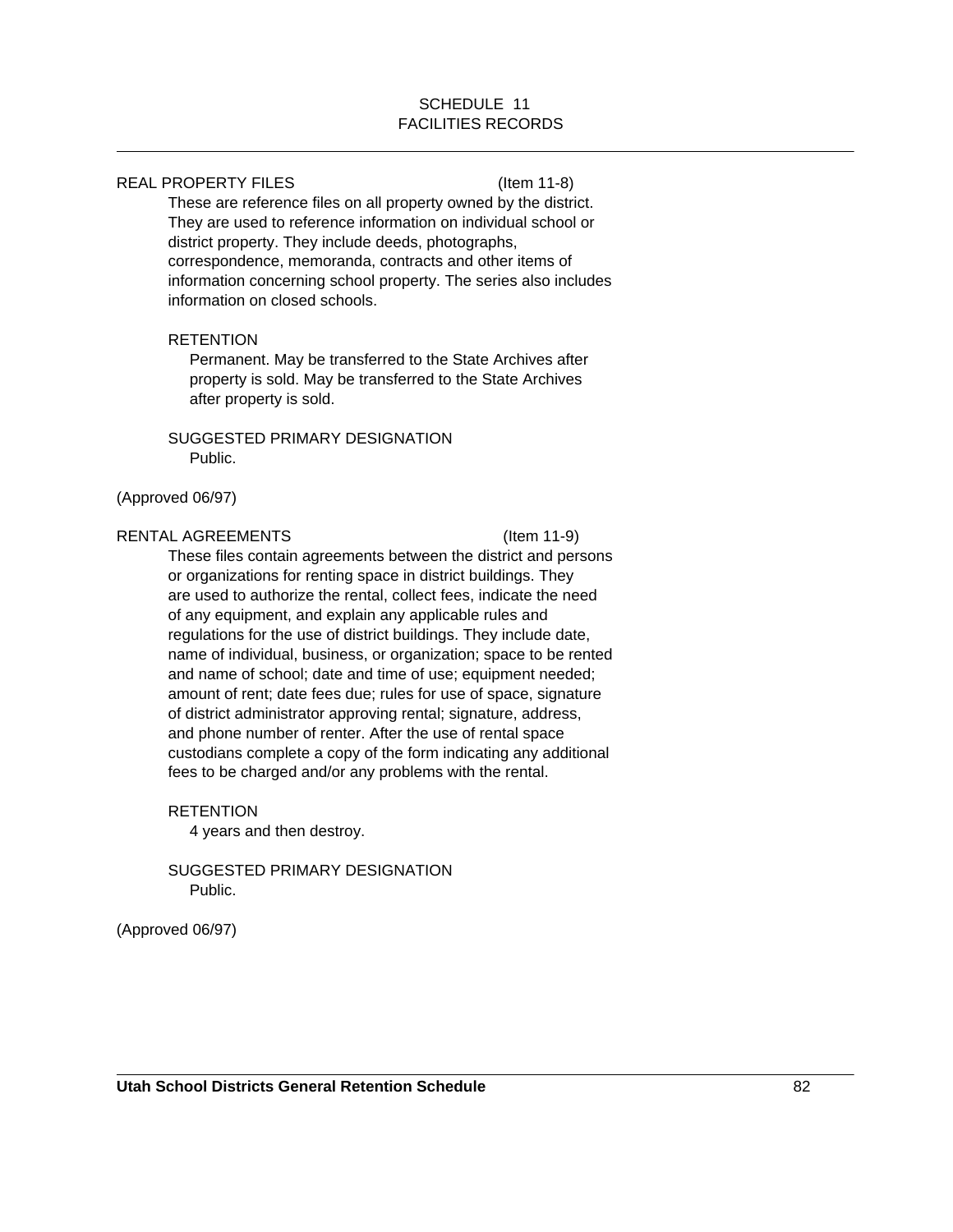## SCHEDULE 11
## FACILITIES RECORDS

---

### REAL PROPERTY FILES (Item 11-8)

These are reference files on all property owned by the district. They are used to reference information on individual school or district property. They include deeds, photographs, correspondence, memoranda, contracts and other items of information concerning school property. The series also includes information on closed schools.

RETENTION

Permanent. May be transferred to the State Archives after property is sold. May be transferred to the State Archives after property is sold.

SUGGESTED PRIMARY DESIGNATION

Public.

(Approved 06/97)

### RENTAL AGREEMENTS (Item 11-9)

These files contain agreements between the district and persons or organizations for renting space in district buildings. They are used to authorize the rental, collect fees, indicate the need of any equipment, and explain any applicable rules and regulations for the use of district buildings. They include date, name of individual, business, or organization; space to be rented and name of school; date and time of use; equipment needed; amount of rent; date fees due; rules for use of space, signature of district administrator approving rental; signature, address, and phone number of renter. After the use of rental space custodians complete a copy of the form indicating any additional fees to be charged and/or any problems with the rental.

RETENTION

4 years and then destroy.

SUGGESTED PRIMARY DESIGNATION

Public.

(Approved 06/97)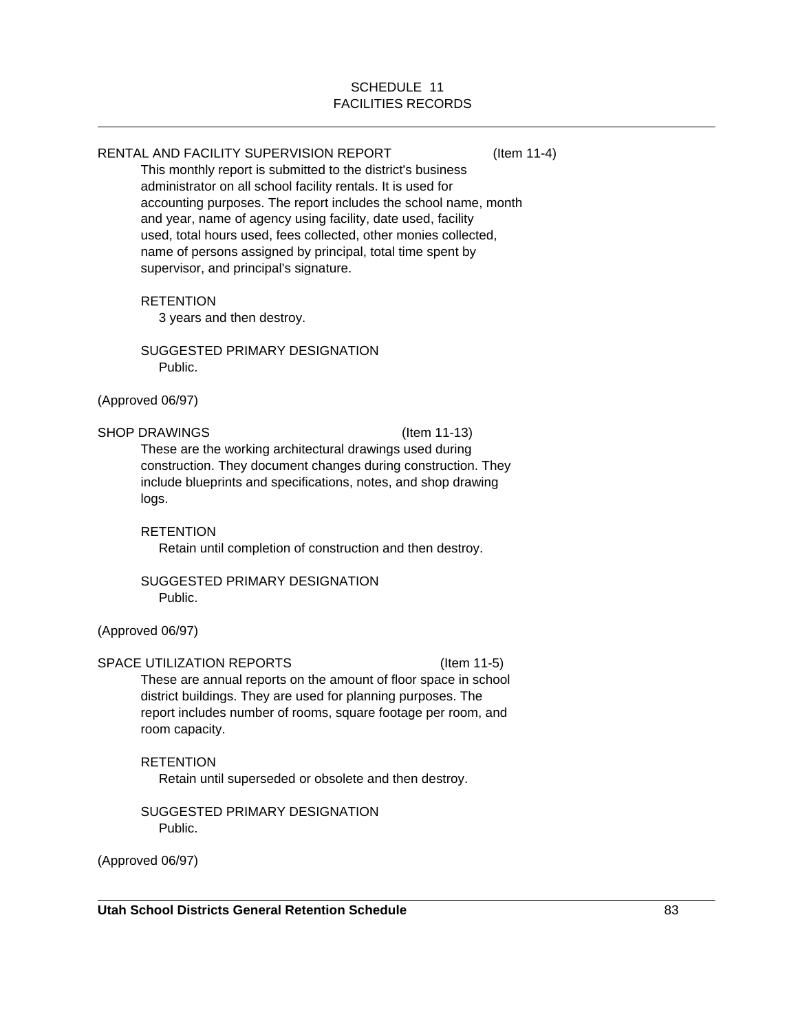# SCHEDULE 11
# FACILITIES RECORDS

---

## RENTAL AND FACILITY SUPERVISION REPORT (Item 11-4)

This monthly report is submitted to the district's business administrator on all school facility rentals. It is used for accounting purposes. The report includes the school name, month and year, name of agency using facility, date used, facility used, total hours used, fees collected, other monies collected, name of persons assigned by principal, total time spent by supervisor, and principal's signature.

RETENTION

3 years and then destroy.

SUGGESTED PRIMARY DESIGNATION

Public.

(Approved 06/97)

## SHOP DRAWINGS (Item 11-13)

These are the working architectural drawings used during construction. They document changes during construction. They include blueprints and specifications, notes, and shop drawing logs.

RETENTION

Retain until completion of construction and then destroy.

SUGGESTED PRIMARY DESIGNATION

Public.

(Approved 06/97)

## SPACE UTILIZATION REPORTS (Item 11-5)

These are annual reports on the amount of floor space in school district buildings. They are used for planning purposes. The report includes number of rooms, square footage per room, and room capacity.

RETENTION

Retain until superseded or obsolete and then destroy.

SUGGESTED PRIMARY DESIGNATION

Public.

(Approved 06/97)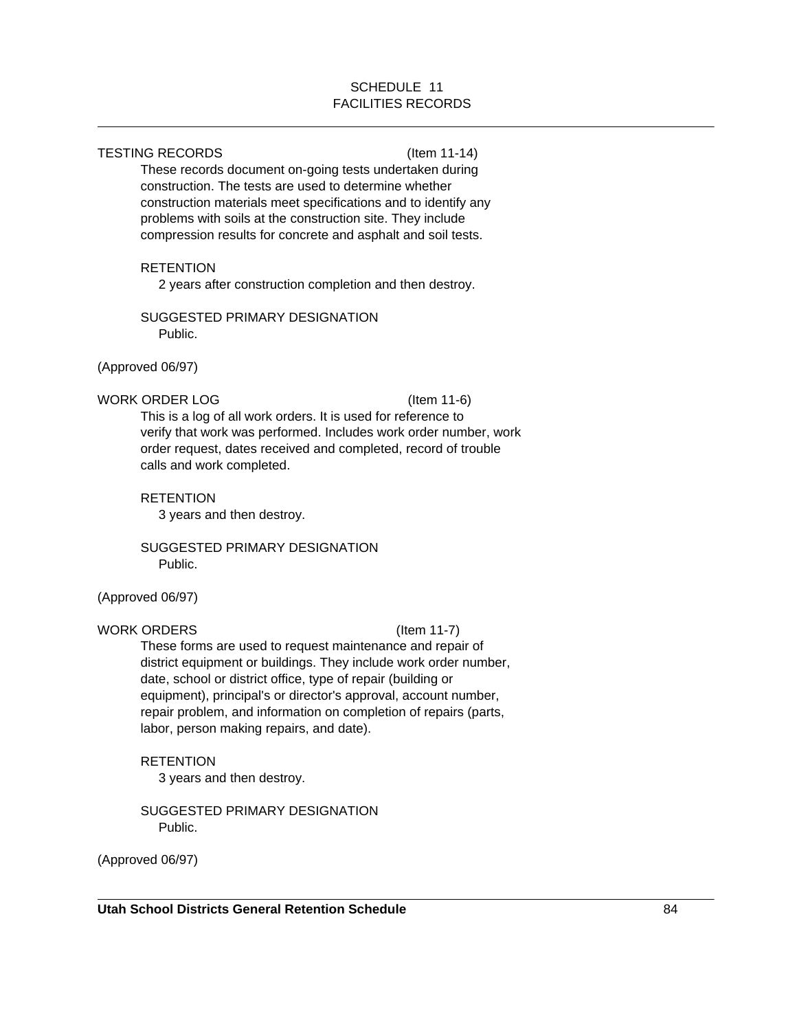## SCHEDULE 11
## FACILITIES RECORDS

---

**TESTING RECORDS** (Item 11-14)

These records document on-going tests undertaken during construction. The tests are used to determine whether construction materials meet specifications and to identify any problems with soils at the construction site. They include compression results for concrete and asphalt and soil tests.

RETENTION

2 years after construction completion and then destroy.

SUGGESTED PRIMARY DESIGNATION

Public.

(Approved 06/97)

**WORK ORDER LOG** (Item 11-6)

This is a log of all work orders. It is used for reference to verify that work was performed. Includes work order number, work order request, dates received and completed, record of trouble calls and work completed.

RETENTION

3 years and then destroy.

SUGGESTED PRIMARY DESIGNATION

Public.

(Approved 06/97)

**WORK ORDERS** (Item 11-7)

These forms are used to request maintenance and repair of district equipment or buildings. They include work order number, date, school or district office, type of repair (building or equipment), principal's or director's approval, account number, repair problem, and information on completion of repairs (parts, labor, person making repairs, and date).

RETENTION

3 years and then destroy.

SUGGESTED PRIMARY DESIGNATION

Public.

(Approved 06/97)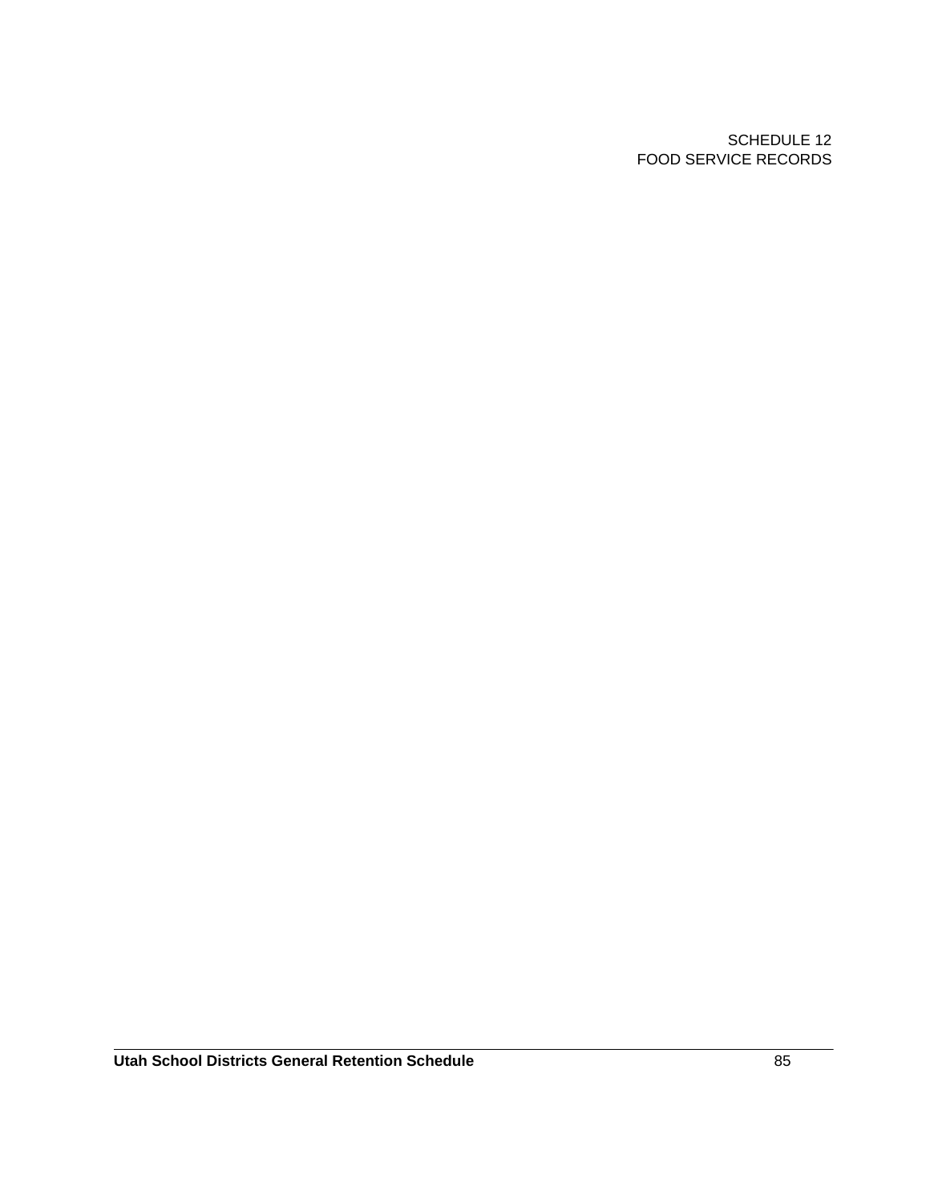SCHEDULE 12

FOOD SERVICE RECORDS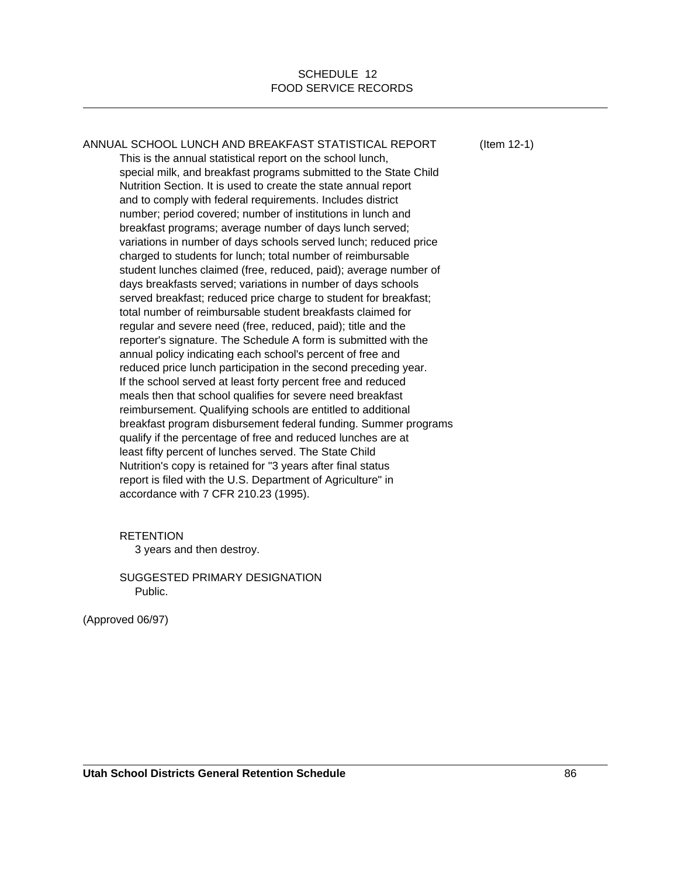# SCHEDULE 12
# FOOD SERVICE RECORDS

ANNUAL SCHOOL LUNCH AND BREAKFAST STATISTICAL REPORT (Item 12-1)

This is the annual statistical report on the school lunch, special milk, and breakfast programs submitted to the State Child Nutrition Section. It is used to create the state annual report and to comply with federal requirements. Includes district number; period covered; number of institutions in lunch and breakfast programs; average number of days lunch served; variations in number of days schools served lunch; reduced price charged to students for lunch; total number of reimbursable student lunches claimed (free, reduced, paid); average number of days breakfasts served; variations in number of days schools served breakfast; reduced price charge to student for breakfast; total number of reimbursable student breakfasts claimed for regular and severe need (free, reduced, paid); title and the reporter's signature. The Schedule A form is submitted with the annual policy indicating each school's percent of free and reduced price lunch participation in the second preceding year. If the school served at least forty percent free and reduced meals then that school qualifies for severe need breakfast reimbursement. Qualifying schools are entitled to additional breakfast program disbursement federal funding. Summer programs qualify if the percentage of free and reduced lunches are at least fifty percent of lunches served. The State Child Nutrition's copy is retained for "3 years after final status report is filed with the U.S. Department of Agriculture" in accordance with 7 CFR 210.23 (1995).

RETENTION
3 years and then destroy.

SUGGESTED PRIMARY DESIGNATION
Public.

(Approved 06/97)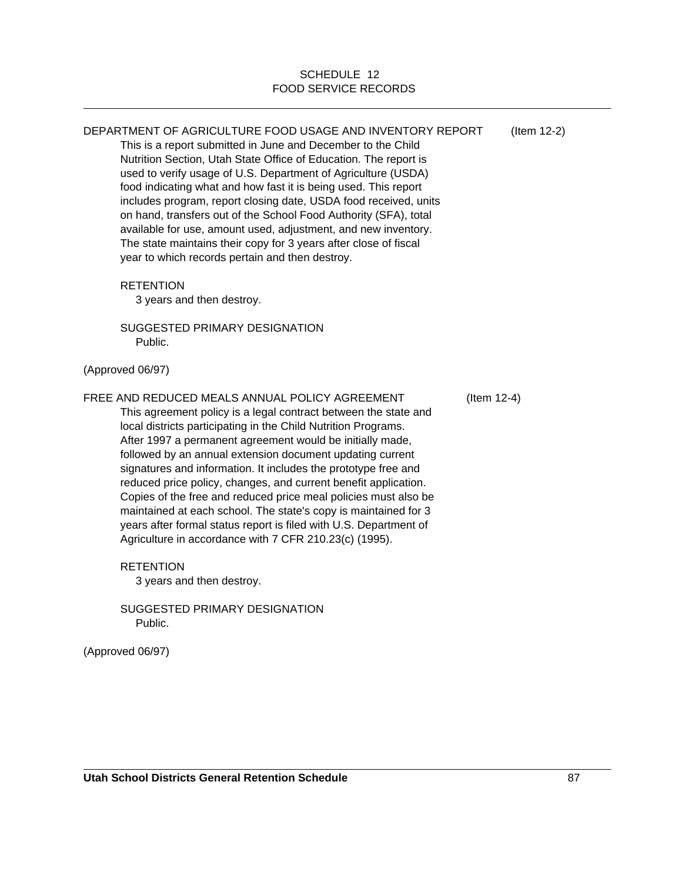# SCHEDULE 12
# FOOD SERVICE RECORDS

## DEPARTMENT OF AGRICULTURE FOOD USAGE AND INVENTORY REPORT (Item 12-2)

This is a report submitted in June and December to the Child Nutrition Section, Utah State Office of Education. The report is used to verify usage of U.S. Department of Agriculture (USDA) food indicating what and how fast it is being used. This report includes program, report closing date, USDA food received, units on hand, transfers out of the School Food Authority (SFA), total available for use, amount used, adjustment, and new inventory. The state maintains their copy for 3 years after close of fiscal year to which records pertain and then destroy.

RETENTION

3 years and then destroy.

SUGGESTED PRIMARY DESIGNATION

Public.

(Approved 06/97)

## FREE AND REDUCED MEALS ANNUAL POLICY AGREEMENT (Item 12-4)

This agreement policy is a legal contract between the state and local districts participating in the Child Nutrition Programs. After 1997 a permanent agreement would be initially made, followed by an annual extension document updating current signatures and information. It includes the prototype free and reduced price policy, changes, and current benefit application. Copies of the free and reduced price meal policies must also be maintained at each school. The state's copy is maintained for 3 years after formal status report is filed with U.S. Department of Agriculture in accordance with 7 CFR 210.23(c) (1995).

RETENTION

3 years and then destroy.

SUGGESTED PRIMARY DESIGNATION

Public.

(Approved 06/97)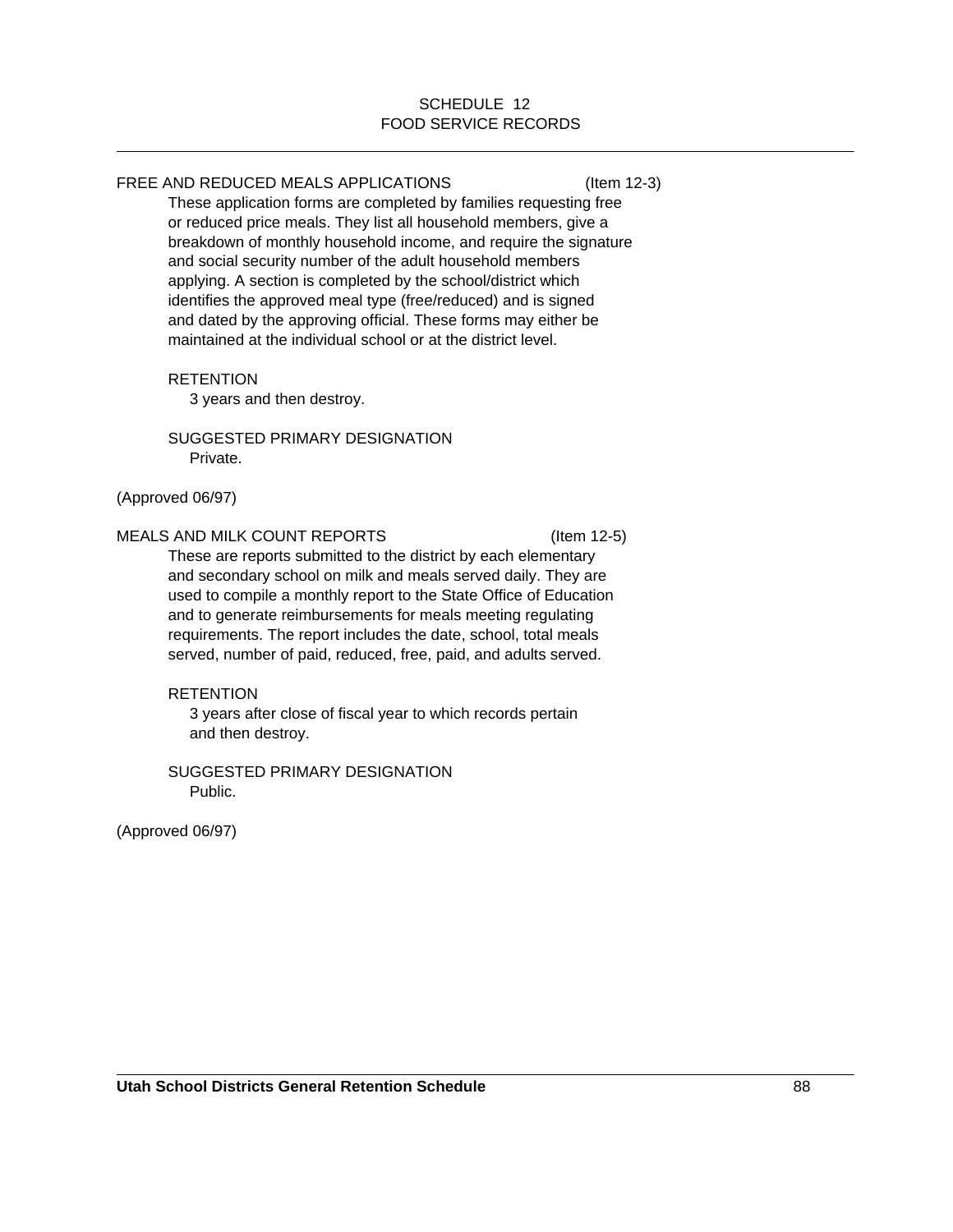SCHEDULE 12
FOOD SERVICE RECORDS

FREE AND REDUCED MEALS APPLICATIONS (Item 12-3)

These application forms are completed by families requesting free or reduced price meals. They list all household members, give a breakdown of monthly household income, and require the signature and social security number of the adult household members applying. A section is completed by the school/district which identifies the approved meal type (free/reduced) and is signed and dated by the approving official. These forms may either be maintained at the individual school or at the district level.

RETENTION

3 years and then destroy.

SUGGESTED PRIMARY DESIGNATION

Private.

(Approved 06/97)

MEALS AND MILK COUNT REPORTS (Item 12-5)

These are reports submitted to the district by each elementary and secondary school on milk and meals served daily. They are used to compile a monthly report to the State Office of Education and to generate reimbursements for meals meeting regulating requirements. The report includes the date, school, total meals served, number of paid, reduced, free, paid, and adults served.

RETENTION

3 years after close of fiscal year to which records pertain and then destroy.

SUGGESTED PRIMARY DESIGNATION

Public.

(Approved 06/97)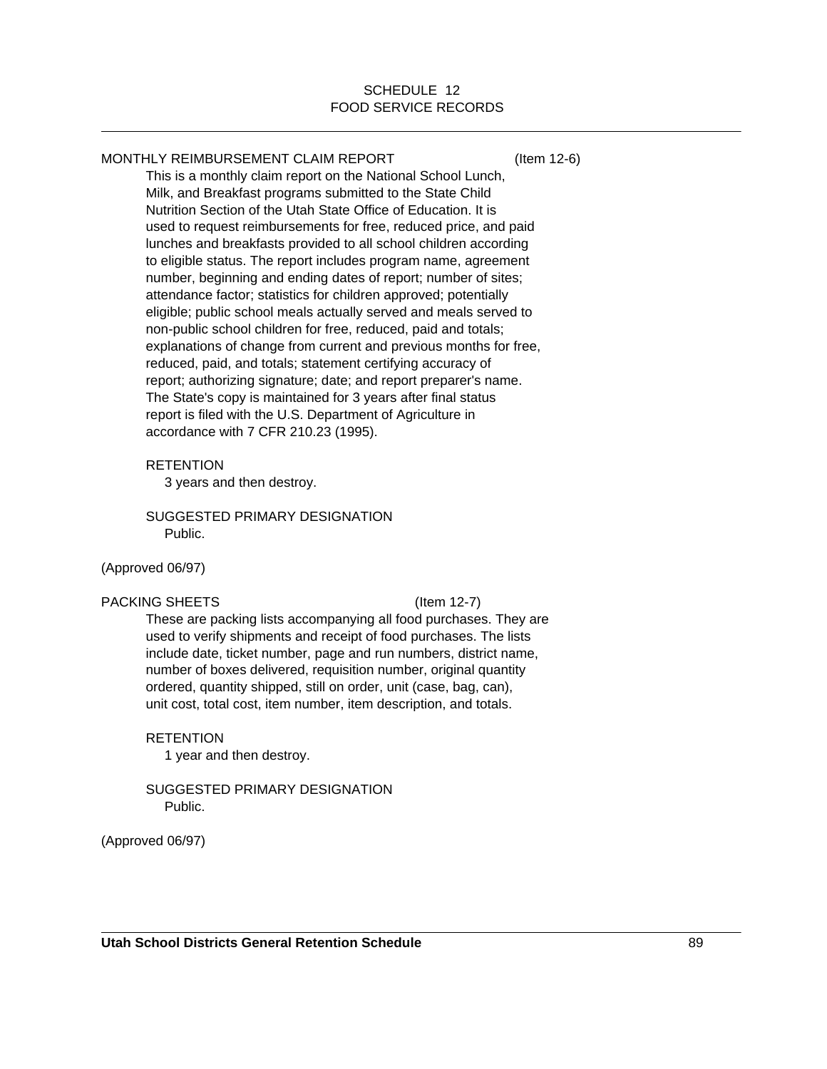# SCHEDULE 12
# FOOD SERVICE RECORDS

## MONTHLY REIMBURSEMENT CLAIM REPORT (Item 12-6)

This is a monthly claim report on the National School Lunch, Milk, and Breakfast programs submitted to the State Child Nutrition Section of the Utah State Office of Education. It is used to request reimbursements for free, reduced price, and paid lunches and breakfasts provided to all school children according to eligible status. The report includes program name, agreement number, beginning and ending dates of report; number of sites; attendance factor; statistics for children approved; potentially eligible; public school meals actually served and meals served to non-public school children for free, reduced, paid and totals; explanations of change from current and previous months for free, reduced, paid, and totals; statement certifying accuracy of report; authorizing signature; date; and report preparer's name. The State's copy is maintained for 3 years after final status report is filed with the U.S. Department of Agriculture in accordance with 7 CFR 210.23 (1995).

RETENTION

3 years and then destroy.

SUGGESTED PRIMARY DESIGNATION

Public.

(Approved 06/97)

## PACKING SHEETS (Item 12-7)

These are packing lists accompanying all food purchases. They are used to verify shipments and receipt of food purchases. The lists include date, ticket number, page and run numbers, district name, number of boxes delivered, requisition number, original quantity ordered, quantity shipped, still on order, unit (case, bag, can), unit cost, total cost, item number, item description, and totals.

RETENTION

1 year and then destroy.

SUGGESTED PRIMARY DESIGNATION

Public.

(Approved 06/97)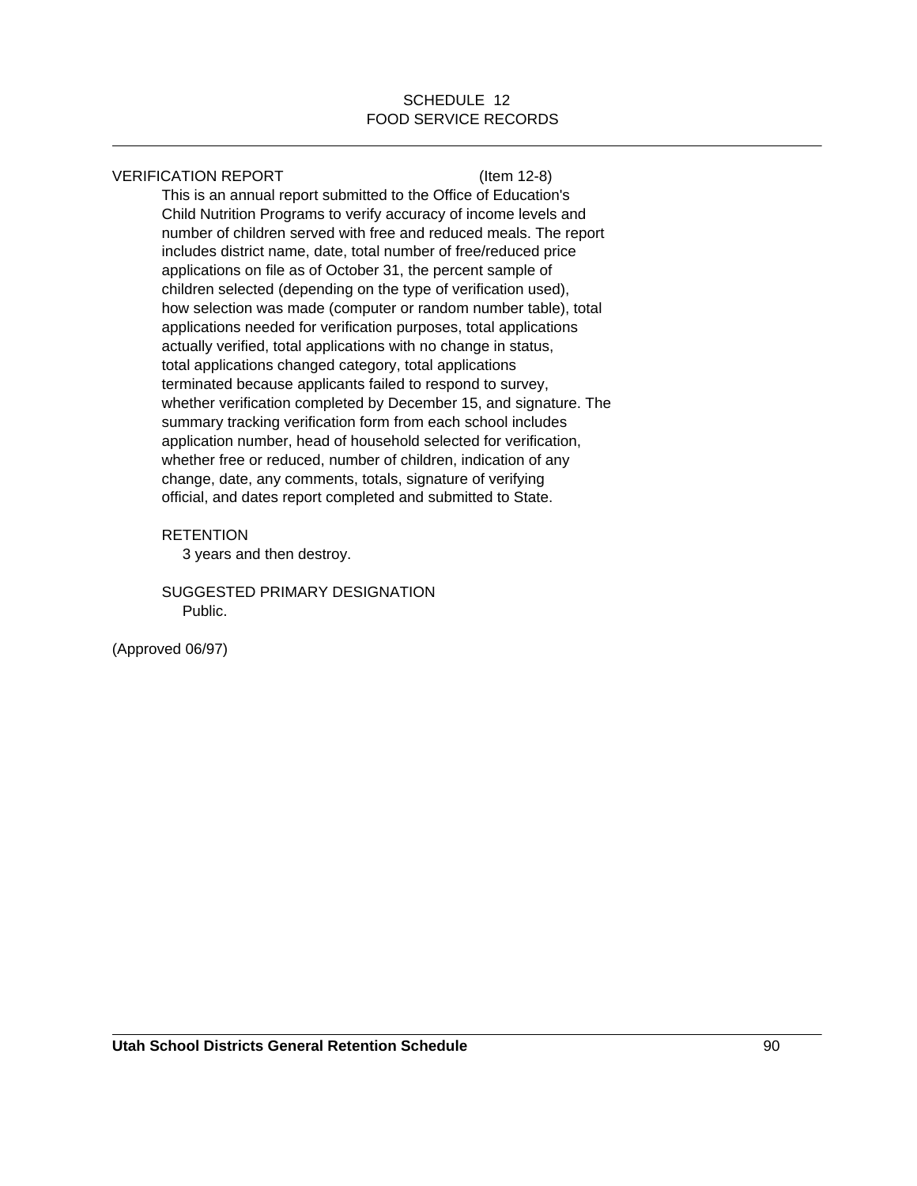## SCHEDULE 12
## FOOD SERVICE RECORDS

---

### VERIFICATION REPORT (Item 12-8)

This is an annual report submitted to the Office of Education's Child Nutrition Programs to verify accuracy of income levels and number of children served with free and reduced meals. The report includes district name, date, total number of free/reduced price applications on file as of October 31, the percent sample of children selected (depending on the type of verification used), how selection was made (computer or random number table), total applications needed for verification purposes, total applications actually verified, total applications with no change in status, total applications changed category, total applications terminated because applicants failed to respond to survey, whether verification completed by December 15, and signature. The summary tracking verification form from each school includes application number, head of household selected for verification, whether free or reduced, number of children, indication of any change, date, any comments, totals, signature of verifying official, and dates report completed and submitted to State.

RETENTION
3 years and then destroy.

SUGGESTED PRIMARY DESIGNATION
Public.

(Approved 06/97)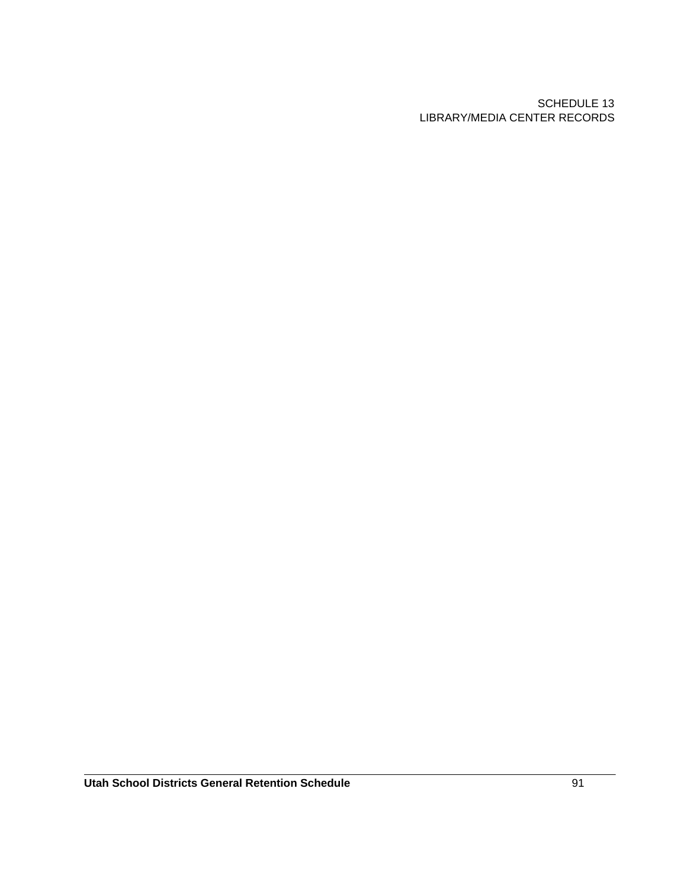SCHEDULE 13
LIBRARY/MEDIA CENTER RECORDS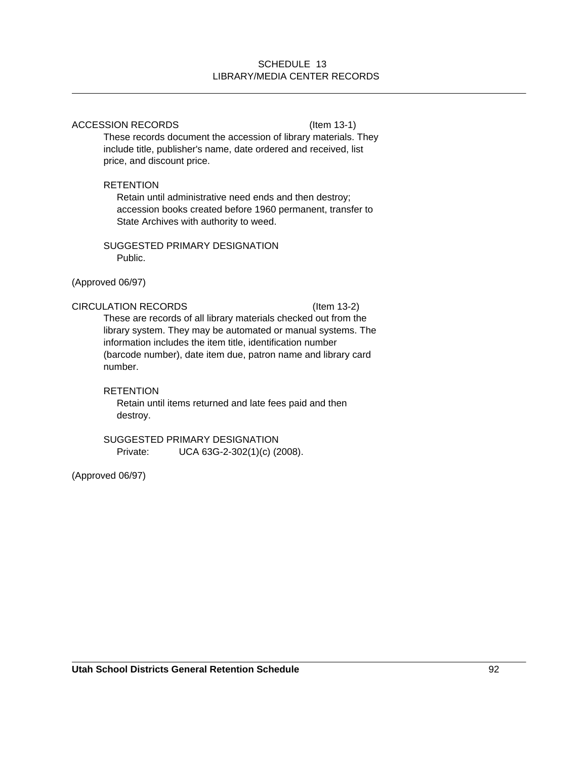# SCHEDULE 13
# LIBRARY/MEDIA CENTER RECORDS

## ACCESSION RECORDS (Item 13-1)

These records document the accession of library materials. They include title, publisher's name, date ordered and received, list price, and discount price.

RETENTION

Retain until administrative need ends and then destroy; accession books created before 1960 permanent, transfer to State Archives with authority to weed.

SUGGESTED PRIMARY DESIGNATION

Public.

(Approved 06/97)

## CIRCULATION RECORDS (Item 13-2)

These are records of all library materials checked out from the library system. They may be automated or manual systems. The information includes the item title, identification number (barcode number), date item due, patron name and library card number.

RETENTION

Retain until items returned and late fees paid and then destroy.

SUGGESTED PRIMARY DESIGNATION

Private: UCA 63G-2-302(1)(c) (2008).

(Approved 06/97)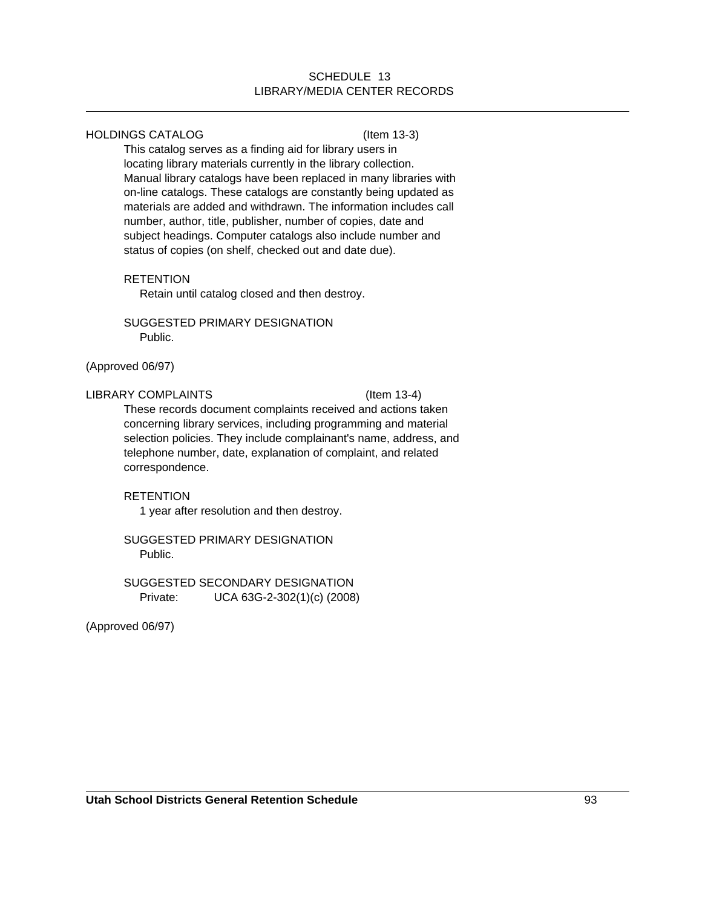## SCHEDULE 13
## LIBRARY/MEDIA CENTER RECORDS

---

### HOLDINGS CATALOG (Item 13-3)

This catalog serves as a finding aid for library users in locating library materials currently in the library collection. Manual library catalogs have been replaced in many libraries with on-line catalogs. These catalogs are constantly being updated as materials are added and withdrawn. The information includes call number, author, title, publisher, number of copies, date and subject headings. Computer catalogs also include number and status of copies (on shelf, checked out and date due).

RETENTION

Retain until catalog closed and then destroy.

SUGGESTED PRIMARY DESIGNATION

Public.

(Approved 06/97)

### LIBRARY COMPLAINTS (Item 13-4)

These records document complaints received and actions taken concerning library services, including programming and material selection policies. They include complainant's name, address, and telephone number, date, explanation of complaint, and related correspondence.

RETENTION

1 year after resolution and then destroy.

SUGGESTED PRIMARY DESIGNATION

Public.

SUGGESTED SECONDARY DESIGNATION

Private: UCA 63G-2-302(1)(c) (2008)

(Approved 06/97)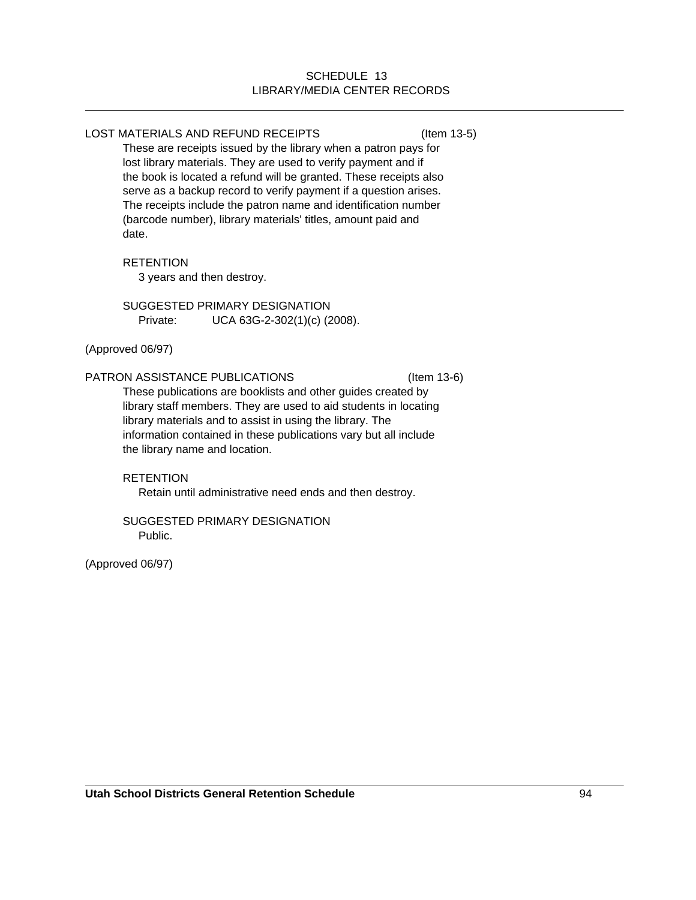SCHEDULE 13
LIBRARY/MEDIA CENTER RECORDS

LOST MATERIALS AND REFUND RECEIPTS (Item 13-5)

These are receipts issued by the library when a patron pays for lost library materials. They are used to verify payment and if the book is located a refund will be granted. These receipts also serve as a backup record to verify payment if a question arises. The receipts include the patron name and identification number (barcode number), library materials' titles, amount paid and date.

RETENTION

3 years and then destroy.

SUGGESTED PRIMARY DESIGNATION

Private: UCA 63G-2-302(1)(c) (2008).

(Approved 06/97)

PATRON ASSISTANCE PUBLICATIONS (Item 13-6)

These publications are booklists and other guides created by library staff members. They are used to aid students in locating library materials and to assist in using the library. The information contained in these publications vary but all include the library name and location.

RETENTION

Retain until administrative need ends and then destroy.

SUGGESTED PRIMARY DESIGNATION

Public.

(Approved 06/97)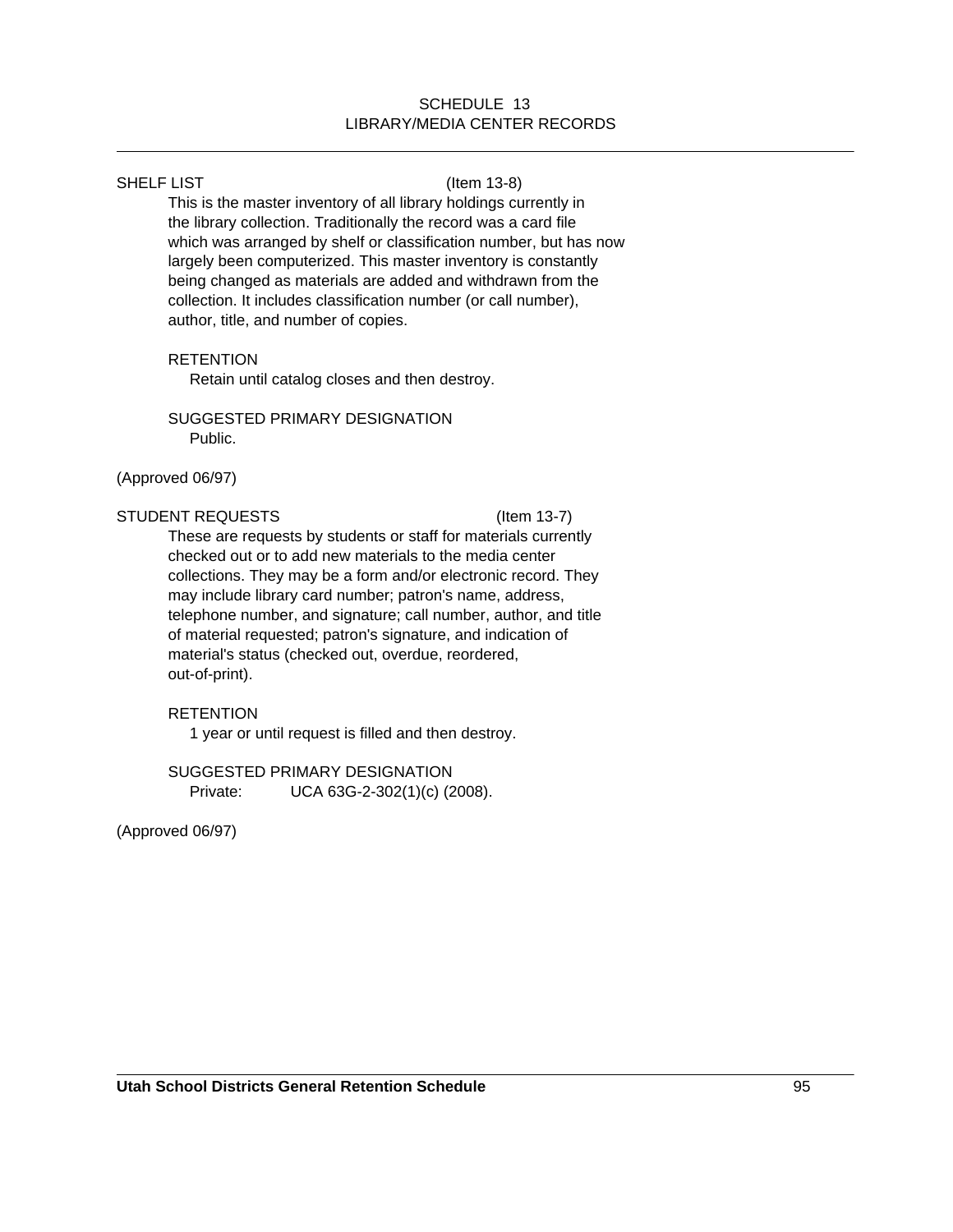## SCHEDULE 13
## LIBRARY/MEDIA CENTER RECORDS

### SHELF LIST (Item 13-8)

This is the master inventory of all library holdings currently in the library collection. Traditionally the record was a card file which was arranged by shelf or classification number, but has now largely been computerized. This master inventory is constantly being changed as materials are added and withdrawn from the collection. It includes classification number (or call number), author, title, and number of copies.

RETENTION

Retain until catalog closes and then destroy.

SUGGESTED PRIMARY DESIGNATION

Public.

(Approved 06/97)

### STUDENT REQUESTS (Item 13-7)

These are requests by students or staff for materials currently checked out or to add new materials to the media center collections. They may be a form and/or electronic record. They may include library card number; patron's name, address, telephone number, and signature; call number, author, and title of material requested; patron's signature, and indication of material's status (checked out, overdue, reordered, out-of-print).

RETENTION

1 year or until request is filled and then destroy.

SUGGESTED PRIMARY DESIGNATION

Private: UCA 63G-2-302(1)(c) (2008).

(Approved 06/97)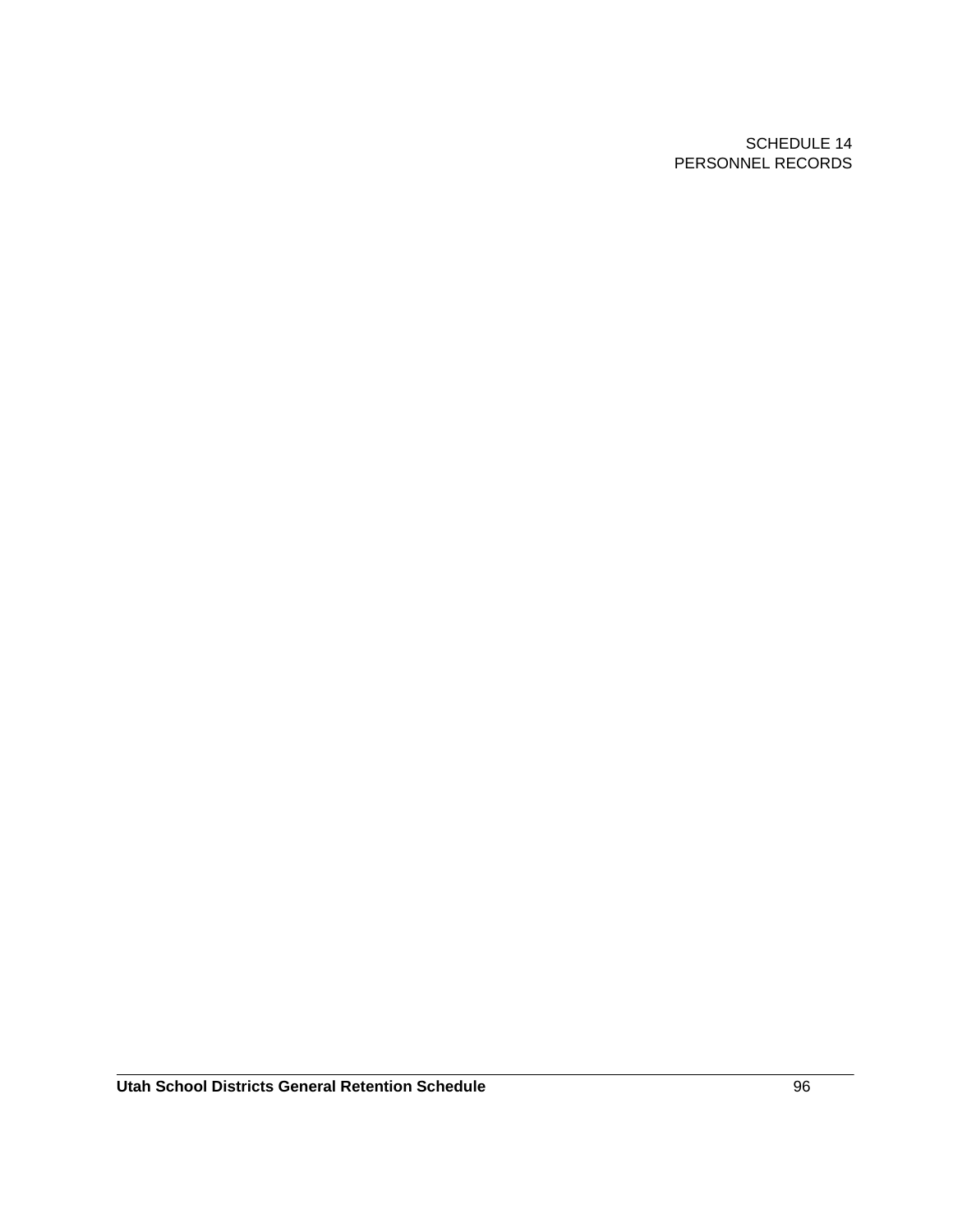SCHEDULE 14
PERSONNEL RECORDS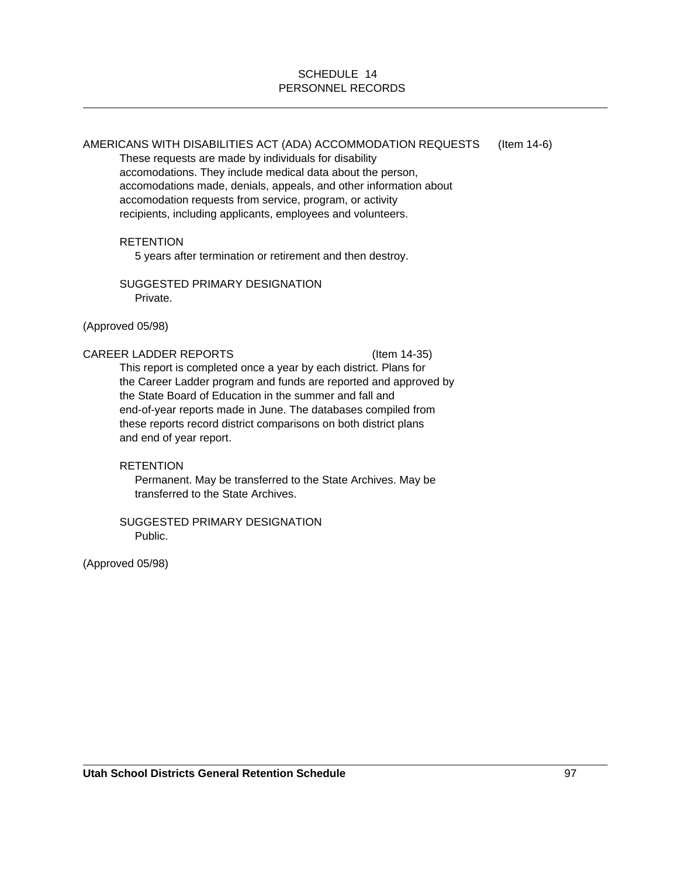# SCHEDULE 14
# PERSONNEL RECORDS

AMERICANS WITH DISABILITIES ACT (ADA) ACCOMMODATION REQUESTS (Item 14-6)

These requests are made by individuals for disability accomodations. They include medical data about the person, accomodations made, denials, appeals, and other information about accomodation requests from service, program, or activity recipients, including applicants, employees and volunteers.

RETENTION

5 years after termination or retirement and then destroy.

SUGGESTED PRIMARY DESIGNATION

Private.

(Approved 05/98)

CAREER LADDER REPORTS (Item 14-35)

This report is completed once a year by each district. Plans for the Career Ladder program and funds are reported and approved by the State Board of Education in the summer and fall and end-of-year reports made in June. The databases compiled from these reports record district comparisons on both district plans and end of year report.

RETENTION

Permanent. May be transferred to the State Archives. May be transferred to the State Archives.

SUGGESTED PRIMARY DESIGNATION

Public.

(Approved 05/98)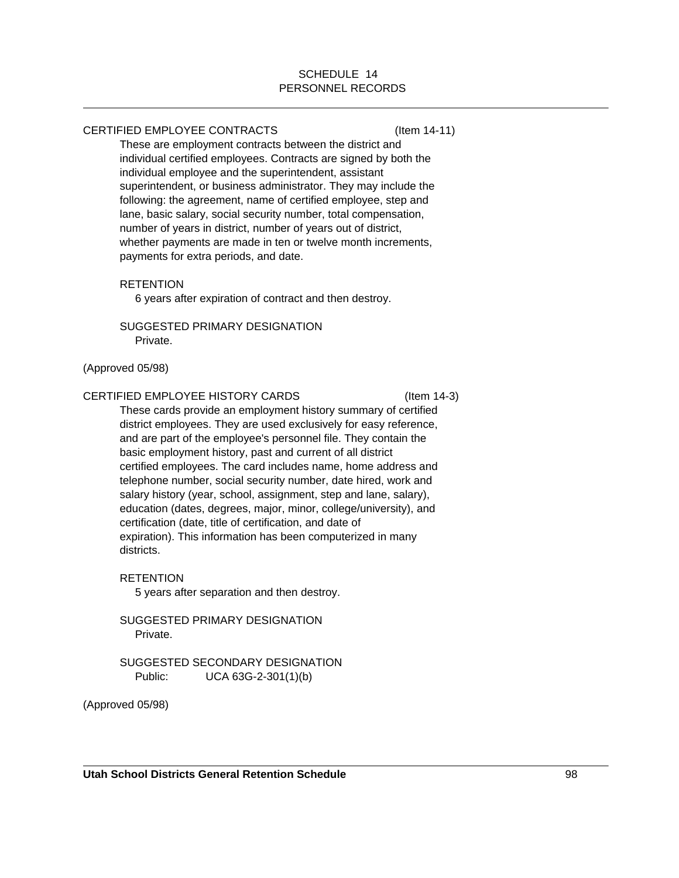# SCHEDULE 14
# PERSONNEL RECORDS

---

CERTIFIED EMPLOYEE CONTRACTS (Item 14-11)

These are employment contracts between the district and individual certified employees. Contracts are signed by both the individual employee and the superintendent, assistant superintendent, or business administrator. They may include the following: the agreement, name of certified employee, step and lane, basic salary, social security number, total compensation, number of years in district, number of years out of district, whether payments are made in ten or twelve month increments, payments for extra periods, and date.

RETENTION
6 years after expiration of contract and then destroy.

SUGGESTED PRIMARY DESIGNATION
Private.

(Approved 05/98)

CERTIFIED EMPLOYEE HISTORY CARDS (Item 14-3)

These cards provide an employment history summary of certified district employees. They are used exclusively for easy reference, and are part of the employee's personnel file. They contain the basic employment history, past and current of all district certified employees. The card includes name, home address and telephone number, social security number, date hired, work and salary history (year, school, assignment, step and lane, salary), education (dates, degrees, major, minor, college/university), and certification (date, title of certification, and date of expiration). This information has been computerized in many districts.

RETENTION
5 years after separation and then destroy.

SUGGESTED PRIMARY DESIGNATION
Private.

SUGGESTED SECONDARY DESIGNATION
Public: UCA 63G-2-301(1)(b)

(Approved 05/98)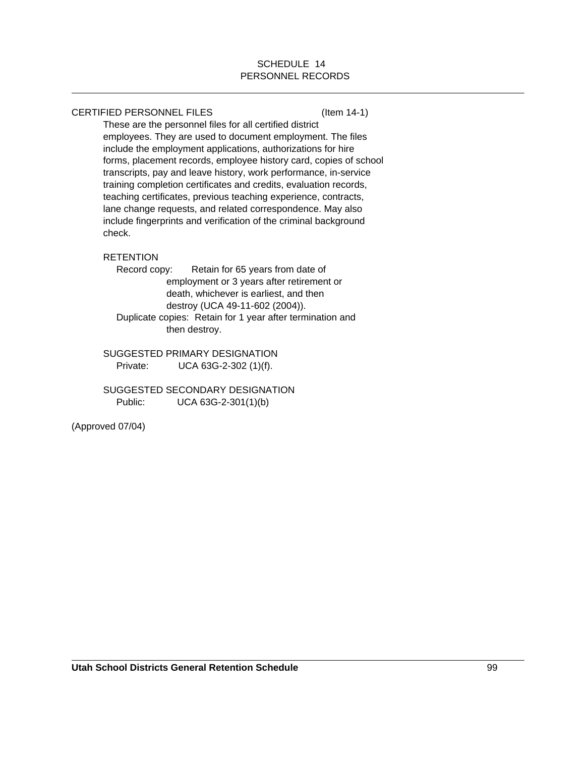# SCHEDULE 14
# PERSONNEL RECORDS

## CERTIFIED PERSONNEL FILES (Item 14-1)

These are the personnel files for all certified district employees. They are used to document employment. The files include the employment applications, authorizations for hire forms, placement records, employee history card, copies of school transcripts, pay and leave history, work performance, in-service training completion certificates and credits, evaluation records, teaching certificates, previous teaching experience, contracts, lane change requests, and related correspondence. May also include fingerprints and verification of the criminal background check.

RETENTION

Record copy: Retain for 65 years from date of employment or 3 years after retirement or death, whichever is earliest, and then destroy (UCA 49-11-602 (2004)).

Duplicate copies: Retain for 1 year after termination and then destroy.

SUGGESTED PRIMARY DESIGNATION

Private: UCA 63G-2-302 (1)(f).

SUGGESTED SECONDARY DESIGNATION

Public: UCA 63G-2-301(1)(b)

(Approved 07/04)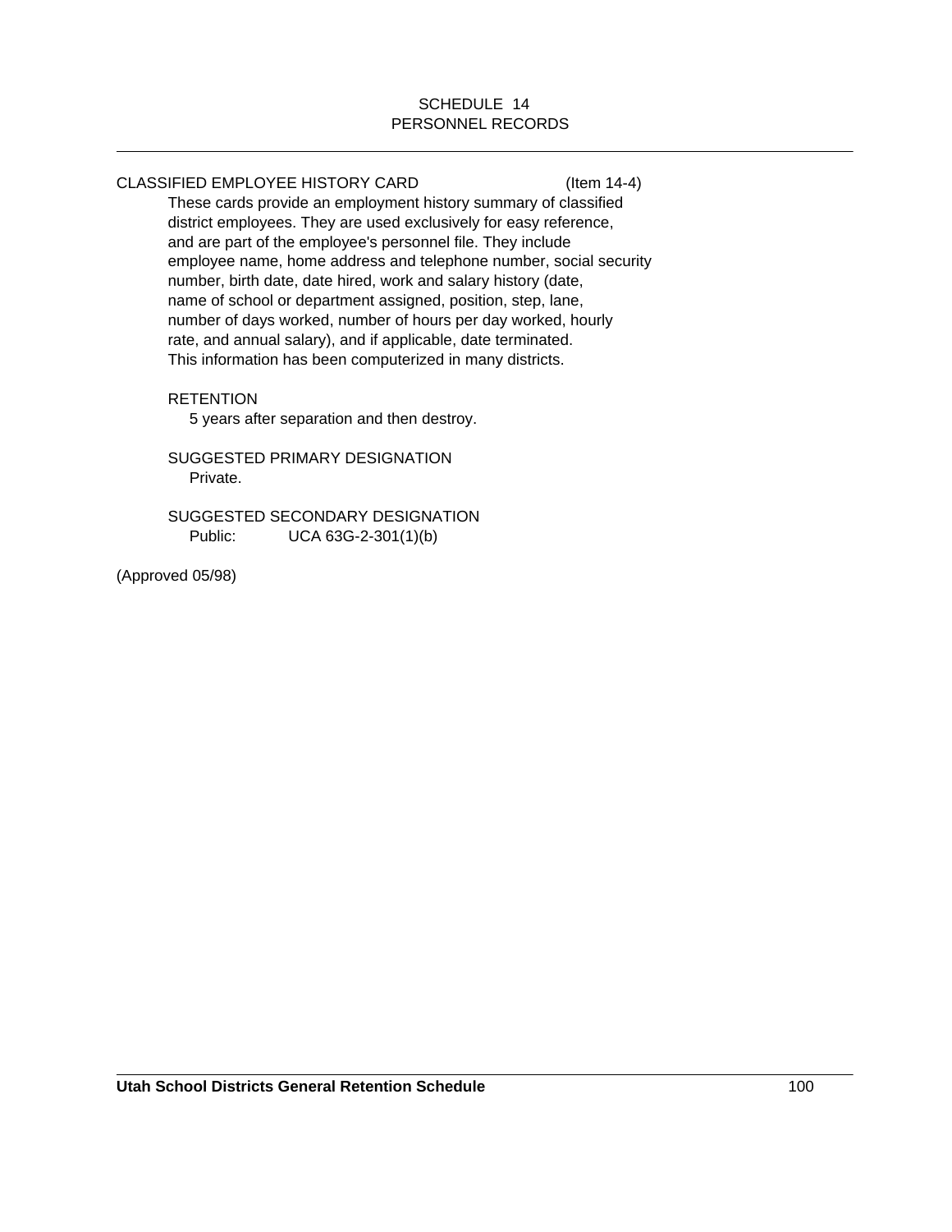# SCHEDULE 14
# PERSONNEL RECORDS

## CLASSIFIED EMPLOYEE HISTORY CARD (Item 14-4)

These cards provide an employment history summary of classified district employees. They are used exclusively for easy reference, and are part of the employee's personnel file. They include employee name, home address and telephone number, social security number, birth date, date hired, work and salary history (date, name of school or department assigned, position, step, lane, number of days worked, number of hours per day worked, hourly rate, and annual salary), and if applicable, date terminated. This information has been computerized in many districts.

RETENTION

5 years after separation and then destroy.

SUGGESTED PRIMARY DESIGNATION

Private.

SUGGESTED SECONDARY DESIGNATION

Public: UCA 63G-2-301(1)(b)

(Approved 05/98)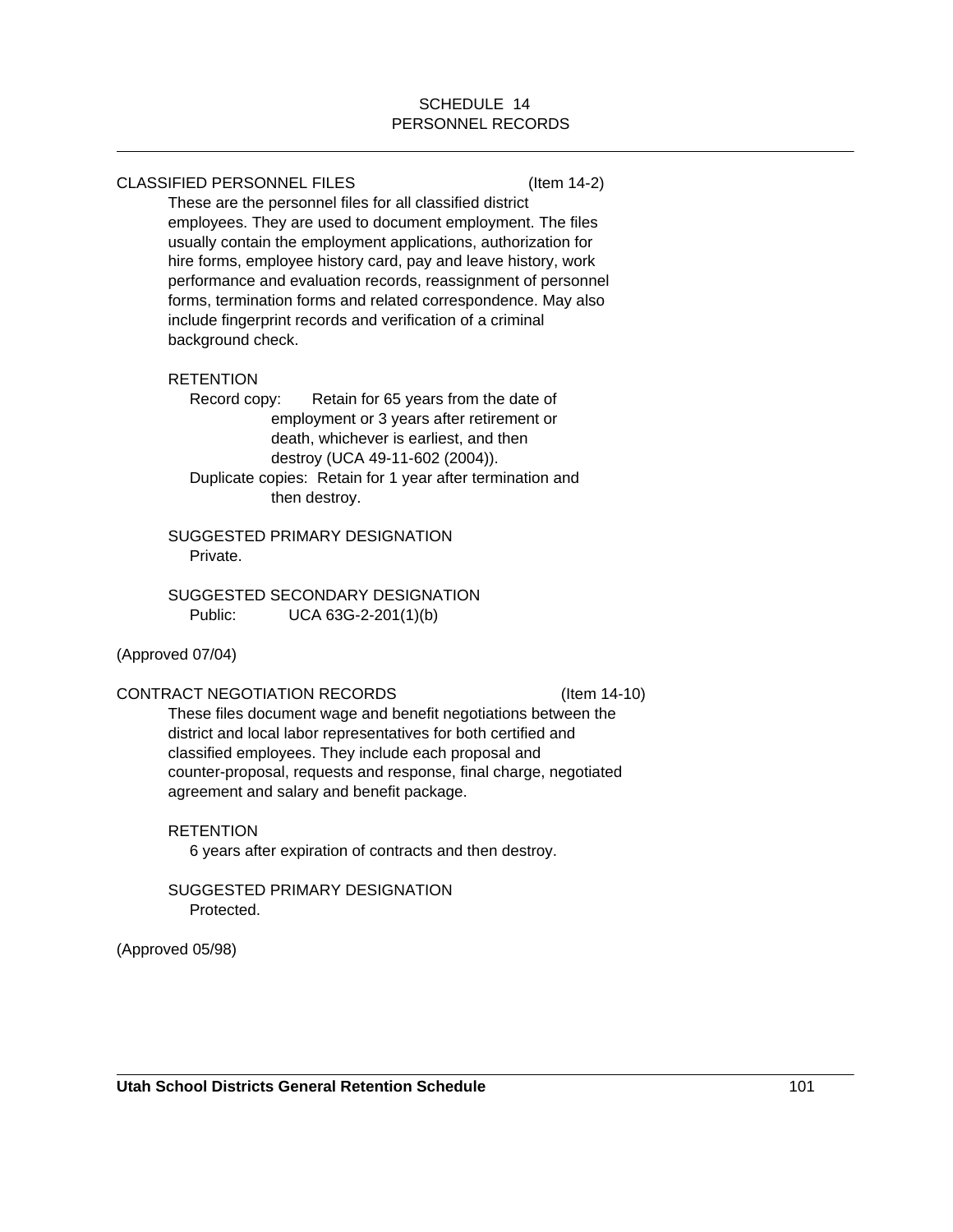# SCHEDULE 14
# PERSONNEL RECORDS

## CLASSIFIED PERSONNEL FILES (Item 14-2)

These are the personnel files for all classified district employees. They are used to document employment. The files usually contain the employment applications, authorization for hire forms, employee history card, pay and leave history, work performance and evaluation records, reassignment of personnel forms, termination forms and related correspondence. May also include fingerprint records and verification of a criminal background check.

RETENTION

Record copy: Retain for 65 years from the date of employment or 3 years after retirement or death, whichever is earliest, and then destroy (UCA 49-11-602 (2004)).

Duplicate copies: Retain for 1 year after termination and then destroy.

SUGGESTED PRIMARY DESIGNATION

Private.

SUGGESTED SECONDARY DESIGNATION

Public: UCA 63G-2-201(1)(b)

(Approved 07/04)

## CONTRACT NEGOTIATION RECORDS (Item 14-10)

These files document wage and benefit negotiations between the district and local labor representatives for both certified and classified employees. They include each proposal and counter-proposal, requests and response, final charge, negotiated agreement and salary and benefit package.

RETENTION

6 years after expiration of contracts and then destroy.

SUGGESTED PRIMARY DESIGNATION

Protected.

(Approved 05/98)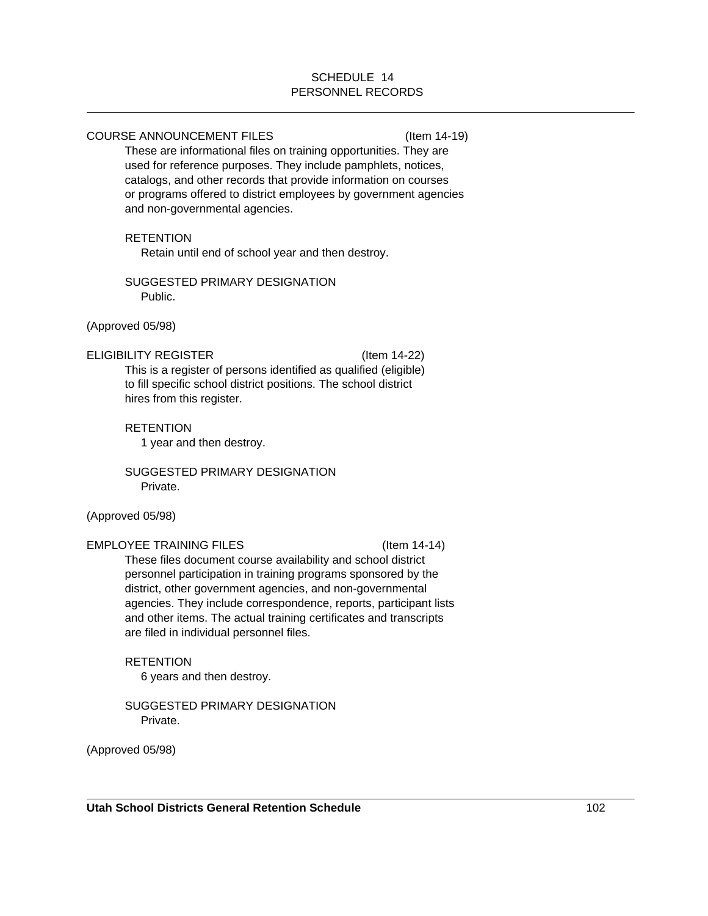SCHEDULE 14
PERSONNEL RECORDS

---

COURSE ANNOUNCEMENT FILES (Item 14-19)

These are informational files on training opportunities. They are used for reference purposes. They include pamphlets, notices, catalogs, and other records that provide information on courses or programs offered to district employees by government agencies and non-governmental agencies.

RETENTION

Retain until end of school year and then destroy.

SUGGESTED PRIMARY DESIGNATION

Public.

(Approved 05/98)

ELIGIBILITY REGISTER (Item 14-22)

This is a register of persons identified as qualified (eligible) to fill specific school district positions. The school district hires from this register.

RETENTION

1 year and then destroy.

SUGGESTED PRIMARY DESIGNATION

Private.

(Approved 05/98)

EMPLOYEE TRAINING FILES (Item 14-14)

These files document course availability and school district personnel participation in training programs sponsored by the district, other government agencies, and non-governmental agencies. They include correspondence, reports, participant lists and other items. The actual training certificates and transcripts are filed in individual personnel files.

RETENTION

6 years and then destroy.

SUGGESTED PRIMARY DESIGNATION

Private.

(Approved 05/98)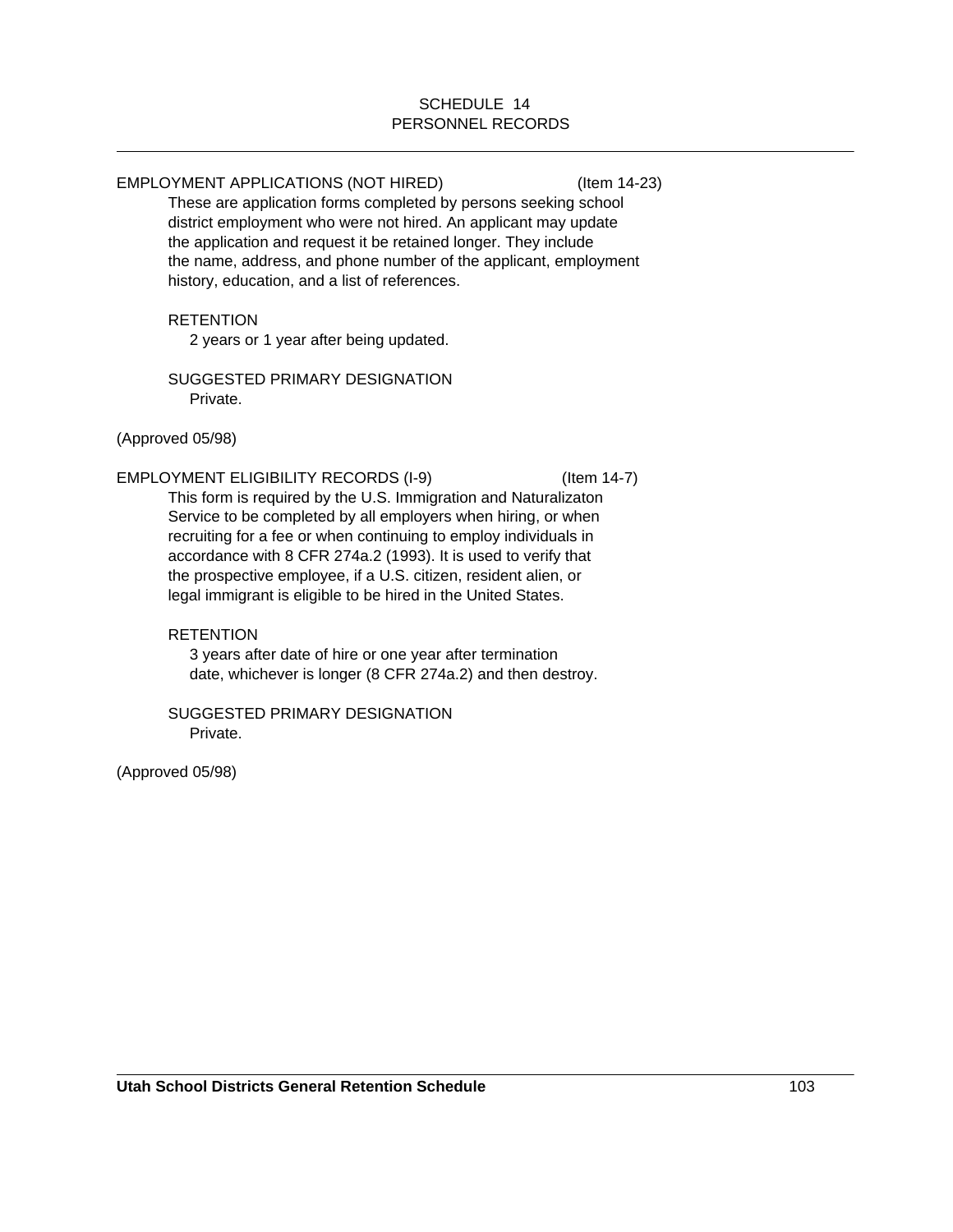# SCHEDULE 14
# PERSONNEL RECORDS

EMPLOYMENT APPLICATIONS (NOT HIRED) (Item 14-23)

These are application forms completed by persons seeking school district employment who were not hired. An applicant may update the application and request it be retained longer. They include the name, address, and phone number of the applicant, employment history, education, and a list of references.

RETENTION

2 years or 1 year after being updated.

SUGGESTED PRIMARY DESIGNATION

Private.

(Approved 05/98)

EMPLOYMENT ELIGIBILITY RECORDS (I-9) (Item 14-7)

This form is required by the U.S. Immigration and Naturalizaton Service to be completed by all employers when hiring, or when recruiting for a fee or when continuing to employ individuals in accordance with 8 CFR 274a.2 (1993). It is used to verify that the prospective employee, if a U.S. citizen, resident alien, or legal immigrant is eligible to be hired in the United States.

RETENTION

3 years after date of hire or one year after termination date, whichever is longer (8 CFR 274a.2) and then destroy.

SUGGESTED PRIMARY DESIGNATION

Private.

(Approved 05/98)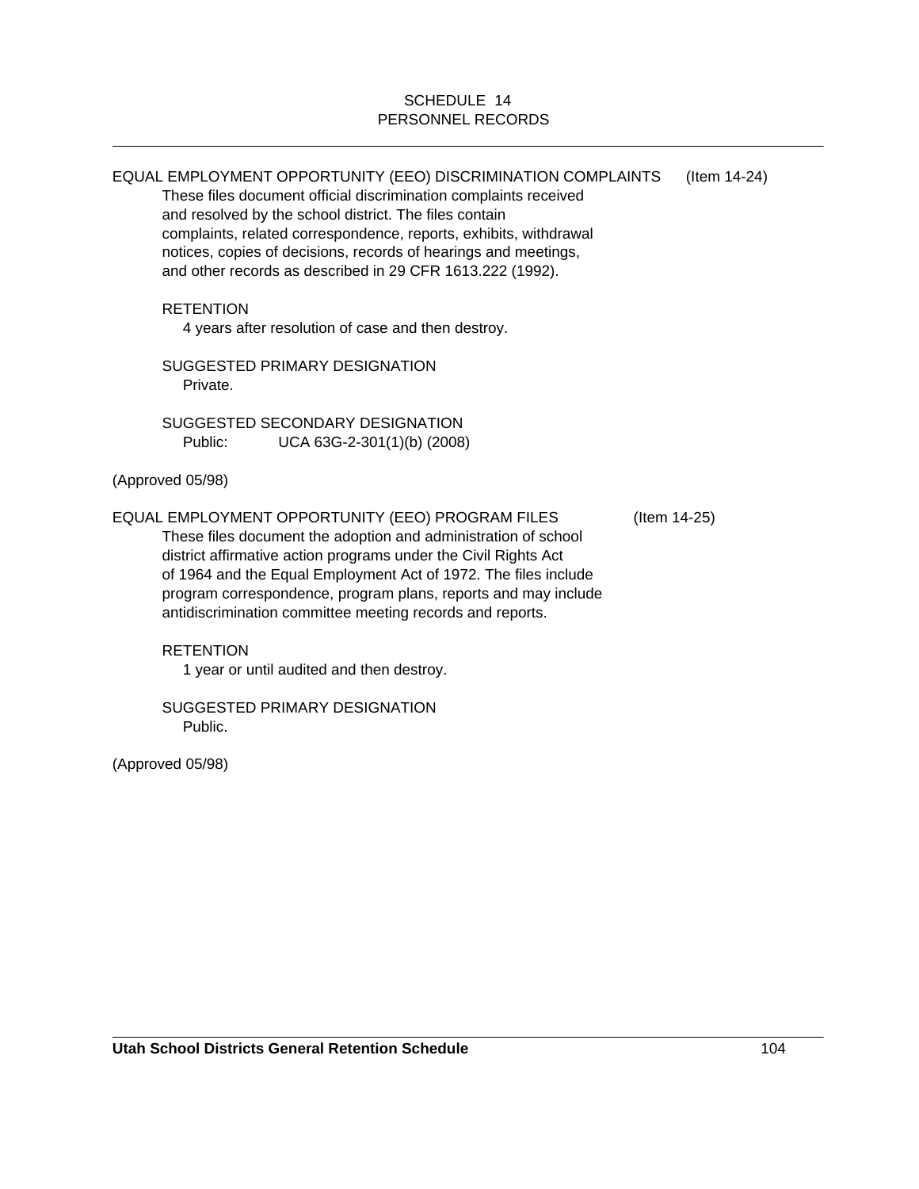SCHEDULE 14
PERSONNEL RECORDS

EQUAL EMPLOYMENT OPPORTUNITY (EEO) DISCRIMINATION COMPLAINTS (Item 14-24)

These files document official discrimination complaints received and resolved by the school district. The files contain complaints, related correspondence, reports, exhibits, withdrawal notices, copies of decisions, records of hearings and meetings, and other records as described in 29 CFR 1613.222 (1992).

RETENTION

4 years after resolution of case and then destroy.

SUGGESTED PRIMARY DESIGNATION

Private.

SUGGESTED SECONDARY DESIGNATION

Public: UCA 63G-2-301(1)(b) (2008)

(Approved 05/98)

EQUAL EMPLOYMENT OPPORTUNITY (EEO) PROGRAM FILES (Item 14-25)

These files document the adoption and administration of school district affirmative action programs under the Civil Rights Act of 1964 and the Equal Employment Act of 1972. The files include program correspondence, program plans, reports and may include antidiscrimination committee meeting records and reports.

RETENTION

1 year or until audited and then destroy.

SUGGESTED PRIMARY DESIGNATION

Public.

(Approved 05/98)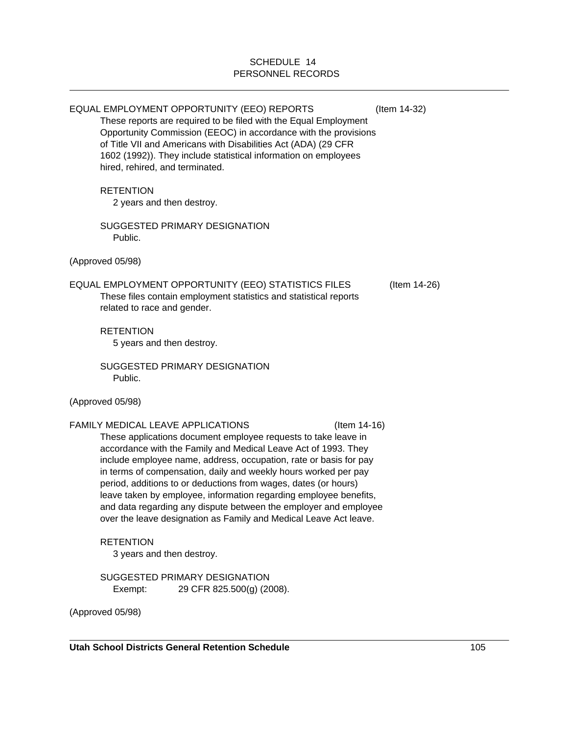## SCHEDULE 14
## PERSONNEL RECORDS

### EQUAL EMPLOYMENT OPPORTUNITY (EEO) REPORTS (Item 14-32)

These reports are required to be filed with the Equal Employment Opportunity Commission (EEOC) in accordance with the provisions of Title VII and Americans with Disabilities Act (ADA) (29 CFR 1602 (1992)). They include statistical information on employees hired, rehired, and terminated.

RETENTION

2 years and then destroy.

SUGGESTED PRIMARY DESIGNATION

Public.

(Approved 05/98)

### EQUAL EMPLOYMENT OPPORTUNITY (EEO) STATISTICS FILES (Item 14-26)

These files contain employment statistics and statistical reports related to race and gender.

RETENTION

5 years and then destroy.

SUGGESTED PRIMARY DESIGNATION

Public.

(Approved 05/98)

### FAMILY MEDICAL LEAVE APPLICATIONS (Item 14-16)

These applications document employee requests to take leave in accordance with the Family and Medical Leave Act of 1993. They include employee name, address, occupation, rate or basis for pay in terms of compensation, daily and weekly hours worked per pay period, additions to or deductions from wages, dates (or hours) leave taken by employee, information regarding employee benefits, and data regarding any dispute between the employer and employee over the leave designation as Family and Medical Leave Act leave.

RETENTION

3 years and then destroy.

SUGGESTED PRIMARY DESIGNATION

Exempt: 29 CFR 825.500(g) (2008).

(Approved 05/98)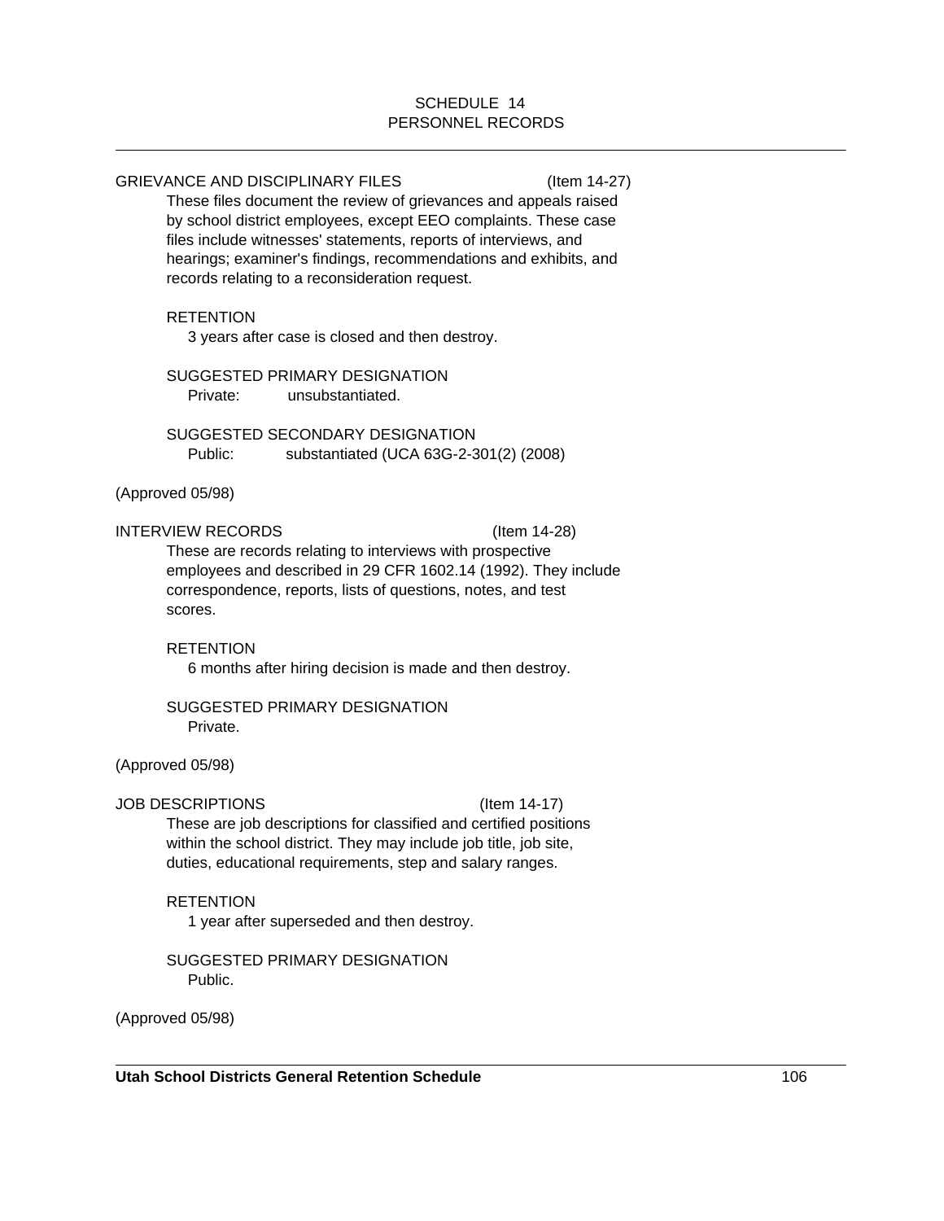# SCHEDULE 14
# PERSONNEL RECORDS

GRIEVANCE AND DISCIPLINARY FILES (Item 14-27)

These files document the review of grievances and appeals raised by school district employees, except EEO complaints. These case files include witnesses' statements, reports of interviews, and hearings; examiner's findings, recommendations and exhibits, and records relating to a reconsideration request.

RETENTION

3 years after case is closed and then destroy.

SUGGESTED PRIMARY DESIGNATION

Private: unsubstantiated.

SUGGESTED SECONDARY DESIGNATION

Public: substantiated (UCA 63G-2-301(2) (2008)

(Approved 05/98)

INTERVIEW RECORDS (Item 14-28)

These are records relating to interviews with prospective employees and described in 29 CFR 1602.14 (1992). They include correspondence, reports, lists of questions, notes, and test scores.

RETENTION

6 months after hiring decision is made and then destroy.

SUGGESTED PRIMARY DESIGNATION

Private.

(Approved 05/98)

JOB DESCRIPTIONS (Item 14-17)

These are job descriptions for classified and certified positions within the school district. They may include job title, job site, duties, educational requirements, step and salary ranges.

RETENTION

1 year after superseded and then destroy.

SUGGESTED PRIMARY DESIGNATION

Public.

(Approved 05/98)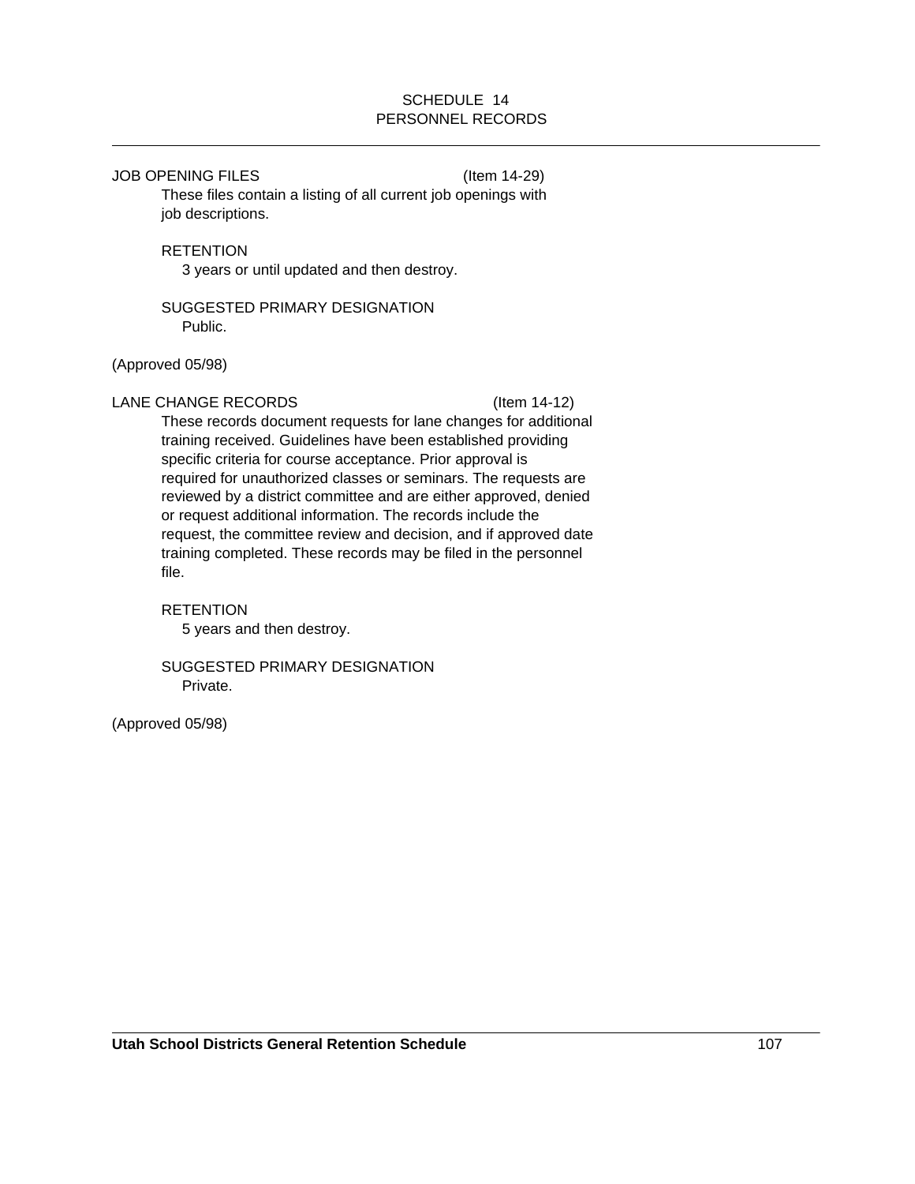SCHEDULE 14
PERSONNEL RECORDS

JOB OPENING FILES (Item 14-29)

These files contain a listing of all current job openings with job descriptions.

RETENTION

3 years or until updated and then destroy.

SUGGESTED PRIMARY DESIGNATION

Public.

(Approved 05/98)

LANE CHANGE RECORDS (Item 14-12)

These records document requests for lane changes for additional training received. Guidelines have been established providing specific criteria for course acceptance. Prior approval is required for unauthorized classes or seminars. The requests are reviewed by a district committee and are either approved, denied or request additional information. The records include the request, the committee review and decision, and if approved date training completed. These records may be filed in the personnel file.

RETENTION

5 years and then destroy.

SUGGESTED PRIMARY DESIGNATION

Private.

(Approved 05/98)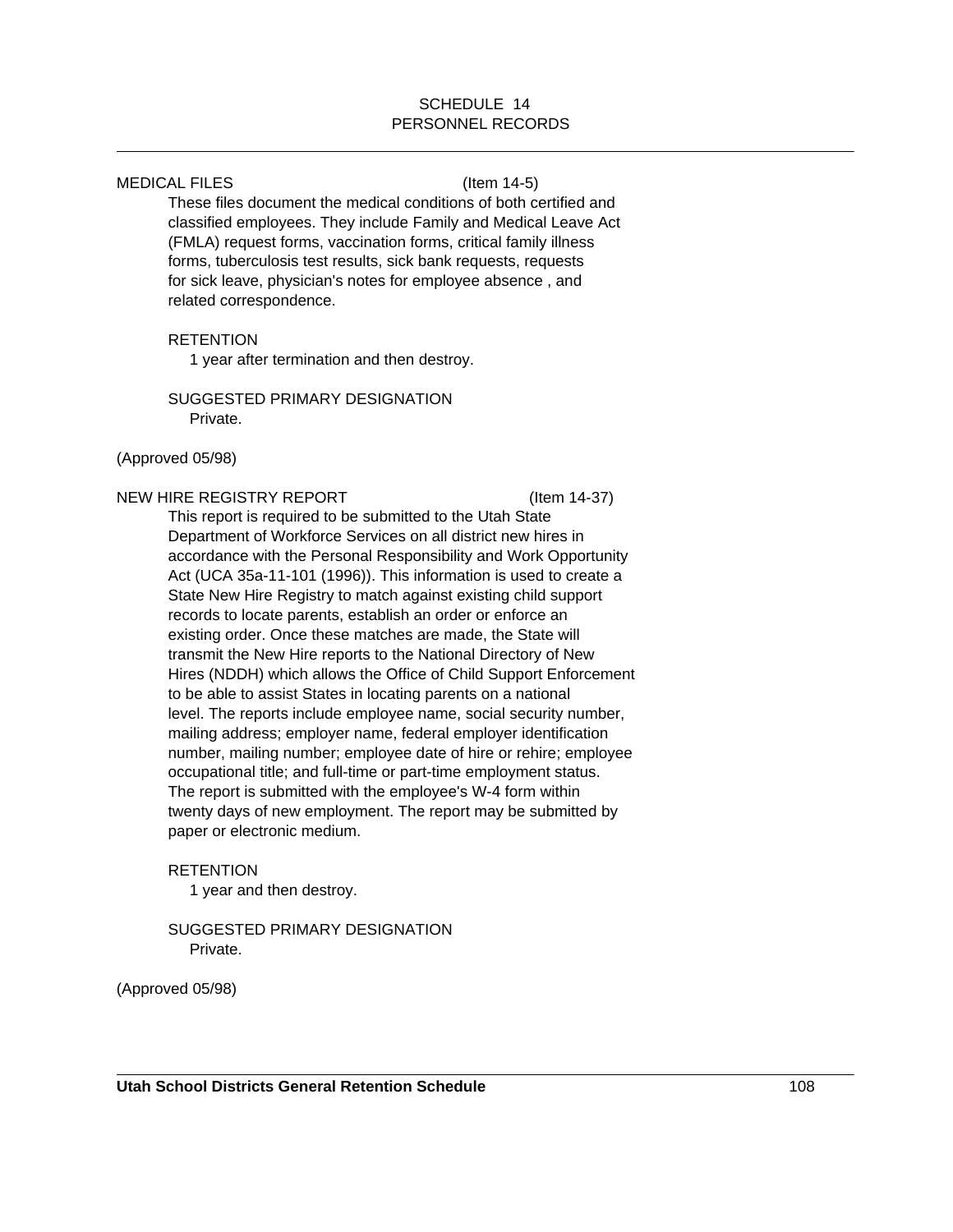# SCHEDULE 14
## PERSONNEL RECORDS

---

MEDICAL FILES (Item 14-5)

These files document the medical conditions of both certified and classified employees. They include Family and Medical Leave Act (FMLA) request forms, vaccination forms, critical family illness forms, tuberculosis test results, sick bank requests, requests for sick leave, physician's notes for employee absence , and related correspondence.

RETENTION

1 year after termination and then destroy.

SUGGESTED PRIMARY DESIGNATION

Private.

(Approved 05/98)

NEW HIRE REGISTRY REPORT (Item 14-37)

This report is required to be submitted to the Utah State Department of Workforce Services on all district new hires in accordance with the Personal Responsibility and Work Opportunity Act (UCA 35a-11-101 (1996)). This information is used to create a State New Hire Registry to match against existing child support records to locate parents, establish an order or enforce an existing order. Once these matches are made, the State will transmit the New Hire reports to the National Directory of New Hires (NDDH) which allows the Office of Child Support Enforcement to be able to assist States in locating parents on a national level. The reports include employee name, social security number, mailing address; employer name, federal employer identification number, mailing number; employee date of hire or rehire; employee occupational title; and full-time or part-time employment status. The report is submitted with the employee's W-4 form within twenty days of new employment. The report may be submitted by paper or electronic medium.

RETENTION

1 year and then destroy.

SUGGESTED PRIMARY DESIGNATION

Private.

(Approved 05/98)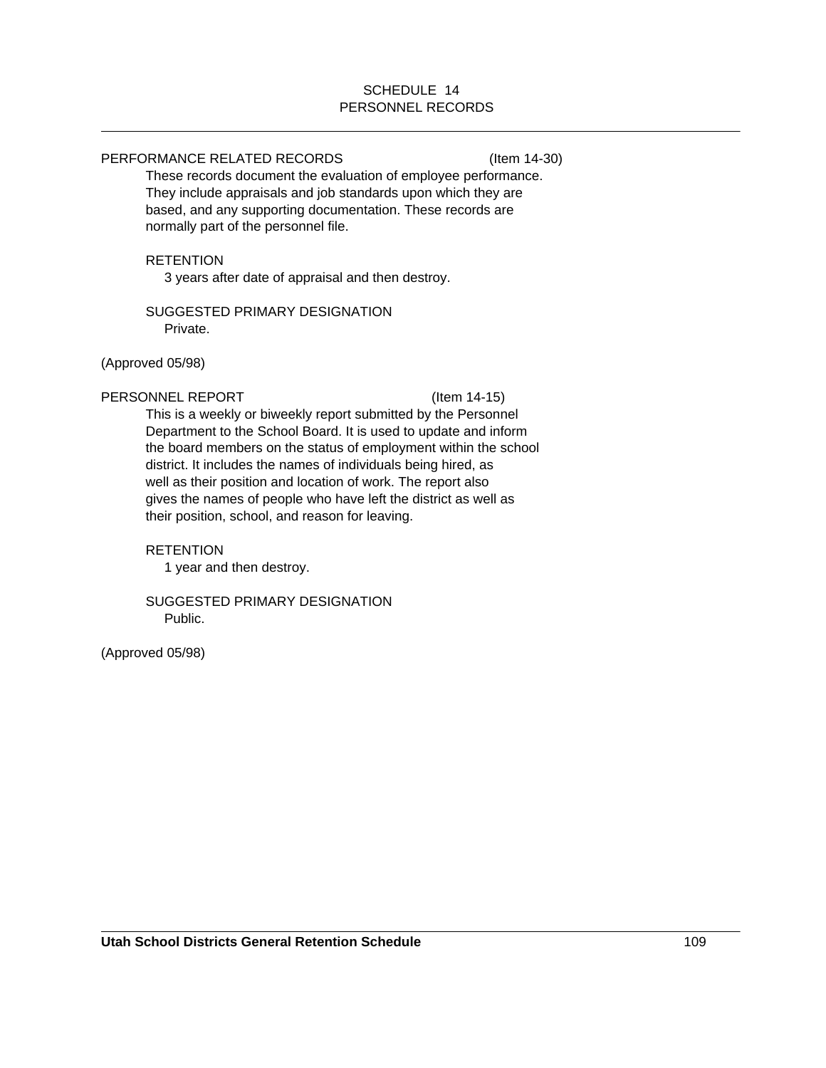# SCHEDULE 14
# PERSONNEL RECORDS

PERFORMANCE RELATED RECORDS (Item 14-30)

These records document the evaluation of employee performance. They include appraisals and job standards upon which they are based, and any supporting documentation. These records are normally part of the personnel file.

RETENTION

3 years after date of appraisal and then destroy.

SUGGESTED PRIMARY DESIGNATION

Private.

(Approved 05/98)

PERSONNEL REPORT (Item 14-15)

This is a weekly or biweekly report submitted by the Personnel Department to the School Board. It is used to update and inform the board members on the status of employment within the school district. It includes the names of individuals being hired, as well as their position and location of work. The report also gives the names of people who have left the district as well as their position, school, and reason for leaving.

RETENTION

1 year and then destroy.

SUGGESTED PRIMARY DESIGNATION

Public.

(Approved 05/98)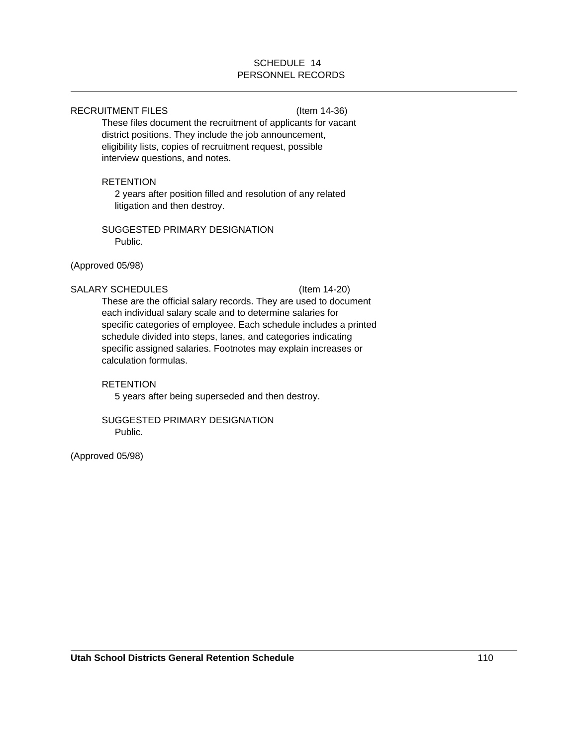# SCHEDULE 14
## PERSONNEL RECORDS

### RECRUITMENT FILES (Item 14-36)

These files document the recruitment of applicants for vacant district positions. They include the job announcement, eligibility lists, copies of recruitment request, possible interview questions, and notes.

RETENTION

2 years after position filled and resolution of any related litigation and then destroy.

SUGGESTED PRIMARY DESIGNATION

Public.

(Approved 05/98)

### SALARY SCHEDULES (Item 14-20)

These are the official salary records. They are used to document each individual salary scale and to determine salaries for specific categories of employee. Each schedule includes a printed schedule divided into steps, lanes, and categories indicating specific assigned salaries. Footnotes may explain increases or calculation formulas.

RETENTION

5 years after being superseded and then destroy.

SUGGESTED PRIMARY DESIGNATION

Public.

(Approved 05/98)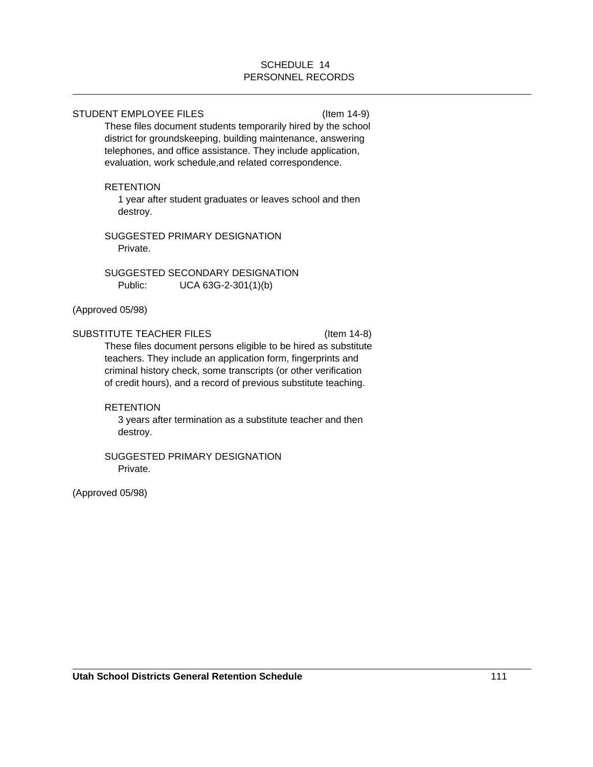SCHEDULE 14
PERSONNEL RECORDS

STUDENT EMPLOYEE FILES (Item 14-9)

These files document students temporarily hired by the school district for groundskeeping, building maintenance, answering telephones, and office assistance. They include application, evaluation, work schedule,and related correspondence.

RETENTION

1 year after student graduates or leaves school and then destroy.

SUGGESTED PRIMARY DESIGNATION

Private.

SUGGESTED SECONDARY DESIGNATION

Public: UCA 63G-2-301(1)(b)

(Approved 05/98)

SUBSTITUTE TEACHER FILES (Item 14-8)

These files document persons eligible to be hired as substitute teachers. They include an application form, fingerprints and criminal history check, some transcripts (or other verification of credit hours), and a record of previous substitute teaching.

RETENTION

3 years after termination as a substitute teacher and then destroy.

SUGGESTED PRIMARY DESIGNATION

Private.

(Approved 05/98)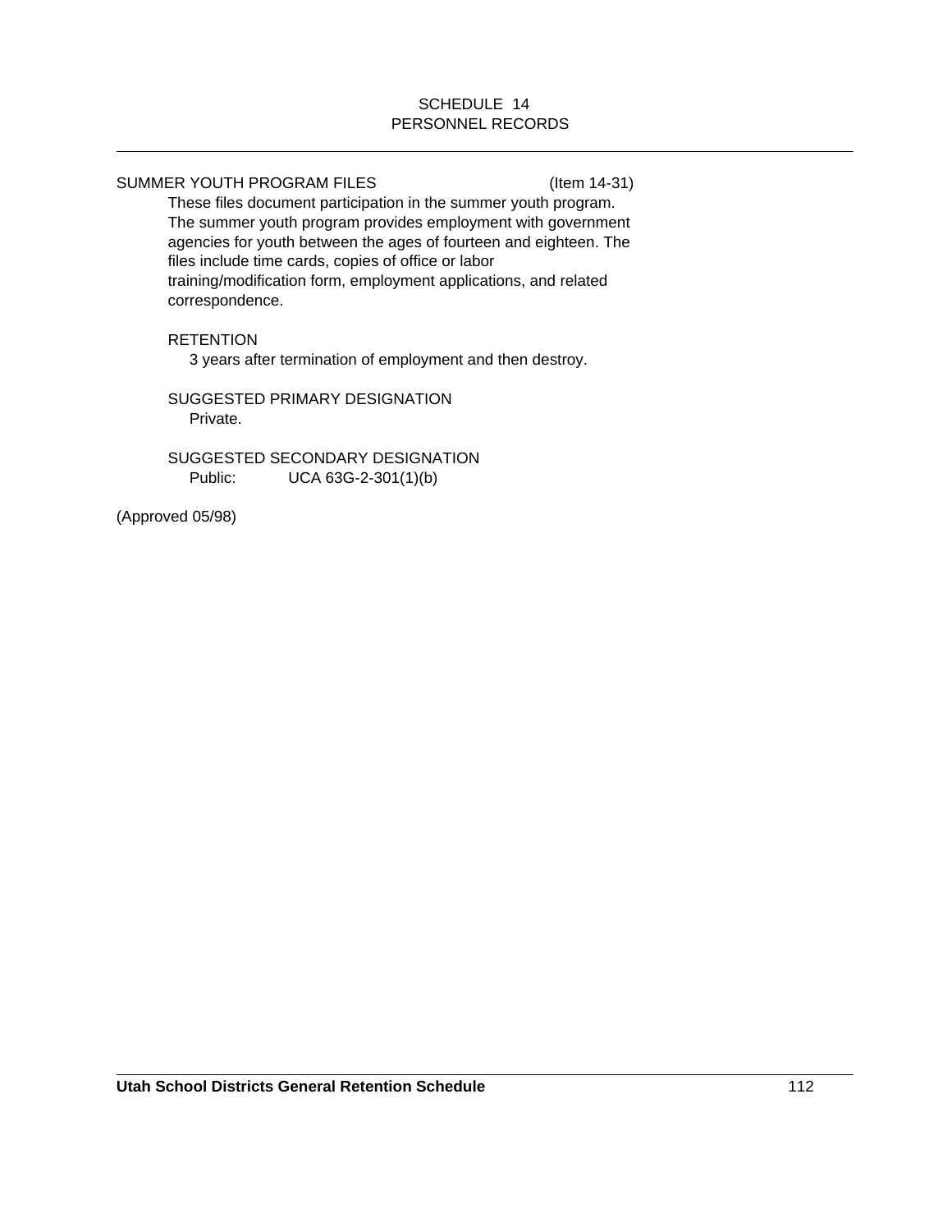SCHEDULE 14
PERSONNEL RECORDS

SUMMER YOUTH PROGRAM FILES (Item 14-31)

These files document participation in the summer youth program. The summer youth program provides employment with government agencies for youth between the ages of fourteen and eighteen. The files include time cards, copies of office or labor training/modification form, employment applications, and related correspondence.

RETENTION

3 years after termination of employment and then destroy.

SUGGESTED PRIMARY DESIGNATION

Private.

SUGGESTED SECONDARY DESIGNATION

Public: UCA 63G-2-301(1)(b)

(Approved 05/98)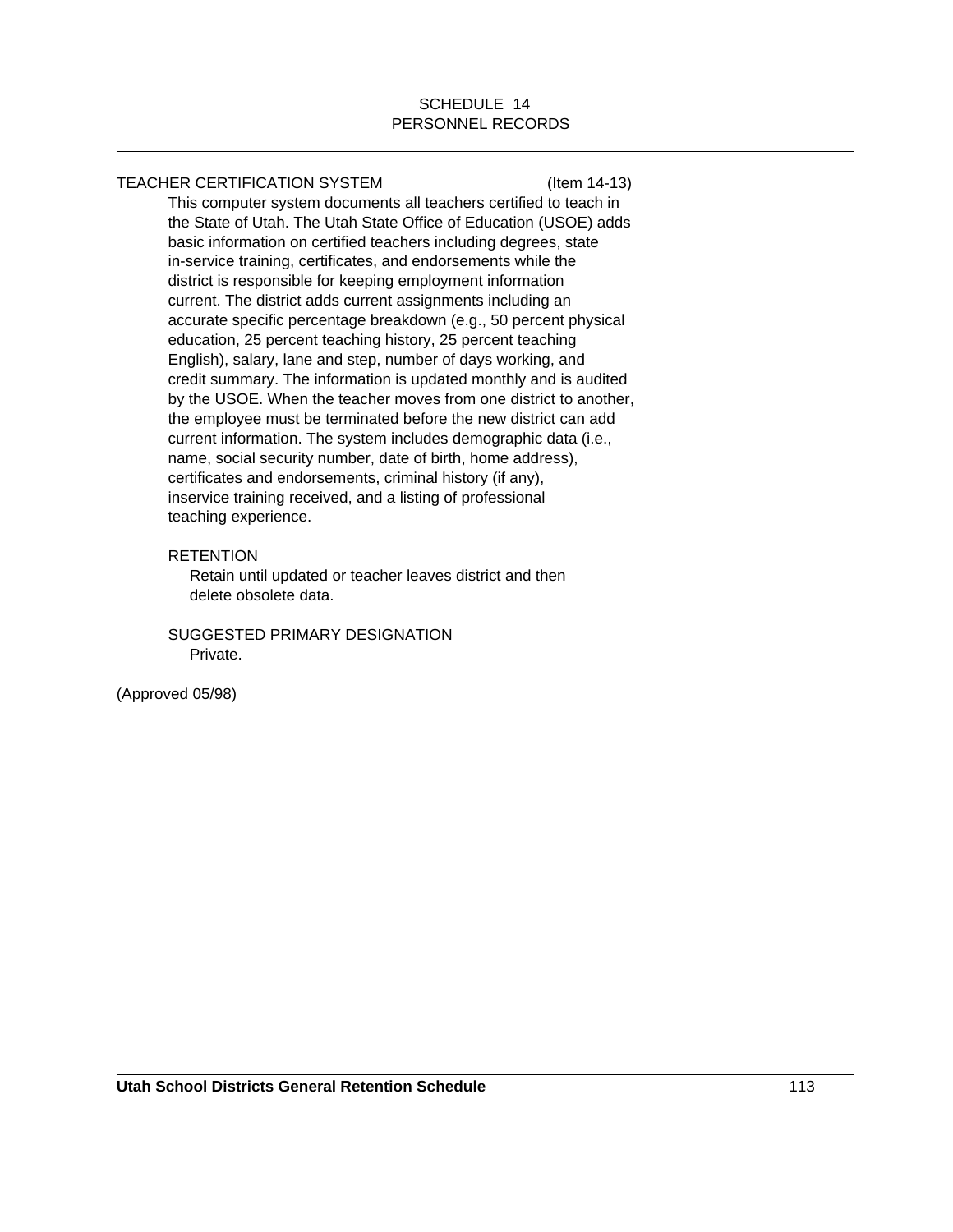SCHEDULE 14
PERSONNEL RECORDS

TEACHER CERTIFICATION SYSTEM (Item 14-13)

This computer system documents all teachers certified to teach in the State of Utah. The Utah State Office of Education (USOE) adds basic information on certified teachers including degrees, state in-service training, certificates, and endorsements while the district is responsible for keeping employment information current. The district adds current assignments including an accurate specific percentage breakdown (e.g., 50 percent physical education, 25 percent teaching history, 25 percent teaching English), salary, lane and step, number of days working, and credit summary. The information is updated monthly and is audited by the USOE. When the teacher moves from one district to another, the employee must be terminated before the new district can add current information. The system includes demographic data (i.e., name, social security number, date of birth, home address), certificates and endorsements, criminal history (if any), inservice training received, and a listing of professional teaching experience.

RETENTION

Retain until updated or teacher leaves district and then delete obsolete data.

SUGGESTED PRIMARY DESIGNATION

Private.

(Approved 05/98)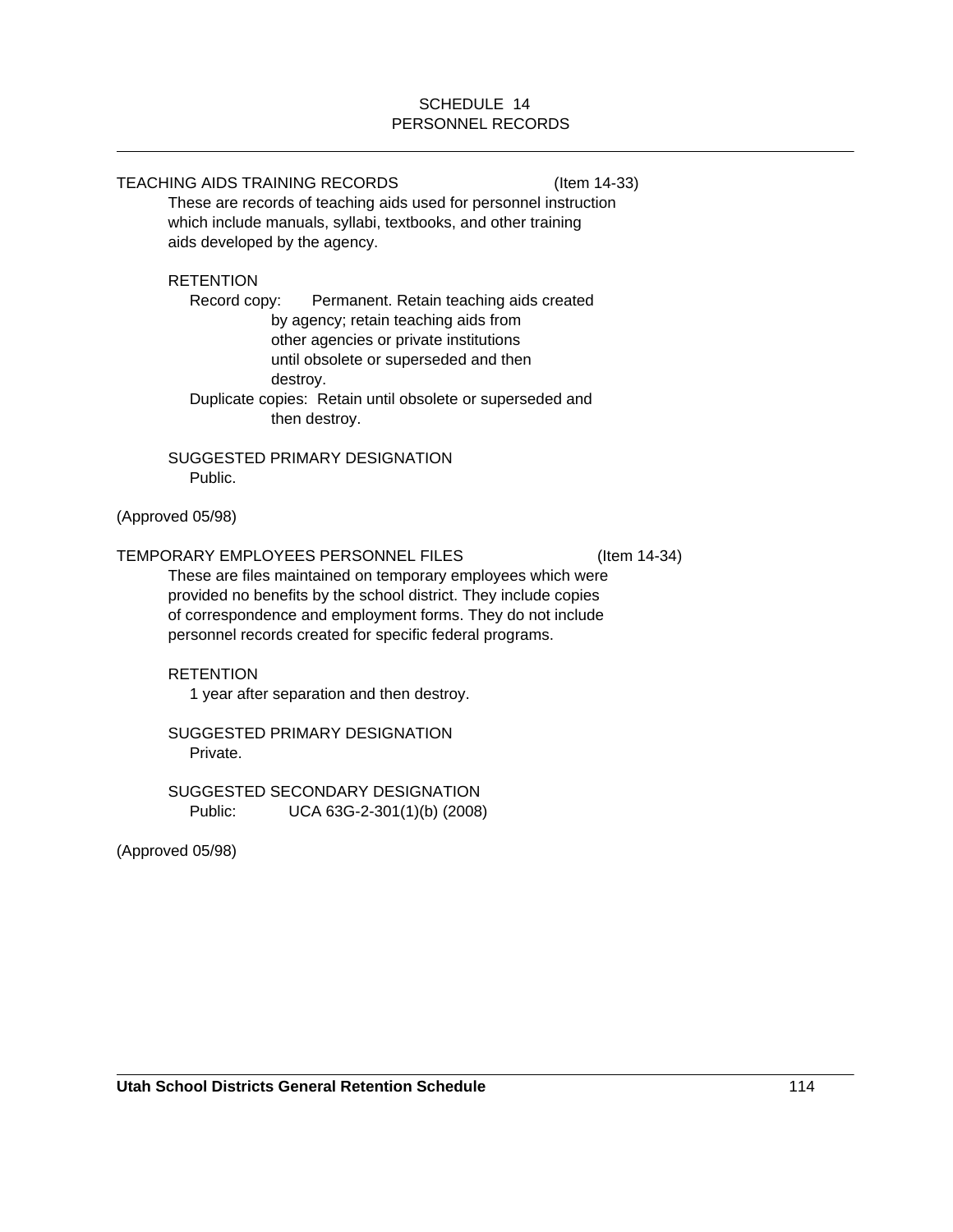# SCHEDULE 14
# PERSONNEL RECORDS

## TEACHING AIDS TRAINING RECORDS (Item 14-33)

These are records of teaching aids used for personnel instruction which include manuals, syllabi, textbooks, and other training aids developed by the agency.

RETENTION

Record copy: Permanent. Retain teaching aids created by agency; retain teaching aids from other agencies or private institutions until obsolete or superseded and then destroy.

Duplicate copies: Retain until obsolete or superseded and then destroy.

SUGGESTED PRIMARY DESIGNATION

Public.

(Approved 05/98)

## TEMPORARY EMPLOYEES PERSONNEL FILES (Item 14-34)

These are files maintained on temporary employees which were provided no benefits by the school district. They include copies of correspondence and employment forms. They do not include personnel records created for specific federal programs.

RETENTION

1 year after separation and then destroy.

SUGGESTED PRIMARY DESIGNATION

Private.

SUGGESTED SECONDARY DESIGNATION

Public: UCA 63G-2-301(1)(b) (2008)

(Approved 05/98)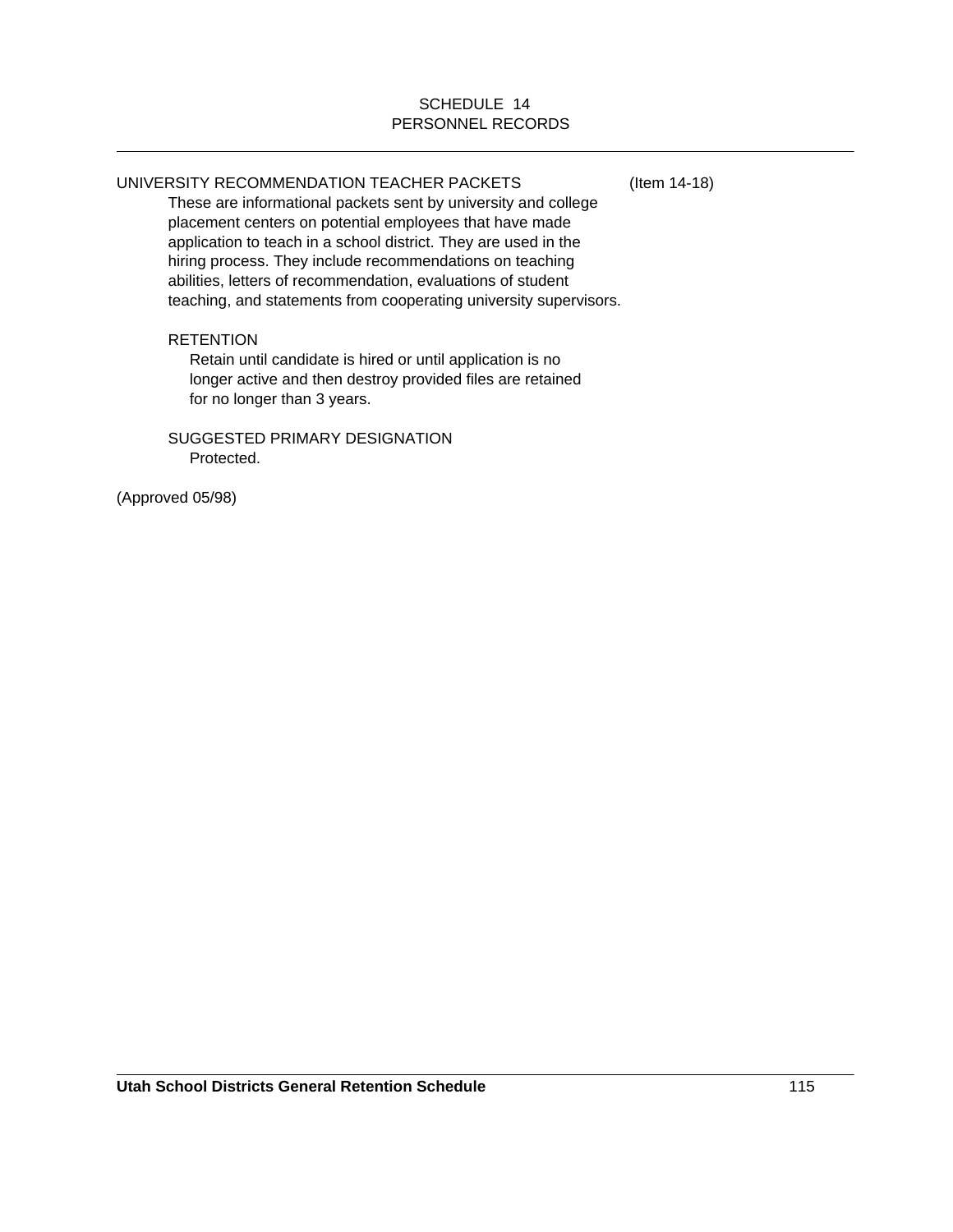SCHEDULE 14
PERSONNEL RECORDS

UNIVERSITY RECOMMENDATION TEACHER PACKETS (Item 14-18)

These are informational packets sent by university and college placement centers on potential employees that have made application to teach in a school district. They are used in the hiring process. They include recommendations on teaching abilities, letters of recommendation, evaluations of student teaching, and statements from cooperating university supervisors.

RETENTION

Retain until candidate is hired or until application is no longer active and then destroy provided files are retained for no longer than 3 years.

SUGGESTED PRIMARY DESIGNATION

Protected.

(Approved 05/98)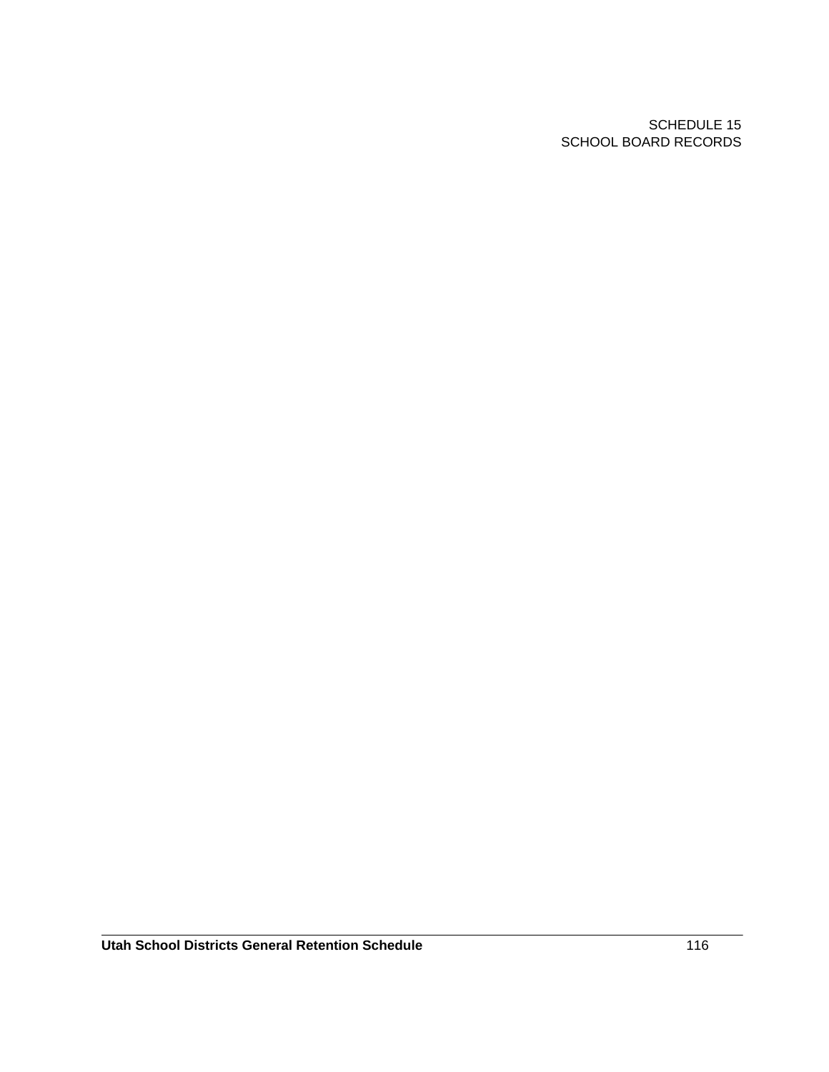SCHEDULE 15
SCHOOL BOARD RECORDS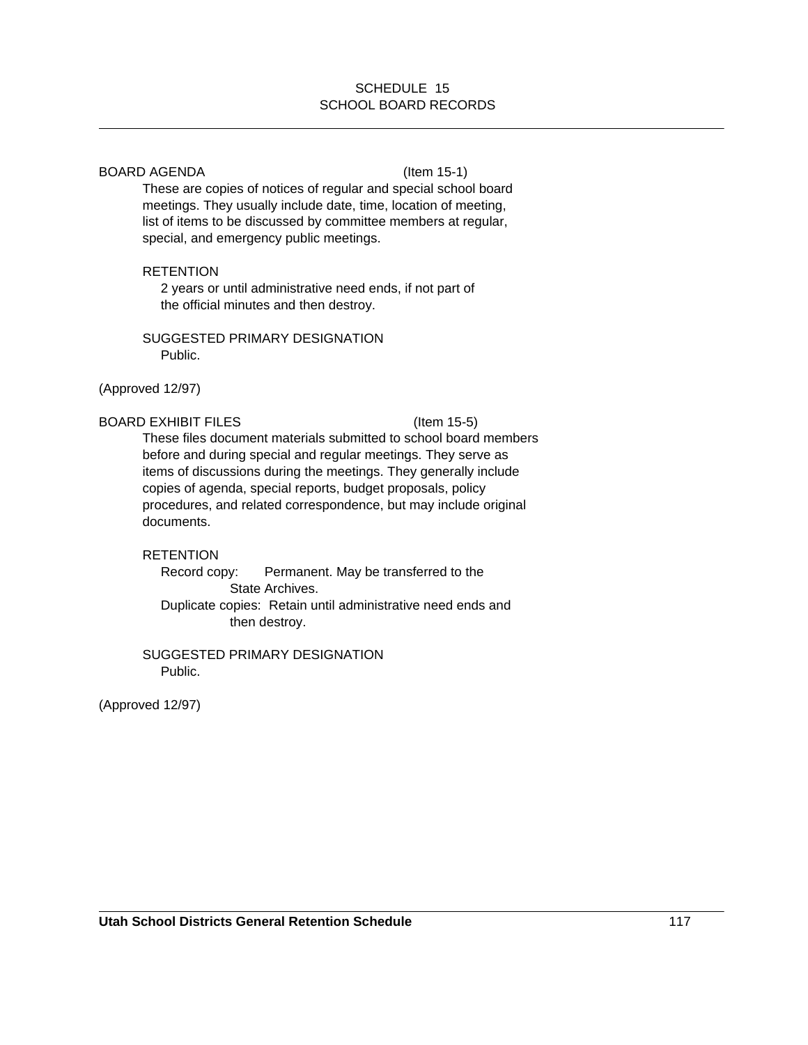# SCHEDULE 15
# SCHOOL BOARD RECORDS

BOARD AGENDA (Item 15-1)

These are copies of notices of regular and special school board meetings. They usually include date, time, location of meeting, list of items to be discussed by committee members at regular, special, and emergency public meetings.

RETENTION

2 years or until administrative need ends, if not part of the official minutes and then destroy.

SUGGESTED PRIMARY DESIGNATION

Public.

(Approved 12/97)

BOARD EXHIBIT FILES (Item 15-5)

These files document materials submitted to school board members before and during special and regular meetings. They serve as items of discussions during the meetings. They generally include copies of agenda, special reports, budget proposals, policy procedures, and related correspondence, but may include original documents.

RETENTION

Record copy: Permanent. May be transferred to the State Archives.

Duplicate copies: Retain until administrative need ends and then destroy.

SUGGESTED PRIMARY DESIGNATION

Public.

(Approved 12/97)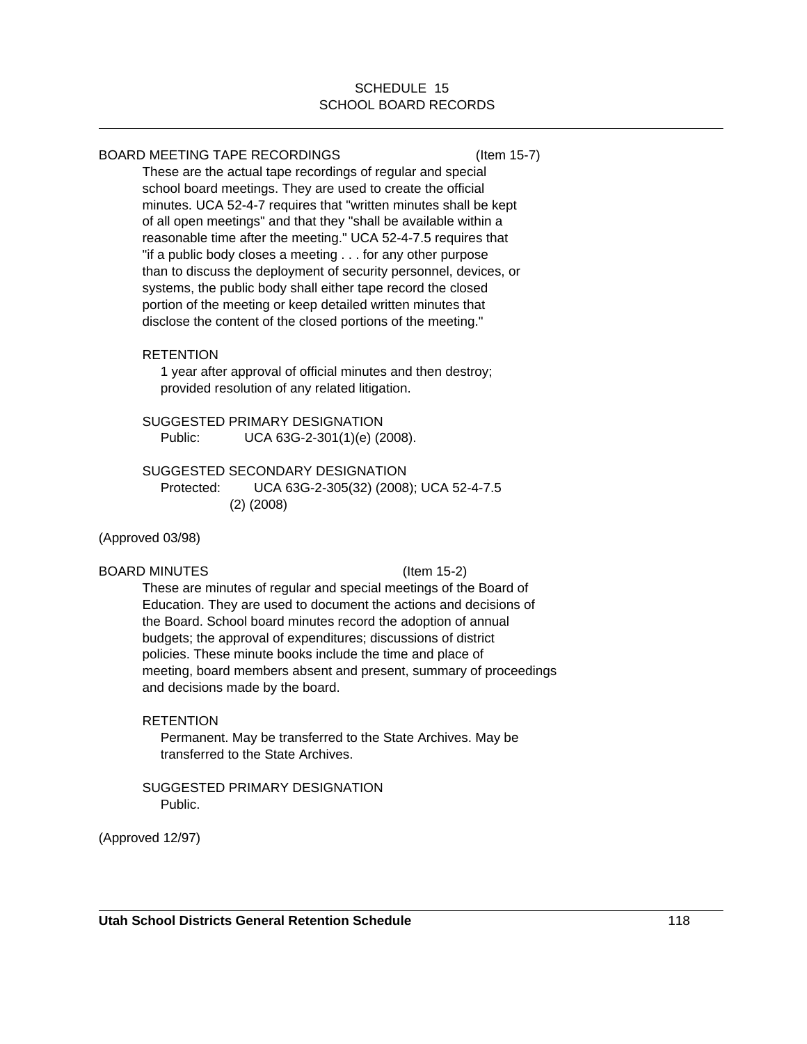# SCHEDULE 15
# SCHOOL BOARD RECORDS

---

BOARD MEETING TAPE RECORDINGS (Item 15-7)

These are the actual tape recordings of regular and special school board meetings. They are used to create the official minutes. UCA 52-4-7 requires that "written minutes shall be kept of all open meetings" and that they "shall be available within a reasonable time after the meeting." UCA 52-4-7.5 requires that "if a public body closes a meeting . . . for any other purpose than to discuss the deployment of security personnel, devices, or systems, the public body shall either tape record the closed portion of the meeting or keep detailed written minutes that disclose the content of the closed portions of the meeting."

RETENTION

1 year after approval of official minutes and then destroy; provided resolution of any related litigation.

SUGGESTED PRIMARY DESIGNATION

Public: UCA 63G-2-301(1)(e) (2008).

SUGGESTED SECONDARY DESIGNATION

Protected: UCA 63G-2-305(32) (2008); UCA 52-4-7.5 (2) (2008)

(Approved 03/98)

BOARD MINUTES (Item 15-2)

These are minutes of regular and special meetings of the Board of Education. They are used to document the actions and decisions of the Board. School board minutes record the adoption of annual budgets; the approval of expenditures; discussions of district policies. These minute books include the time and place of meeting, board members absent and present, summary of proceedings and decisions made by the board.

RETENTION

Permanent. May be transferred to the State Archives. May be transferred to the State Archives.

SUGGESTED PRIMARY DESIGNATION

Public.

(Approved 12/97)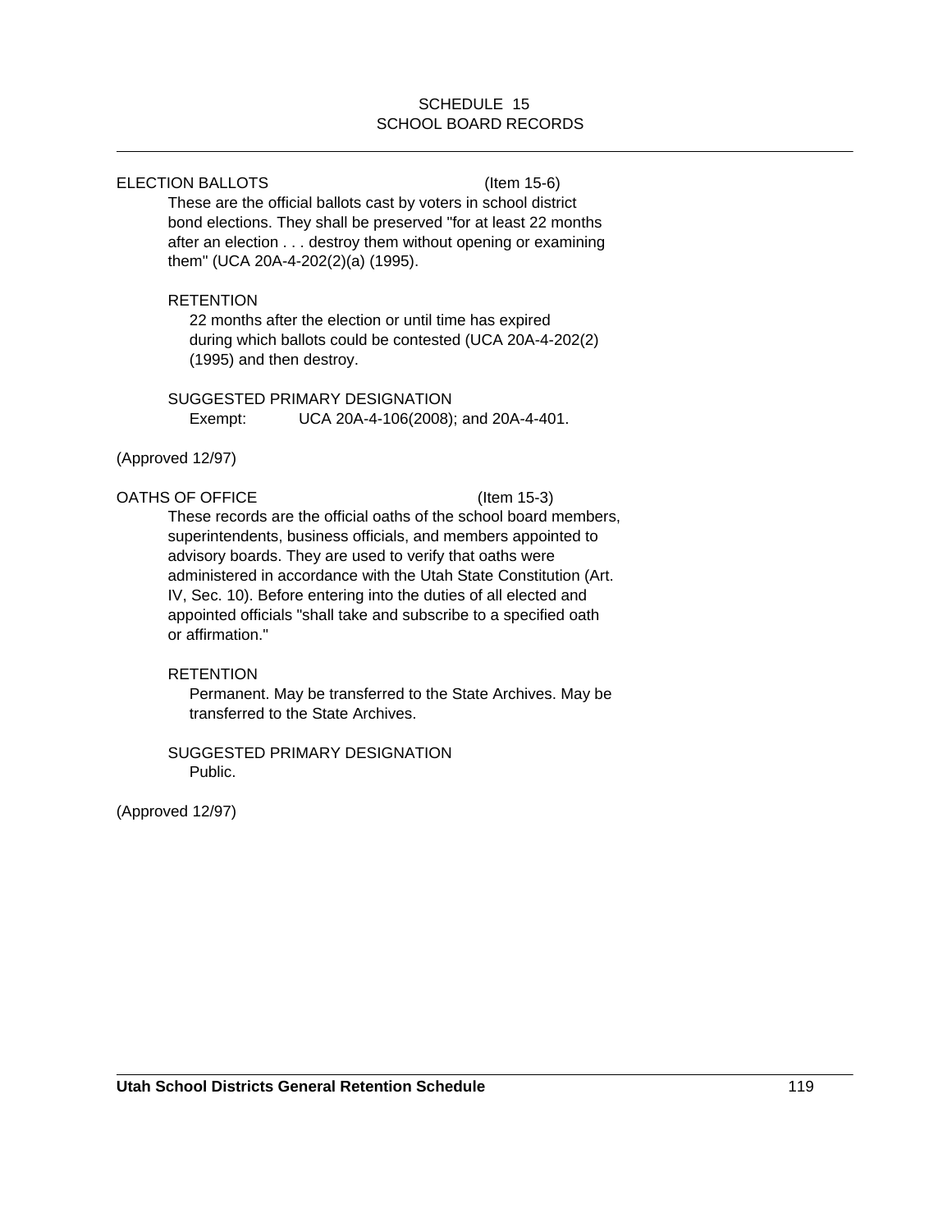# SCHEDULE 15
# SCHOOL BOARD RECORDS

ELECTION BALLOTS (Item 15-6)

These are the official ballots cast by voters in school district bond elections. They shall be preserved "for at least 22 months after an election . . . destroy them without opening or examining them" (UCA 20A-4-202(2)(a) (1995).

RETENTION

22 months after the election or until time has expired during which ballots could be contested (UCA 20A-4-202(2) (1995) and then destroy.

SUGGESTED PRIMARY DESIGNATION

Exempt: UCA 20A-4-106(2008); and 20A-4-401.

(Approved 12/97)

OATHS OF OFFICE (Item 15-3)

These records are the official oaths of the school board members, superintendents, business officials, and members appointed to advisory boards. They are used to verify that oaths were administered in accordance with the Utah State Constitution (Art. IV, Sec. 10). Before entering into the duties of all elected and appointed officials "shall take and subscribe to a specified oath or affirmation."

RETENTION

Permanent. May be transferred to the State Archives. May be transferred to the State Archives.

SUGGESTED PRIMARY DESIGNATION

Public.

(Approved 12/97)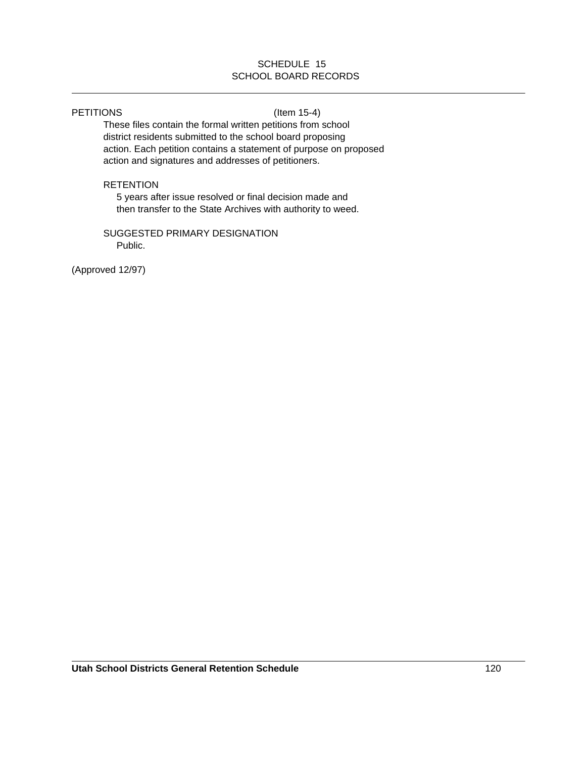SCHEDULE 15
SCHOOL BOARD RECORDS

---

PETITIONS (Item 15-4)

These files contain the formal written petitions from school district residents submitted to the school board proposing action. Each petition contains a statement of purpose on proposed action and signatures and addresses of petitioners.

RETENTION

5 years after issue resolved or final decision made and then transfer to the State Archives with authority to weed.

SUGGESTED PRIMARY DESIGNATION

Public.

(Approved 12/97)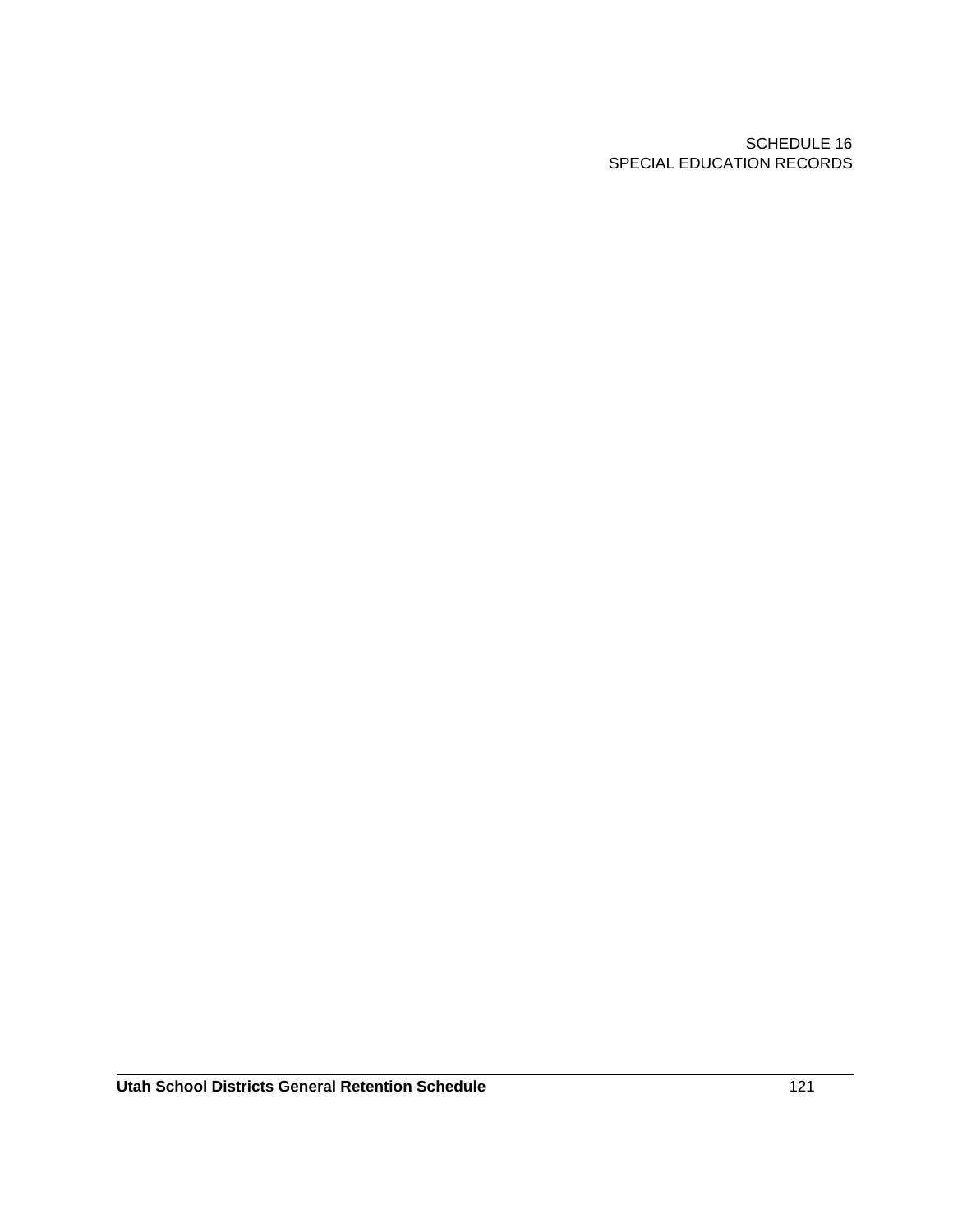SCHEDULE 16
SPECIAL EDUCATION RECORDS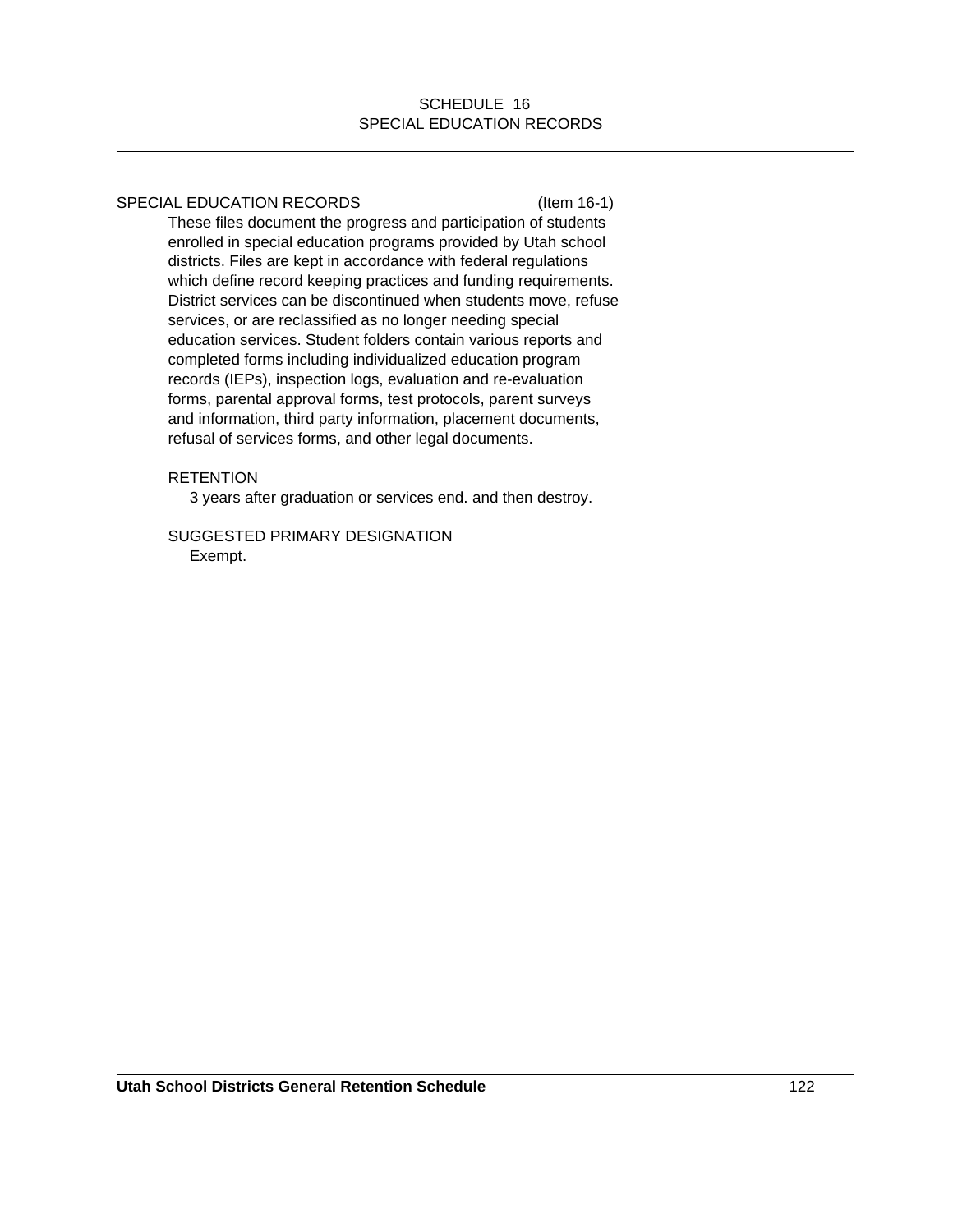# SCHEDULE 16
# SPECIAL EDUCATION RECORDS

---

## SPECIAL EDUCATION RECORDS (Item 16-1)

These files document the progress and participation of students enrolled in special education programs provided by Utah school districts. Files are kept in accordance with federal regulations which define record keeping practices and funding requirements. District services can be discontinued when students move, refuse services, or are reclassified as no longer needing special education services. Student folders contain various reports and completed forms including individualized education program records (IEPs), inspection logs, evaluation and re-evaluation forms, parental approval forms, test protocols, parent surveys and information, third party information, placement documents, refusal of services forms, and other legal documents.

RETENTION

3 years after graduation or services end. and then destroy.

SUGGESTED PRIMARY DESIGNATION

Exempt.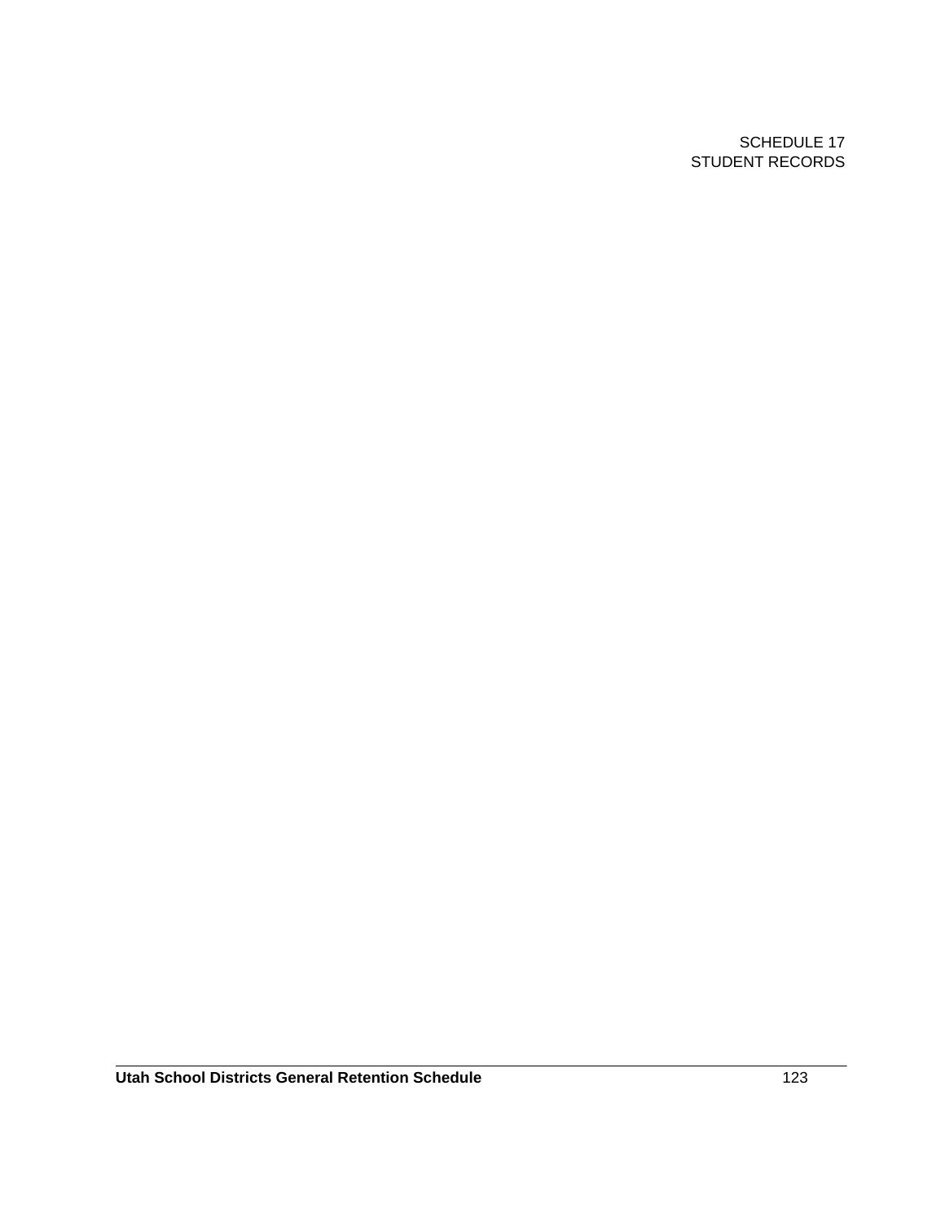SCHEDULE 17
STUDENT RECORDS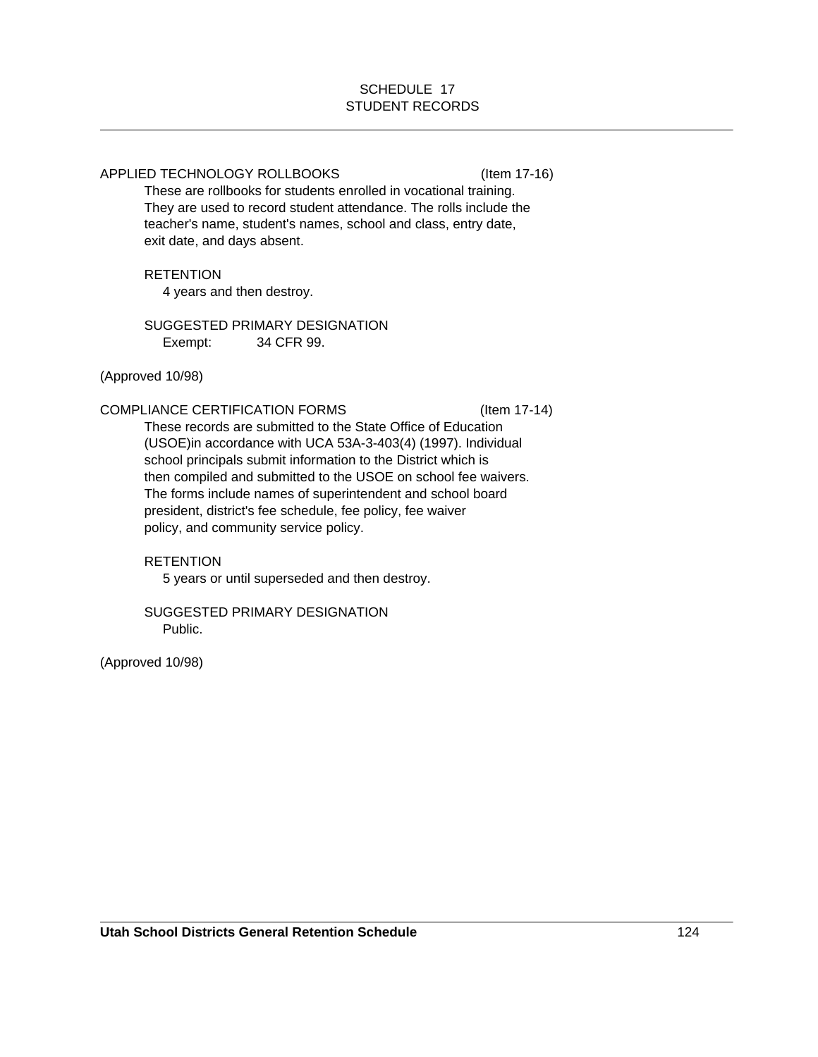## SCHEDULE 17
## STUDENT RECORDS

APPLIED TECHNOLOGY ROLLBOOKS (Item 17-16)

These are rollbooks for students enrolled in vocational training. They are used to record student attendance. The rolls include the teacher's name, student's names, school and class, entry date, exit date, and days absent.

RETENTION

4 years and then destroy.

SUGGESTED PRIMARY DESIGNATION

Exempt: 34 CFR 99.

(Approved 10/98)

COMPLIANCE CERTIFICATION FORMS (Item 17-14)

These records are submitted to the State Office of Education (USOE)in accordance with UCA 53A-3-403(4) (1997). Individual school principals submit information to the District which is then compiled and submitted to the USOE on school fee waivers. The forms include names of superintendent and school board president, district's fee schedule, fee policy, fee waiver policy, and community service policy.

RETENTION

5 years or until superseded and then destroy.

SUGGESTED PRIMARY DESIGNATION

Public.

(Approved 10/98)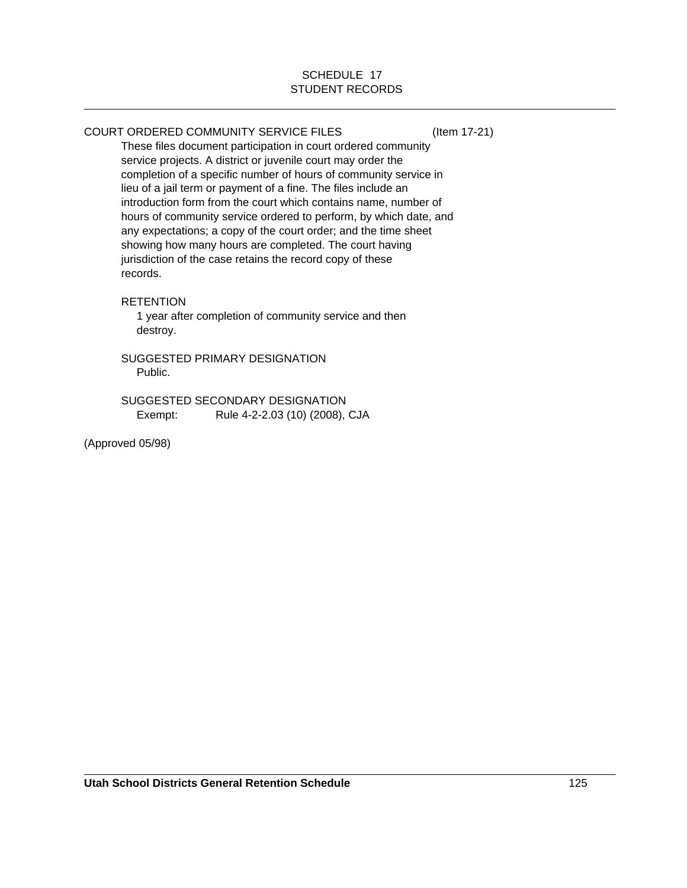# SCHEDULE 17
# STUDENT RECORDS

---

COURT ORDERED COMMUNITY SERVICE FILES (Item 17-21)

These files document participation in court ordered community service projects. A district or juvenile court may order the completion of a specific number of hours of community service in lieu of a jail term or payment of a fine. The files include an introduction form from the court which contains name, number of hours of community service ordered to perform, by which date, and any expectations; a copy of the court order; and the time sheet showing how many hours are completed. The court having jurisdiction of the case retains the record copy of these records.

RETENTION

1 year after completion of community service and then destroy.

SUGGESTED PRIMARY DESIGNATION

Public.

SUGGESTED SECONDARY DESIGNATION

Exempt: Rule 4-2-2.03 (10) (2008), CJA

(Approved 05/98)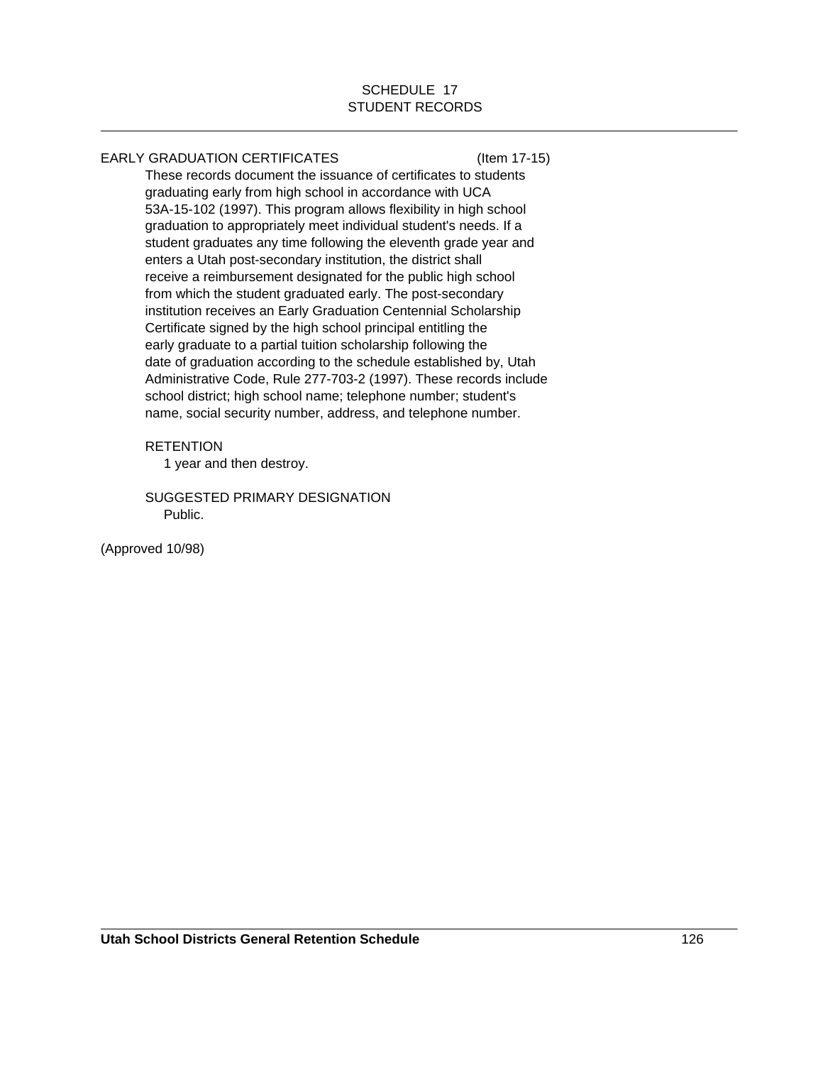SCHEDULE 17
STUDENT RECORDS

---

EARLY GRADUATION CERTIFICATES (Item 17-15)

These records document the issuance of certificates to students graduating early from high school in accordance with UCA 53A-15-102 (1997). This program allows flexibility in high school graduation to appropriately meet individual student's needs. If a student graduates any time following the eleventh grade year and enters a Utah post-secondary institution, the district shall receive a reimbursement designated for the public high school from which the student graduated early. The post-secondary institution receives an Early Graduation Centennial Scholarship Certificate signed by the high school principal entitling the early graduate to a partial tuition scholarship following the date of graduation according to the schedule established by, Utah Administrative Code, Rule 277-703-2 (1997). These records include school district; high school name; telephone number; student's name, social security number, address, and telephone number.

RETENTION
1 year and then destroy.

SUGGESTED PRIMARY DESIGNATION
Public.

(Approved 10/98)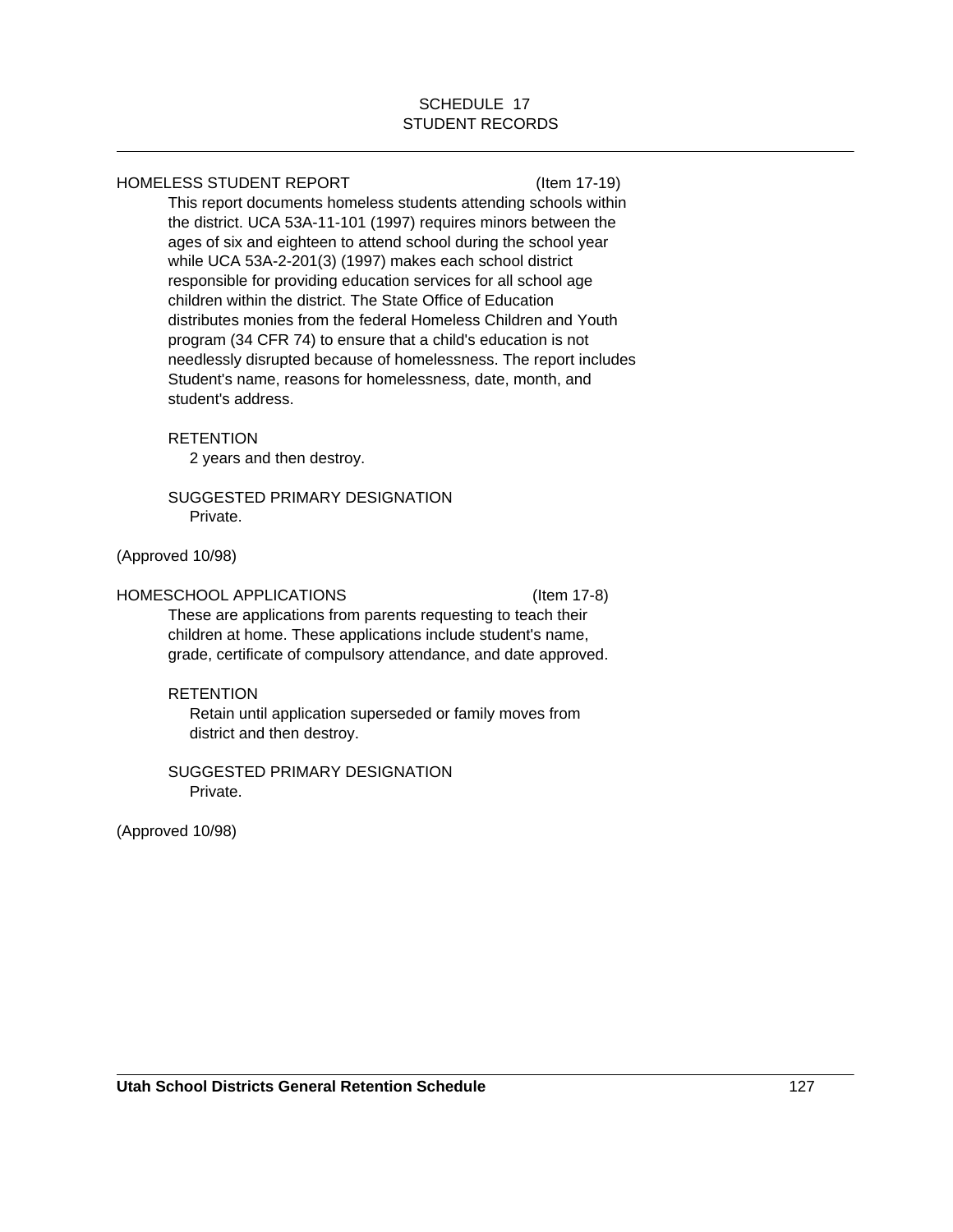# SCHEDULE 17
## STUDENT RECORDS

### HOMELESS STUDENT REPORT (Item 17-19)

This report documents homeless students attending schools within the district. UCA 53A-11-101 (1997) requires minors between the ages of six and eighteen to attend school during the school year while UCA 53A-2-201(3) (1997) makes each school district responsible for providing education services for all school age children within the district. The State Office of Education distributes monies from the federal Homeless Children and Youth program (34 CFR 74) to ensure that a child's education is not needlessly disrupted because of homelessness. The report includes Student's name, reasons for homelessness, date, month, and student's address.

RETENTION

2 years and then destroy.

SUGGESTED PRIMARY DESIGNATION

Private.

(Approved 10/98)

### HOMESCHOOL APPLICATIONS (Item 17-8)

These are applications from parents requesting to teach their children at home. These applications include student's name, grade, certificate of compulsory attendance, and date approved.

RETENTION

Retain until application superseded or family moves from district and then destroy.

SUGGESTED PRIMARY DESIGNATION

Private.

(Approved 10/98)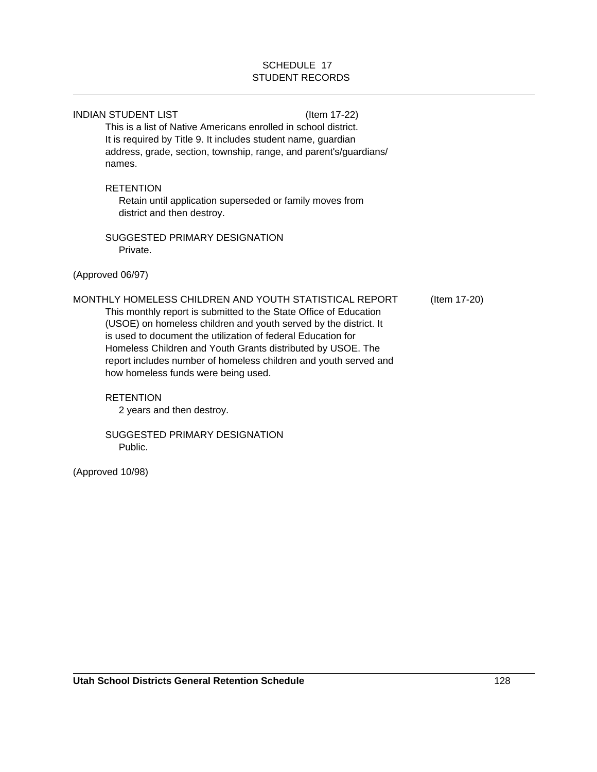# SCHEDULE 17
## STUDENT RECORDS

---

INDIAN STUDENT LIST (Item 17-22)

This is a list of Native Americans enrolled in school district. It is required by Title 9. It includes student name, guardian address, grade, section, township, range, and parent's/guardians/ names.

RETENTION

Retain until application superseded or family moves from district and then destroy.

SUGGESTED PRIMARY DESIGNATION

Private.

(Approved 06/97)

MONTHLY HOMELESS CHILDREN AND YOUTH STATISTICAL REPORT (Item 17-20)

This monthly report is submitted to the State Office of Education (USOE) on homeless children and youth served by the district. It is used to document the utilization of federal Education for Homeless Children and Youth Grants distributed by USOE. The report includes number of homeless children and youth served and how homeless funds were being used.

RETENTION

2 years and then destroy.

SUGGESTED PRIMARY DESIGNATION

Public.

(Approved 10/98)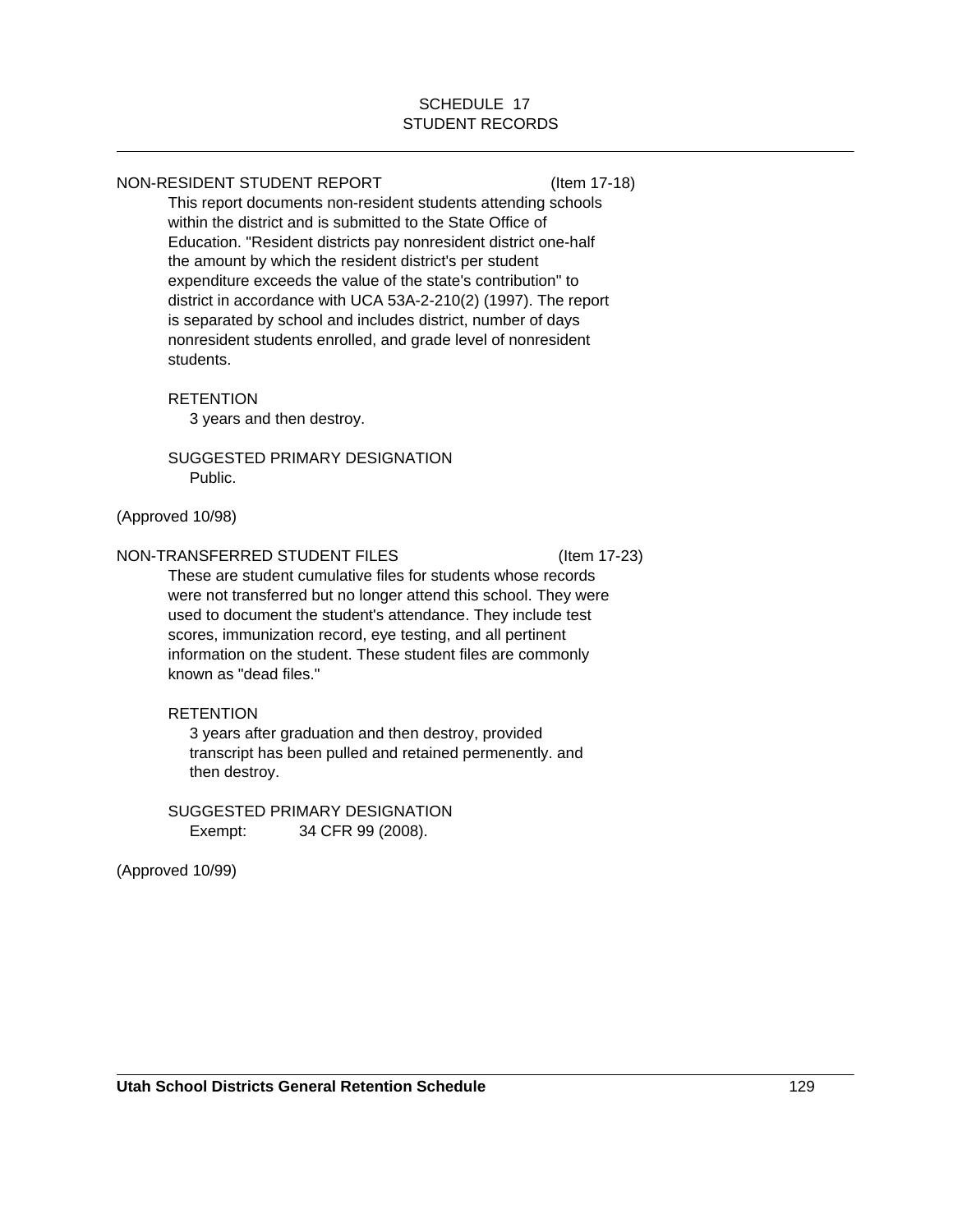# SCHEDULE 17
## STUDENT RECORDS

NON-RESIDENT STUDENT REPORT (Item 17-18)

This report documents non-resident students attending schools within the district and is submitted to the State Office of Education. "Resident districts pay nonresident district one-half the amount by which the resident district's per student expenditure exceeds the value of the state's contribution" to district in accordance with UCA 53A-2-210(2) (1997). The report is separated by school and includes district, number of days nonresident students enrolled, and grade level of nonresident students.

RETENTION

3 years and then destroy.

SUGGESTED PRIMARY DESIGNATION

Public.

(Approved 10/98)

NON-TRANSFERRED STUDENT FILES (Item 17-23)

These are student cumulative files for students whose records were not transferred but no longer attend this school. They were used to document the student's attendance. They include test scores, immunization record, eye testing, and all pertinent information on the student. These student files are commonly known as "dead files."

RETENTION

3 years after graduation and then destroy, provided transcript has been pulled and retained permenently. and then destroy.

SUGGESTED PRIMARY DESIGNATION

Exempt: 34 CFR 99 (2008).

(Approved 10/99)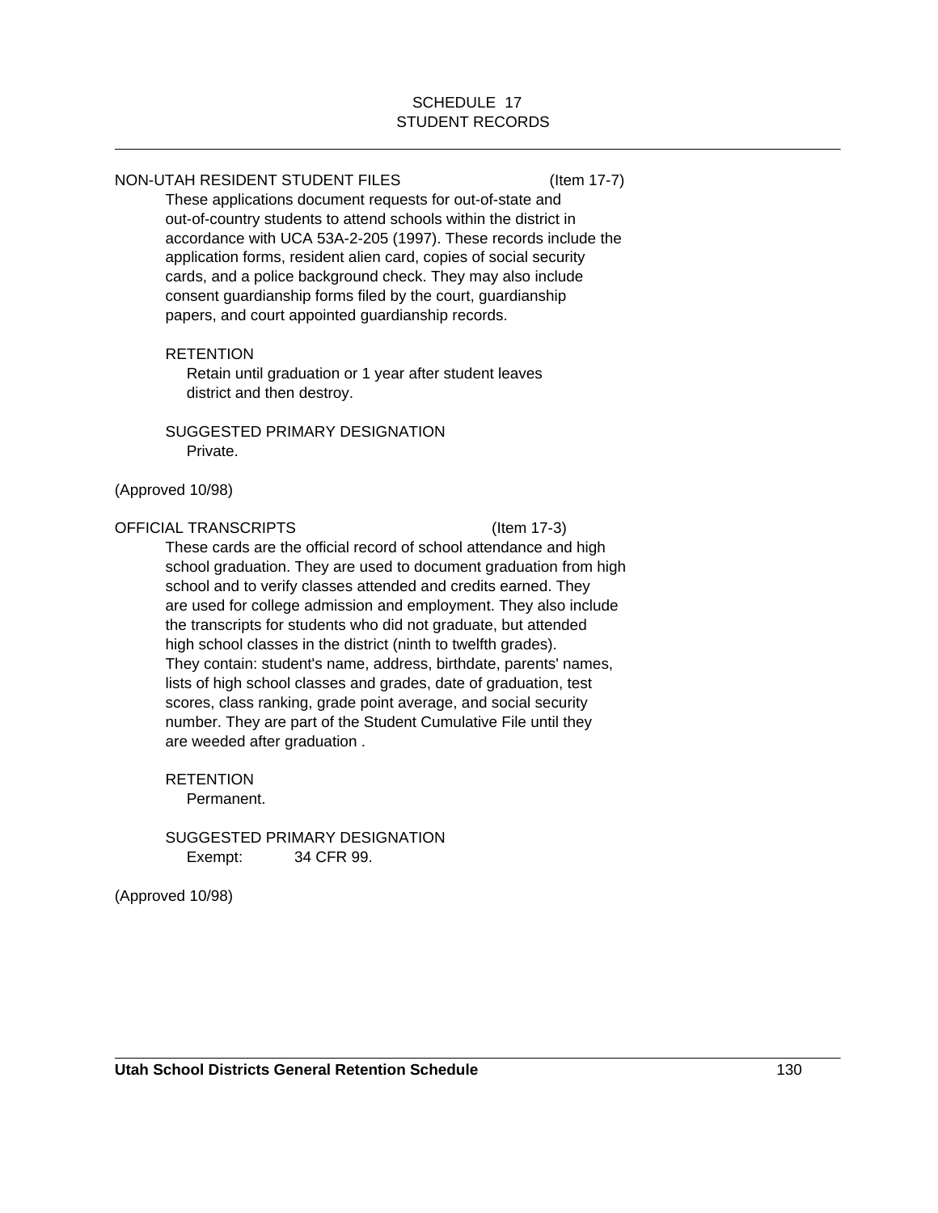SCHEDULE 17
STUDENT RECORDS

NON-UTAH RESIDENT STUDENT FILES (Item 17-7)

These applications document requests for out-of-state and out-of-country students to attend schools within the district in accordance with UCA 53A-2-205 (1997). These records include the application forms, resident alien card, copies of social security cards, and a police background check. They may also include consent guardianship forms filed by the court, guardianship papers, and court appointed guardianship records.

RETENTION

Retain until graduation or 1 year after student leaves district and then destroy.

SUGGESTED PRIMARY DESIGNATION

Private.

(Approved 10/98)

OFFICIAL TRANSCRIPTS (Item 17-3)

These cards are the official record of school attendance and high school graduation. They are used to document graduation from high school and to verify classes attended and credits earned. They are used for college admission and employment. They also include the transcripts for students who did not graduate, but attended high school classes in the district (ninth to twelfth grades). They contain: student's name, address, birthdate, parents' names, lists of high school classes and grades, date of graduation, test scores, class ranking, grade point average, and social security number. They are part of the Student Cumulative File until they are weeded after graduation .

RETENTION

Permanent.

SUGGESTED PRIMARY DESIGNATION

Exempt: 34 CFR 99.

(Approved 10/98)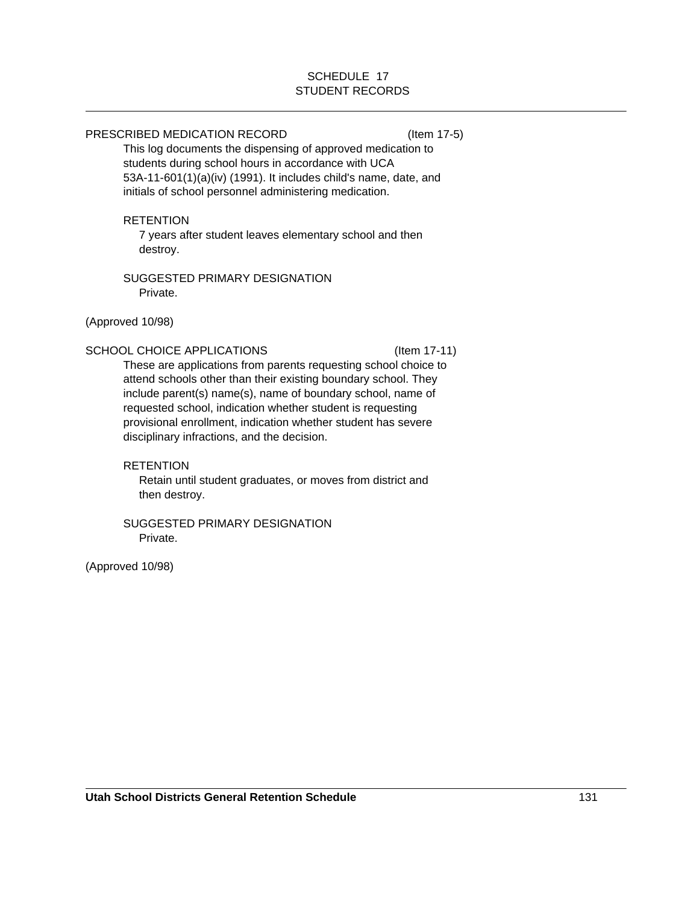## SCHEDULE 17
## STUDENT RECORDS

PRESCRIBED MEDICATION RECORD (Item 17-5)

This log documents the dispensing of approved medication to students during school hours in accordance with UCA 53A-11-601(1)(a)(iv) (1991). It includes child's name, date, and initials of school personnel administering medication.

RETENTION

7 years after student leaves elementary school and then destroy.

SUGGESTED PRIMARY DESIGNATION

Private.

(Approved 10/98)

SCHOOL CHOICE APPLICATIONS (Item 17-11)

These are applications from parents requesting school choice to attend schools other than their existing boundary school. They include parent(s) name(s), name of boundary school, name of requested school, indication whether student is requesting provisional enrollment, indication whether student has severe disciplinary infractions, and the decision.

RETENTION

Retain until student graduates, or moves from district and then destroy.

SUGGESTED PRIMARY DESIGNATION

Private.

(Approved 10/98)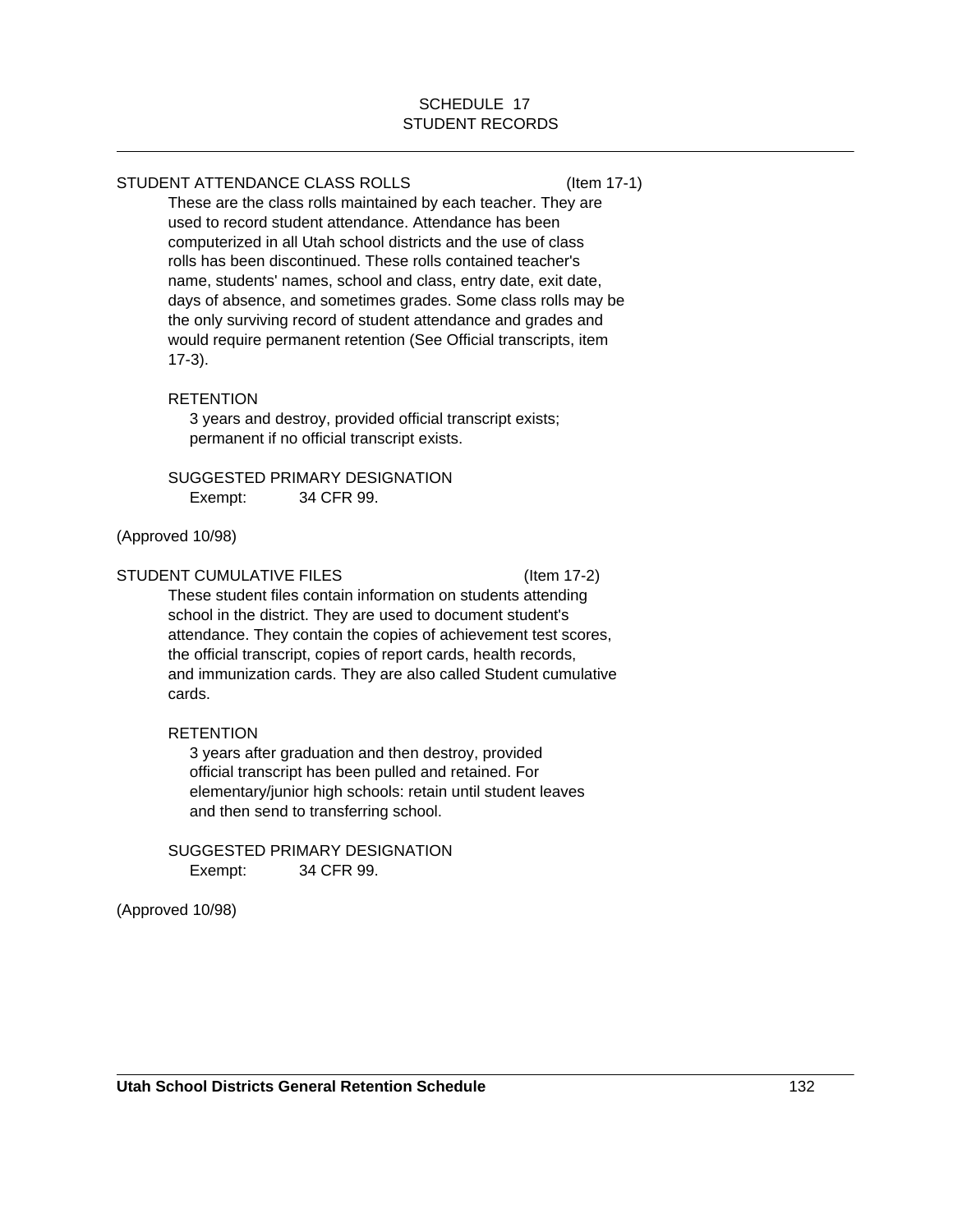# SCHEDULE 17
# STUDENT RECORDS

---

STUDENT ATTENDANCE CLASS ROLLS (Item 17-1)

These are the class rolls maintained by each teacher. They are used to record student attendance. Attendance has been computerized in all Utah school districts and the use of class rolls has been discontinued. These rolls contained teacher's name, students' names, school and class, entry date, exit date, days of absence, and sometimes grades. Some class rolls may be the only surviving record of student attendance and grades and would require permanent retention (See Official transcripts, item 17-3).

RETENTION

3 years and destroy, provided official transcript exists; permanent if no official transcript exists.

SUGGESTED PRIMARY DESIGNATION

Exempt: 34 CFR 99.

(Approved 10/98)

STUDENT CUMULATIVE FILES (Item 17-2)

These student files contain information on students attending school in the district. They are used to document student's attendance. They contain the copies of achievement test scores, the official transcript, copies of report cards, health records, and immunization cards. They are also called Student cumulative cards.

RETENTION

3 years after graduation and then destroy, provided official transcript has been pulled and retained. For elementary/junior high schools: retain until student leaves and then send to transferring school.

SUGGESTED PRIMARY DESIGNATION

Exempt: 34 CFR 99.

(Approved 10/98)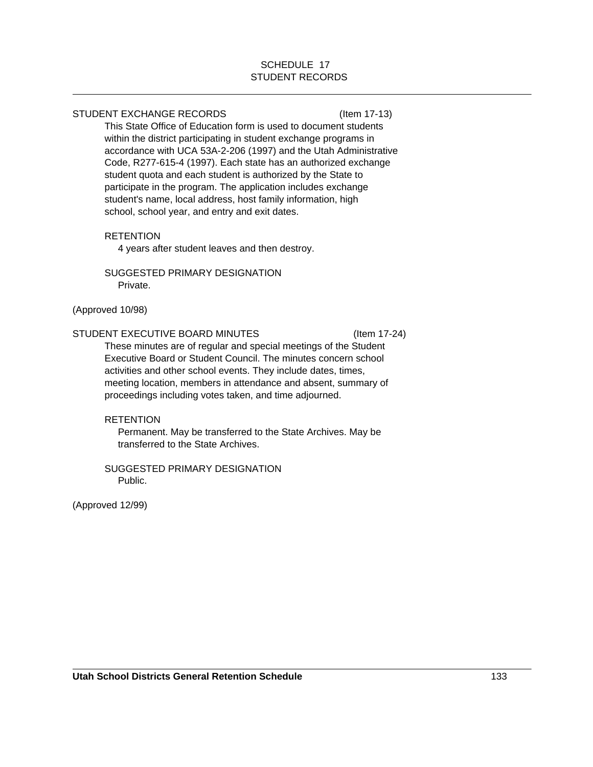SCHEDULE 17
STUDENT RECORDS

STUDENT EXCHANGE RECORDS (Item 17-13)

This State Office of Education form is used to document students within the district participating in student exchange programs in accordance with UCA 53A-2-206 (1997) and the Utah Administrative Code, R277-615-4 (1997). Each state has an authorized exchange student quota and each student is authorized by the State to participate in the program. The application includes exchange student's name, local address, host family information, high school, school year, and entry and exit dates.

RETENTION

4 years after student leaves and then destroy.

SUGGESTED PRIMARY DESIGNATION

Private.

(Approved 10/98)

STUDENT EXECUTIVE BOARD MINUTES (Item 17-24)

These minutes are of regular and special meetings of the Student Executive Board or Student Council. The minutes concern school activities and other school events. They include dates, times, meeting location, members in attendance and absent, summary of proceedings including votes taken, and time adjourned.

RETENTION

Permanent. May be transferred to the State Archives. May be transferred to the State Archives.

SUGGESTED PRIMARY DESIGNATION

Public.

(Approved 12/99)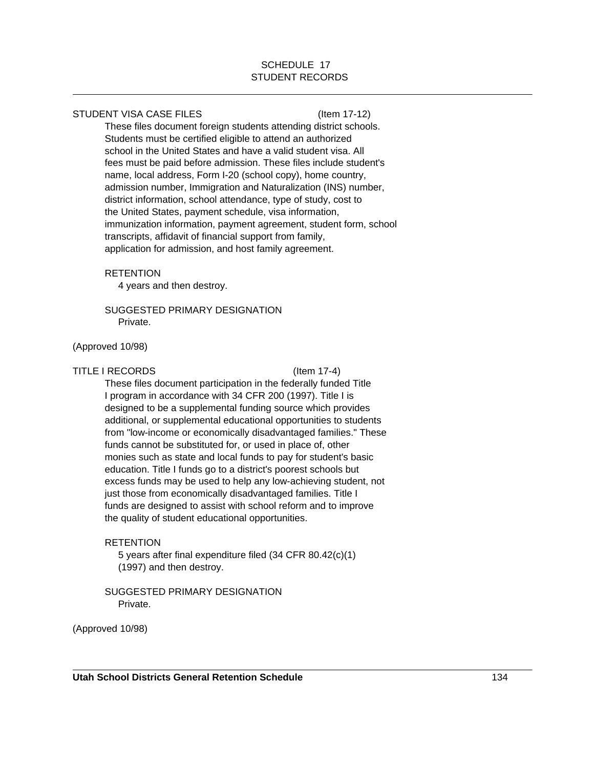SCHEDULE 17
STUDENT RECORDS

STUDENT VISA CASE FILES (Item 17-12)

These files document foreign students attending district schools. Students must be certified eligible to attend an authorized school in the United States and have a valid student visa. All fees must be paid before admission. These files include student's name, local address, Form I-20 (school copy), home country, admission number, Immigration and Naturalization (INS) number, district information, school attendance, type of study, cost to the United States, payment schedule, visa information, immunization information, payment agreement, student form, school transcripts, affidavit of financial support from family, application for admission, and host family agreement.

RETENTION

4 years and then destroy.

SUGGESTED PRIMARY DESIGNATION

Private.

(Approved 10/98)

TITLE I RECORDS (Item 17-4)

These files document participation in the federally funded Title I program in accordance with 34 CFR 200 (1997). Title I is designed to be a supplemental funding source which provides additional, or supplemental educational opportunities to students from "low-income or economically disadvantaged families." These funds cannot be substituted for, or used in place of, other monies such as state and local funds to pay for student's basic education. Title I funds go to a district's poorest schools but excess funds may be used to help any low-achieving student, not just those from economically disadvantaged families. Title I funds are designed to assist with school reform and to improve the quality of student educational opportunities.

RETENTION

5 years after final expenditure filed (34 CFR 80.42(c)(1) (1997) and then destroy.

SUGGESTED PRIMARY DESIGNATION

Private.

(Approved 10/98)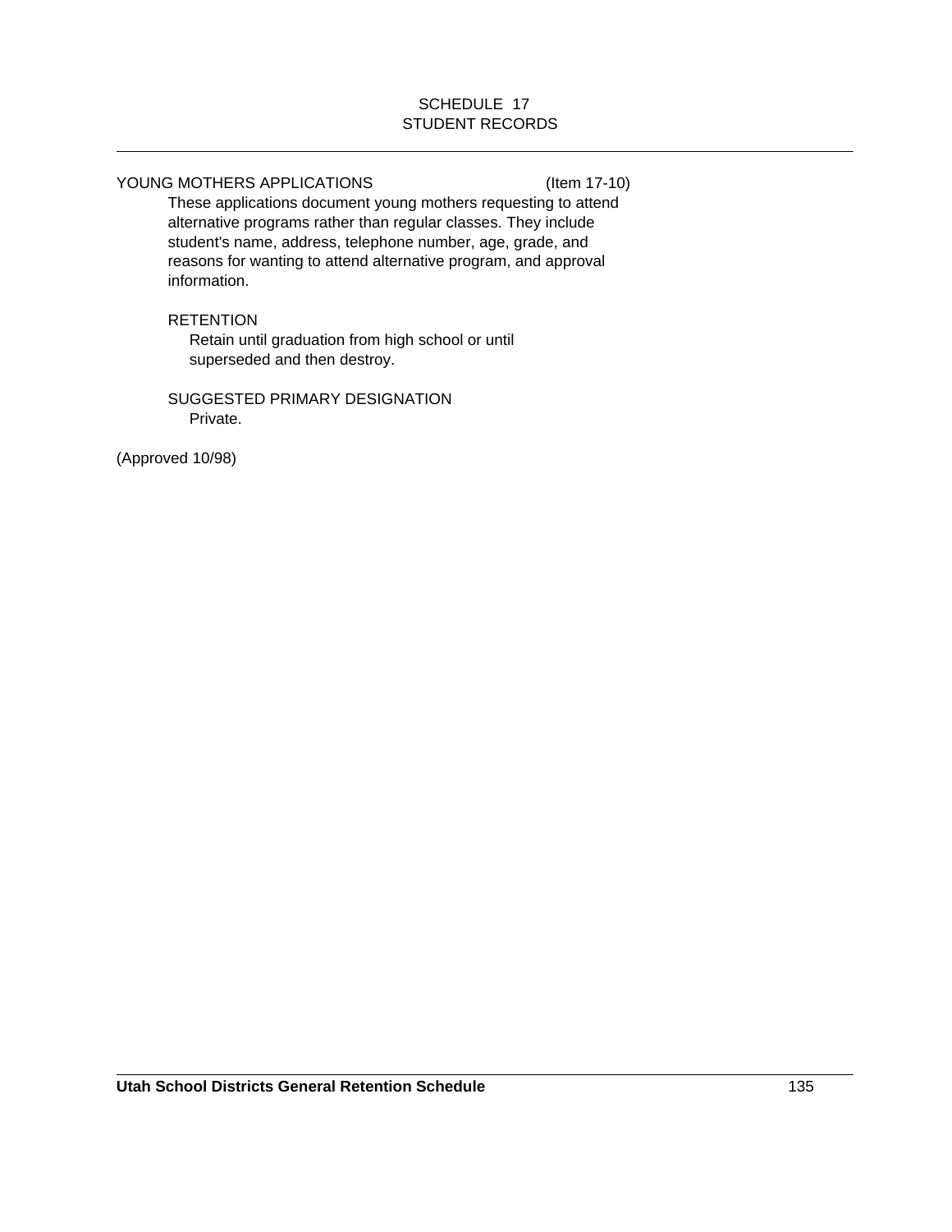# SCHEDULE 17
## STUDENT RECORDS

---

YOUNG MOTHERS APPLICATIONS (Item 17-10)

These applications document young mothers requesting to attend alternative programs rather than regular classes. They include student's name, address, telephone number, age, grade, and reasons for wanting to attend alternative program, and approval information.

RETENTION

Retain until graduation from high school or until superseded and then destroy.

SUGGESTED PRIMARY DESIGNATION

Private.

(Approved 10/98)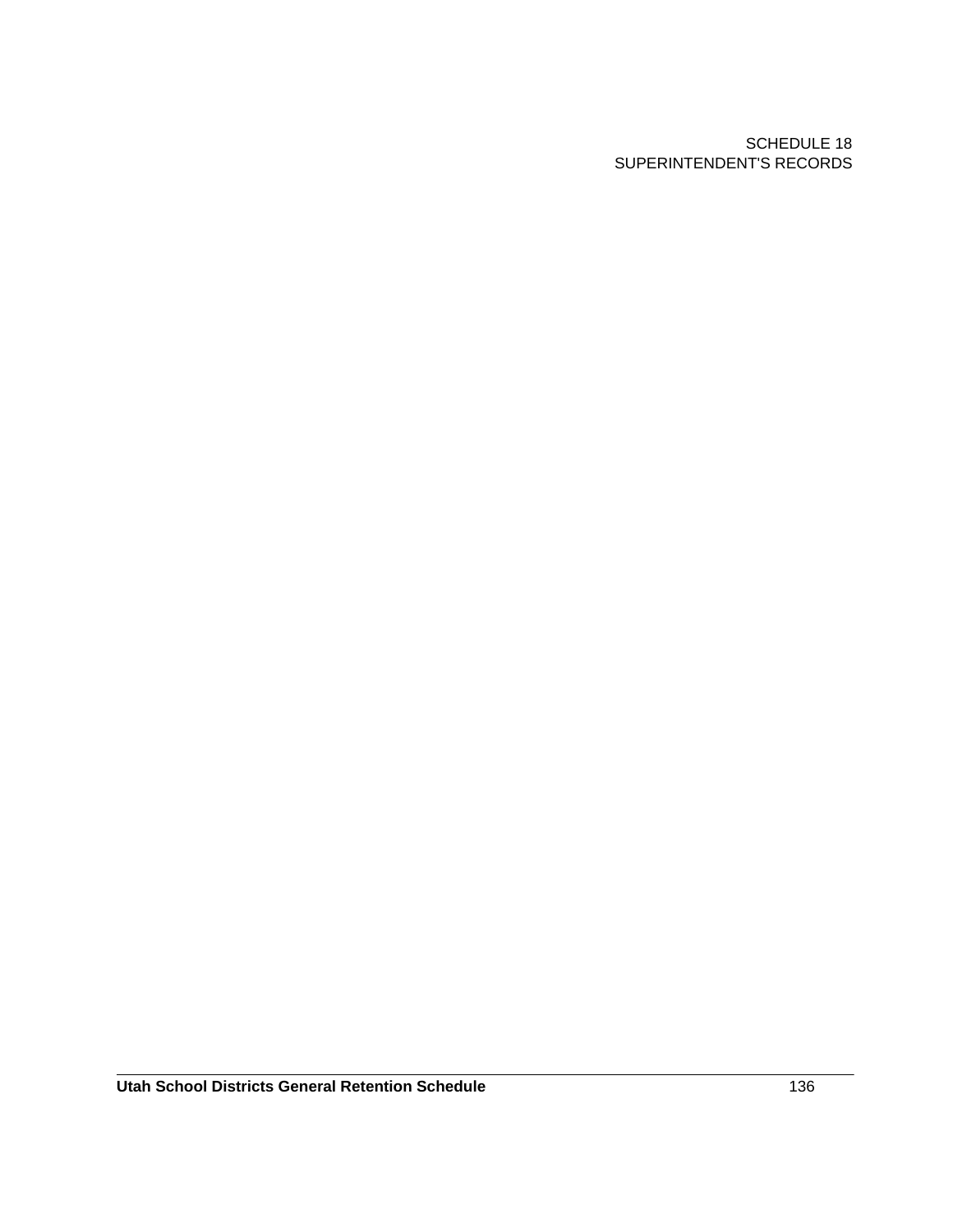SCHEDULE 18
SUPERINTENDENT'S RECORDS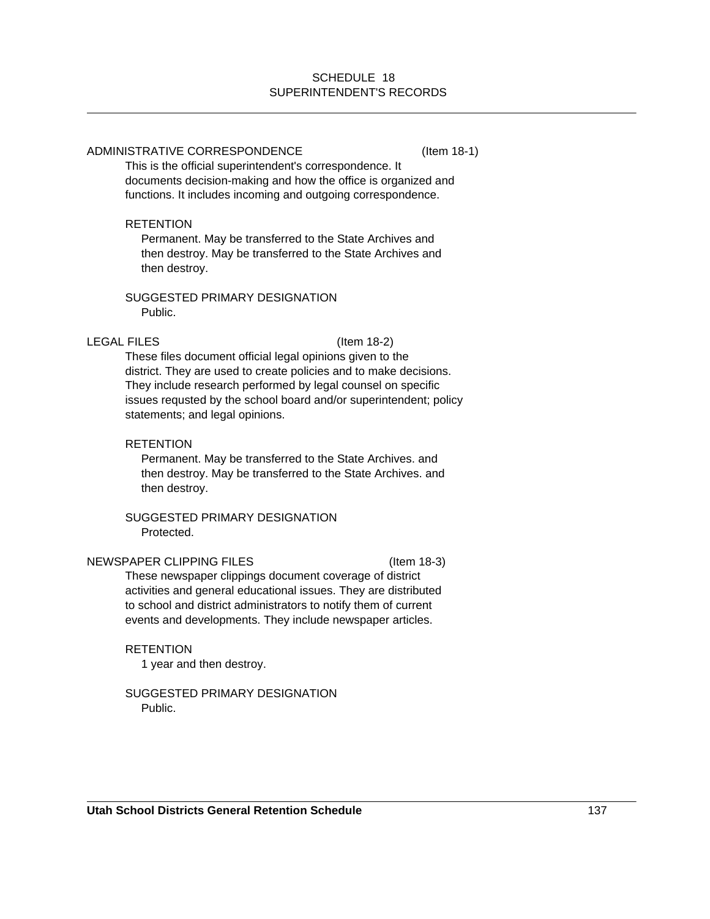# SCHEDULE 18
# SUPERINTENDENT'S RECORDS

---

### ADMINISTRATIVE CORRESPONDENCE (Item 18-1)

This is the official superintendent's correspondence. It documents decision-making and how the office is organized and functions. It includes incoming and outgoing correspondence.

RETENTION

Permanent. May be transferred to the State Archives and then destroy. May be transferred to the State Archives and then destroy.

SUGGESTED PRIMARY DESIGNATION

Public.

### LEGAL FILES (Item 18-2)

These files document official legal opinions given to the district. They are used to create policies and to make decisions. They include research performed by legal counsel on specific issues requsted by the school board and/or superintendent; policy statements; and legal opinions.

RETENTION

Permanent. May be transferred to the State Archives. and then destroy. May be transferred to the State Archives. and then destroy.

SUGGESTED PRIMARY DESIGNATION

Protected.

### NEWSPAPER CLIPPING FILES (Item 18-3)

These newspaper clippings document coverage of district activities and general educational issues. They are distributed to school and district administrators to notify them of current events and developments. They include newspaper articles.

RETENTION

1 year and then destroy.

SUGGESTED PRIMARY DESIGNATION

Public.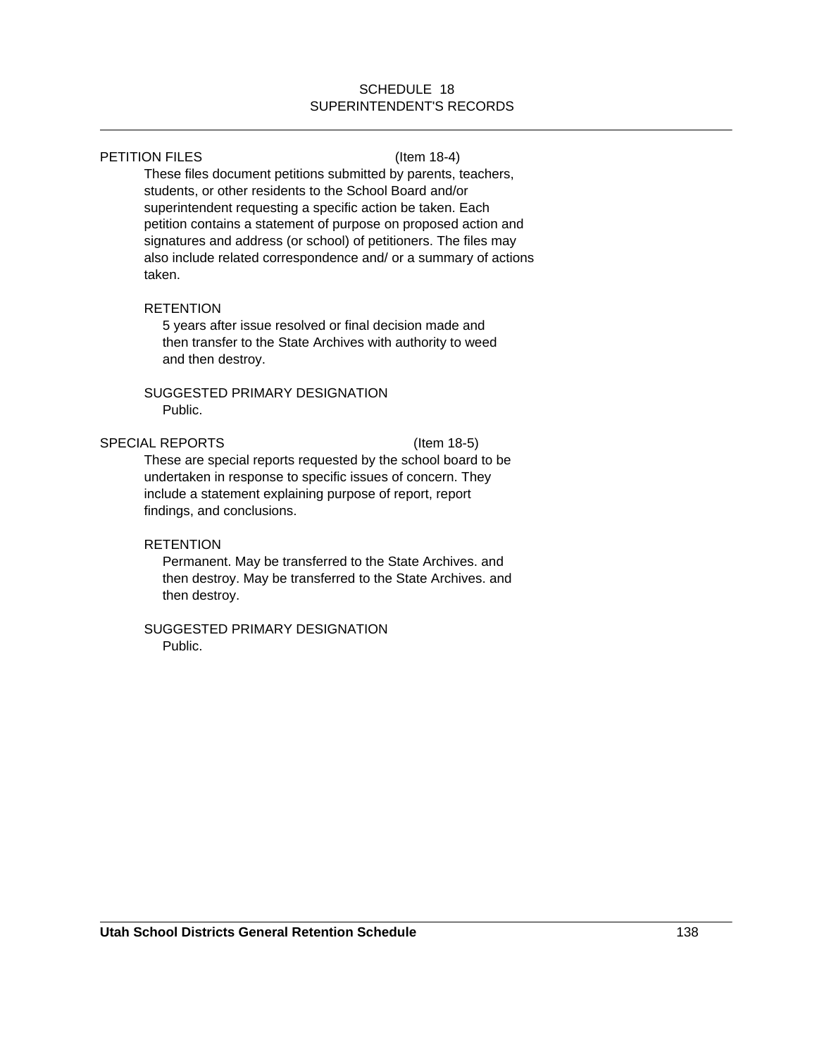SCHEDULE 18
SUPERINTENDENT'S RECORDS

PETITION FILES (Item 18-4)

These files document petitions submitted by parents, teachers, students, or other residents to the School Board and/or superintendent requesting a specific action be taken. Each petition contains a statement of purpose on proposed action and signatures and address (or school) of petitioners. The files may also include related correspondence and/ or a summary of actions taken.

RETENTION

5 years after issue resolved or final decision made and then transfer to the State Archives with authority to weed and then destroy.

SUGGESTED PRIMARY DESIGNATION

Public.

SPECIAL REPORTS (Item 18-5)

These are special reports requested by the school board to be undertaken in response to specific issues of concern. They include a statement explaining purpose of report, report findings, and conclusions.

RETENTION

Permanent. May be transferred to the State Archives. and then destroy. May be transferred to the State Archives. and then destroy.

SUGGESTED PRIMARY DESIGNATION

Public.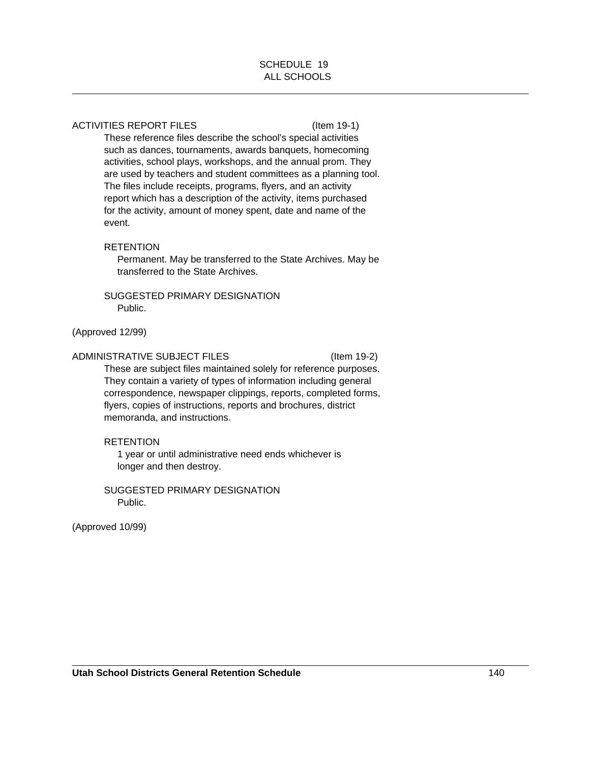# SCHEDULE 19
## ALL SCHOOLS

---

ACTIVITIES REPORT FILES (Item 19-1)

These reference files describe the school's special activities such as dances, tournaments, awards banquets, homecoming activities, school plays, workshops, and the annual prom. They are used by teachers and student committees as a planning tool. The files include receipts, programs, flyers, and an activity report which has a description of the activity, items purchased for the activity, amount of money spent, date and name of the event.

RETENTION

Permanent. May be transferred to the State Archives. May be transferred to the State Archives.

SUGGESTED PRIMARY DESIGNATION

Public.

(Approved 12/99)

ADMINISTRATIVE SUBJECT FILES (Item 19-2)

These are subject files maintained solely for reference purposes. They contain a variety of types of information including general correspondence, newspaper clippings, reports, completed forms, flyers, copies of instructions, reports and brochures, district memoranda, and instructions.

RETENTION

1 year or until administrative need ends whichever is longer and then destroy.

SUGGESTED PRIMARY DESIGNATION

Public.

(Approved 10/99)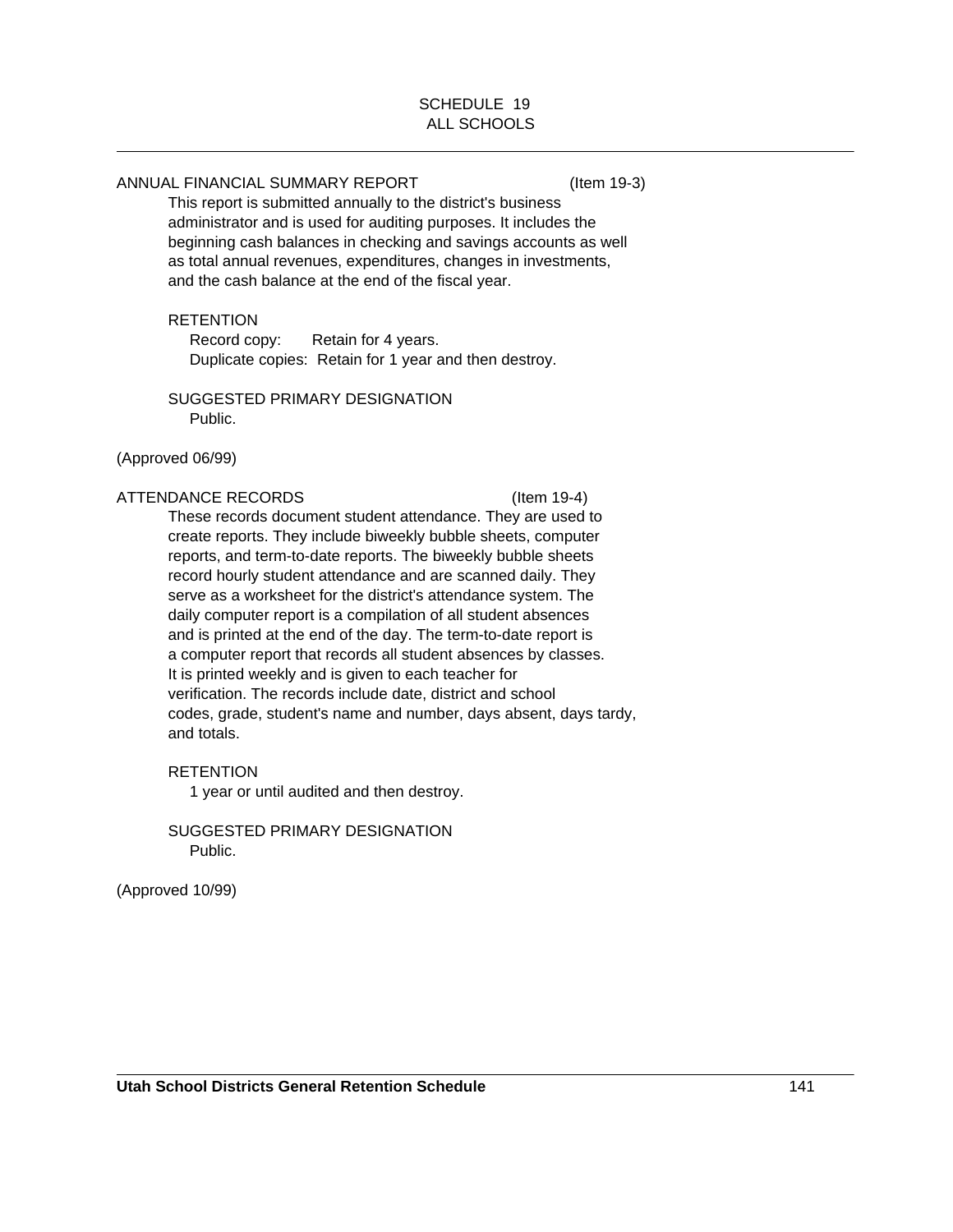# SCHEDULE 19
## ALL SCHOOLS

### ANNUAL FINANCIAL SUMMARY REPORT (Item 19-3)

This report is submitted annually to the district's business administrator and is used for auditing purposes. It includes the beginning cash balances in checking and savings accounts as well as total annual revenues, expenditures, changes in investments, and the cash balance at the end of the fiscal year.

RETENTION

Record copy: Retain for 4 years.
Duplicate copies: Retain for 1 year and then destroy.

SUGGESTED PRIMARY DESIGNATION

Public.

(Approved 06/99)

### ATTENDANCE RECORDS (Item 19-4)

These records document student attendance. They are used to create reports. They include biweekly bubble sheets, computer reports, and term-to-date reports. The biweekly bubble sheets record hourly student attendance and are scanned daily. They serve as a worksheet for the district's attendance system. The daily computer report is a compilation of all student absences and is printed at the end of the day. The term-to-date report is a computer report that records all student absences by classes. It is printed weekly and is given to each teacher for verification. The records include date, district and school codes, grade, student's name and number, days absent, days tardy, and totals.

RETENTION

1 year or until audited and then destroy.

SUGGESTED PRIMARY DESIGNATION

Public.

(Approved 10/99)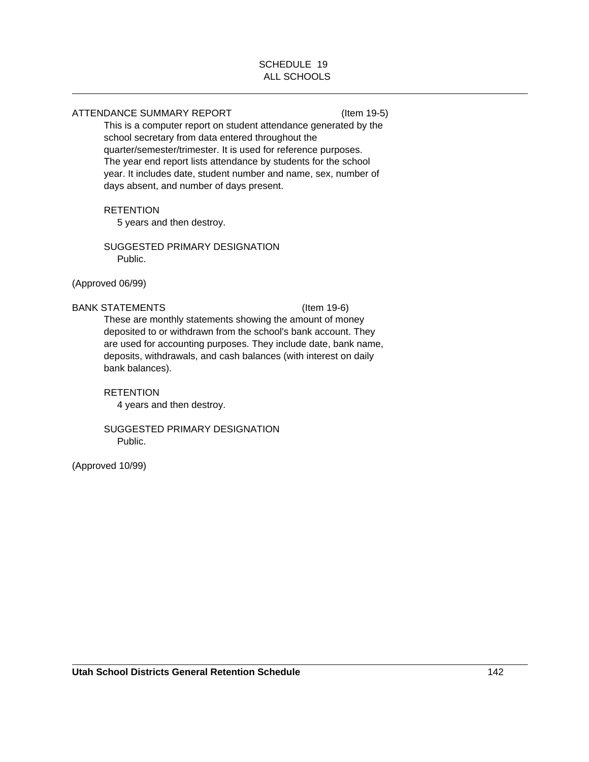SCHEDULE 19
ALL SCHOOLS

---

ATTENDANCE SUMMARY REPORT (Item 19-5)

This is a computer report on student attendance generated by the school secretary from data entered throughout the quarter/semester/trimester. It is used for reference purposes. The year end report lists attendance by students for the school year. It includes date, student number and name, sex, number of days absent, and number of days present.

RETENTION

5 years and then destroy.

SUGGESTED PRIMARY DESIGNATION

Public.

(Approved 06/99)

BANK STATEMENTS (Item 19-6)

These are monthly statements showing the amount of money deposited to or withdrawn from the school's bank account. They are used for accounting purposes. They include date, bank name, deposits, withdrawals, and cash balances (with interest on daily bank balances).

RETENTION

4 years and then destroy.

SUGGESTED PRIMARY DESIGNATION

Public.

(Approved 10/99)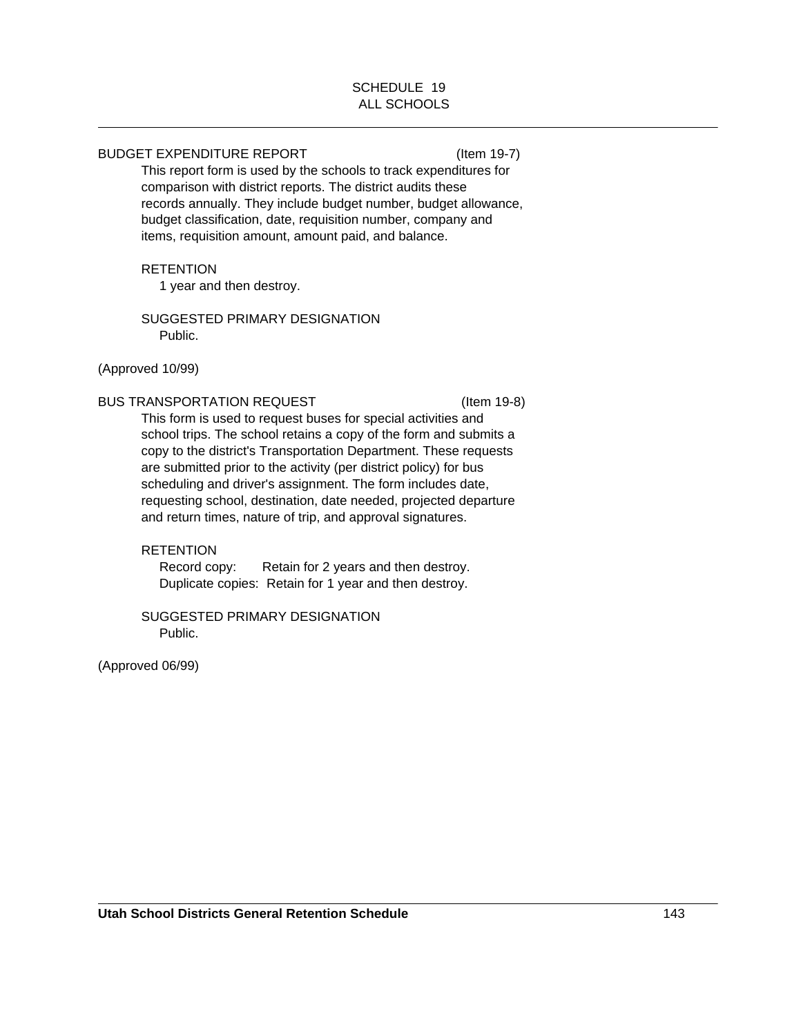SCHEDULE 19
ALL SCHOOLS

BUDGET EXPENDITURE REPORT (Item 19-7)

This report form is used by the schools to track expenditures for comparison with district reports. The district audits these records annually. They include budget number, budget allowance, budget classification, date, requisition number, company and items, requisition amount, amount paid, and balance.

RETENTION

1 year and then destroy.

SUGGESTED PRIMARY DESIGNATION

Public.

(Approved 10/99)

BUS TRANSPORTATION REQUEST (Item 19-8)

This form is used to request buses for special activities and school trips. The school retains a copy of the form and submits a copy to the district's Transportation Department. These requests are submitted prior to the activity (per district policy) for bus scheduling and driver's assignment. The form includes date, requesting school, destination, date needed, projected departure and return times, nature of trip, and approval signatures.

RETENTION

Record copy: Retain for 2 years and then destroy.
Duplicate copies: Retain for 1 year and then destroy.

SUGGESTED PRIMARY DESIGNATION

Public.

(Approved 06/99)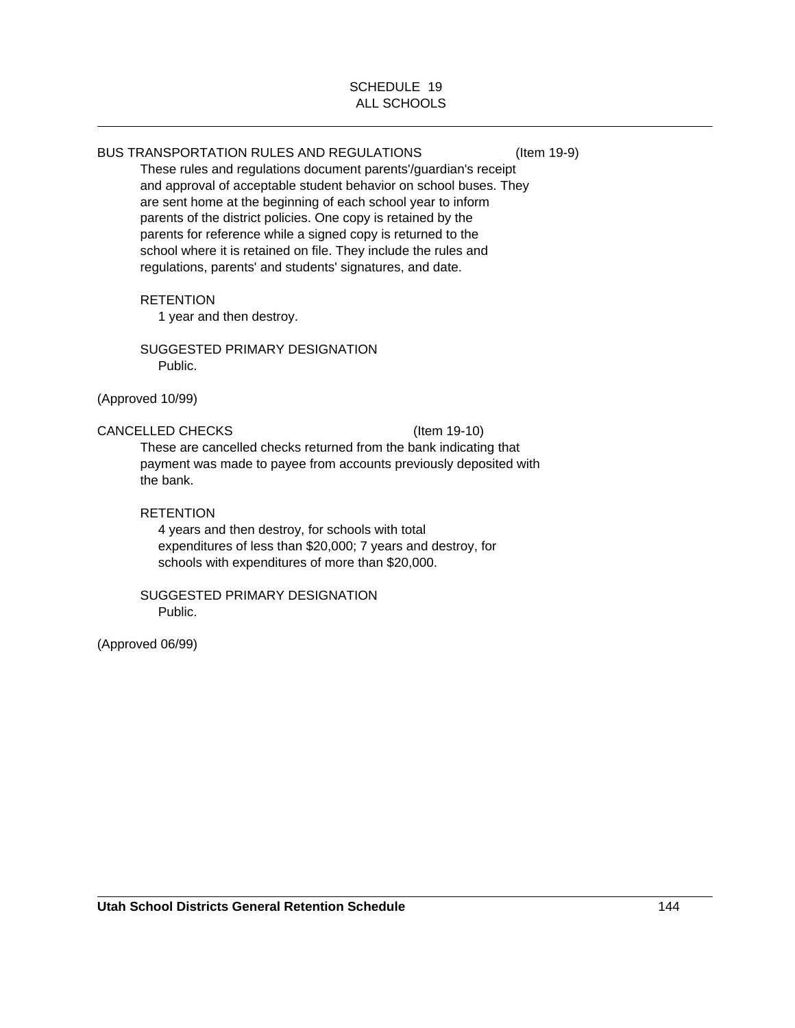# SCHEDULE 19
## ALL SCHOOLS

BUS TRANSPORTATION RULES AND REGULATIONS (Item 19-9)

These rules and regulations document parents'/guardian's receipt and approval of acceptable student behavior on school buses. They are sent home at the beginning of each school year to inform parents of the district policies. One copy is retained by the parents for reference while a signed copy is returned to the school where it is retained on file. They include the rules and regulations, parents' and students' signatures, and date.

RETENTION

1 year and then destroy.

SUGGESTED PRIMARY DESIGNATION

Public.

(Approved 10/99)

CANCELLED CHECKS (Item 19-10)

These are cancelled checks returned from the bank indicating that payment was made to payee from accounts previously deposited with the bank.

RETENTION

4 years and then destroy, for schools with total expenditures of less than $20,000; 7 years and destroy, for schools with expenditures of more than $20,000.

SUGGESTED PRIMARY DESIGNATION

Public.

(Approved 06/99)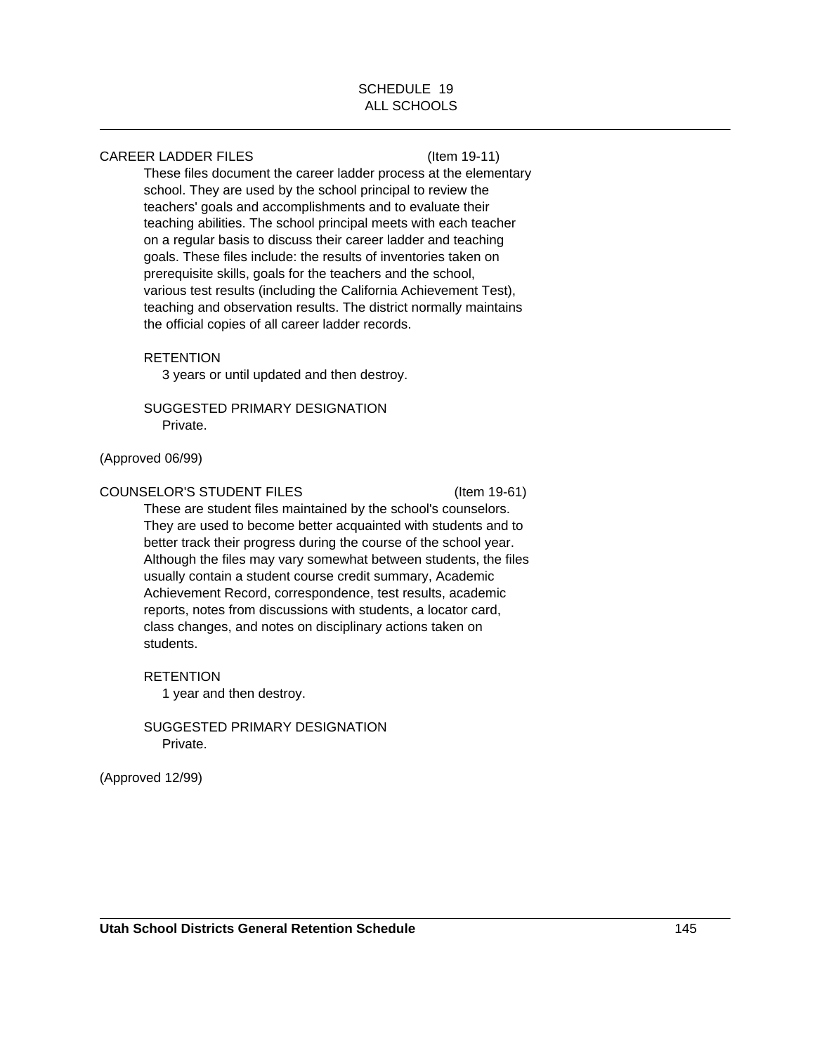# SCHEDULE 19
## ALL SCHOOLS

---

### CAREER LADDER FILES (Item 19-11)

These files document the career ladder process at the elementary school. They are used by the school principal to review the teachers' goals and accomplishments and to evaluate their teaching abilities. The school principal meets with each teacher on a regular basis to discuss their career ladder and teaching goals. These files include: the results of inventories taken on prerequisite skills, goals for the teachers and the school, various test results (including the California Achievement Test), teaching and observation results. The district normally maintains the official copies of all career ladder records.

RETENTION

3 years or until updated and then destroy.

SUGGESTED PRIMARY DESIGNATION

Private.

(Approved 06/99)

### COUNSELOR'S STUDENT FILES (Item 19-61)

These are student files maintained by the school's counselors. They are used to become better acquainted with students and to better track their progress during the course of the school year. Although the files may vary somewhat between students, the files usually contain a student course credit summary, Academic Achievement Record, correspondence, test results, academic reports, notes from discussions with students, a locator card, class changes, and notes on disciplinary actions taken on students.

RETENTION

1 year and then destroy.

SUGGESTED PRIMARY DESIGNATION

Private.

(Approved 12/99)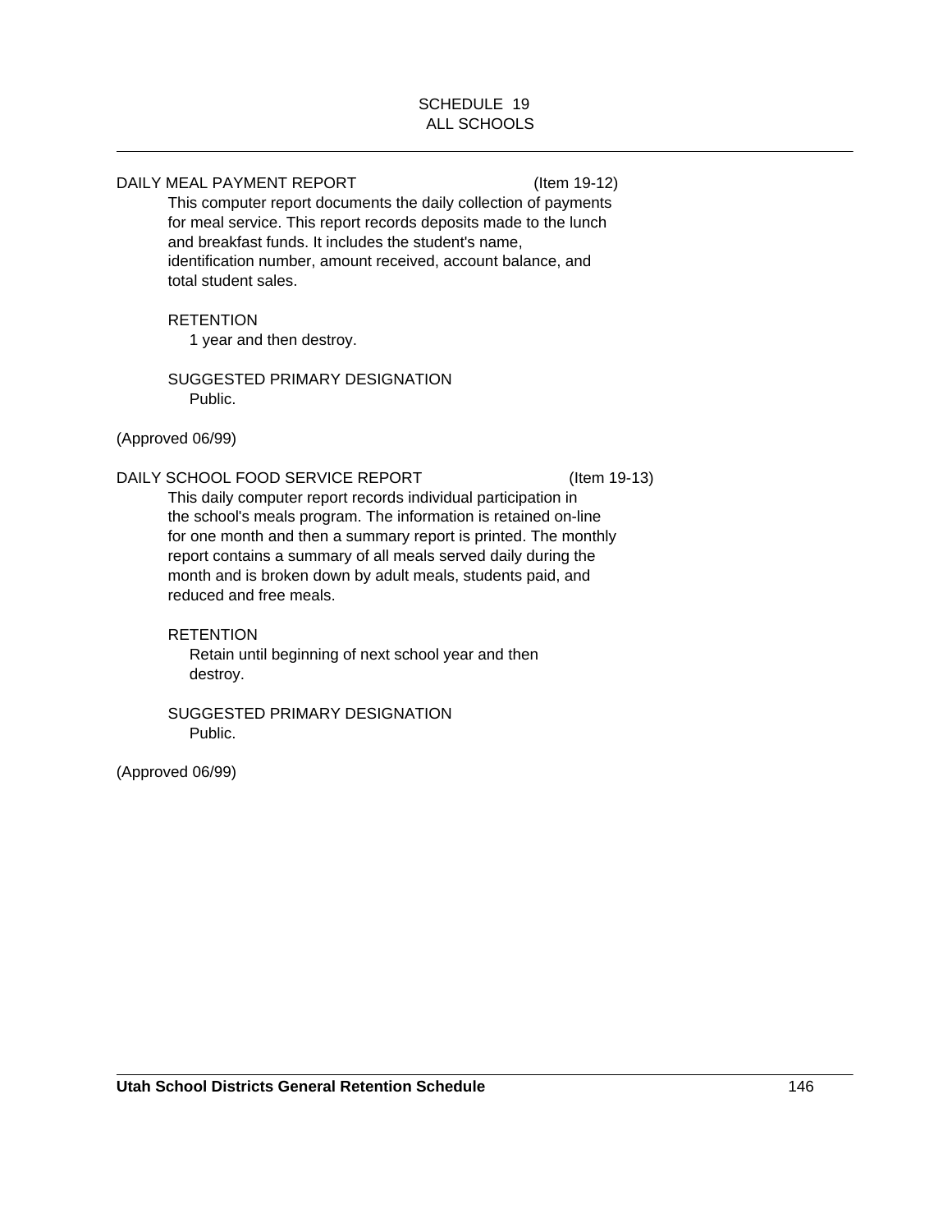SCHEDULE 19
ALL SCHOOLS

DAILY MEAL PAYMENT REPORT (Item 19-12)

This computer report documents the daily collection of payments for meal service. This report records deposits made to the lunch and breakfast funds. It includes the student's name, identification number, amount received, account balance, and total student sales.

RETENTION

1 year and then destroy.

SUGGESTED PRIMARY DESIGNATION

Public.

(Approved 06/99)

DAILY SCHOOL FOOD SERVICE REPORT (Item 19-13)

This daily computer report records individual participation in the school's meals program. The information is retained on-line for one month and then a summary report is printed. The monthly report contains a summary of all meals served daily during the month and is broken down by adult meals, students paid, and reduced and free meals.

RETENTION

Retain until beginning of next school year and then destroy.

SUGGESTED PRIMARY DESIGNATION

Public.

(Approved 06/99)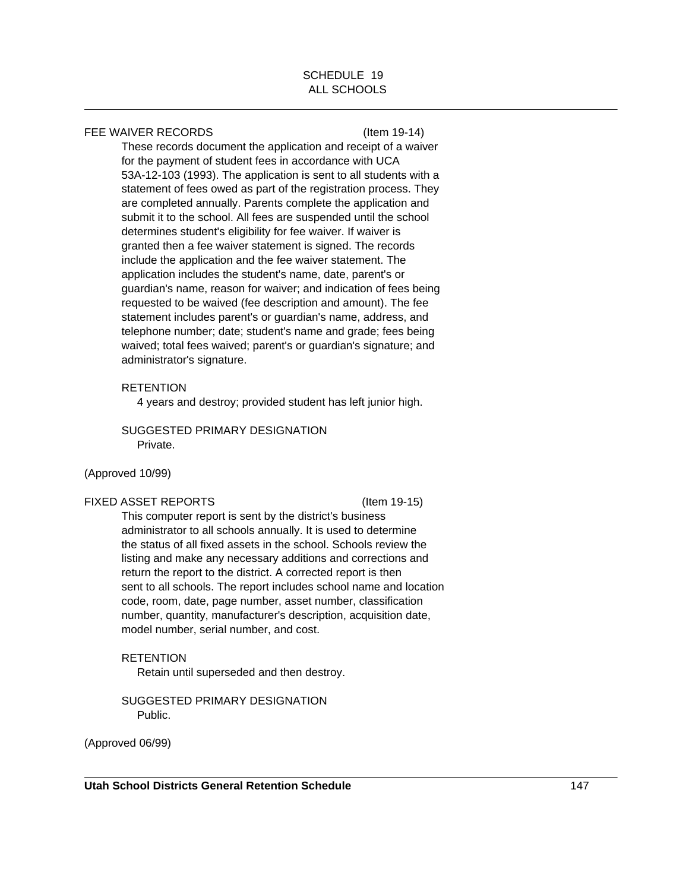SCHEDULE 19
ALL SCHOOLS

---

FEE WAIVER RECORDS (Item 19-14)

These records document the application and receipt of a waiver for the payment of student fees in accordance with UCA 53A-12-103 (1993). The application is sent to all students with a statement of fees owed as part of the registration process. They are completed annually. Parents complete the application and submit it to the school. All fees are suspended until the school determines student's eligibility for fee waiver. If waiver is granted then a fee waiver statement is signed. The records include the application and the fee waiver statement. The application includes the student's name, date, parent's or guardian's name, reason for waiver; and indication of fees being requested to be waived (fee description and amount). The fee statement includes parent's or guardian's name, address, and telephone number; date; student's name and grade; fees being waived; total fees waived; parent's or guardian's signature; and administrator's signature.

RETENTION

4 years and destroy; provided student has left junior high.

SUGGESTED PRIMARY DESIGNATION

Private.

(Approved 10/99)

FIXED ASSET REPORTS (Item 19-15)

This computer report is sent by the district's business administrator to all schools annually. It is used to determine the status of all fixed assets in the school. Schools review the listing and make any necessary additions and corrections and return the report to the district. A corrected report is then sent to all schools. The report includes school name and location code, room, date, page number, asset number, classification number, quantity, manufacturer's description, acquisition date, model number, serial number, and cost.

RETENTION

Retain until superseded and then destroy.

SUGGESTED PRIMARY DESIGNATION

Public.

(Approved 06/99)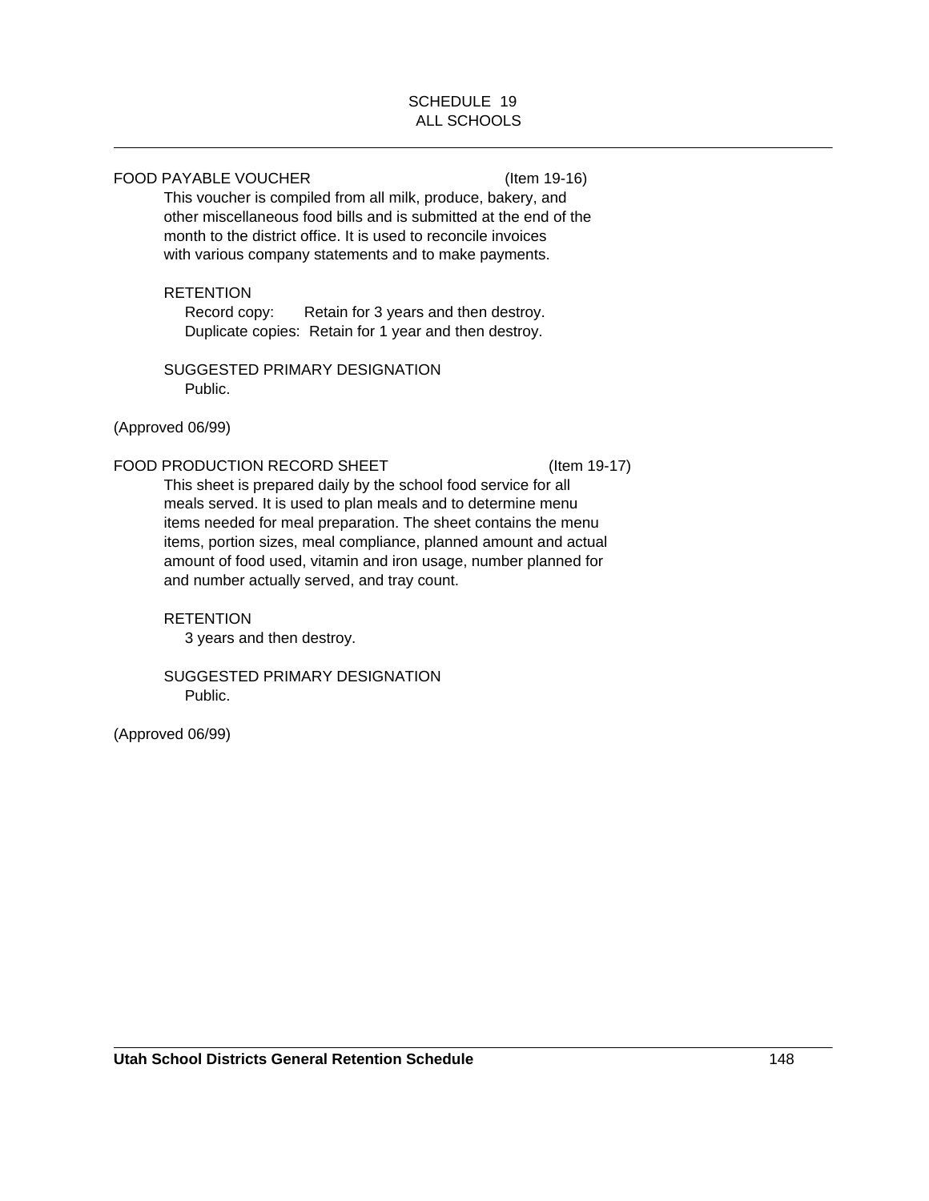SCHEDULE 19
ALL SCHOOLS

---

FOOD PAYABLE VOUCHER (Item 19-16)

This voucher is compiled from all milk, produce, bakery, and other miscellaneous food bills and is submitted at the end of the month to the district office. It is used to reconcile invoices with various company statements and to make payments.

RETENTION

Record copy: Retain for 3 years and then destroy.
Duplicate copies: Retain for 1 year and then destroy.

SUGGESTED PRIMARY DESIGNATION

Public.

(Approved 06/99)

FOOD PRODUCTION RECORD SHEET (Item 19-17)

This sheet is prepared daily by the school food service for all meals served. It is used to plan meals and to determine menu items needed for meal preparation. The sheet contains the menu items, portion sizes, meal compliance, planned amount and actual amount of food used, vitamin and iron usage, number planned for and number actually served, and tray count.

RETENTION

3 years and then destroy.

SUGGESTED PRIMARY DESIGNATION

Public.

(Approved 06/99)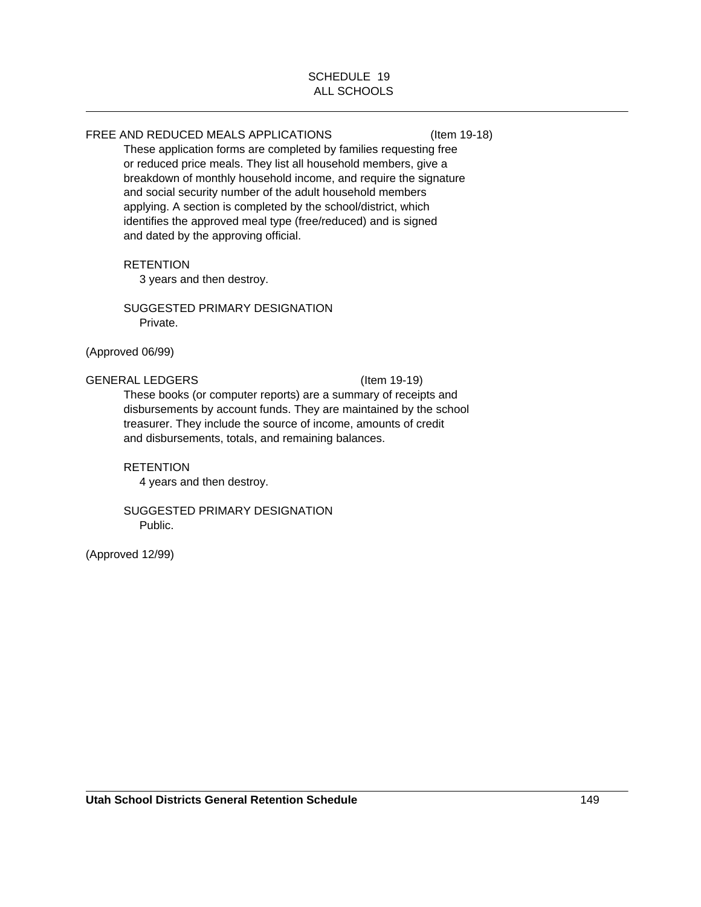SCHEDULE 19
ALL SCHOOLS

FREE AND REDUCED MEALS APPLICATIONS (Item 19-18)

These application forms are completed by families requesting free or reduced price meals. They list all household members, give a breakdown of monthly household income, and require the signature and social security number of the adult household members applying. A section is completed by the school/district, which identifies the approved meal type (free/reduced) and is signed and dated by the approving official.

RETENTION
3 years and then destroy.

SUGGESTED PRIMARY DESIGNATION
Private.

(Approved 06/99)

GENERAL LEDGERS (Item 19-19)

These books (or computer reports) are a summary of receipts and disbursements by account funds. They are maintained by the school treasurer. They include the source of income, amounts of credit and disbursements, totals, and remaining balances.

RETENTION
4 years and then destroy.

SUGGESTED PRIMARY DESIGNATION
Public.

(Approved 12/99)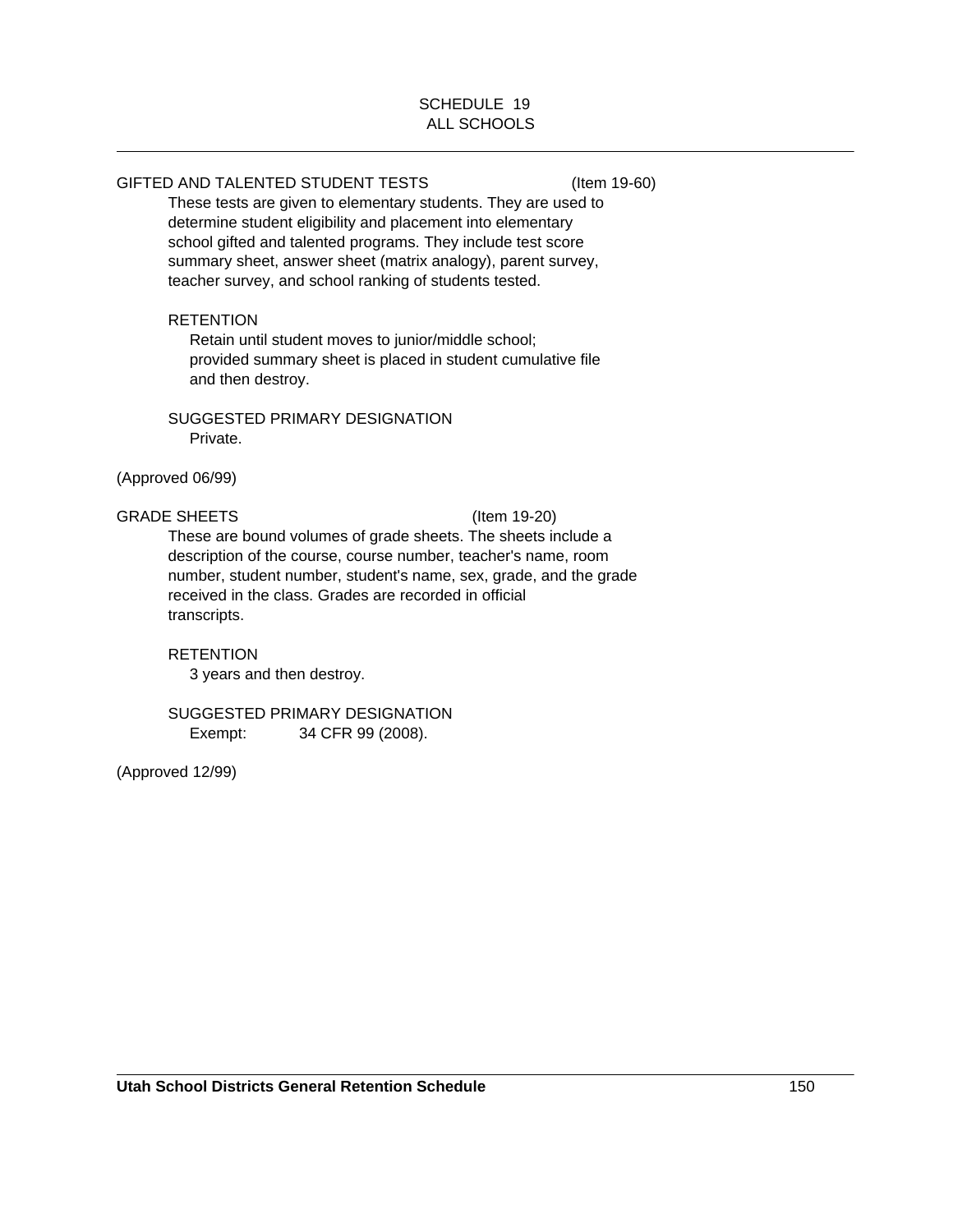SCHEDULE 19
ALL SCHOOLS

GIFTED AND TALENTED STUDENT TESTS (Item 19-60)

These tests are given to elementary students. They are used to determine student eligibility and placement into elementary school gifted and talented programs. They include test score summary sheet, answer sheet (matrix analogy), parent survey, teacher survey, and school ranking of students tested.

RETENTION

Retain until student moves to junior/middle school; provided summary sheet is placed in student cumulative file and then destroy.

SUGGESTED PRIMARY DESIGNATION

Private.

(Approved 06/99)

GRADE SHEETS (Item 19-20)

These are bound volumes of grade sheets. The sheets include a description of the course, course number, teacher's name, room number, student number, student's name, sex, grade, and the grade received in the class. Grades are recorded in official transcripts.

RETENTION

3 years and then destroy.

SUGGESTED PRIMARY DESIGNATION

Exempt: 34 CFR 99 (2008).

(Approved 12/99)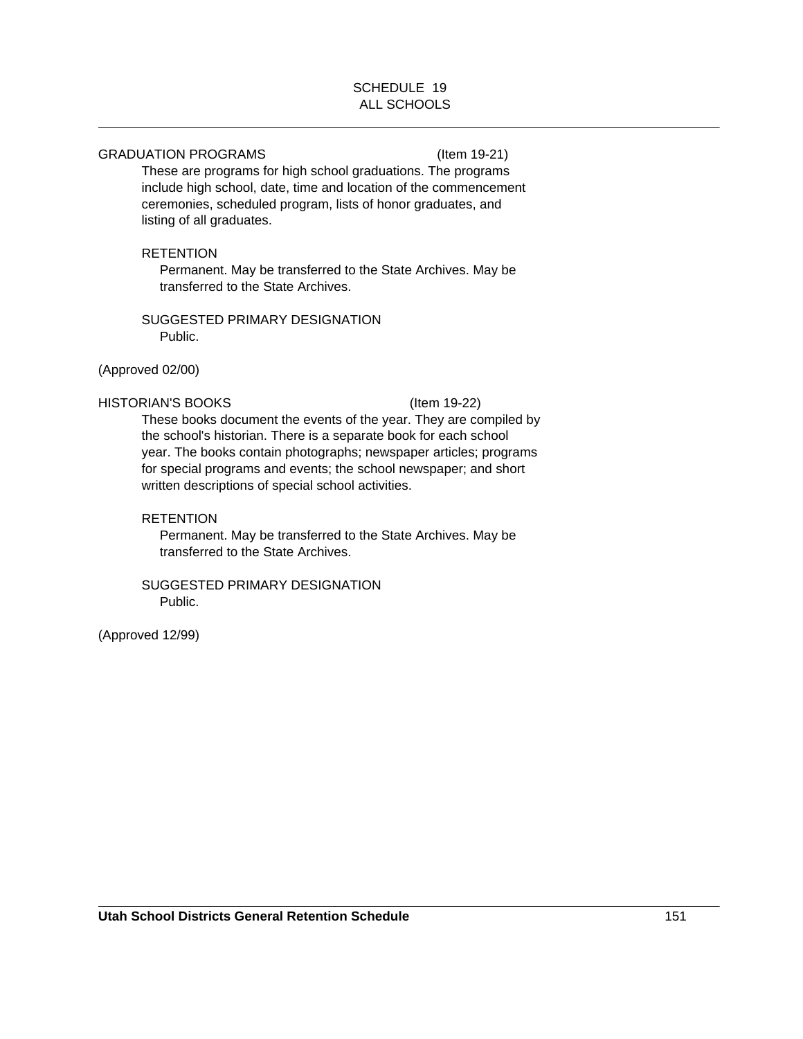SCHEDULE 19
ALL SCHOOLS

---

GRADUATION PROGRAMS (Item 19-21)

These are programs for high school graduations. The programs include high school, date, time and location of the commencement ceremonies, scheduled program, lists of honor graduates, and listing of all graduates.

RETENTION

Permanent. May be transferred to the State Archives. May be transferred to the State Archives.

SUGGESTED PRIMARY DESIGNATION

Public.

(Approved 02/00)

HISTORIAN'S BOOKS (Item 19-22)

These books document the events of the year. They are compiled by the school's historian. There is a separate book for each school year. The books contain photographs; newspaper articles; programs for special programs and events; the school newspaper; and short written descriptions of special school activities.

RETENTION

Permanent. May be transferred to the State Archives. May be transferred to the State Archives.

SUGGESTED PRIMARY DESIGNATION

Public.

(Approved 12/99)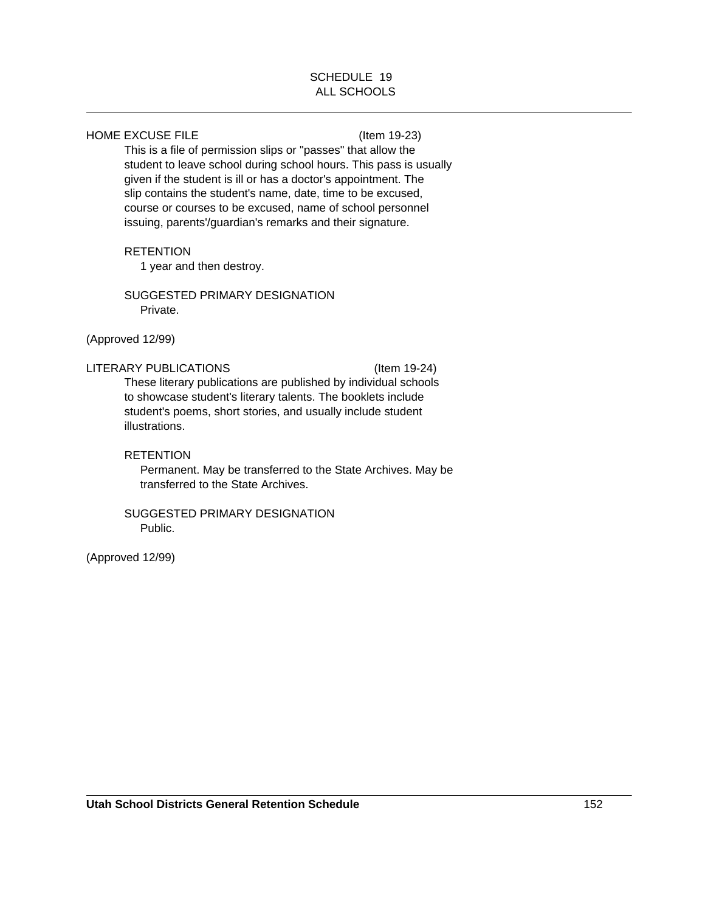SCHEDULE 19
ALL SCHOOLS

HOME EXCUSE FILE (Item 19-23)

This is a file of permission slips or "passes" that allow the student to leave school during school hours. This pass is usually given if the student is ill or has a doctor's appointment. The slip contains the student's name, date, time to be excused, course or courses to be excused, name of school personnel issuing, parents'/guardian's remarks and their signature.

RETENTION

1 year and then destroy.

SUGGESTED PRIMARY DESIGNATION

Private.

(Approved 12/99)

LITERARY PUBLICATIONS (Item 19-24)

These literary publications are published by individual schools to showcase student's literary talents. The booklets include student's poems, short stories, and usually include student illustrations.

RETENTION

Permanent. May be transferred to the State Archives. May be transferred to the State Archives.

SUGGESTED PRIMARY DESIGNATION

Public.

(Approved 12/99)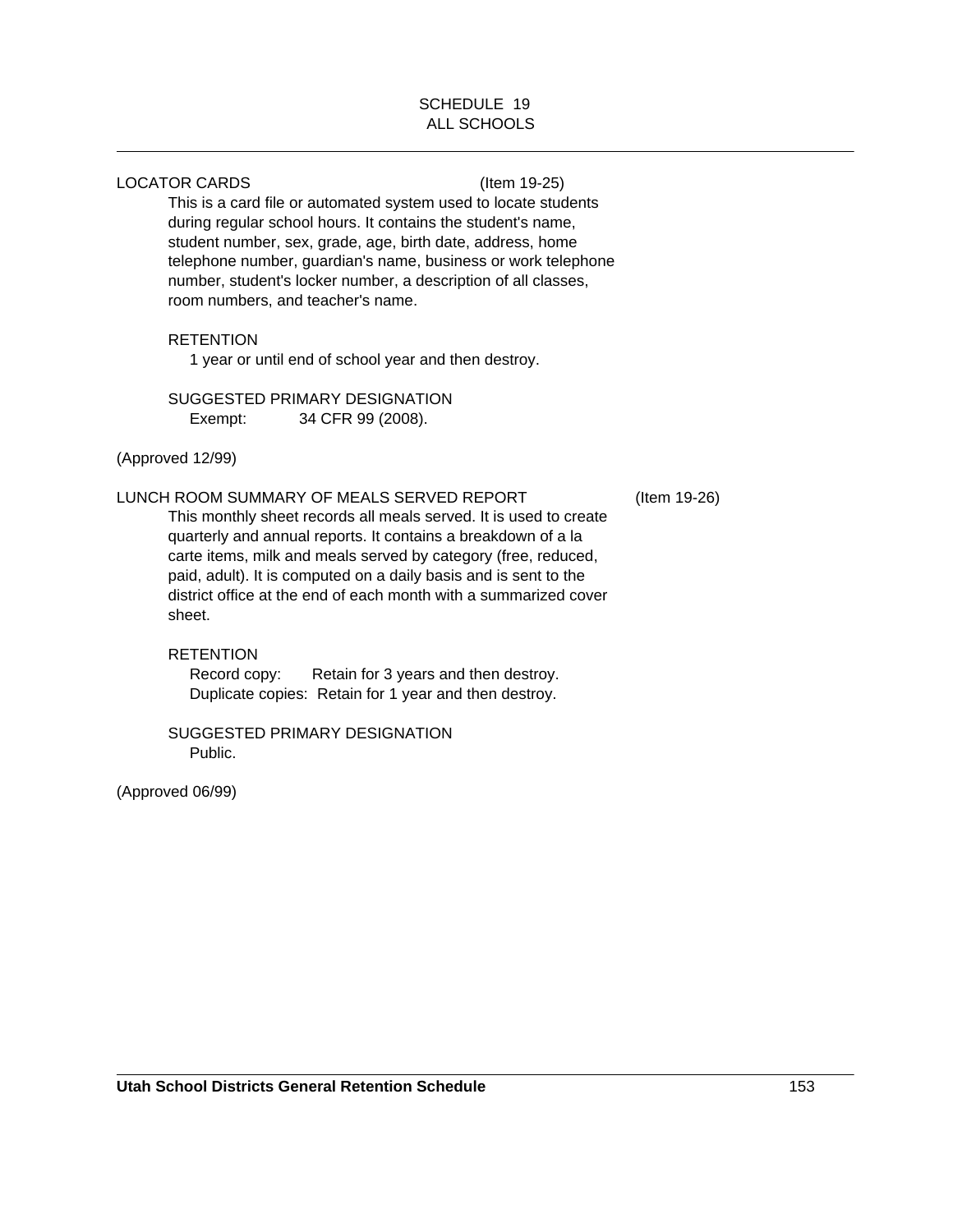SCHEDULE 19
ALL SCHOOLS

LOCATOR CARDS (Item 19-25)

This is a card file or automated system used to locate students during regular school hours. It contains the student's name, student number, sex, grade, age, birth date, address, home telephone number, guardian's name, business or work telephone number, student's locker number, a description of all classes, room numbers, and teacher's name.

RETENTION

1 year or until end of school year and then destroy.

SUGGESTED PRIMARY DESIGNATION

Exempt: 34 CFR 99 (2008).

(Approved 12/99)

LUNCH ROOM SUMMARY OF MEALS SERVED REPORT (Item 19-26)

This monthly sheet records all meals served. It is used to create quarterly and annual reports. It contains a breakdown of a la carte items, milk and meals served by category (free, reduced, paid, adult). It is computed on a daily basis and is sent to the district office at the end of each month with a summarized cover sheet.

RETENTION

Record copy: Retain for 3 years and then destroy.
Duplicate copies: Retain for 1 year and then destroy.

SUGGESTED PRIMARY DESIGNATION

Public.

(Approved 06/99)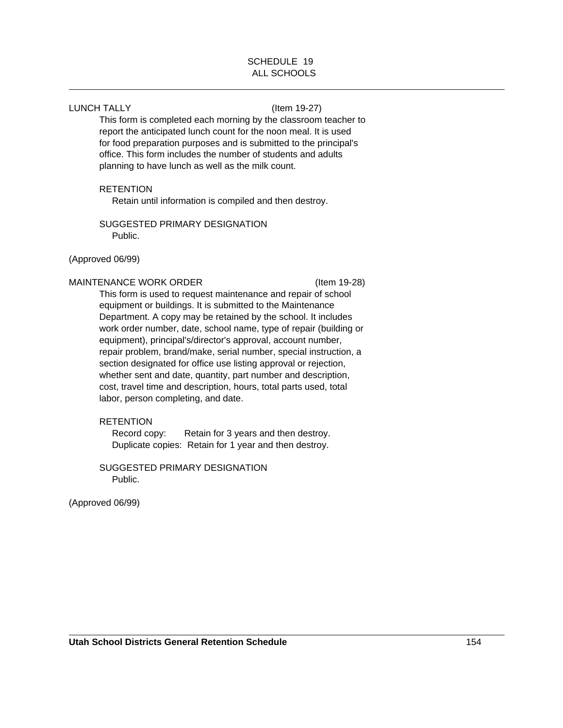SCHEDULE 19
ALL SCHOOLS

LUNCH TALLY (Item 19-27)

This form is completed each morning by the classroom teacher to report the anticipated lunch count for the noon meal. It is used for food preparation purposes and is submitted to the principal's office. This form includes the number of students and adults planning to have lunch as well as the milk count.

RETENTION

Retain until information is compiled and then destroy.

SUGGESTED PRIMARY DESIGNATION

Public.

(Approved 06/99)

MAINTENANCE WORK ORDER (Item 19-28)

This form is used to request maintenance and repair of school equipment or buildings. It is submitted to the Maintenance Department. A copy may be retained by the school. It includes work order number, date, school name, type of repair (building or equipment), principal's/director's approval, account number, repair problem, brand/make, serial number, special instruction, a section designated for office use listing approval or rejection, whether sent and date, quantity, part number and description, cost, travel time and description, hours, total parts used, total labor, person completing, and date.

RETENTION

Record copy: Retain for 3 years and then destroy.
Duplicate copies: Retain for 1 year and then destroy.

SUGGESTED PRIMARY DESIGNATION

Public.

(Approved 06/99)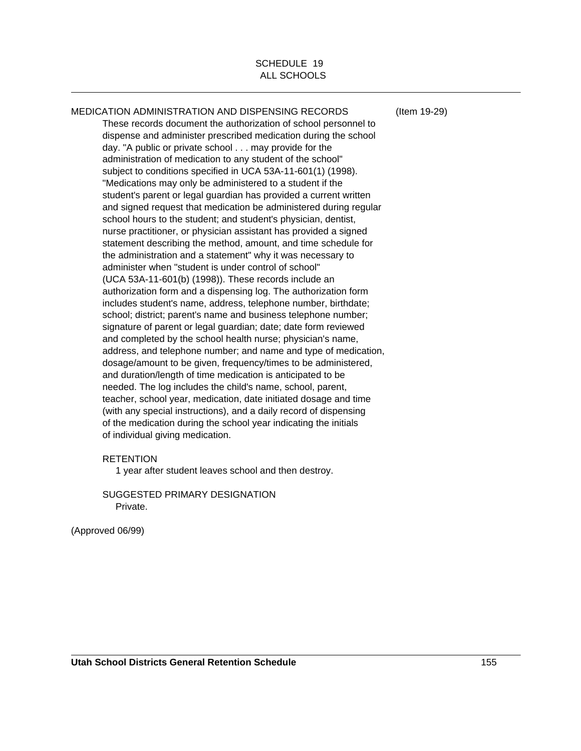SCHEDULE 19
ALL SCHOOLS

MEDICATION ADMINISTRATION AND DISPENSING RECORDS (Item 19-29)

These records document the authorization of school personnel to dispense and administer prescribed medication during the school day. "A public or private school . . . may provide for the administration of medication to any student of the school" subject to conditions specified in UCA 53A-11-601(1) (1998). "Medications may only be administered to a student if the student's parent or legal guardian has provided a current written and signed request that medication be administered during regular school hours to the student; and student's physician, dentist, nurse practitioner, or physician assistant has provided a signed statement describing the method, amount, and time schedule for the administration and a statement" why it was necessary to administer when "student is under control of school" (UCA 53A-11-601(b) (1998)). These records include an authorization form and a dispensing log. The authorization form includes student's name, address, telephone number, birthdate; school; district; parent's name and business telephone number; signature of parent or legal guardian; date; date form reviewed and completed by the school health nurse; physician's name, address, and telephone number; and name and type of medication, dosage/amount to be given, frequency/times to be administered, and duration/length of time medication is anticipated to be needed. The log includes the child's name, school, parent, teacher, school year, medication, date initiated dosage and time (with any special instructions), and a daily record of dispensing of the medication during the school year indicating the initials of individual giving medication.

RETENTION

1 year after student leaves school and then destroy.

SUGGESTED PRIMARY DESIGNATION

Private.

(Approved 06/99)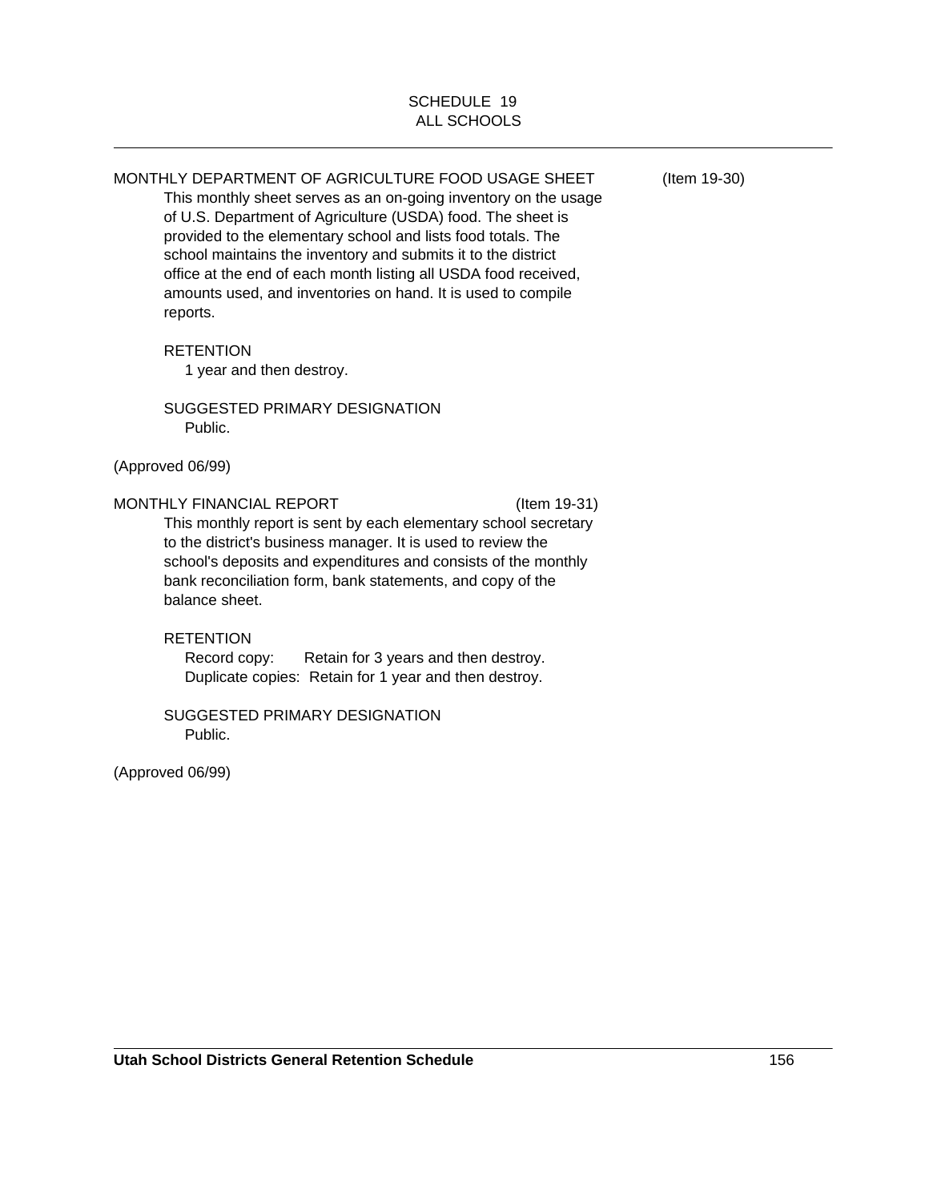SCHEDULE 19
ALL SCHOOLS

MONTHLY DEPARTMENT OF AGRICULTURE FOOD USAGE SHEET (Item 19-30)

This monthly sheet serves as an on-going inventory on the usage of U.S. Department of Agriculture (USDA) food. The sheet is provided to the elementary school and lists food totals. The school maintains the inventory and submits it to the district office at the end of each month listing all USDA food received, amounts used, and inventories on hand. It is used to compile reports.

RETENTION
1 year and then destroy.

SUGGESTED PRIMARY DESIGNATION
Public.

(Approved 06/99)

MONTHLY FINANCIAL REPORT (Item 19-31)

This monthly report is sent by each elementary school secretary to the district's business manager. It is used to review the school's deposits and expenditures and consists of the monthly bank reconciliation form, bank statements, and copy of the balance sheet.

RETENTION
Record copy: Retain for 3 years and then destroy.
Duplicate copies: Retain for 1 year and then destroy.

SUGGESTED PRIMARY DESIGNATION
Public.

(Approved 06/99)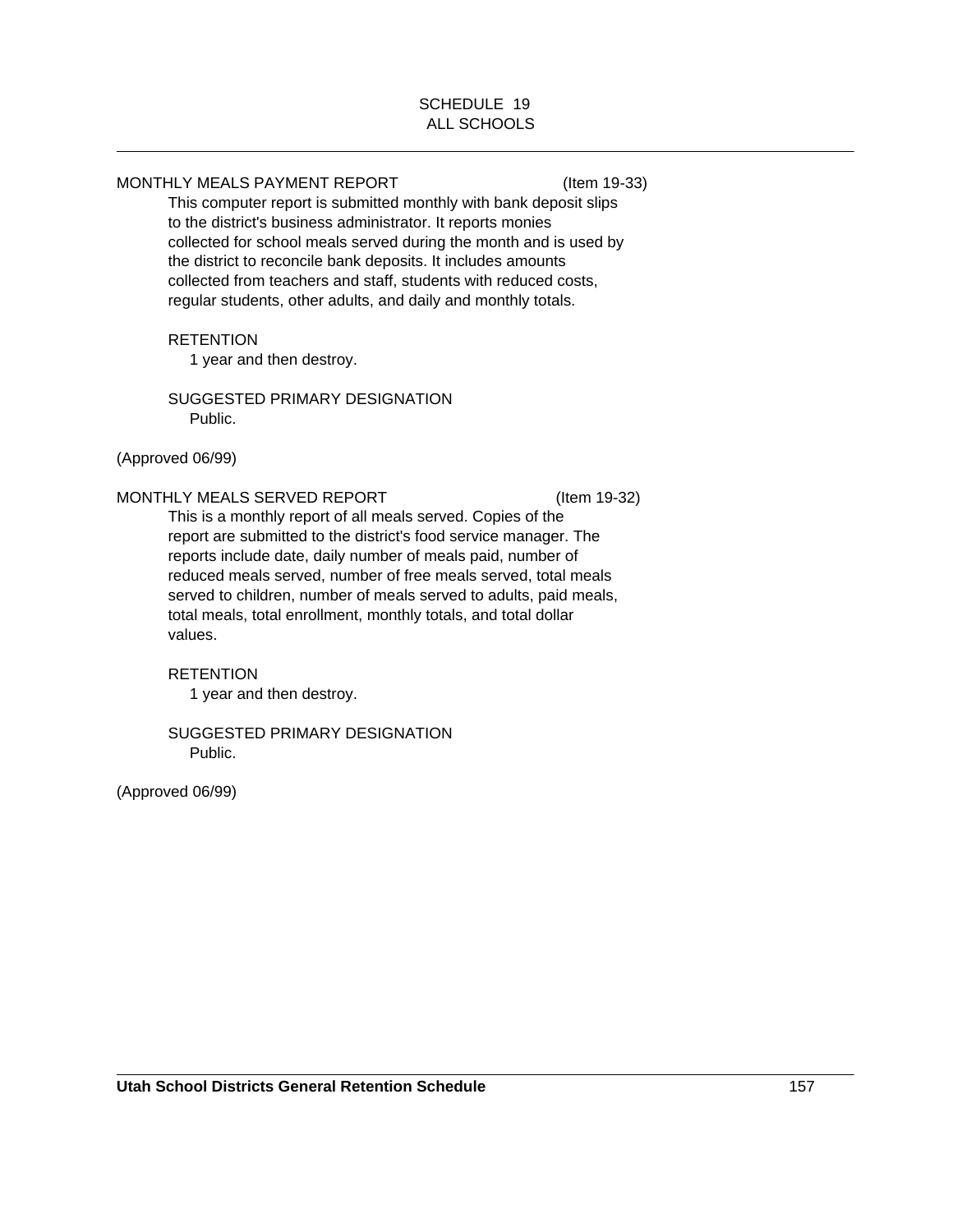SCHEDULE 19
ALL SCHOOLS

MONTHLY MEALS PAYMENT REPORT (Item 19-33)

This computer report is submitted monthly with bank deposit slips to the district's business administrator. It reports monies collected for school meals served during the month and is used by the district to reconcile bank deposits. It includes amounts collected from teachers and staff, students with reduced costs, regular students, other adults, and daily and monthly totals.

RETENTION

1 year and then destroy.

SUGGESTED PRIMARY DESIGNATION

Public.

(Approved 06/99)

MONTHLY MEALS SERVED REPORT (Item 19-32)

This is a monthly report of all meals served. Copies of the report are submitted to the district's food service manager. The reports include date, daily number of meals paid, number of reduced meals served, number of free meals served, total meals served to children, number of meals served to adults, paid meals, total meals, total enrollment, monthly totals, and total dollar values.

RETENTION

1 year and then destroy.

SUGGESTED PRIMARY DESIGNATION

Public.

(Approved 06/99)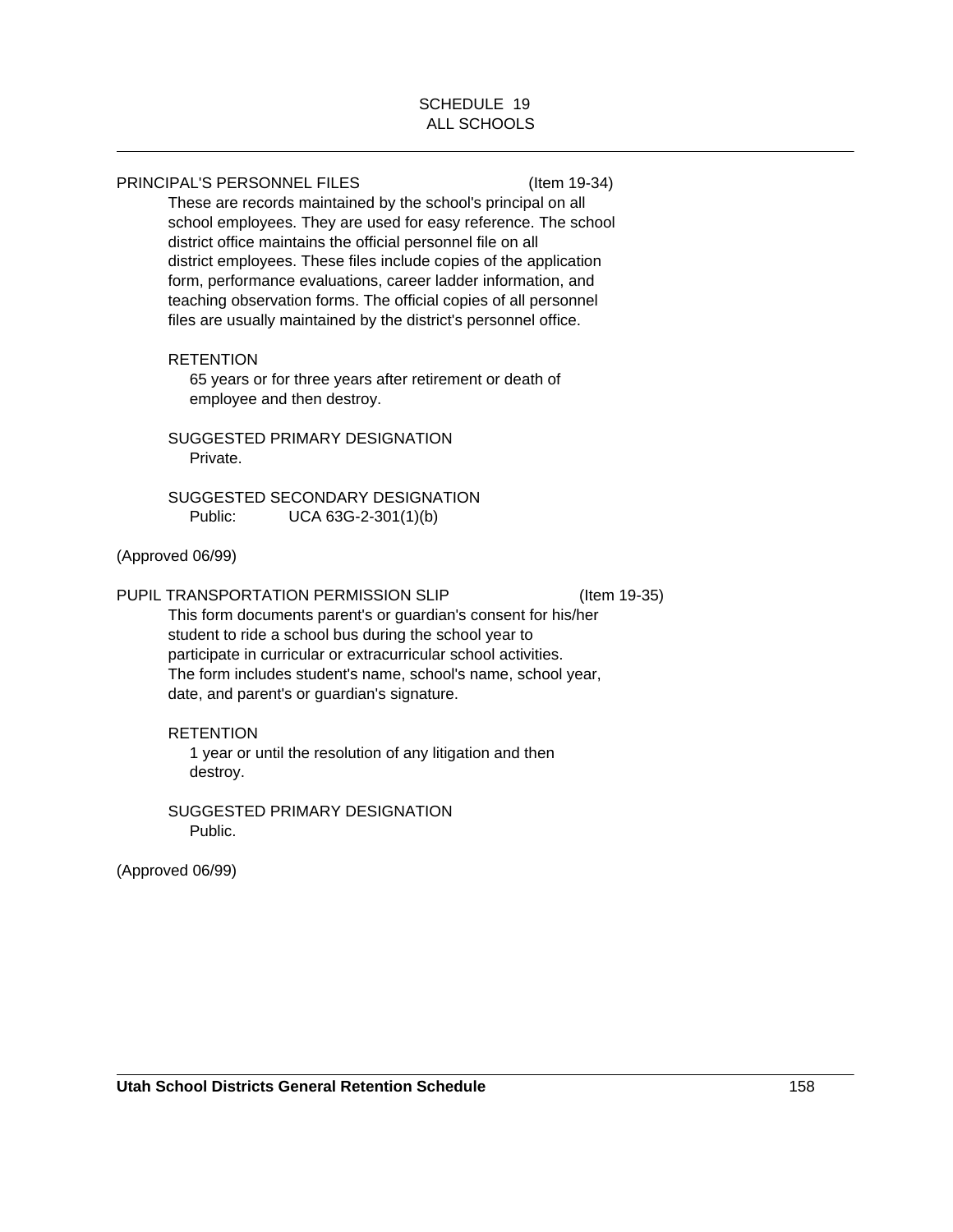SCHEDULE 19
ALL SCHOOLS

---

PRINCIPAL'S PERSONNEL FILES (Item 19-34)

These are records maintained by the school's principal on all school employees. They are used for easy reference. The school district office maintains the official personnel file on all district employees. These files include copies of the application form, performance evaluations, career ladder information, and teaching observation forms. The official copies of all personnel files are usually maintained by the district's personnel office.

RETENTION

65 years or for three years after retirement or death of employee and then destroy.

SUGGESTED PRIMARY DESIGNATION

Private.

SUGGESTED SECONDARY DESIGNATION

Public: UCA 63G-2-301(1)(b)

(Approved 06/99)

PUPIL TRANSPORTATION PERMISSION SLIP (Item 19-35)

This form documents parent's or guardian's consent for his/her student to ride a school bus during the school year to participate in curricular or extracurricular school activities. The form includes student's name, school's name, school year, date, and parent's or guardian's signature.

RETENTION

1 year or until the resolution of any litigation and then destroy.

SUGGESTED PRIMARY DESIGNATION

Public.

(Approved 06/99)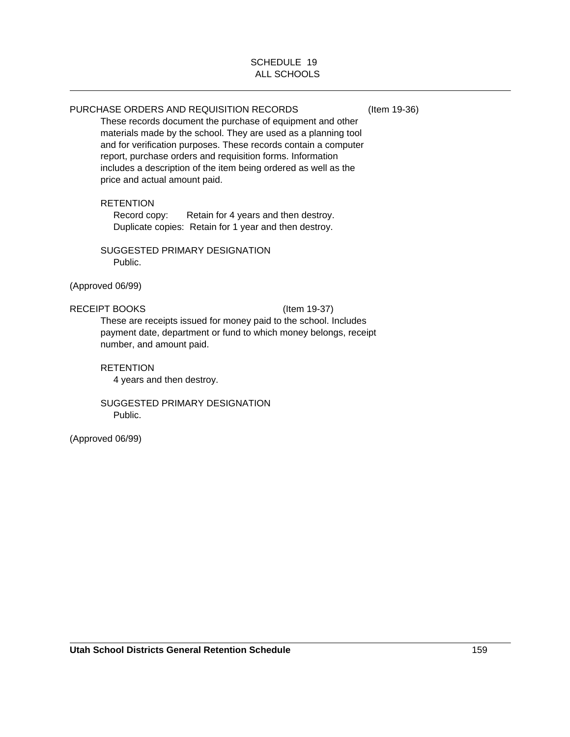SCHEDULE 19
ALL SCHOOLS

---

PURCHASE ORDERS AND REQUISITION RECORDS (Item 19-36)

These records document the purchase of equipment and other materials made by the school. They are used as a planning tool and for verification purposes. These records contain a computer report, purchase orders and requisition forms. Information includes a description of the item being ordered as well as the price and actual amount paid.

RETENTION

Record copy: Retain for 4 years and then destroy.
Duplicate copies: Retain for 1 year and then destroy.

SUGGESTED PRIMARY DESIGNATION

Public.

(Approved 06/99)

RECEIPT BOOKS (Item 19-37)

These are receipts issued for money paid to the school. Includes payment date, department or fund to which money belongs, receipt number, and amount paid.

RETENTION

4 years and then destroy.

SUGGESTED PRIMARY DESIGNATION

Public.

(Approved 06/99)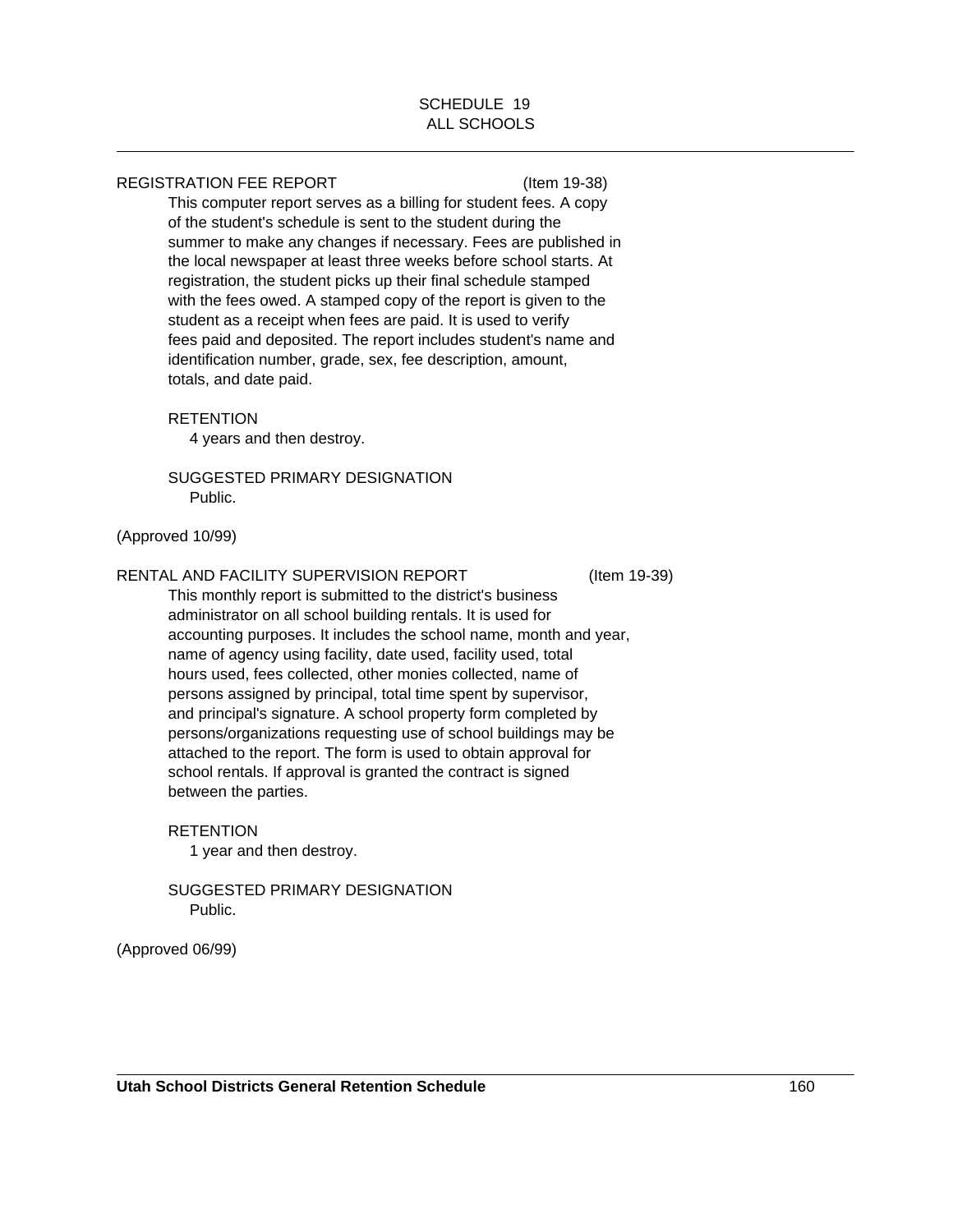SCHEDULE 19
ALL SCHOOLS

REGISTRATION FEE REPORT (Item 19-38)

This computer report serves as a billing for student fees. A copy of the student's schedule is sent to the student during the summer to make any changes if necessary. Fees are published in the local newspaper at least three weeks before school starts. At registration, the student picks up their final schedule stamped with the fees owed. A stamped copy of the report is given to the student as a receipt when fees are paid. It is used to verify fees paid and deposited. The report includes student's name and identification number, grade, sex, fee description, amount, totals, and date paid.

RETENTION
4 years and then destroy.

SUGGESTED PRIMARY DESIGNATION
Public.

(Approved 10/99)

RENTAL AND FACILITY SUPERVISION REPORT (Item 19-39)

This monthly report is submitted to the district's business administrator on all school building rentals. It is used for accounting purposes. It includes the school name, month and year, name of agency using facility, date used, facility used, total hours used, fees collected, other monies collected, name of persons assigned by principal, total time spent by supervisor, and principal's signature. A school property form completed by persons/organizations requesting use of school buildings may be attached to the report. The form is used to obtain approval for school rentals. If approval is granted the contract is signed between the parties.

RETENTION
1 year and then destroy.

SUGGESTED PRIMARY DESIGNATION
Public.

(Approved 06/99)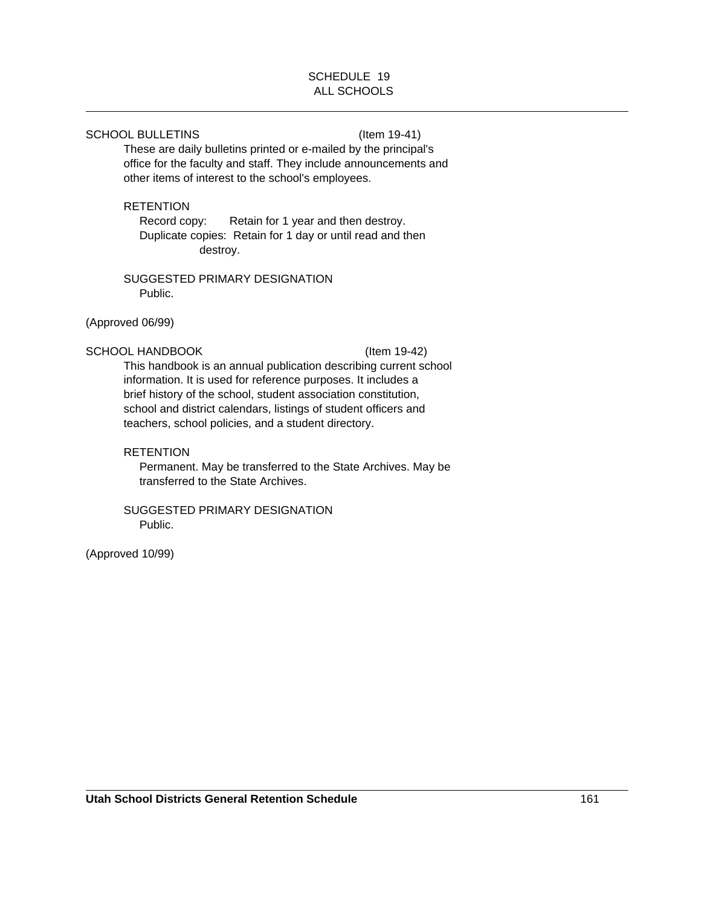SCHEDULE 19
ALL SCHOOLS

SCHOOL BULLETINS (Item 19-41)

These are daily bulletins printed or e-mailed by the principal's office for the faculty and staff. They include announcements and other items of interest to the school's employees.

RETENTION

Record copy: Retain for 1 year and then destroy.
Duplicate copies: Retain for 1 day or until read and then destroy.

SUGGESTED PRIMARY DESIGNATION

Public.

(Approved 06/99)

SCHOOL HANDBOOK (Item 19-42)

This handbook is an annual publication describing current school information. It is used for reference purposes. It includes a brief history of the school, student association constitution, school and district calendars, listings of student officers and teachers, school policies, and a student directory.

RETENTION

Permanent. May be transferred to the State Archives. May be transferred to the State Archives.

SUGGESTED PRIMARY DESIGNATION

Public.

(Approved 10/99)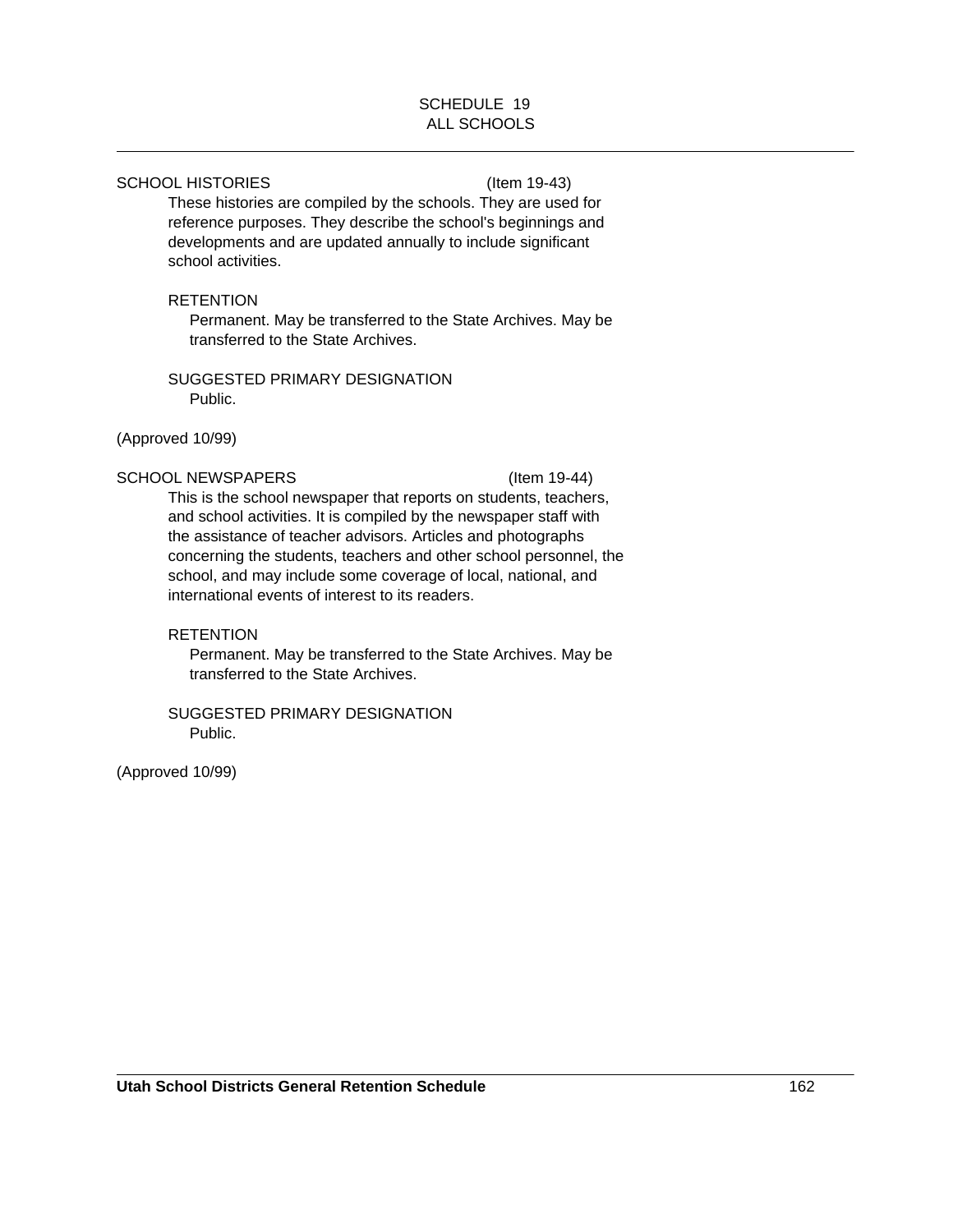# SCHEDULE 19
# ALL SCHOOLS

SCHOOL HISTORIES (Item 19-43)

These histories are compiled by the schools. They are used for reference purposes. They describe the school's beginnings and developments and are updated annually to include significant school activities.

RETENTION

Permanent. May be transferred to the State Archives. May be transferred to the State Archives.

SUGGESTED PRIMARY DESIGNATION

Public.

(Approved 10/99)

SCHOOL NEWSPAPERS (Item 19-44)

This is the school newspaper that reports on students, teachers, and school activities. It is compiled by the newspaper staff with the assistance of teacher advisors. Articles and photographs concerning the students, teachers and other school personnel, the school, and may include some coverage of local, national, and international events of interest to its readers.

RETENTION

Permanent. May be transferred to the State Archives. May be transferred to the State Archives.

SUGGESTED PRIMARY DESIGNATION

Public.

(Approved 10/99)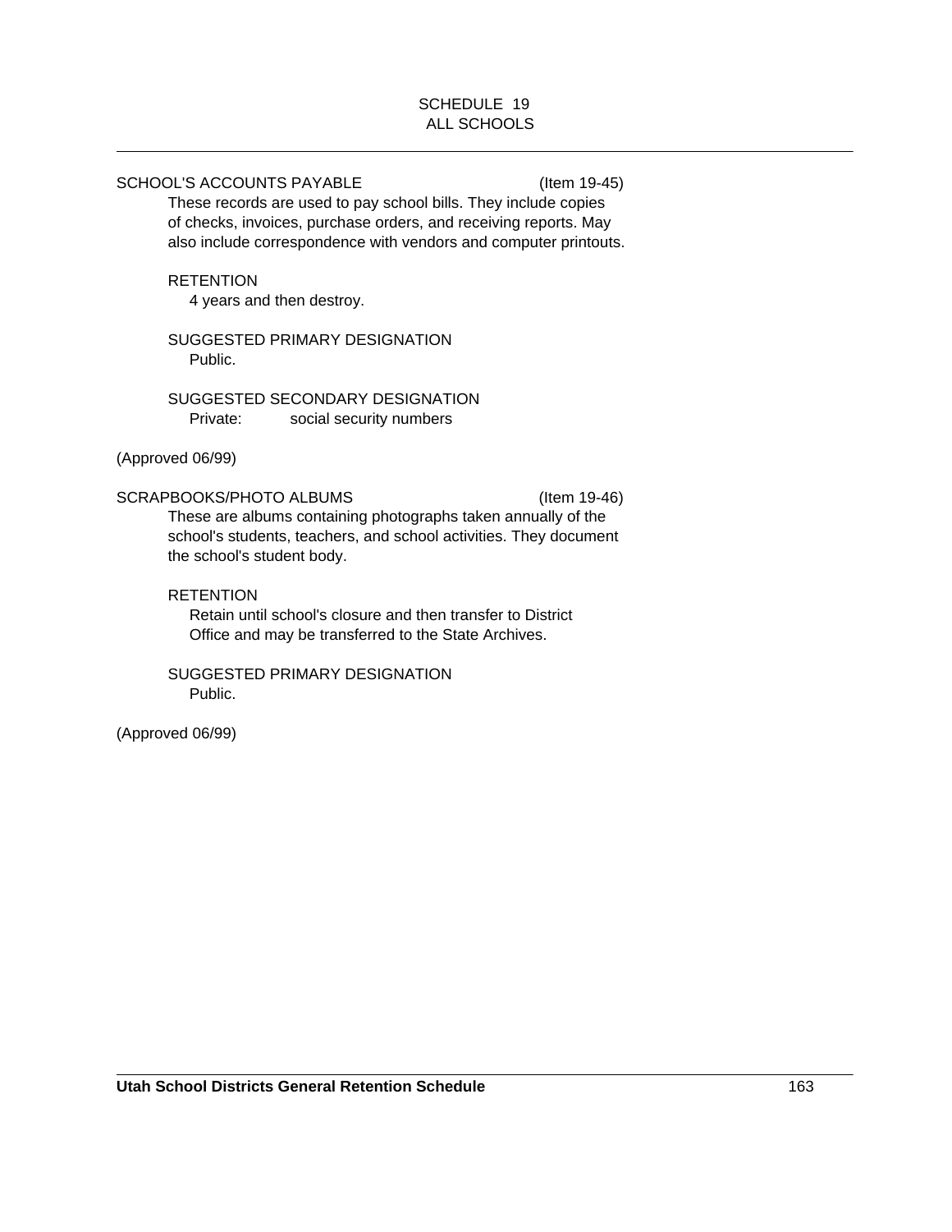SCHEDULE 19
ALL SCHOOLS

SCHOOL'S ACCOUNTS PAYABLE (Item 19-45)

These records are used to pay school bills. They include copies of checks, invoices, purchase orders, and receiving reports. May also include correspondence with vendors and computer printouts.

RETENTION

4 years and then destroy.

SUGGESTED PRIMARY DESIGNATION

Public.

SUGGESTED SECONDARY DESIGNATION

Private: social security numbers

(Approved 06/99)

SCRAPBOOKS/PHOTO ALBUMS (Item 19-46)

These are albums containing photographs taken annually of the school's students, teachers, and school activities. They document the school's student body.

RETENTION

Retain until school's closure and then transfer to District Office and may be transferred to the State Archives.

SUGGESTED PRIMARY DESIGNATION

Public.

(Approved 06/99)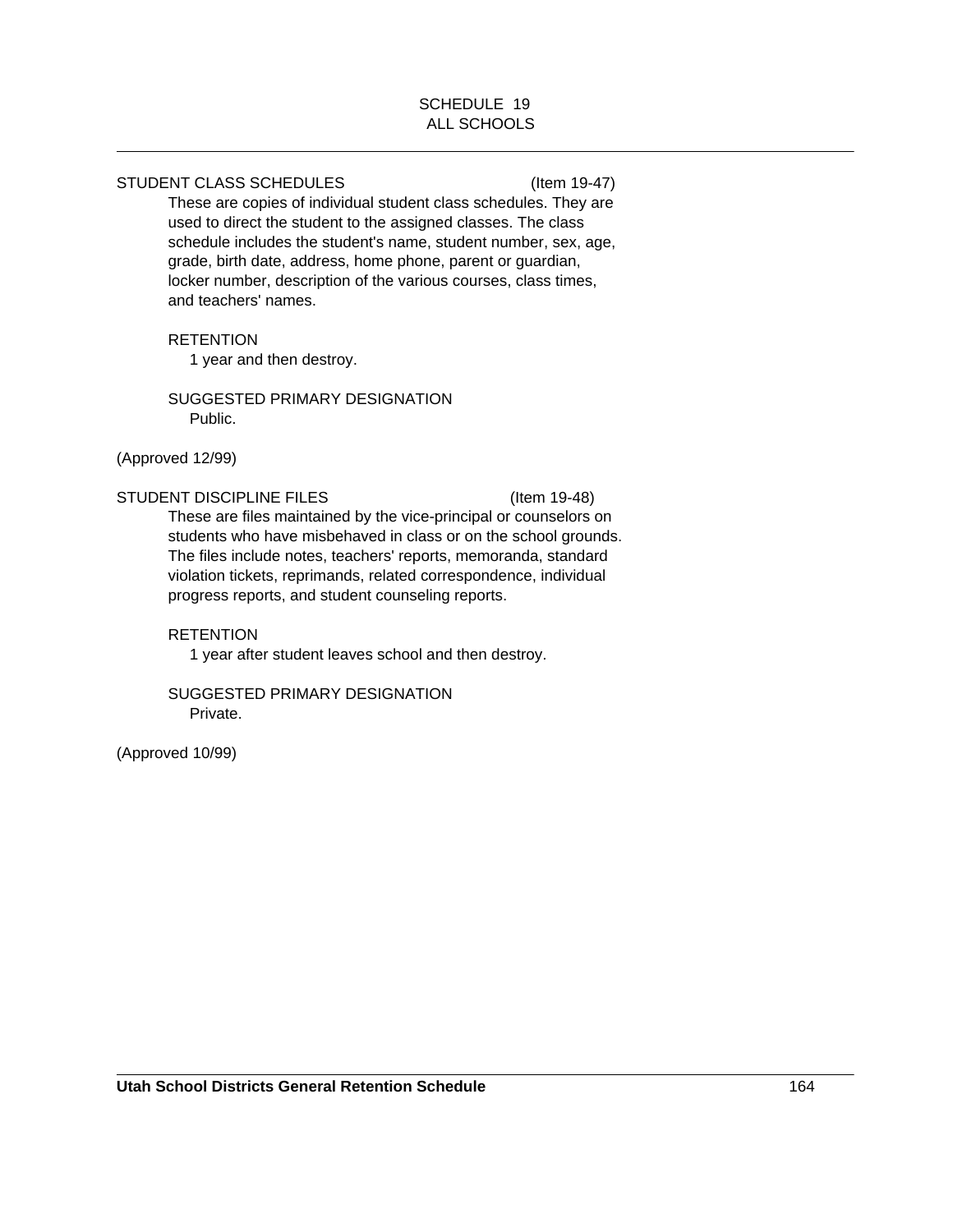SCHEDULE 19
ALL SCHOOLS

STUDENT CLASS SCHEDULES (Item 19-47)

These are copies of individual student class schedules. They are used to direct the student to the assigned classes. The class schedule includes the student's name, student number, sex, age, grade, birth date, address, home phone, parent or guardian, locker number, description of the various courses, class times, and teachers' names.

RETENTION

1 year and then destroy.

SUGGESTED PRIMARY DESIGNATION

Public.

(Approved 12/99)

STUDENT DISCIPLINE FILES (Item 19-48)

These are files maintained by the vice-principal or counselors on students who have misbehaved in class or on the school grounds. The files include notes, teachers' reports, memoranda, standard violation tickets, reprimands, related correspondence, individual progress reports, and student counseling reports.

RETENTION

1 year after student leaves school and then destroy.

SUGGESTED PRIMARY DESIGNATION

Private.

(Approved 10/99)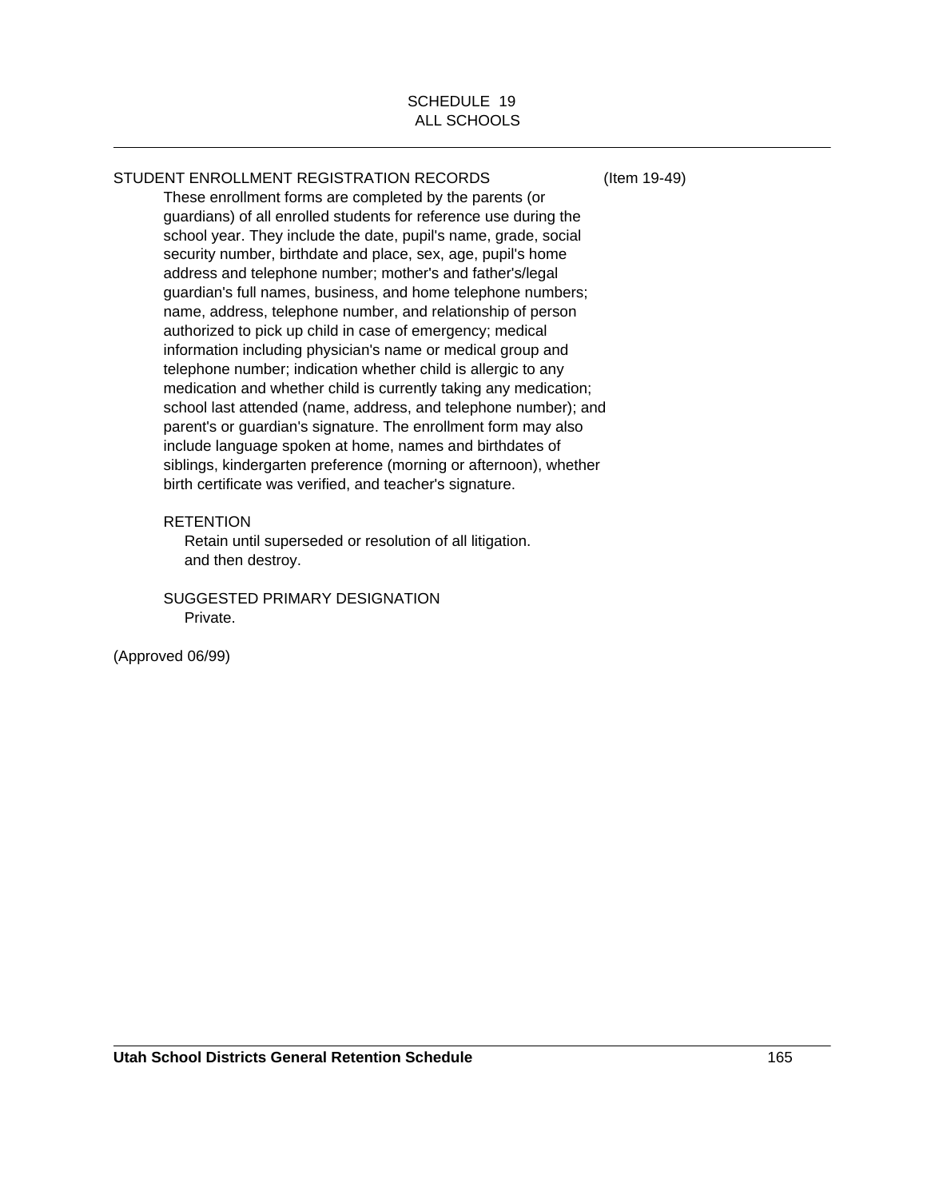SCHEDULE 19
ALL SCHOOLS

STUDENT ENROLLMENT REGISTRATION RECORDS (Item 19-49)

These enrollment forms are completed by the parents (or guardians) of all enrolled students for reference use during the school year. They include the date, pupil's name, grade, social security number, birthdate and place, sex, age, pupil's home address and telephone number; mother's and father's/legal guardian's full names, business, and home telephone numbers; name, address, telephone number, and relationship of person authorized to pick up child in case of emergency; medical information including physician's name or medical group and telephone number; indication whether child is allergic to any medication and whether child is currently taking any medication; school last attended (name, address, and telephone number); and parent's or guardian's signature. The enrollment form may also include language spoken at home, names and birthdates of siblings, kindergarten preference (morning or afternoon), whether birth certificate was verified, and teacher's signature.

RETENTION

Retain until superseded or resolution of all litigation. and then destroy.

SUGGESTED PRIMARY DESIGNATION

Private.

(Approved 06/99)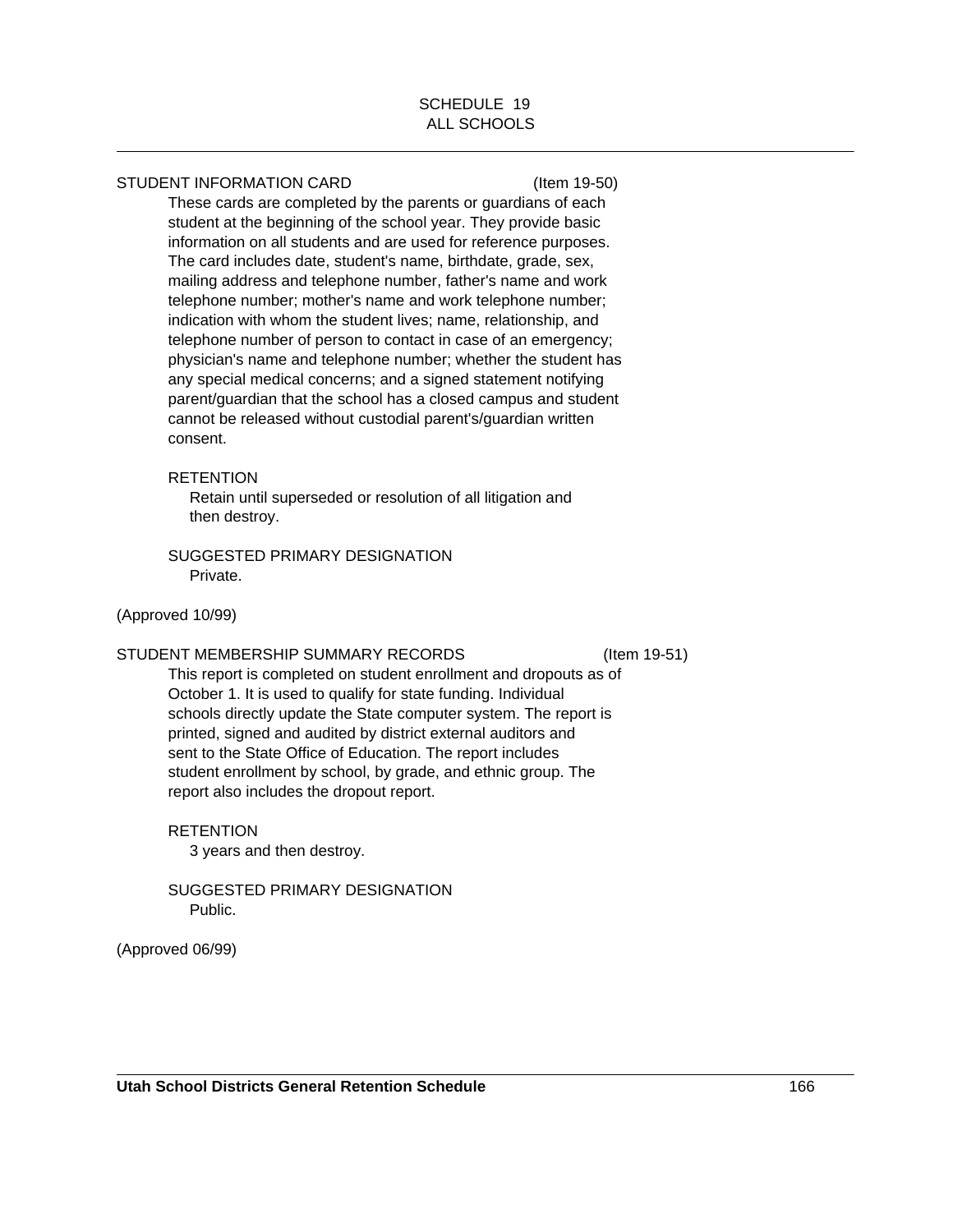SCHEDULE 19
ALL SCHOOLS

STUDENT INFORMATION CARD (Item 19-50)

These cards are completed by the parents or guardians of each student at the beginning of the school year. They provide basic information on all students and are used for reference purposes. The card includes date, student's name, birthdate, grade, sex, mailing address and telephone number, father's name and work telephone number; mother's name and work telephone number; indication with whom the student lives; name, relationship, and telephone number of person to contact in case of an emergency; physician's name and telephone number; whether the student has any special medical concerns; and a signed statement notifying parent/guardian that the school has a closed campus and student cannot be released without custodial parent's/guardian written consent.

RETENTION

Retain until superseded or resolution of all litigation and then destroy.

SUGGESTED PRIMARY DESIGNATION

Private.

(Approved 10/99)

STUDENT MEMBERSHIP SUMMARY RECORDS (Item 19-51)

This report is completed on student enrollment and dropouts as of October 1. It is used to qualify for state funding. Individual schools directly update the State computer system. The report is printed, signed and audited by district external auditors and sent to the State Office of Education. The report includes student enrollment by school, by grade, and ethnic group. The report also includes the dropout report.

RETENTION

3 years and then destroy.

SUGGESTED PRIMARY DESIGNATION

Public.

(Approved 06/99)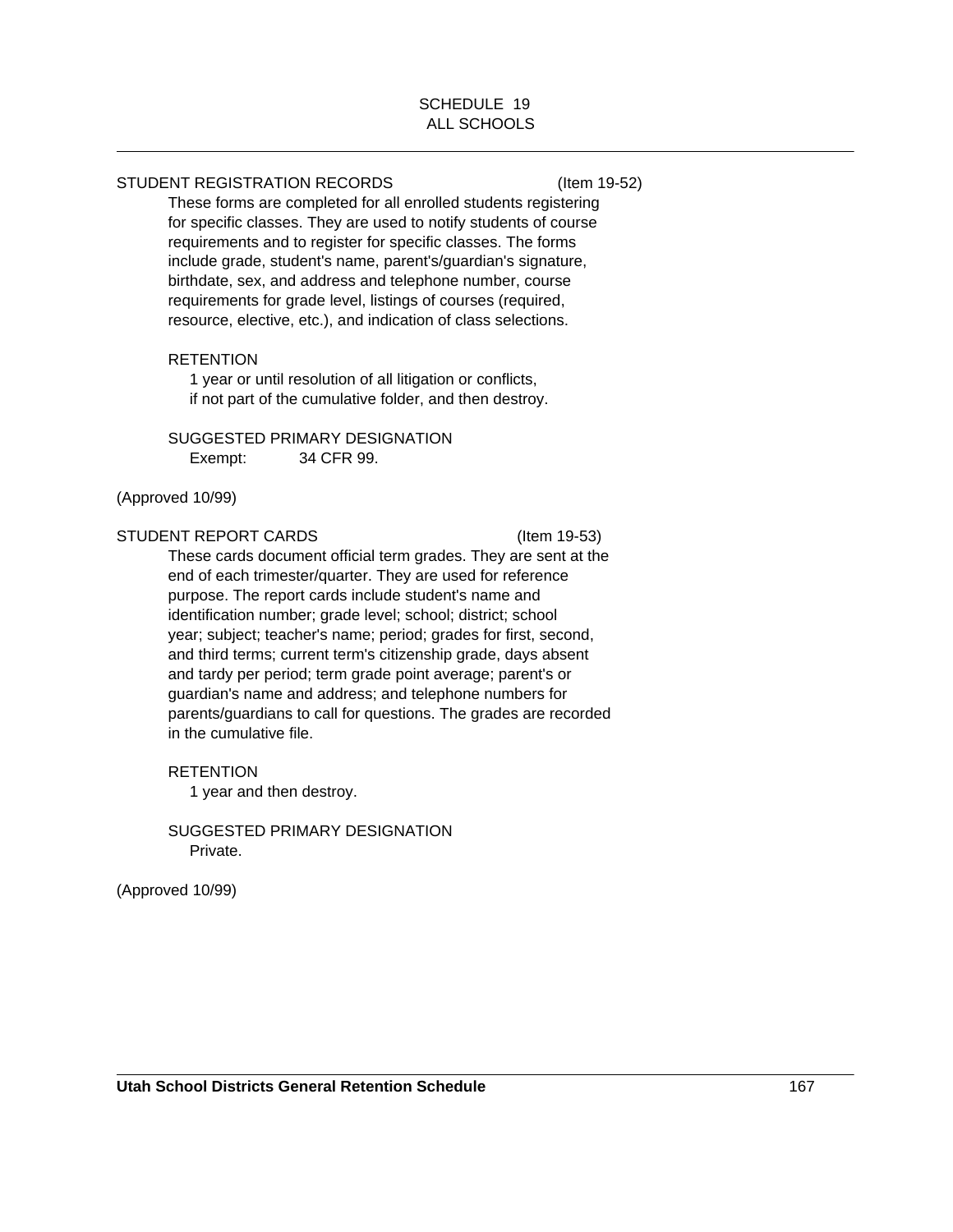SCHEDULE 19
ALL SCHOOLS

## STUDENT REGISTRATION RECORDS (Item 19-52)

These forms are completed for all enrolled students registering for specific classes. They are used to notify students of course requirements and to register for specific classes. The forms include grade, student's name, parent's/guardian's signature, birthdate, sex, and address and telephone number, course requirements for grade level, listings of courses (required, resource, elective, etc.), and indication of class selections.

RETENTION

1 year or until resolution of all litigation or conflicts, if not part of the cumulative folder, and then destroy.

SUGGESTED PRIMARY DESIGNATION

Exempt: 34 CFR 99.

(Approved 10/99)

## STUDENT REPORT CARDS (Item 19-53)

These cards document official term grades. They are sent at the end of each trimester/quarter. They are used for reference purpose. The report cards include student's name and identification number; grade level; school; district; school year; subject; teacher's name; period; grades for first, second, and third terms; current term's citizenship grade, days absent and tardy per period; term grade point average; parent's or guardian's name and address; and telephone numbers for parents/guardians to call for questions. The grades are recorded in the cumulative file.

RETENTION

1 year and then destroy.

SUGGESTED PRIMARY DESIGNATION

Private.

(Approved 10/99)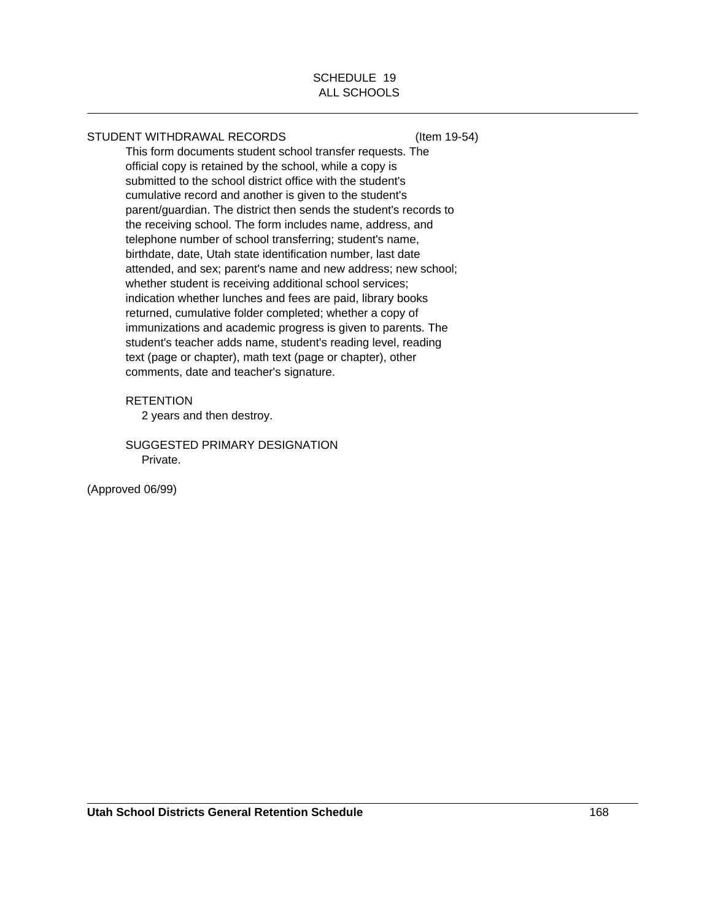SCHEDULE 19
ALL SCHOOLS

STUDENT WITHDRAWAL RECORDS (Item 19-54)

This form documents student school transfer requests. The official copy is retained by the school, while a copy is submitted to the school district office with the student's cumulative record and another is given to the student's parent/guardian. The district then sends the student's records to the receiving school. The form includes name, address, and telephone number of school transferring; student's name, birthdate, date, Utah state identification number, last date attended, and sex; parent's name and new address; new school; whether student is receiving additional school services; indication whether lunches and fees are paid, library books returned, cumulative folder completed; whether a copy of immunizations and academic progress is given to parents. The student's teacher adds name, student's reading level, reading text (page or chapter), math text (page or chapter), other comments, date and teacher's signature.

RETENTION

2 years and then destroy.

SUGGESTED PRIMARY DESIGNATION

Private.

(Approved 06/99)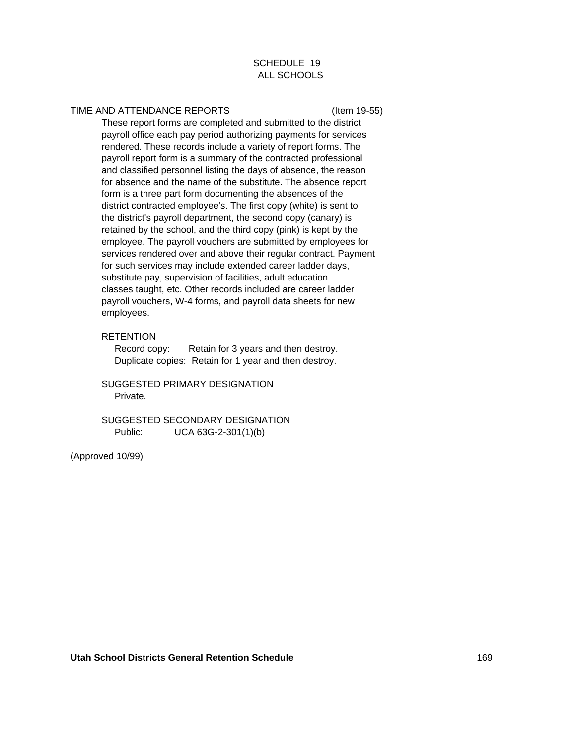SCHEDULE 19
ALL SCHOOLS

TIME AND ATTENDANCE REPORTS (Item 19-55)

These report forms are completed and submitted to the district payroll office each pay period authorizing payments for services rendered. These records include a variety of report forms. The payroll report form is a summary of the contracted professional and classified personnel listing the days of absence, the reason for absence and the name of the substitute. The absence report form is a three part form documenting the absences of the district contracted employee's. The first copy (white) is sent to the district's payroll department, the second copy (canary) is retained by the school, and the third copy (pink) is kept by the employee. The payroll vouchers are submitted by employees for services rendered over and above their regular contract. Payment for such services may include extended career ladder days, substitute pay, supervision of facilities, adult education classes taught, etc. Other records included are career ladder payroll vouchers, W-4 forms, and payroll data sheets for new employees.

RETENTION
Record copy: Retain for 3 years and then destroy.
Duplicate copies: Retain for 1 year and then destroy.

SUGGESTED PRIMARY DESIGNATION
Private.

SUGGESTED SECONDARY DESIGNATION
Public: UCA 63G-2-301(1)(b)

(Approved 10/99)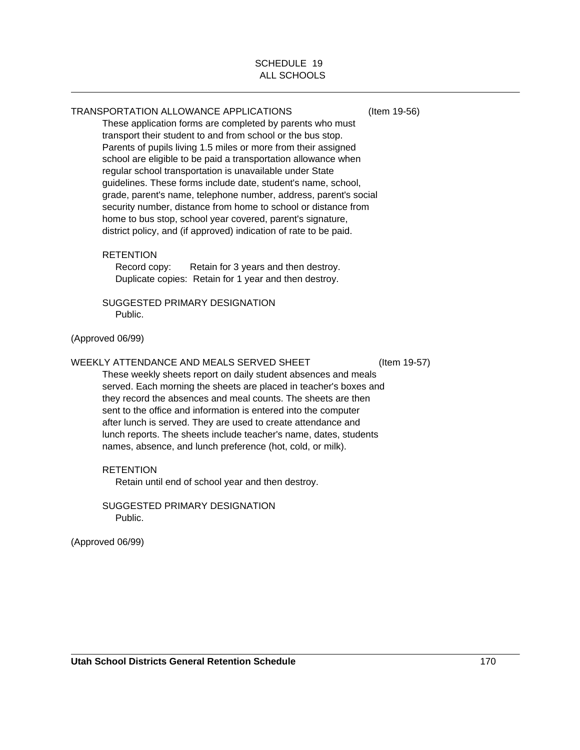SCHEDULE 19
ALL SCHOOLS

TRANSPORTATION ALLOWANCE APPLICATIONS (Item 19-56)

These application forms are completed by parents who must transport their student to and from school or the bus stop. Parents of pupils living 1.5 miles or more from their assigned school are eligible to be paid a transportation allowance when regular school transportation is unavailable under State guidelines. These forms include date, student's name, school, grade, parent's name, telephone number, address, parent's social security number, distance from home to school or distance from home to bus stop, school year covered, parent's signature, district policy, and (if approved) indication of rate to be paid.

RETENTION

Record copy: Retain for 3 years and then destroy.
Duplicate copies: Retain for 1 year and then destroy.

SUGGESTED PRIMARY DESIGNATION

Public.

(Approved 06/99)

WEEKLY ATTENDANCE AND MEALS SERVED SHEET (Item 19-57)

These weekly sheets report on daily student absences and meals served. Each morning the sheets are placed in teacher's boxes and they record the absences and meal counts. The sheets are then sent to the office and information is entered into the computer after lunch is served. They are used to create attendance and lunch reports. The sheets include teacher's name, dates, students names, absence, and lunch preference (hot, cold, or milk).

RETENTION

Retain until end of school year and then destroy.

SUGGESTED PRIMARY DESIGNATION

Public.

(Approved 06/99)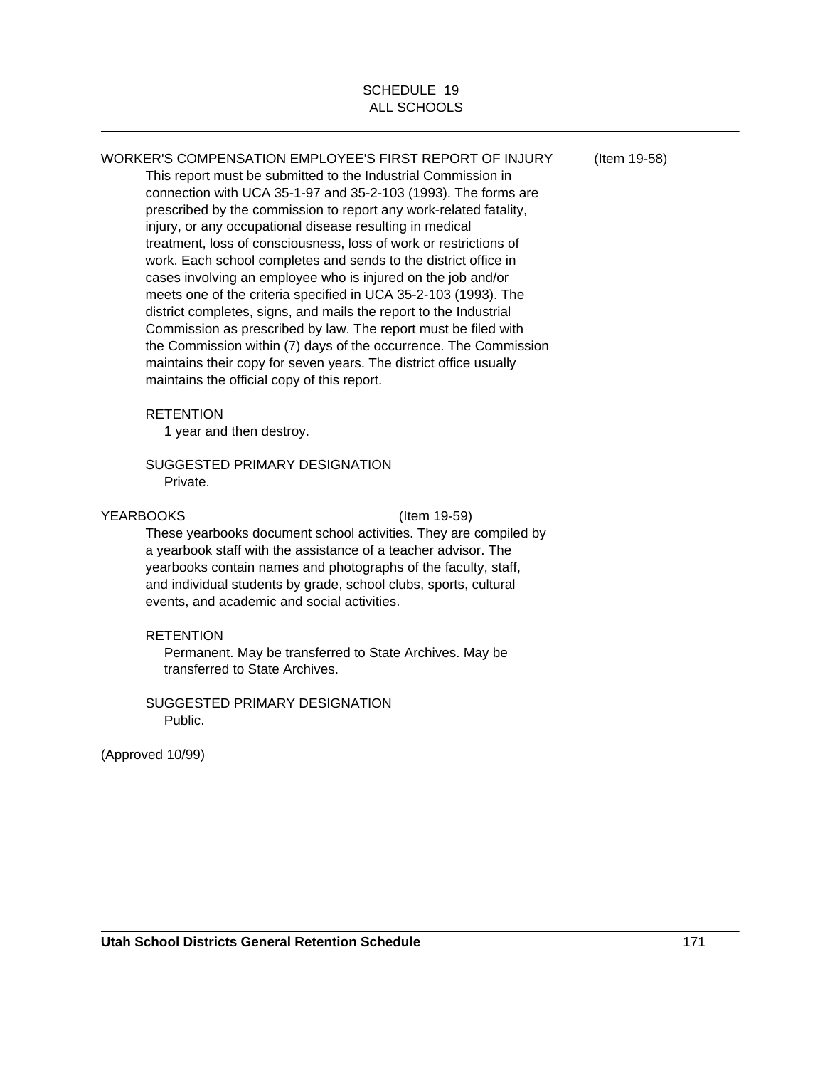SCHEDULE 19
ALL SCHOOLS

WORKER'S COMPENSATION EMPLOYEE'S FIRST REPORT OF INJURY (Item 19-58)

This report must be submitted to the Industrial Commission in connection with UCA 35-1-97 and 35-2-103 (1993). The forms are prescribed by the commission to report any work-related fatality, injury, or any occupational disease resulting in medical treatment, loss of consciousness, loss of work or restrictions of work. Each school completes and sends to the district office in cases involving an employee who is injured on the job and/or meets one of the criteria specified in UCA 35-2-103 (1993). The district completes, signs, and mails the report to the Industrial Commission as prescribed by law. The report must be filed with the Commission within (7) days of the occurrence. The Commission maintains their copy for seven years. The district office usually maintains the official copy of this report.

RETENTION

1 year and then destroy.

SUGGESTED PRIMARY DESIGNATION

Private.

YEARBOOKS (Item 19-59)

These yearbooks document school activities. They are compiled by a yearbook staff with the assistance of a teacher advisor. The yearbooks contain names and photographs of the faculty, staff, and individual students by grade, school clubs, sports, cultural events, and academic and social activities.

RETENTION

Permanent. May be transferred to State Archives. May be transferred to State Archives.

SUGGESTED PRIMARY DESIGNATION

Public.

(Approved 10/99)